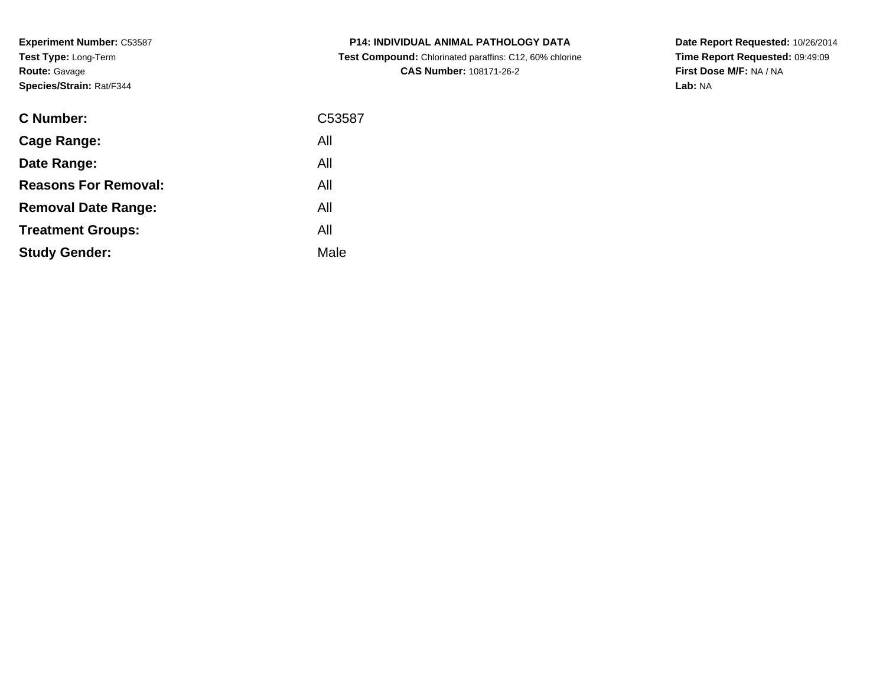**Experiment Number:** C53587
**Test Type:** Long-Term
**Route:** Gavage
**Species/Strain:** Rat/F344

**P14: INDIVIDUAL ANIMAL PATHOLOGY DATA**
**Test Compound:** Chlorinated paraffins: C12, 60% chlorine
**CAS Number:** 108171-26-2

**Date Report Requested:** 10/26/2014
**Time Report Requested:** 09:49:09
**First Dose M/F:** NA / NA
**Lab:** NA

| | |
|---|---|
| **C Number:** | C53587 |
| **Cage Range:** | All |
| **Date Range:** | All |
| **Reasons For Removal:** | All |
| **Removal Date Range:** | All |
| **Treatment Groups:** | All |
| **Study Gender:** | Male |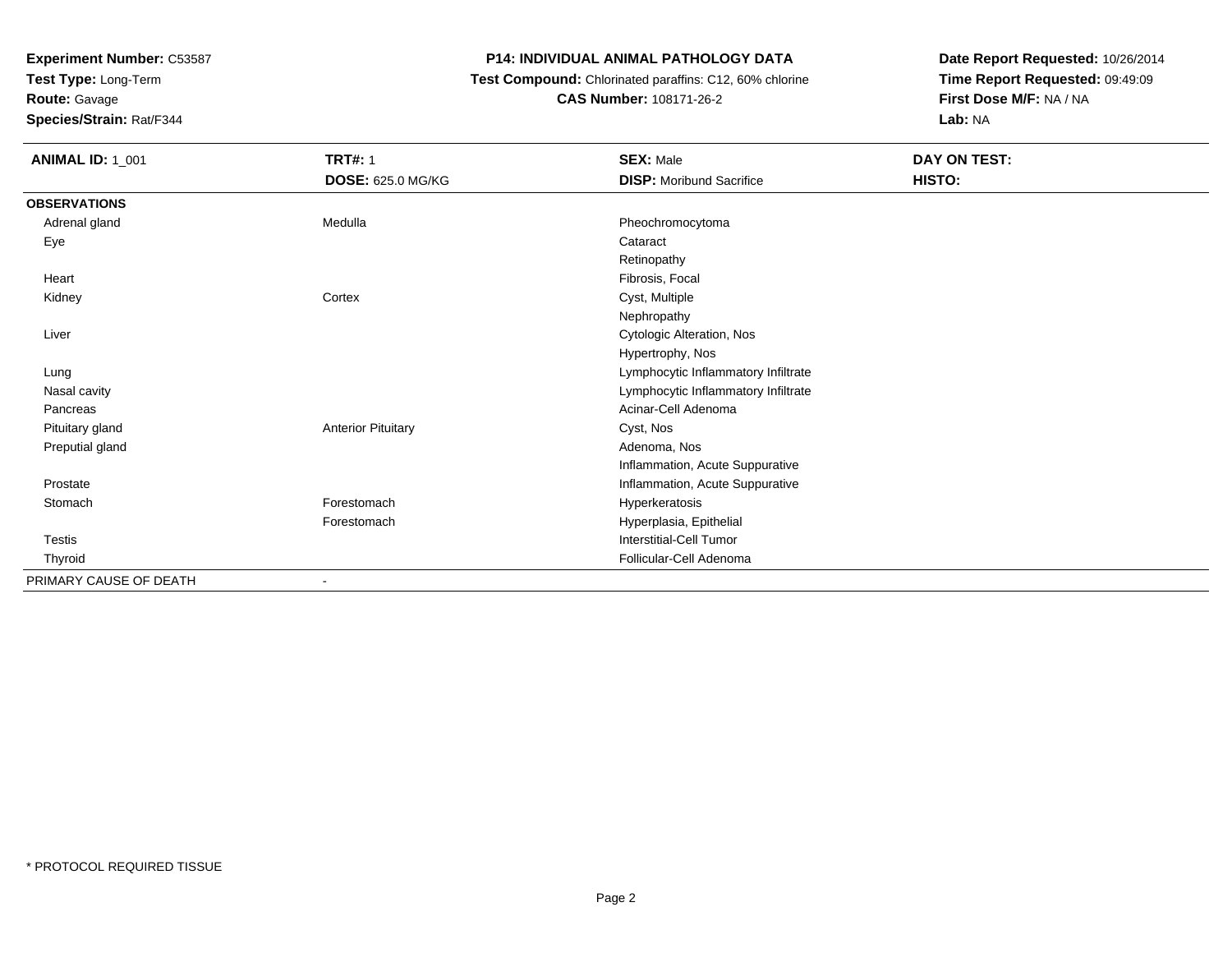**Experiment Number:** C53587
**Test Type:** Long-Term
**Route:** Gavage
**Species/Strain:** Rat/F344

**P14: INDIVIDUAL ANIMAL PATHOLOGY DATA**
**Test Compound:** Chlorinated paraffins: C12, 60% chlorine
**CAS Number:** 108171-26-2

**Date Report Requested:** 10/26/2014
**Time Report Requested:** 09:49:09
**First Dose M/F:** NA / NA
**Lab:** NA

| **ANIMAL ID:** 1_001 | **TRT#:** 1 | **SEX:** Male | **DAY ON TEST:** |
|---|---|---|---|
| | **DOSE:** 625.0 MG/KG | **DISP:** Moribund Sacrifice | **HISTO:** |
| **OBSERVATIONS** | | | |
| Adrenal gland | Medulla | Pheochromocytoma | |
| Eye | | Cataract | |
| | | Retinopathy | |
| Heart | | Fibrosis, Focal | |
| Kidney | Cortex | Cyst, Multiple | |
| | | Nephropathy | |
| Liver | | Cytologic Alteration, Nos | |
| | | Hypertrophy, Nos | |
| Lung | | Lymphocytic Inflammatory Infiltrate | |
| Nasal cavity | | Lymphocytic Inflammatory Infiltrate | |
| Pancreas | | Acinar-Cell Adenoma | |
| Pituitary gland | Anterior Pituitary | Cyst, Nos | |
| Preputial gland | | Adenoma, Nos | |
| | | Inflammation, Acute Suppurative | |
| Prostate | | Inflammation, Acute Suppurative | |
| Stomach | Forestomach | Hyperkeratosis | |
| | Forestomach | Hyperplasia, Epithelial | |
| Testis | | Interstitial-Cell Tumor | |
| Thyroid | | Follicular-Cell Adenoma | |
| PRIMARY CAUSE OF DEATH | - | | |

* PROTOCOL REQUIRED TISSUE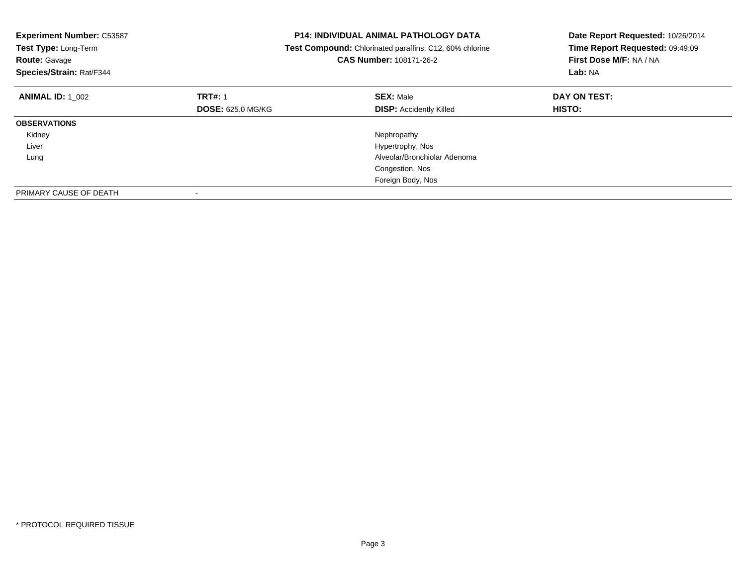**Experiment Number:** C53587
**Test Type:** Long-Term
**Route:** Gavage
**Species/Strain:** Rat/F344

**P14: INDIVIDUAL ANIMAL PATHOLOGY DATA**
**Test Compound:** Chlorinated paraffins: C12, 60% chlorine
**CAS Number:** 108171-26-2

**Date Report Requested:** 10/26/2014
**Time Report Requested:** 09:49:09
**First Dose M/F:** NA / NA
**Lab:** NA

| **ANIMAL ID:** 1_002 | **TRT#:** 1 | **SEX:** Male | **DAY ON TEST:** |
|---|---|---|---|
| | **DOSE:** 625.0 MG/KG | **DISP:** Accidently Killed | **HISTO:** |
| **OBSERVATIONS** | | | |
| Kidney | | Nephropathy | |
| Liver | | Hypertrophy, Nos | |
| Lung | | Alveolar/Bronchiolar Adenoma | |
| | | Congestion, Nos | |
| | | Foreign Body, Nos | |
| PRIMARY CAUSE OF DEATH | - | | |

* PROTOCOL REQUIRED TISSUE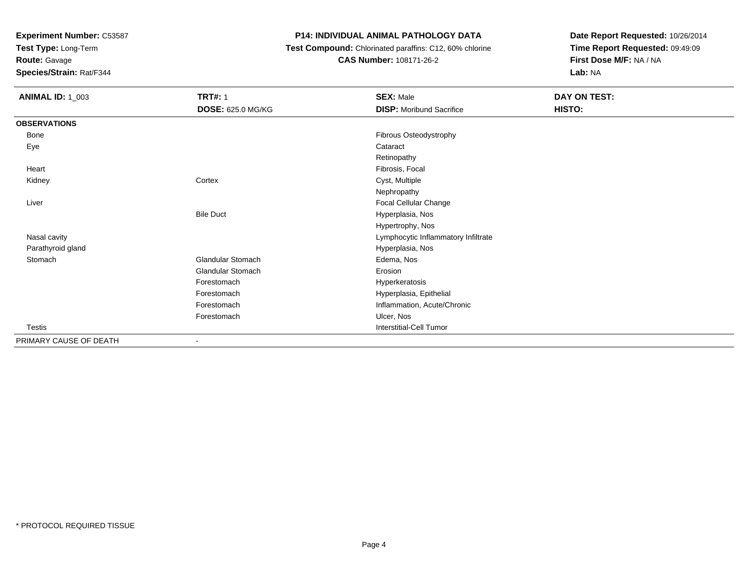**Experiment Number:** C53587
**Test Type:** Long-Term
**Route:** Gavage
**Species/Strain:** Rat/F344

# P14: INDIVIDUAL ANIMAL PATHOLOGY DATA

**Test Compound:** Chlorinated paraffins: C12, 60% chlorine
**CAS Number:** 108171-26-2

**Date Report Requested:** 10/26/2014
**Time Report Requested:** 09:49:09
**First Dose M/F:** NA / NA
**Lab:** NA

| **ANIMAL ID:** 1_003 | **TRT#:** 1 | **SEX:** Male | **DAY ON TEST:** |
|---|---|---|---|
| | **DOSE:** 625.0 MG/KG | **DISP:** Moribund Sacrifice | **HISTO:** |
| **OBSERVATIONS** | | | |
| Bone | | Fibrous Osteodystrophy | |
| Eye | | Cataract | |
| | | Retinopathy | |
| Heart | | Fibrosis, Focal | |
| Kidney | Cortex | Cyst, Multiple | |
| | | Nephropathy | |
| Liver | | Focal Cellular Change | |
| | Bile Duct | Hyperplasia, Nos | |
| | | Hypertrophy, Nos | |
| Nasal cavity | | Lymphocytic Inflammatory Infiltrate | |
| Parathyroid gland | | Hyperplasia, Nos | |
| Stomach | Glandular Stomach | Edema, Nos | |
| | Glandular Stomach | Erosion | |
| | Forestomach | Hyperkeratosis | |
| | Forestomach | Hyperplasia, Epithelial | |
| | Forestomach | Inflammation, Acute/Chronic | |
| | Forestomach | Ulcer, Nos | |
| Testis | | Interstitial-Cell Tumor | |
| PRIMARY CAUSE OF DEATH | - | | |

* PROTOCOL REQUIRED TISSUE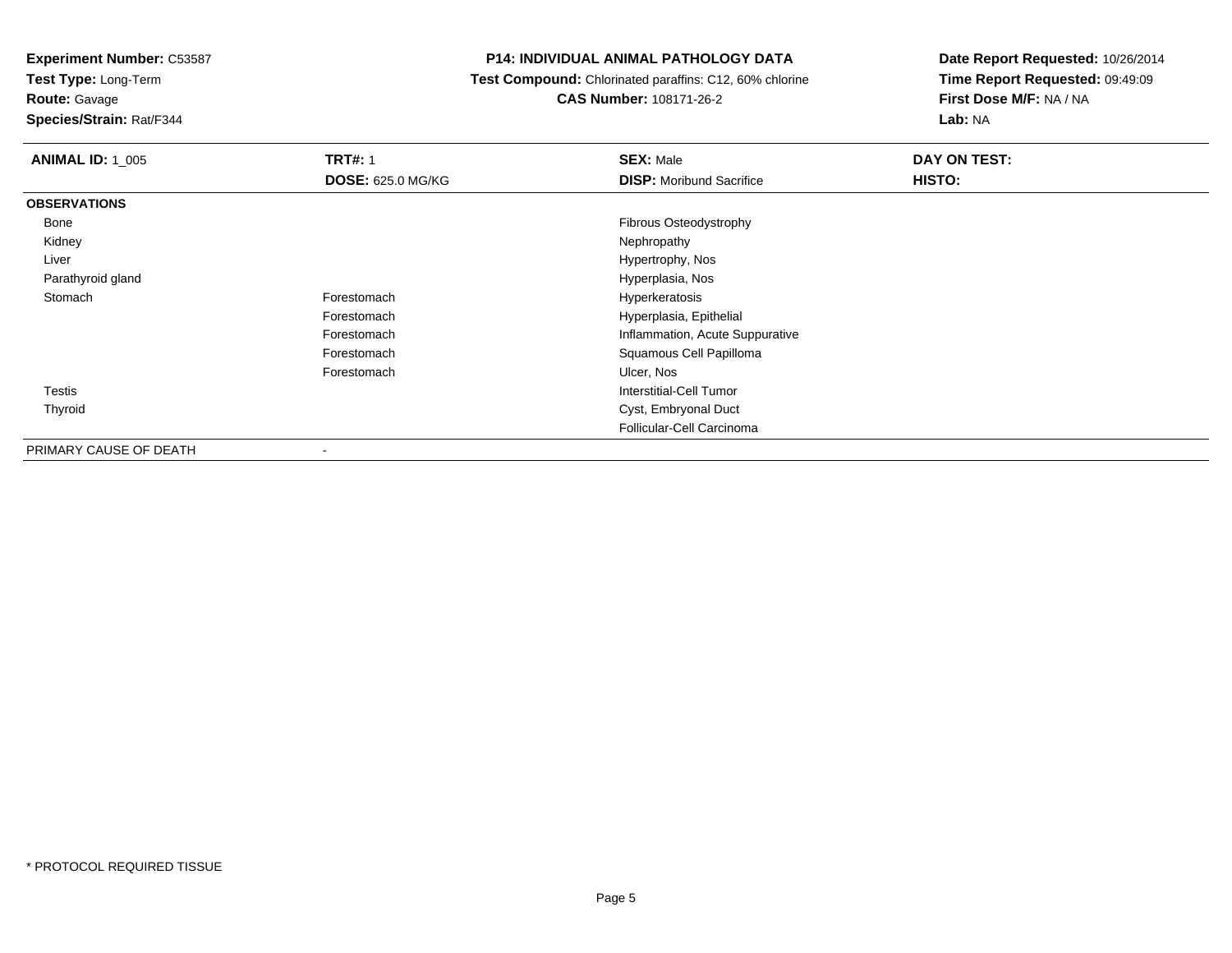**Experiment Number:** C53587
**Test Type:** Long-Term
**Route:** Gavage
**Species/Strain:** Rat/F344

## P14: INDIVIDUAL ANIMAL PATHOLOGY DATA

**Test Compound:** Chlorinated paraffins: C12, 60% chlorine
**CAS Number:** 108171-26-2

**Date Report Requested:** 10/26/2014
**Time Report Requested:** 09:49:09
**First Dose M/F:** NA / NA
**Lab:** NA

| **ANIMAL ID:** 1_005 | **TRT#:** 1 | **SEX:** Male | **DAY ON TEST:** |
|---|---|---|---|
| | **DOSE:** 625.0 MG/KG | **DISP:** Moribund Sacrifice | **HISTO:** |
| **OBSERVATIONS** | | | |
| Bone | | Fibrous Osteodystrophy | |
| Kidney | | Nephropathy | |
| Liver | | Hypertrophy, Nos | |
| Parathyroid gland | | Hyperplasia, Nos | |
| Stomach | Forestomach | Hyperkeratosis | |
| | Forestomach | Hyperplasia, Epithelial | |
| | Forestomach | Inflammation, Acute Suppurative | |
| | Forestomach | Squamous Cell Papilloma | |
| | Forestomach | Ulcer, Nos | |
| Testis | | Interstitial-Cell Tumor | |
| Thyroid | | Cyst, Embryonal Duct | |
| | | Follicular-Cell Carcinoma | |
| PRIMARY CAUSE OF DEATH | - | | |

* PROTOCOL REQUIRED TISSUE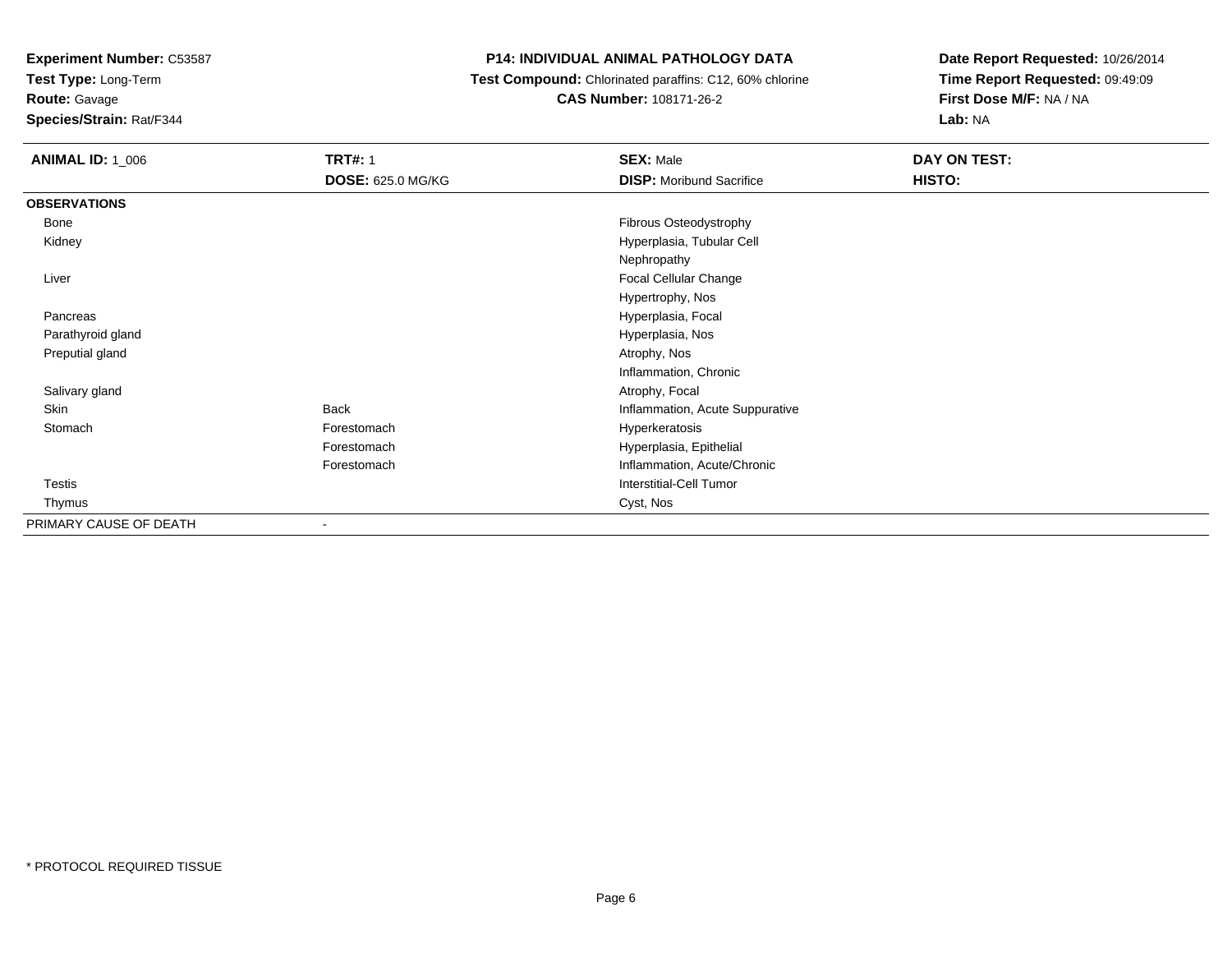**Experiment Number:** C53587
**Test Type:** Long-Term
**Route:** Gavage
**Species/Strain:** Rat/F344

**P14: INDIVIDUAL ANIMAL PATHOLOGY DATA**
**Test Compound:** Chlorinated paraffins: C12, 60% chlorine
**CAS Number:** 108171-26-2

**Date Report Requested:** 10/26/2014
**Time Report Requested:** 09:49:09
**First Dose M/F:** NA / NA
**Lab:** NA

| **ANIMAL ID:** 1_006 | **TRT#:** 1 | **SEX:** Male | **DAY ON TEST:** |
|---|---|---|---|
| | **DOSE:** 625.0 MG/KG | **DISP:** Moribund Sacrifice | **HISTO:** |
| **OBSERVATIONS** | | | |
| Bone | | Fibrous Osteodystrophy | |
| Kidney | | Hyperplasia, Tubular Cell | |
| | | Nephropathy | |
| Liver | | Focal Cellular Change | |
| | | Hypertrophy, Nos | |
| Pancreas | | Hyperplasia, Focal | |
| Parathyroid gland | | Hyperplasia, Nos | |
| Preputial gland | | Atrophy, Nos | |
| | | Inflammation, Chronic | |
| Salivary gland | | Atrophy, Focal | |
| Skin | Back | Inflammation, Acute Suppurative | |
| Stomach | Forestomach | Hyperkeratosis | |
| | Forestomach | Hyperplasia, Epithelial | |
| | Forestomach | Inflammation, Acute/Chronic | |
| Testis | | Interstitial-Cell Tumor | |
| Thymus | | Cyst, Nos | |
| PRIMARY CAUSE OF DEATH | - | | |

* PROTOCOL REQUIRED TISSUE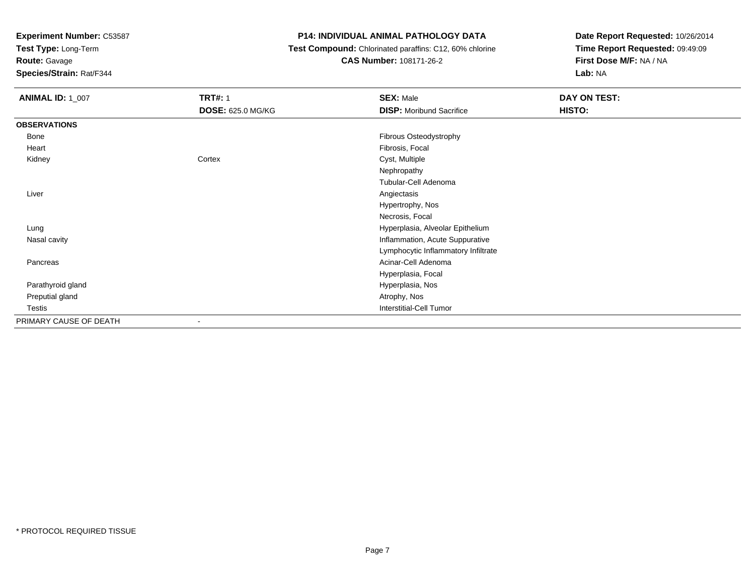**Experiment Number:** C53587
**Test Type:** Long-Term
**Route:** Gavage
**Species/Strain:** Rat/F344

**P14: INDIVIDUAL ANIMAL PATHOLOGY DATA**
**Test Compound:** Chlorinated paraffins: C12, 60% chlorine
**CAS Number:** 108171-26-2

**Date Report Requested:** 10/26/2014
**Time Report Requested:** 09:49:09
**First Dose M/F:** NA / NA
**Lab:** NA

| **ANIMAL ID:** 1_007 | **TRT#:** 1 | **SEX:** Male | **DAY ON TEST:** |
|---|---|---|---|
| | **DOSE:** 625.0 MG/KG | **DISP:** Moribund Sacrifice | **HISTO:** |
| **OBSERVATIONS** | | | |
| Bone | | Fibrous Osteodystrophy | |
| Heart | | Fibrosis, Focal | |
| Kidney | Cortex | Cyst, Multiple | |
| | | Nephropathy | |
| | | Tubular-Cell Adenoma | |
| Liver | | Angiectasis | |
| | | Hypertrophy, Nos | |
| | | Necrosis, Focal | |
| Lung | | Hyperplasia, Alveolar Epithelium | |
| Nasal cavity | | Inflammation, Acute Suppurative | |
| | | Lymphocytic Inflammatory Infiltrate | |
| Pancreas | | Acinar-Cell Adenoma | |
| | | Hyperplasia, Focal | |
| Parathyroid gland | | Hyperplasia, Nos | |
| Preputial gland | | Atrophy, Nos | |
| Testis | | Interstitial-Cell Tumor | |
| PRIMARY CAUSE OF DEATH | - | | |

* PROTOCOL REQUIRED TISSUE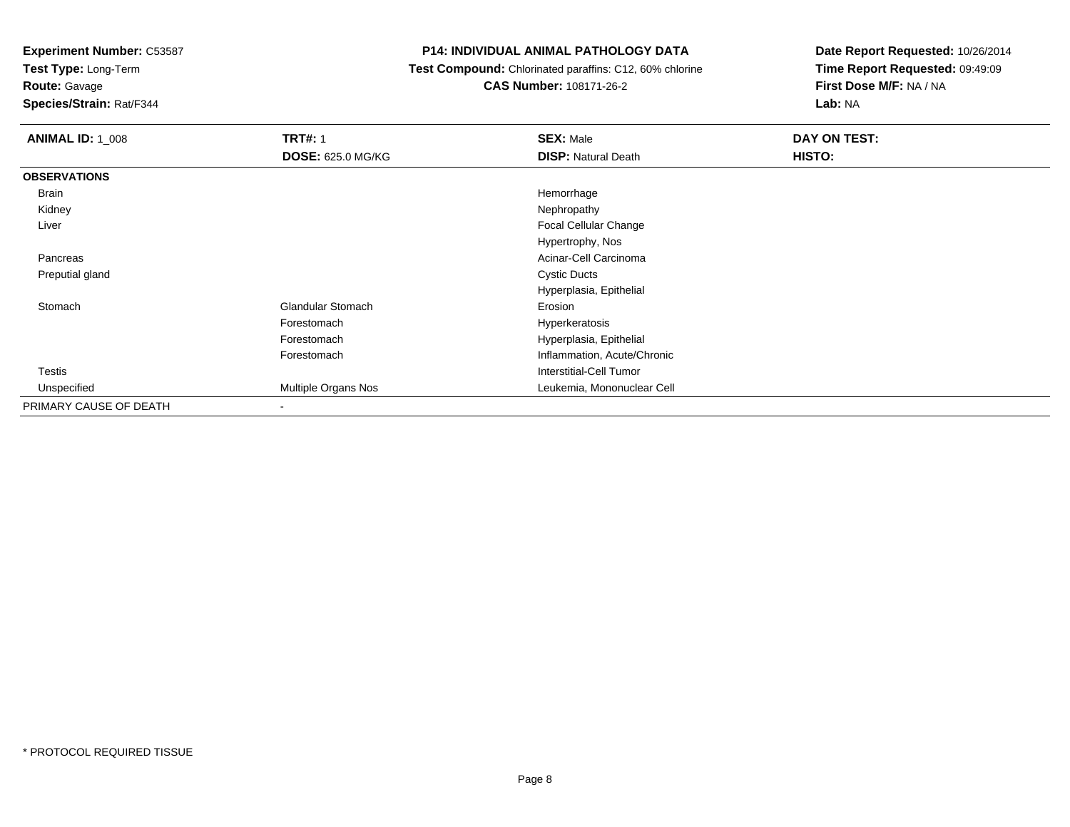**Experiment Number:** C53587
**Test Type:** Long-Term
**Route:** Gavage
**Species/Strain:** Rat/F344

**P14: INDIVIDUAL ANIMAL PATHOLOGY DATA**
**Test Compound:** Chlorinated paraffins: C12, 60% chlorine
**CAS Number:** 108171-26-2

**Date Report Requested:** 10/26/2014
**Time Report Requested:** 09:49:09
**First Dose M/F:** NA / NA
**Lab:** NA

| **ANIMAL ID:** 1_008 | **TRT#:** 1 | **SEX:** Male | **DAY ON TEST:** |
|---|---|---|---|
| | **DOSE:** 625.0 MG/KG | **DISP:** Natural Death | **HISTO:** |
| **OBSERVATIONS** | | | |
| Brain | | Hemorrhage | |
| Kidney | | Nephropathy | |
| Liver | | Focal Cellular Change | |
| | | Hypertrophy, Nos | |
| Pancreas | | Acinar-Cell Carcinoma | |
| Preputial gland | | Cystic Ducts | |
| | | Hyperplasia, Epithelial | |
| Stomach | Glandular Stomach | Erosion | |
| | Forestomach | Hyperkeratosis | |
| | Forestomach | Hyperplasia, Epithelial | |
| | Forestomach | Inflammation, Acute/Chronic | |
| Testis | | Interstitial-Cell Tumor | |
| Unspecified | Multiple Organs Nos | Leukemia, Mononuclear Cell | |
| PRIMARY CAUSE OF DEATH | - | | |

\* PROTOCOL REQUIRED TISSUE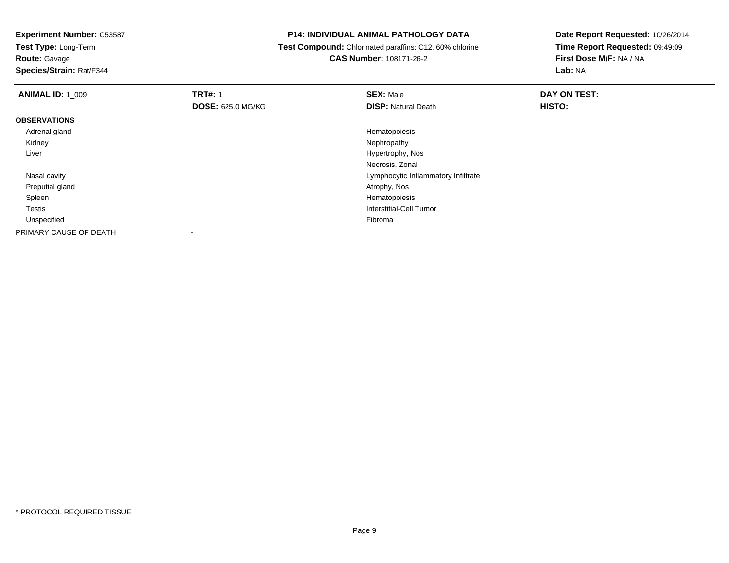**Experiment Number:** C53587
**Test Type:** Long-Term
**Route:** Gavage
**Species/Strain:** Rat/F344

**P14: INDIVIDUAL ANIMAL PATHOLOGY DATA**
**Test Compound:** Chlorinated paraffins: C12, 60% chlorine
**CAS Number:** 108171-26-2

**Date Report Requested:** 10/26/2014
**Time Report Requested:** 09:49:09
**First Dose M/F:** NA / NA
**Lab:** NA

| **ANIMAL ID:** 1_009 | **TRT#:** 1 | **SEX:** Male | **DAY ON TEST:** |
|---|---|---|---|
| | **DOSE:** 625.0 MG/KG | **DISP:** Natural Death | **HISTO:** |
| **OBSERVATIONS** | | | |
| Adrenal gland | | Hematopoiesis | |
| Kidney | | Nephropathy | |
| Liver | | Hypertrophy, Nos | |
| | | Necrosis, Zonal | |
| Nasal cavity | | Lymphocytic Inflammatory Infiltrate | |
| Preputial gland | | Atrophy, Nos | |
| Spleen | | Hematopoiesis | |
| Testis | | Interstitial-Cell Tumor | |
| Unspecified | | Fibroma | |
| PRIMARY CAUSE OF DEATH | - | | |

* PROTOCOL REQUIRED TISSUE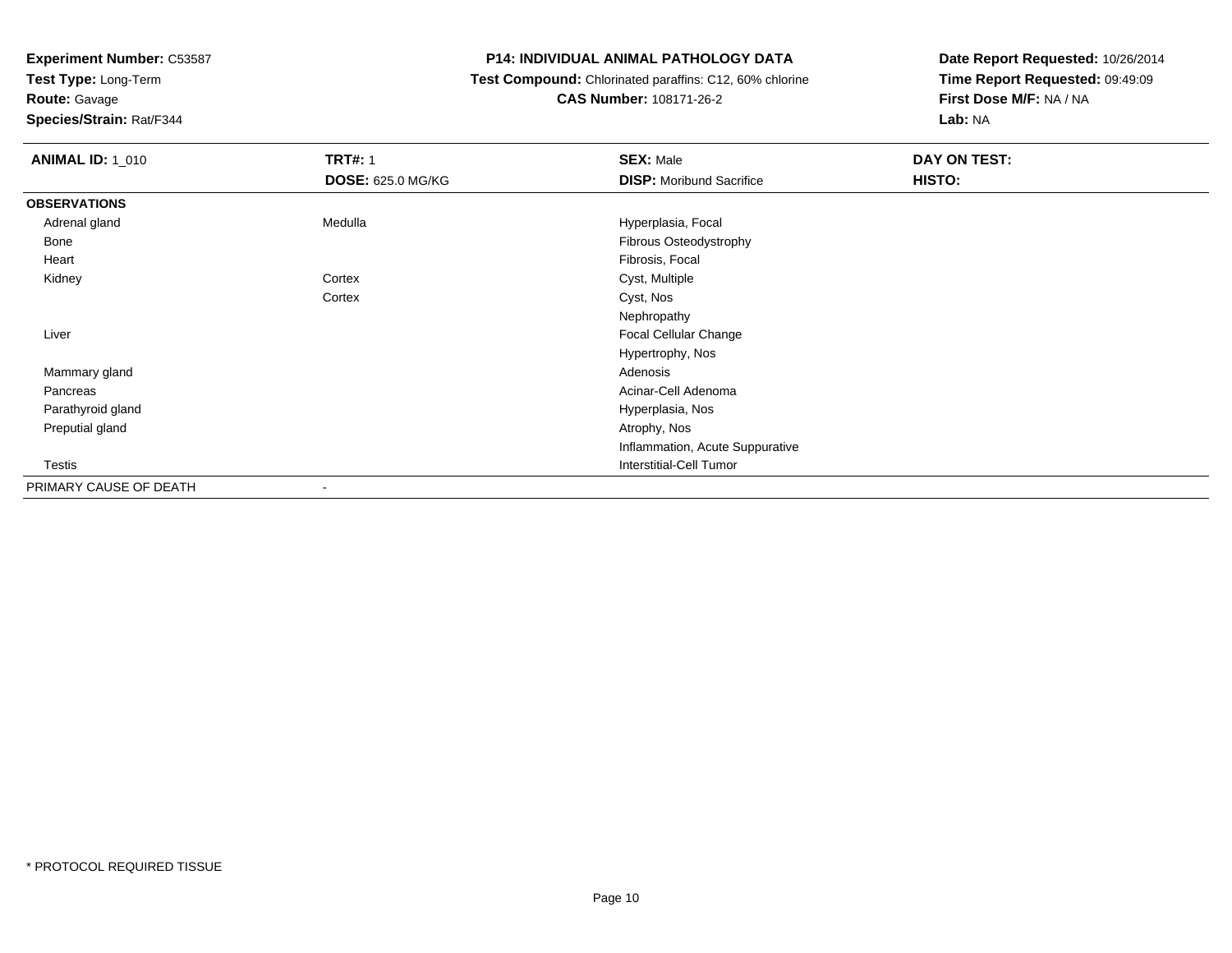**Experiment Number:** C53587
**Test Type:** Long-Term
**Route:** Gavage
**Species/Strain:** Rat/F344

**P14: INDIVIDUAL ANIMAL PATHOLOGY DATA**
**Test Compound:** Chlorinated paraffins: C12, 60% chlorine
**CAS Number:** 108171-26-2

**Date Report Requested:** 10/26/2014
**Time Report Requested:** 09:49:09
**First Dose M/F:** NA / NA
**Lab:** NA

| **ANIMAL ID:** 1_010 | **TRT#:** 1 | **SEX:** Male | **DAY ON TEST:** |
|---|---|---|---|
| | **DOSE:** 625.0 MG/KG | **DISP:** Moribund Sacrifice | **HISTO:** |
| **OBSERVATIONS** | | | |
| Adrenal gland | Medulla | Hyperplasia, Focal | |
| Bone | | Fibrous Osteodystrophy | |
| Heart | | Fibrosis, Focal | |
| Kidney | Cortex | Cyst, Multiple | |
| | Cortex | Cyst, Nos | |
| | | Nephropathy | |
| Liver | | Focal Cellular Change | |
| | | Hypertrophy, Nos | |
| Mammary gland | | Adenosis | |
| Pancreas | | Acinar-Cell Adenoma | |
| Parathyroid gland | | Hyperplasia, Nos | |
| Preputial gland | | Atrophy, Nos | |
| | | Inflammation, Acute Suppurative | |
| Testis | | Interstitial-Cell Tumor | |
| PRIMARY CAUSE OF DEATH | - | | |

* PROTOCOL REQUIRED TISSUE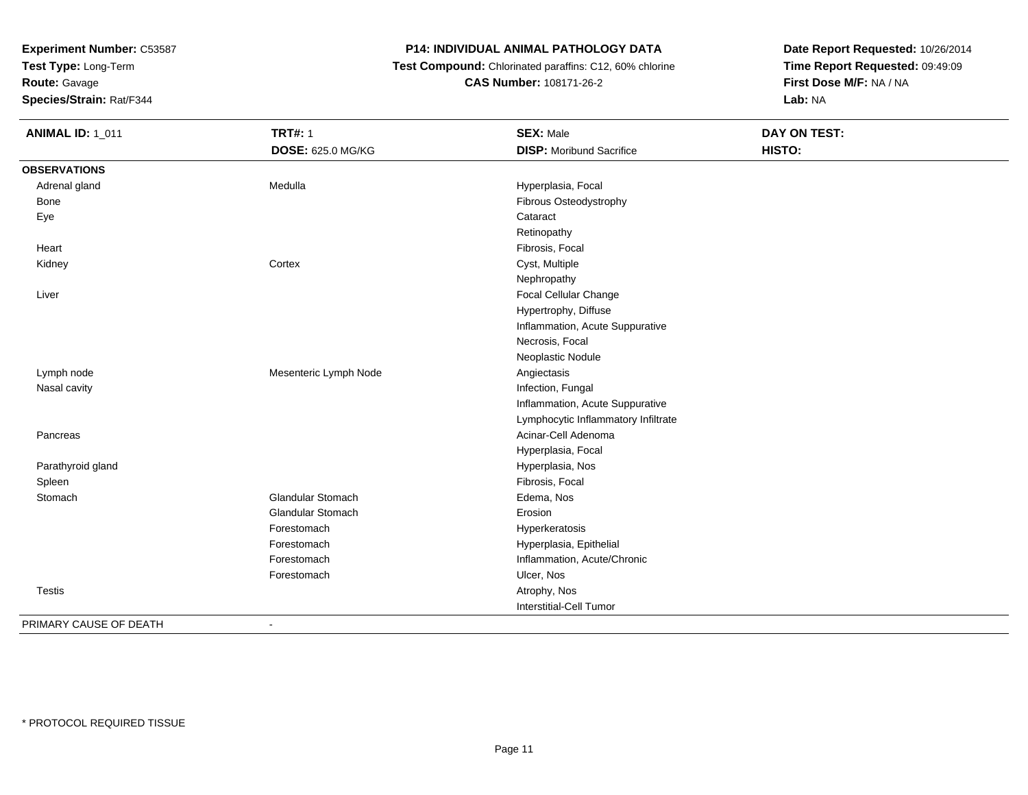**Experiment Number:** C53587
**Test Type:** Long-Term
**Route:** Gavage
**Species/Strain:** Rat/F344

**P14: INDIVIDUAL ANIMAL PATHOLOGY DATA**
**Test Compound:** Chlorinated paraffins: C12, 60% chlorine
**CAS Number:** 108171-26-2

**Date Report Requested:** 10/26/2014
**Time Report Requested:** 09:49:09
**First Dose M/F:** NA / NA
**Lab:** NA

| **ANIMAL ID:** 1_011 | **TRT#:** 1 | **SEX:** Male | **DAY ON TEST:** |
|---|---|---|---|
| | **DOSE:** 625.0 MG/KG | **DISP:** Moribund Sacrifice | **HISTO:** |
| **OBSERVATIONS** | | | |
| Adrenal gland | Medulla | Hyperplasia, Focal | |
| Bone | | Fibrous Osteodystrophy | |
| Eye | | Cataract | |
| | | Retinopathy | |
| Heart | | Fibrosis, Focal | |
| Kidney | Cortex | Cyst, Multiple | |
| | | Nephropathy | |
| Liver | | Focal Cellular Change | |
| | | Hypertrophy, Diffuse | |
| | | Inflammation, Acute Suppurative | |
| | | Necrosis, Focal | |
| | | Neoplastic Nodule | |
| Lymph node | Mesenteric Lymph Node | Angiectasis | |
| Nasal cavity | | Infection, Fungal | |
| | | Inflammation, Acute Suppurative | |
| | | Lymphocytic Inflammatory Infiltrate | |
| Pancreas | | Acinar-Cell Adenoma | |
| | | Hyperplasia, Focal | |
| Parathyroid gland | | Hyperplasia, Nos | |
| Spleen | | Fibrosis, Focal | |
| Stomach | Glandular Stomach | Edema, Nos | |
| | Glandular Stomach | Erosion | |
| | Forestomach | Hyperkeratosis | |
| | Forestomach | Hyperplasia, Epithelial | |
| | Forestomach | Inflammation, Acute/Chronic | |
| | Forestomach | Ulcer, Nos | |
| Testis | | Atrophy, Nos | |
| | | Interstitial-Cell Tumor | |
| PRIMARY CAUSE OF DEATH | - | | |

* PROTOCOL REQUIRED TISSUE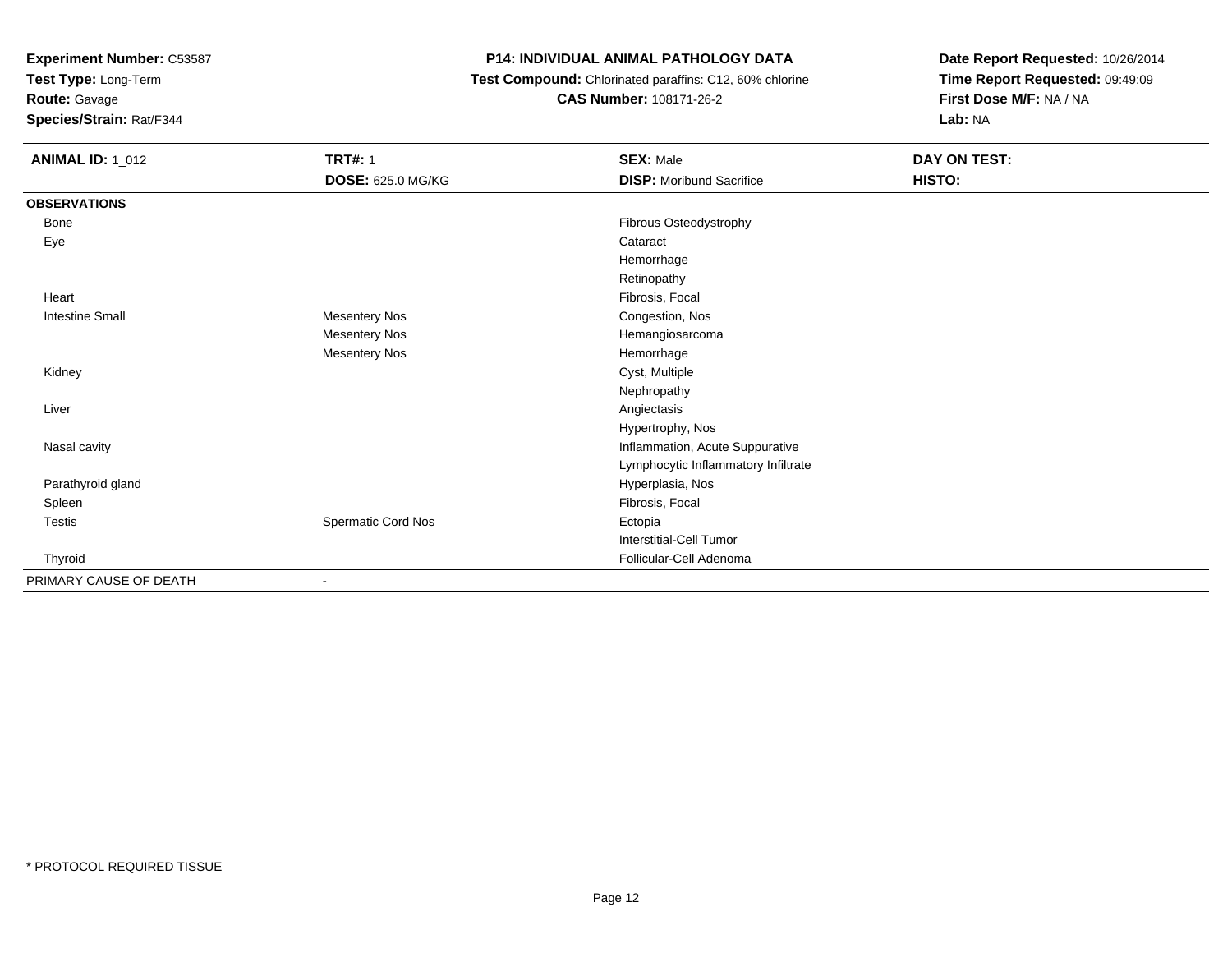**Experiment Number:** C53587
**Test Type:** Long-Term
**Route:** Gavage
**Species/Strain:** Rat/F344

**P14: INDIVIDUAL ANIMAL PATHOLOGY DATA**
**Test Compound:** Chlorinated paraffins: C12, 60% chlorine
**CAS Number:** 108171-26-2

**Date Report Requested:** 10/26/2014
**Time Report Requested:** 09:49:09
**First Dose M/F:** NA / NA
**Lab:** NA

| **ANIMAL ID:** 1_012 | **TRT#:** 1 | **SEX:** Male | **DAY ON TEST:** |
|---|---|---|---|
| | **DOSE:** 625.0 MG/KG | **DISP:** Moribund Sacrifice | **HISTO:** |
| **OBSERVATIONS** | | | |
| Bone | | Fibrous Osteodystrophy | |
| Eye | | Cataract | |
| | | Hemorrhage | |
| | | Retinopathy | |
| Heart | | Fibrosis, Focal | |
| Intestine Small | Mesentery Nos | Congestion, Nos | |
| | Mesentery Nos | Hemangiosarcoma | |
| | Mesentery Nos | Hemorrhage | |
| Kidney | | Cyst, Multiple | |
| | | Nephropathy | |
| Liver | | Angiectasis | |
| | | Hypertrophy, Nos | |
| Nasal cavity | | Inflammation, Acute Suppurative | |
| | | Lymphocytic Inflammatory Infiltrate | |
| Parathyroid gland | | Hyperplasia, Nos | |
| Spleen | | Fibrosis, Focal | |
| Testis | Spermatic Cord Nos | Ectopia | |
| | | Interstitial-Cell Tumor | |
| Thyroid | | Follicular-Cell Adenoma | |
| PRIMARY CAUSE OF DEATH | - | | |

* PROTOCOL REQUIRED TISSUE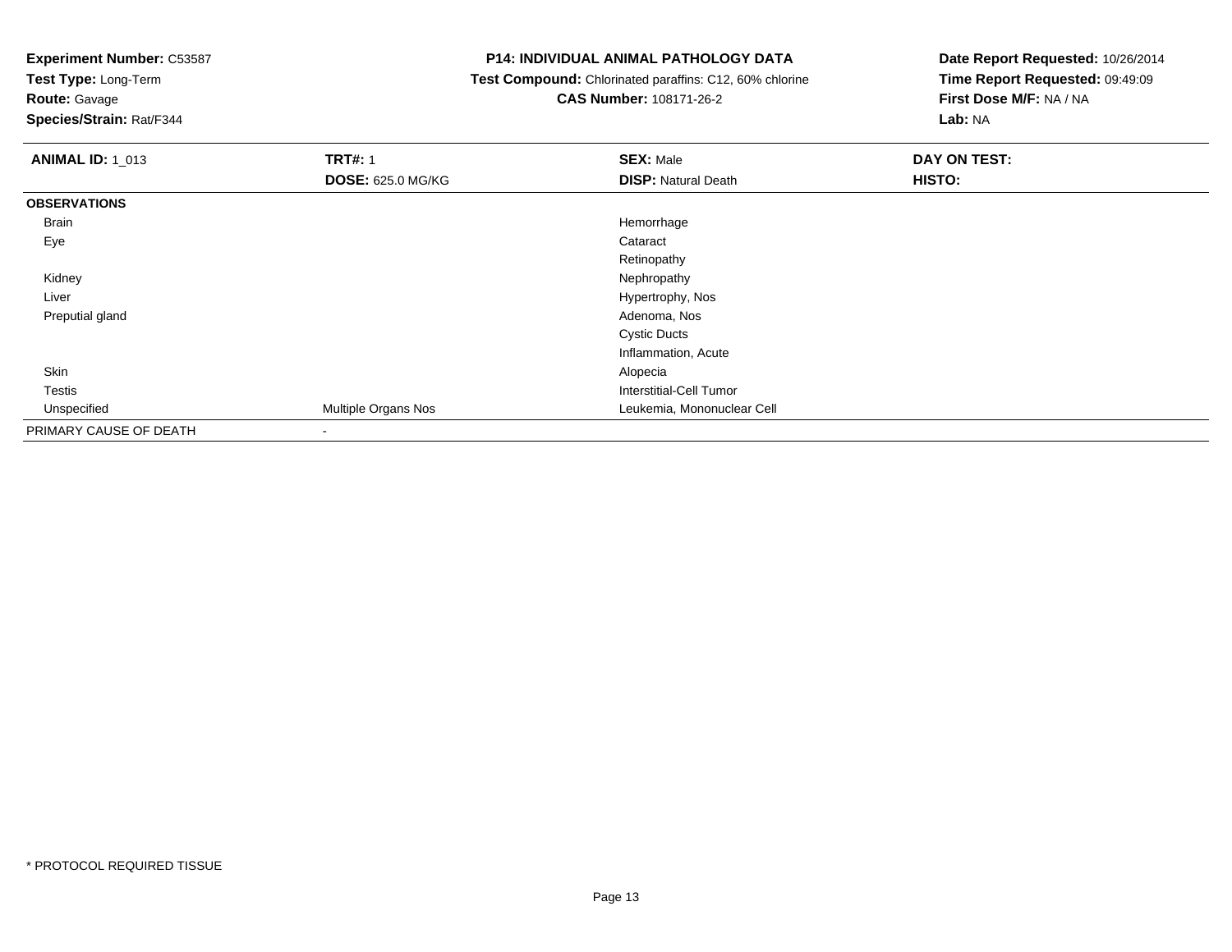**Experiment Number:** C53587
**Test Type:** Long-Term
**Route:** Gavage
**Species/Strain:** Rat/F344

**P14: INDIVIDUAL ANIMAL PATHOLOGY DATA**
**Test Compound:** Chlorinated paraffins: C12, 60% chlorine
**CAS Number:** 108171-26-2

**Date Report Requested:** 10/26/2014
**Time Report Requested:** 09:49:09
**First Dose M/F:** NA / NA
**Lab:** NA

| **ANIMAL ID:** 1_013 | **TRT#:** 1 | **SEX:** Male | **DAY ON TEST:** |
|---|---|---|---|
| | **DOSE:** 625.0 MG/KG | **DISP:** Natural Death | **HISTO:** |
| **OBSERVATIONS** | | | |
| Brain | | Hemorrhage | |
| Eye | | Cataract | |
| | | Retinopathy | |
| Kidney | | Nephropathy | |
| Liver | | Hypertrophy, Nos | |
| Preputial gland | | Adenoma, Nos | |
| | | Cystic Ducts | |
| | | Inflammation, Acute | |
| Skin | | Alopecia | |
| Testis | | Interstitial-Cell Tumor | |
| Unspecified | Multiple Organs Nos | Leukemia, Mononuclear Cell | |
| PRIMARY CAUSE OF DEATH | - | | |

* PROTOCOL REQUIRED TISSUE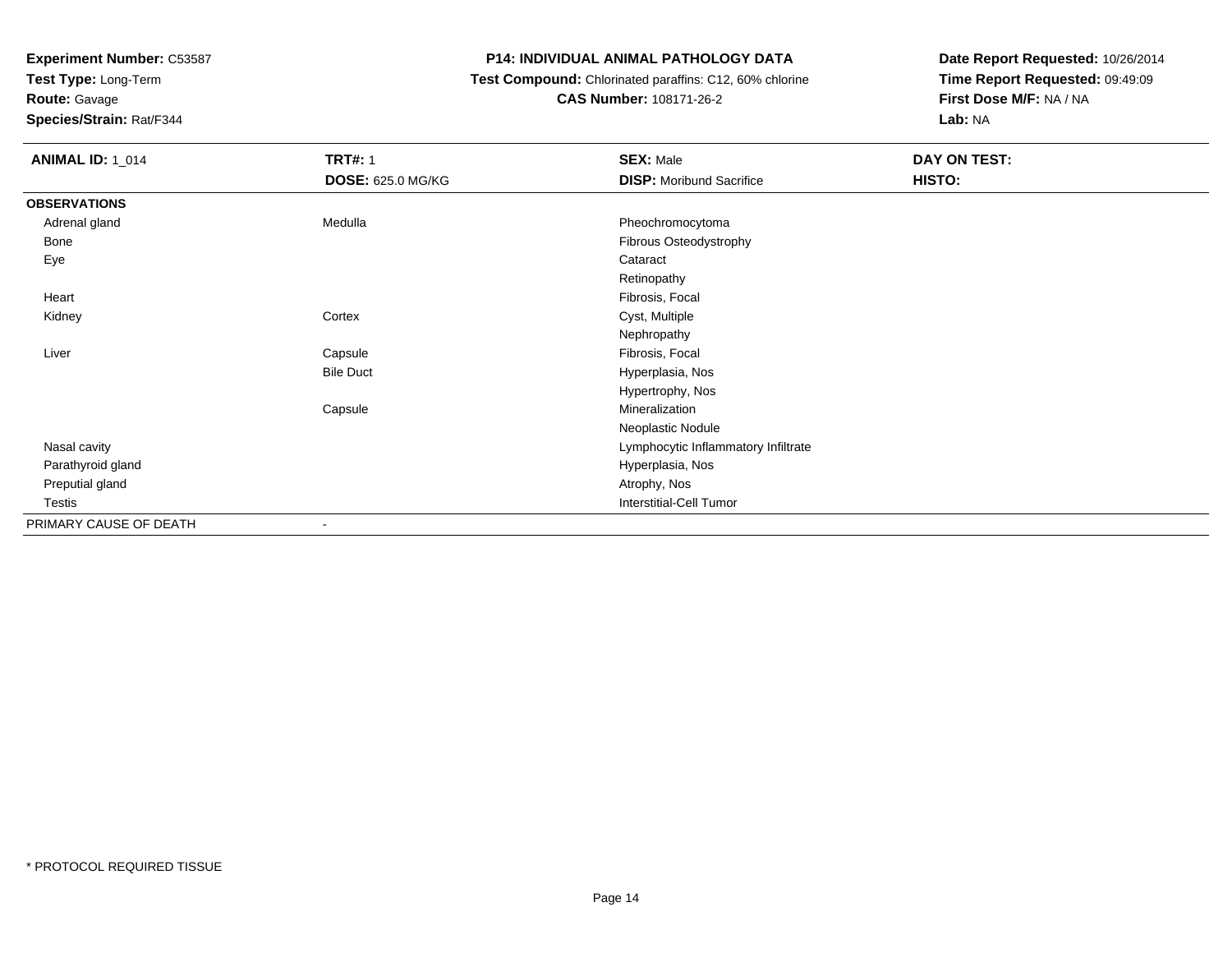**Experiment Number:** C53587
**Test Type:** Long-Term
**Route:** Gavage
**Species/Strain:** Rat/F344

**P14: INDIVIDUAL ANIMAL PATHOLOGY DATA**
**Test Compound:** Chlorinated paraffins: C12, 60% chlorine
**CAS Number:** 108171-26-2

**Date Report Requested:** 10/26/2014
**Time Report Requested:** 09:49:09
**First Dose M/F:** NA / NA
**Lab:** NA

| **ANIMAL ID:** 1_014 | **TRT#:** 1 | **SEX:** Male | **DAY ON TEST:** |
|---|---|---|---|
| | **DOSE:** 625.0 MG/KG | **DISP:** Moribund Sacrifice | **HISTO:** |
| **OBSERVATIONS** | | | |
| Adrenal gland | Medulla | Pheochromocytoma | |
| Bone | | Fibrous Osteodystrophy | |
| Eye | | Cataract | |
| | | Retinopathy | |
| Heart | | Fibrosis, Focal | |
| Kidney | Cortex | Cyst, Multiple | |
| | | Nephropathy | |
| Liver | Capsule | Fibrosis, Focal | |
| | Bile Duct | Hyperplasia, Nos | |
| | | Hypertrophy, Nos | |
| | Capsule | Mineralization | |
| | | Neoplastic Nodule | |
| Nasal cavity | | Lymphocytic Inflammatory Infiltrate | |
| Parathyroid gland | | Hyperplasia, Nos | |
| Preputial gland | | Atrophy, Nos | |
| Testis | | Interstitial-Cell Tumor | |
| PRIMARY CAUSE OF DEATH | - | | |

* PROTOCOL REQUIRED TISSUE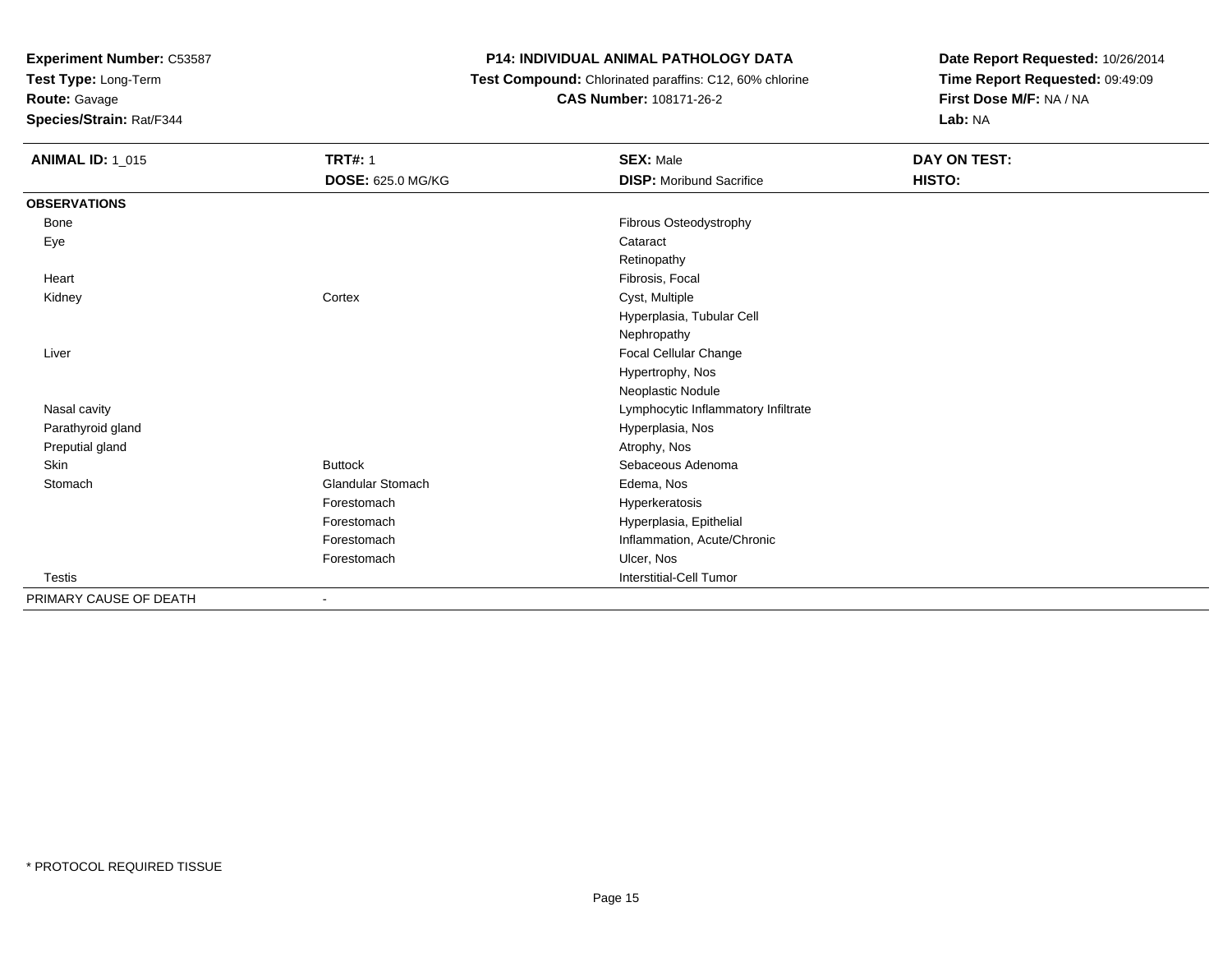**Experiment Number:** C53587
**Test Type:** Long-Term
**Route:** Gavage
**Species/Strain:** Rat/F344

**P14: INDIVIDUAL ANIMAL PATHOLOGY DATA**
**Test Compound:** Chlorinated paraffins: C12, 60% chlorine
**CAS Number:** 108171-26-2

**Date Report Requested:** 10/26/2014
**Time Report Requested:** 09:49:09
**First Dose M/F:** NA / NA
**Lab:** NA

| **ANIMAL ID:** 1_015 | **TRT#:** 1 | **SEX:** Male | **DAY ON TEST:** |
|---|---|---|---|
| | **DOSE:** 625.0 MG/KG | **DISP:** Moribund Sacrifice | **HISTO:** |
| **OBSERVATIONS** | | | |
| Bone | | Fibrous Osteodystrophy | |
| Eye | | Cataract | |
| | | Retinopathy | |
| Heart | | Fibrosis, Focal | |
| Kidney | Cortex | Cyst, Multiple | |
| | | Hyperplasia, Tubular Cell | |
| | | Nephropathy | |
| Liver | | Focal Cellular Change | |
| | | Hypertrophy, Nos | |
| | | Neoplastic Nodule | |
| Nasal cavity | | Lymphocytic Inflammatory Infiltrate | |
| Parathyroid gland | | Hyperplasia, Nos | |
| Preputial gland | | Atrophy, Nos | |
| Skin | Buttock | Sebaceous Adenoma | |
| Stomach | Glandular Stomach | Edema, Nos | |
| | Forestomach | Hyperkeratosis | |
| | Forestomach | Hyperplasia, Epithelial | |
| | Forestomach | Inflammation, Acute/Chronic | |
| | Forestomach | Ulcer, Nos | |
| Testis | | Interstitial-Cell Tumor | |
| PRIMARY CAUSE OF DEATH | - | | |

* PROTOCOL REQUIRED TISSUE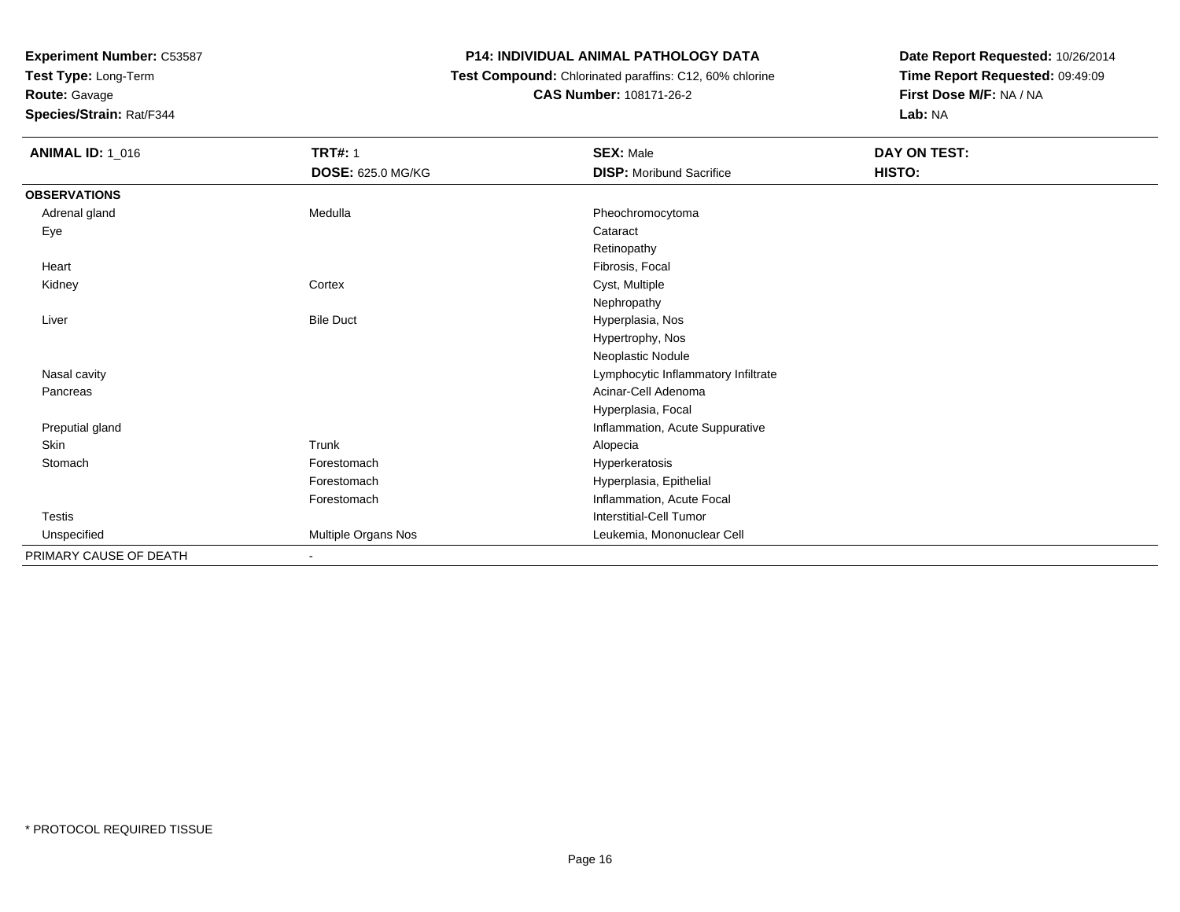**Experiment Number:** C53587
**Test Type:** Long-Term
**Route:** Gavage
**Species/Strain:** Rat/F344

**P14: INDIVIDUAL ANIMAL PATHOLOGY DATA**
**Test Compound:** Chlorinated paraffins: C12, 60% chlorine
**CAS Number:** 108171-26-2

**Date Report Requested:** 10/26/2014
**Time Report Requested:** 09:49:09
**First Dose M/F:** NA / NA
**Lab:** NA

| **ANIMAL ID:** 1_016 | **TRT#:** 1 | **SEX:** Male | **DAY ON TEST:** |
|---|---|---|---|
| | **DOSE:** 625.0 MG/KG | **DISP:** Moribund Sacrifice | **HISTO:** |
| **OBSERVATIONS** | | | |
| Adrenal gland | Medulla | Pheochromocytoma | |
| Eye | | Cataract | |
| | | Retinopathy | |
| Heart | | Fibrosis, Focal | |
| Kidney | Cortex | Cyst, Multiple | |
| | | Nephropathy | |
| Liver | Bile Duct | Hyperplasia, Nos | |
| | | Hypertrophy, Nos | |
| | | Neoplastic Nodule | |
| Nasal cavity | | Lymphocytic Inflammatory Infiltrate | |
| Pancreas | | Acinar-Cell Adenoma | |
| | | Hyperplasia, Focal | |
| Preputial gland | | Inflammation, Acute Suppurative | |
| Skin | Trunk | Alopecia | |
| Stomach | Forestomach | Hyperkeratosis | |
| | Forestomach | Hyperplasia, Epithelial | |
| | Forestomach | Inflammation, Acute Focal | |
| Testis | | Interstitial-Cell Tumor | |
| Unspecified | Multiple Organs Nos | Leukemia, Mononuclear Cell | |
| PRIMARY CAUSE OF DEATH | - | | |

* PROTOCOL REQUIRED TISSUE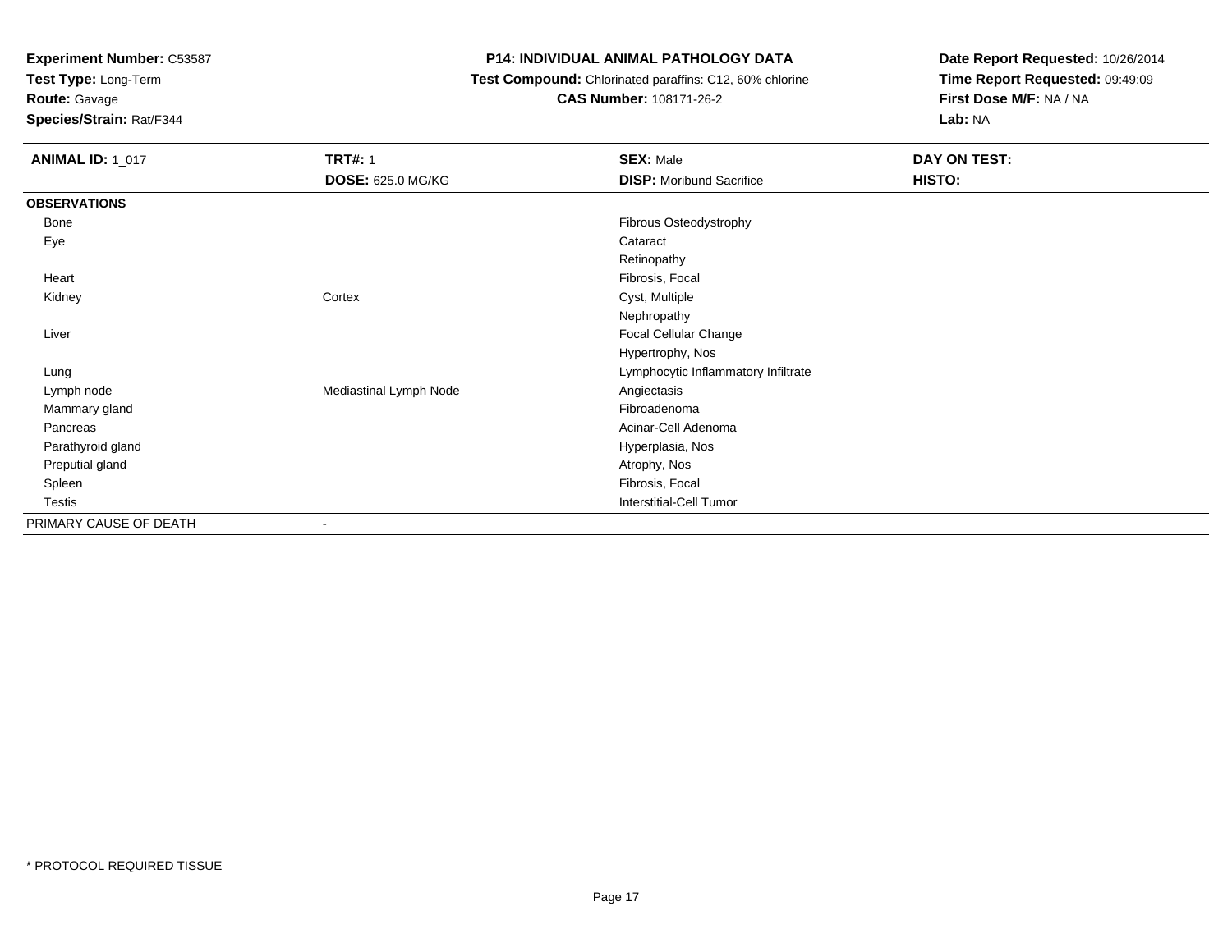**Experiment Number:** C53587
**Test Type:** Long-Term
**Route:** Gavage
**Species/Strain:** Rat/F344

**P14: INDIVIDUAL ANIMAL PATHOLOGY DATA**
**Test Compound:** Chlorinated paraffins: C12, 60% chlorine
**CAS Number:** 108171-26-2

**Date Report Requested:** 10/26/2014
**Time Report Requested:** 09:49:09
**First Dose M/F:** NA / NA
**Lab:** NA

| **ANIMAL ID:** 1_017 | **TRT#:** 1 | **SEX:** Male | **DAY ON TEST:** |
|---|---|---|---|
| | **DOSE:** 625.0 MG/KG | **DISP:** Moribund Sacrifice | **HISTO:** |
| **OBSERVATIONS** | | | |
| Bone | | Fibrous Osteodystrophy | |
| Eye | | Cataract | |
| | | Retinopathy | |
| Heart | | Fibrosis, Focal | |
| Kidney | Cortex | Cyst, Multiple | |
| | | Nephropathy | |
| Liver | | Focal Cellular Change | |
| | | Hypertrophy, Nos | |
| Lung | | Lymphocytic Inflammatory Infiltrate | |
| Lymph node | Mediastinal Lymph Node | Angiectasis | |
| Mammary gland | | Fibroadenoma | |
| Pancreas | | Acinar-Cell Adenoma | |
| Parathyroid gland | | Hyperplasia, Nos | |
| Preputial gland | | Atrophy, Nos | |
| Spleen | | Fibrosis, Focal | |
| Testis | | Interstitial-Cell Tumor | |
| PRIMARY CAUSE OF DEATH | - | | |

* PROTOCOL REQUIRED TISSUE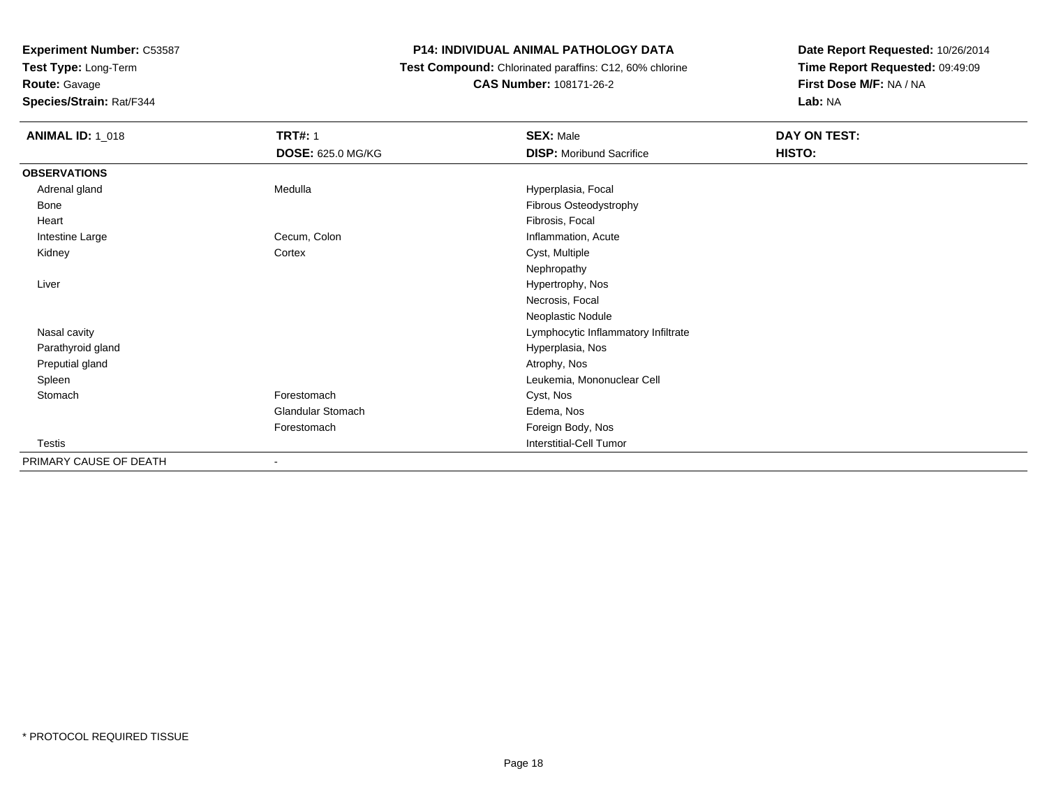**Experiment Number:** C53587
**Test Type:** Long-Term
**Route:** Gavage
**Species/Strain:** Rat/F344

**P14: INDIVIDUAL ANIMAL PATHOLOGY DATA**
**Test Compound:** Chlorinated paraffins: C12, 60% chlorine
**CAS Number:** 108171-26-2

**Date Report Requested:** 10/26/2014
**Time Report Requested:** 09:49:09
**First Dose M/F:** NA / NA
**Lab:** NA

| **ANIMAL ID:** 1_018 | **TRT#:** 1 | **SEX:** Male | **DAY ON TEST:** |
|---|---|---|---|
| | **DOSE:** 625.0 MG/KG | **DISP:** Moribund Sacrifice | **HISTO:** |
| **OBSERVATIONS** | | | |
| Adrenal gland | Medulla | Hyperplasia, Focal | |
| Bone | | Fibrous Osteodystrophy | |
| Heart | | Fibrosis, Focal | |
| Intestine Large | Cecum, Colon | Inflammation, Acute | |
| Kidney | Cortex | Cyst, Multiple | |
| | | Nephropathy | |
| Liver | | Hypertrophy, Nos | |
| | | Necrosis, Focal | |
| | | Neoplastic Nodule | |
| Nasal cavity | | Lymphocytic Inflammatory Infiltrate | |
| Parathyroid gland | | Hyperplasia, Nos | |
| Preputial gland | | Atrophy, Nos | |
| Spleen | | Leukemia, Mononuclear Cell | |
| Stomach | Forestomach | Cyst, Nos | |
| | Glandular Stomach | Edema, Nos | |
| | Forestomach | Foreign Body, Nos | |
| Testis | | Interstitial-Cell Tumor | |
| PRIMARY CAUSE OF DEATH | - | | |

* PROTOCOL REQUIRED TISSUE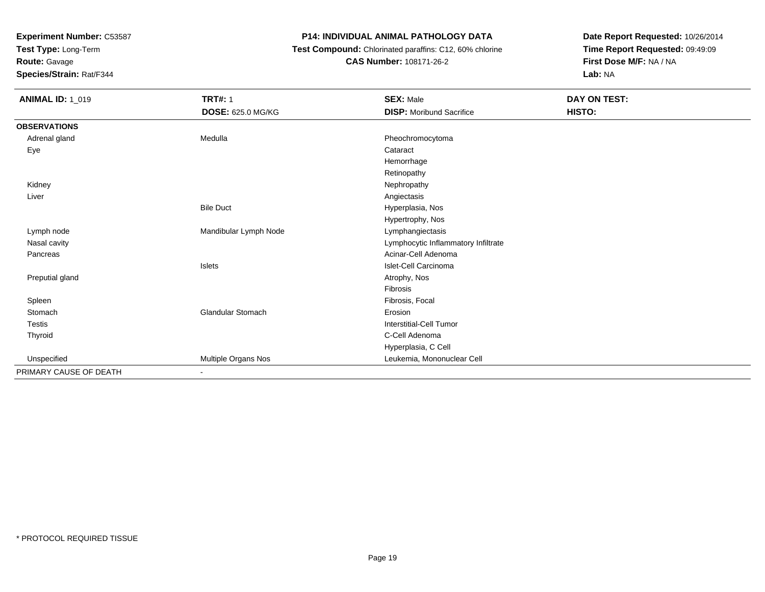**Experiment Number:** C53587
**Test Type:** Long-Term
**Route:** Gavage
**Species/Strain:** Rat/F344

**P14: INDIVIDUAL ANIMAL PATHOLOGY DATA**
**Test Compound:** Chlorinated paraffins: C12, 60% chlorine
**CAS Number:** 108171-26-2

**Date Report Requested:** 10/26/2014
**Time Report Requested:** 09:49:09
**First Dose M/F:** NA / NA
**Lab:** NA

| **ANIMAL ID:** 1_019 | **TRT#:** 1 | **SEX:** Male | **DAY ON TEST:** |
|---|---|---|---|
| | **DOSE:** 625.0 MG/KG | **DISP:** Moribund Sacrifice | **HISTO:** |
| **OBSERVATIONS** | | | |
| Adrenal gland | Medulla | Pheochromocytoma | |
| Eye | | Cataract | |
| | | Hemorrhage | |
| | | Retinopathy | |
| Kidney | | Nephropathy | |
| Liver | | Angiectasis | |
| | Bile Duct | Hyperplasia, Nos | |
| | | Hypertrophy, Nos | |
| Lymph node | Mandibular Lymph Node | Lymphangiectasis | |
| Nasal cavity | | Lymphocytic Inflammatory Infiltrate | |
| Pancreas | | Acinar-Cell Adenoma | |
| | Islets | Islet-Cell Carcinoma | |
| Preputial gland | | Atrophy, Nos | |
| | | Fibrosis | |
| Spleen | | Fibrosis, Focal | |
| Stomach | Glandular Stomach | Erosion | |
| Testis | | Interstitial-Cell Tumor | |
| Thyroid | | C-Cell Adenoma | |
| | | Hyperplasia, C Cell | |
| Unspecified | Multiple Organs Nos | Leukemia, Mononuclear Cell | |
| PRIMARY CAUSE OF DEATH | - | | |

* PROTOCOL REQUIRED TISSUE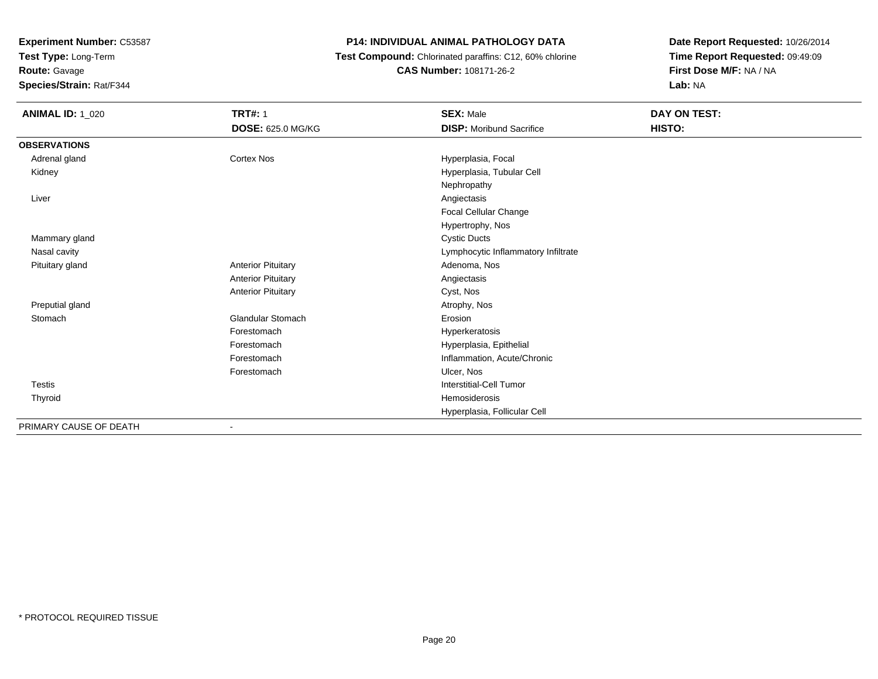**Experiment Number:** C53587
**Test Type:** Long-Term
**Route:** Gavage
**Species/Strain:** Rat/F344

**P14: INDIVIDUAL ANIMAL PATHOLOGY DATA**
**Test Compound:** Chlorinated paraffins: C12, 60% chlorine
**CAS Number:** 108171-26-2

**Date Report Requested:** 10/26/2014
**Time Report Requested:** 09:49:09
**First Dose M/F:** NA / NA
**Lab:** NA

| **ANIMAL ID:** 1_020 | **TRT#:** 1 | **SEX:** Male | **DAY ON TEST:** |
|---|---|---|---|
| | **DOSE:** 625.0 MG/KG | **DISP:** Moribund Sacrifice | **HISTO:** |
| **OBSERVATIONS** | | | |
| Adrenal gland | Cortex Nos | Hyperplasia, Focal | |
| Kidney | | Hyperplasia, Tubular Cell | |
| | | Nephropathy | |
| Liver | | Angiectasis | |
| | | Focal Cellular Change | |
| | | Hypertrophy, Nos | |
| Mammary gland | | Cystic Ducts | |
| Nasal cavity | | Lymphocytic Inflammatory Infiltrate | |
| Pituitary gland | Anterior Pituitary | Adenoma, Nos | |
| | Anterior Pituitary | Angiectasis | |
| | Anterior Pituitary | Cyst, Nos | |
| Preputial gland | | Atrophy, Nos | |
| Stomach | Glandular Stomach | Erosion | |
| | Forestomach | Hyperkeratosis | |
| | Forestomach | Hyperplasia, Epithelial | |
| | Forestomach | Inflammation, Acute/Chronic | |
| | Forestomach | Ulcer, Nos | |
| Testis | | Interstitial-Cell Tumor | |
| Thyroid | | Hemosiderosis | |
| | | Hyperplasia, Follicular Cell | |
| PRIMARY CAUSE OF DEATH | - | | |

* PROTOCOL REQUIRED TISSUE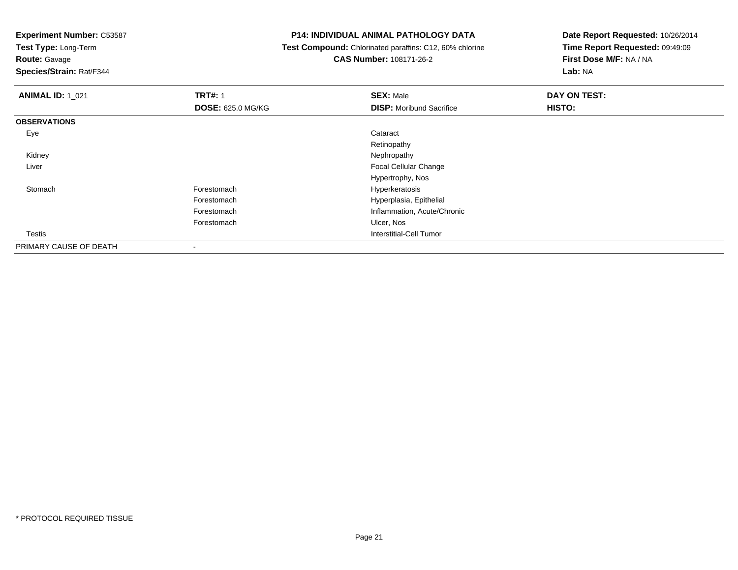**Experiment Number:** C53587
**Test Type:** Long-Term
**Route:** Gavage
**Species/Strain:** Rat/F344

**P14: INDIVIDUAL ANIMAL PATHOLOGY DATA**
**Test Compound:** Chlorinated paraffins: C12, 60% chlorine
**CAS Number:** 108171-26-2

**Date Report Requested:** 10/26/2014
**Time Report Requested:** 09:49:09
**First Dose M/F:** NA / NA
**Lab:** NA

| **ANIMAL ID:** 1_021 | **TRT#:** 1 | **SEX:** Male | **DAY ON TEST:** |
|---|---|---|---|
| | **DOSE:** 625.0 MG/KG | **DISP:** Moribund Sacrifice | **HISTO:** |
| **OBSERVATIONS** | | | |
| Eye | | Cataract | |
| | | Retinopathy | |
| Kidney | | Nephropathy | |
| Liver | | Focal Cellular Change | |
| | | Hypertrophy, Nos | |
| Stomach | Forestomach | Hyperkeratosis | |
| | Forestomach | Hyperplasia, Epithelial | |
| | Forestomach | Inflammation, Acute/Chronic | |
| | Forestomach | Ulcer, Nos | |
| Testis | | Interstitial-Cell Tumor | |
| PRIMARY CAUSE OF DEATH | - | | |

* PROTOCOL REQUIRED TISSUE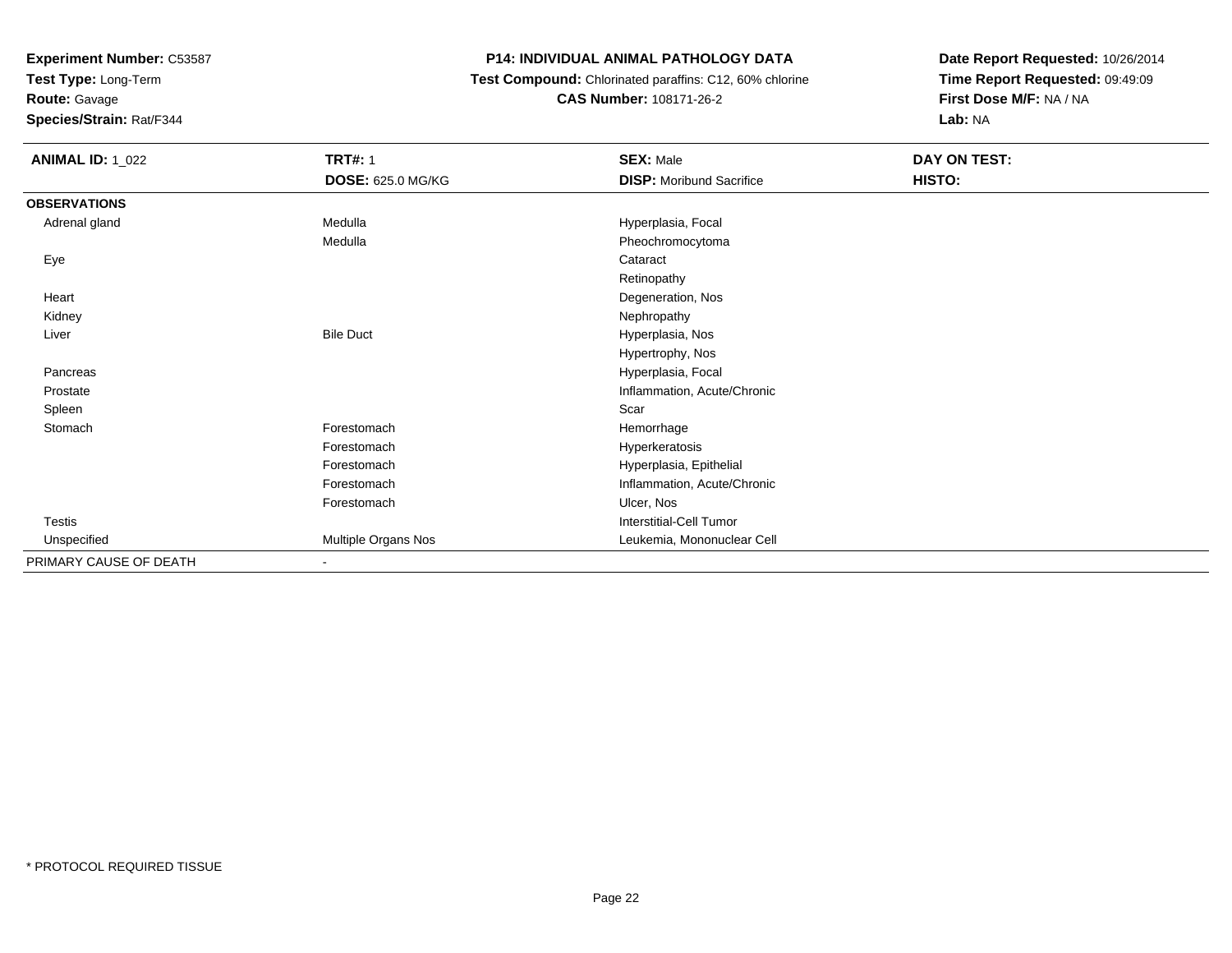**Experiment Number:** C53587
**Test Type:** Long-Term
**Route:** Gavage
**Species/Strain:** Rat/F344

**P14: INDIVIDUAL ANIMAL PATHOLOGY DATA**
**Test Compound:** Chlorinated paraffins: C12, 60% chlorine
**CAS Number:** 108171-26-2

**Date Report Requested:** 10/26/2014
**Time Report Requested:** 09:49:09
**First Dose M/F:** NA / NA
**Lab:** NA

| **ANIMAL ID:** 1_022 | **TRT#:** 1 | **SEX:** Male | **DAY ON TEST:** |
|---|---|---|---|
| | **DOSE:** 625.0 MG/KG | **DISP:** Moribund Sacrifice | **HISTO:** |
| **OBSERVATIONS** | | | |
| Adrenal gland | Medulla | Hyperplasia, Focal | |
| | Medulla | Pheochromocytoma | |
| Eye | | Cataract | |
| | | Retinopathy | |
| Heart | | Degeneration, Nos | |
| Kidney | | Nephropathy | |
| Liver | Bile Duct | Hyperplasia, Nos | |
| | | Hypertrophy, Nos | |
| Pancreas | | Hyperplasia, Focal | |
| Prostate | | Inflammation, Acute/Chronic | |
| Spleen | | Scar | |
| Stomach | Forestomach | Hemorrhage | |
| | Forestomach | Hyperkeratosis | |
| | Forestomach | Hyperplasia, Epithelial | |
| | Forestomach | Inflammation, Acute/Chronic | |
| | Forestomach | Ulcer, Nos | |
| Testis | | Interstitial-Cell Tumor | |
| Unspecified | Multiple Organs Nos | Leukemia, Mononuclear Cell | |
| PRIMARY CAUSE OF DEATH | - | | |

* PROTOCOL REQUIRED TISSUE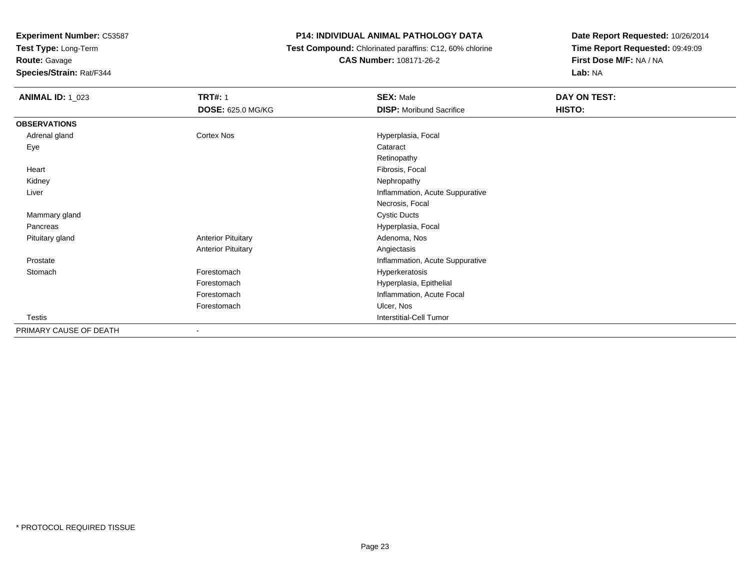**Experiment Number:** C53587
**Test Type:** Long-Term
**Route:** Gavage
**Species/Strain:** Rat/F344

**P14: INDIVIDUAL ANIMAL PATHOLOGY DATA**
**Test Compound:** Chlorinated paraffins: C12, 60% chlorine
**CAS Number:** 108171-26-2

**Date Report Requested:** 10/26/2014
**Time Report Requested:** 09:49:09
**First Dose M/F:** NA / NA
**Lab:** NA

| **ANIMAL ID:** 1_023 | **TRT#:** 1 | **SEX:** Male | **DAY ON TEST:** |
|---|---|---|---|
| | **DOSE:** 625.0 MG/KG | **DISP:** Moribund Sacrifice | **HISTO:** |
| **OBSERVATIONS** | | | |
| Adrenal gland | Cortex Nos | Hyperplasia, Focal | |
| Eye | | Cataract | |
| | | Retinopathy | |
| Heart | | Fibrosis, Focal | |
| Kidney | | Nephropathy | |
| Liver | | Inflammation, Acute Suppurative | |
| | | Necrosis, Focal | |
| Mammary gland | | Cystic Ducts | |
| Pancreas | | Hyperplasia, Focal | |
| Pituitary gland | Anterior Pituitary | Adenoma, Nos | |
| | Anterior Pituitary | Angiectasis | |
| Prostate | | Inflammation, Acute Suppurative | |
| Stomach | Forestomach | Hyperkeratosis | |
| | Forestomach | Hyperplasia, Epithelial | |
| | Forestomach | Inflammation, Acute Focal | |
| | Forestomach | Ulcer, Nos | |
| Testis | | Interstitial-Cell Tumor | |
| PRIMARY CAUSE OF DEATH | - | | |

* PROTOCOL REQUIRED TISSUE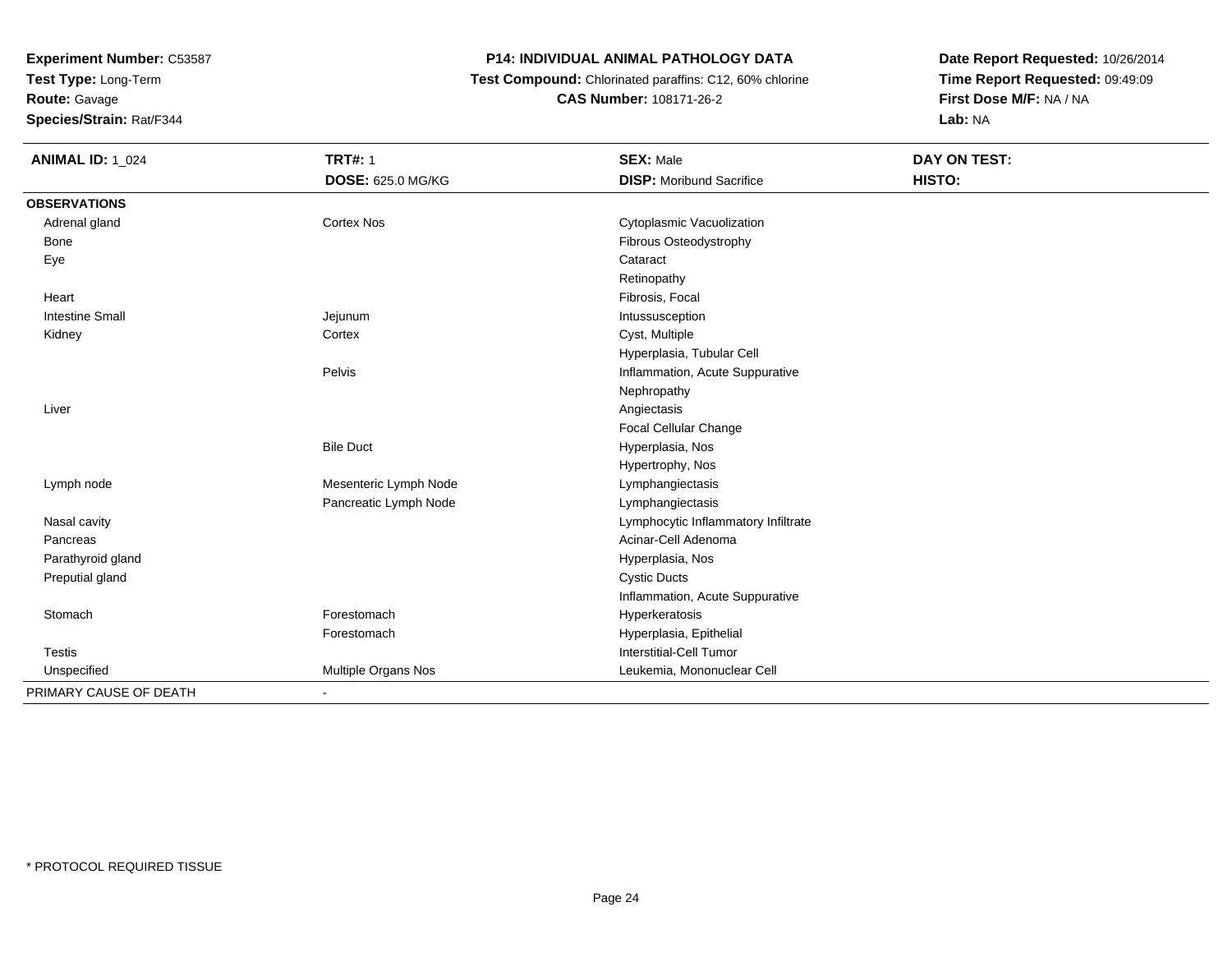**Experiment Number:** C53587
**Test Type:** Long-Term
**Route:** Gavage
**Species/Strain:** Rat/F344

**P14: INDIVIDUAL ANIMAL PATHOLOGY DATA**
**Test Compound:** Chlorinated paraffins: C12, 60% chlorine
**CAS Number:** 108171-26-2

**Date Report Requested:** 10/26/2014
**Time Report Requested:** 09:49:09
**First Dose M/F:** NA / NA
**Lab:** NA

| **ANIMAL ID:** 1_024 | **TRT#:** 1 | **SEX:** Male | **DAY ON TEST:** |
|---|---|---|---|
| | **DOSE:** 625.0 MG/KG | **DISP:** Moribund Sacrifice | **HISTO:** |
| **OBSERVATIONS** | | | |
| Adrenal gland | Cortex Nos | Cytoplasmic Vacuolization | |
| Bone | | Fibrous Osteodystrophy | |
| Eye | | Cataract | |
| | | Retinopathy | |
| Heart | | Fibrosis, Focal | |
| Intestine Small | Jejunum | Intussusception | |
| Kidney | Cortex | Cyst, Multiple | |
| | | Hyperplasia, Tubular Cell | |
| | Pelvis | Inflammation, Acute Suppurative | |
| | | Nephropathy | |
| Liver | | Angiectasis | |
| | | Focal Cellular Change | |
| | Bile Duct | Hyperplasia, Nos | |
| | | Hypertrophy, Nos | |
| Lymph node | Mesenteric Lymph Node | Lymphangiectasis | |
| | Pancreatic Lymph Node | Lymphangiectasis | |
| Nasal cavity | | Lymphocytic Inflammatory Infiltrate | |
| Pancreas | | Acinar-Cell Adenoma | |
| Parathyroid gland | | Hyperplasia, Nos | |
| Preputial gland | | Cystic Ducts | |
| | | Inflammation, Acute Suppurative | |
| Stomach | Forestomach | Hyperkeratosis | |
| | Forestomach | Hyperplasia, Epithelial | |
| Testis | | Interstitial-Cell Tumor | |
| Unspecified | Multiple Organs Nos | Leukemia, Mononuclear Cell | |
| PRIMARY CAUSE OF DEATH | - | | |

* PROTOCOL REQUIRED TISSUE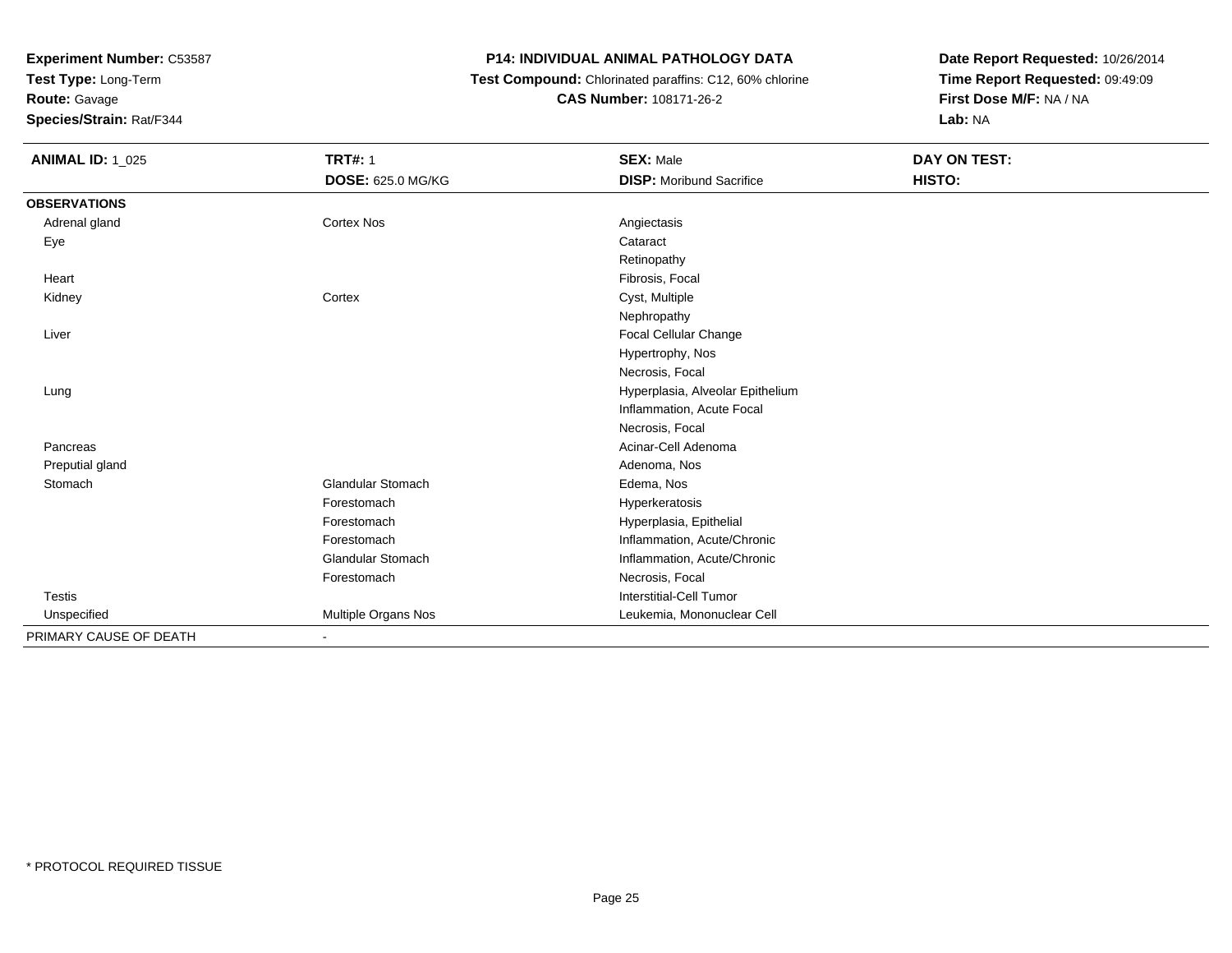**Experiment Number:** C53587
**Test Type:** Long-Term
**Route:** Gavage
**Species/Strain:** Rat/F344

**P14: INDIVIDUAL ANIMAL PATHOLOGY DATA**
**Test Compound:** Chlorinated paraffins: C12, 60% chlorine
**CAS Number:** 108171-26-2

**Date Report Requested:** 10/26/2014
**Time Report Requested:** 09:49:09
**First Dose M/F:** NA / NA
**Lab:** NA

| **ANIMAL ID:** 1_025 | **TRT#:** 1 | **SEX:** Male | **DAY ON TEST:** |
|---|---|---|---|
| | **DOSE:** 625.0 MG/KG | **DISP:** Moribund Sacrifice | **HISTO:** |
| **OBSERVATIONS** | | | |
| Adrenal gland | Cortex Nos | Angiectasis | |
| Eye | | Cataract | |
| | | Retinopathy | |
| Heart | | Fibrosis, Focal | |
| Kidney | Cortex | Cyst, Multiple | |
| | | Nephropathy | |
| Liver | | Focal Cellular Change | |
| | | Hypertrophy, Nos | |
| | | Necrosis, Focal | |
| Lung | | Hyperplasia, Alveolar Epithelium | |
| | | Inflammation, Acute Focal | |
| | | Necrosis, Focal | |
| Pancreas | | Acinar-Cell Adenoma | |
| Preputial gland | | Adenoma, Nos | |
| Stomach | Glandular Stomach | Edema, Nos | |
| | Forestomach | Hyperkeratosis | |
| | Forestomach | Hyperplasia, Epithelial | |
| | Forestomach | Inflammation, Acute/Chronic | |
| | Glandular Stomach | Inflammation, Acute/Chronic | |
| | Forestomach | Necrosis, Focal | |
| Testis | | Interstitial-Cell Tumor | |
| Unspecified | Multiple Organs Nos | Leukemia, Mononuclear Cell | |
| PRIMARY CAUSE OF DEATH | - | | |

* PROTOCOL REQUIRED TISSUE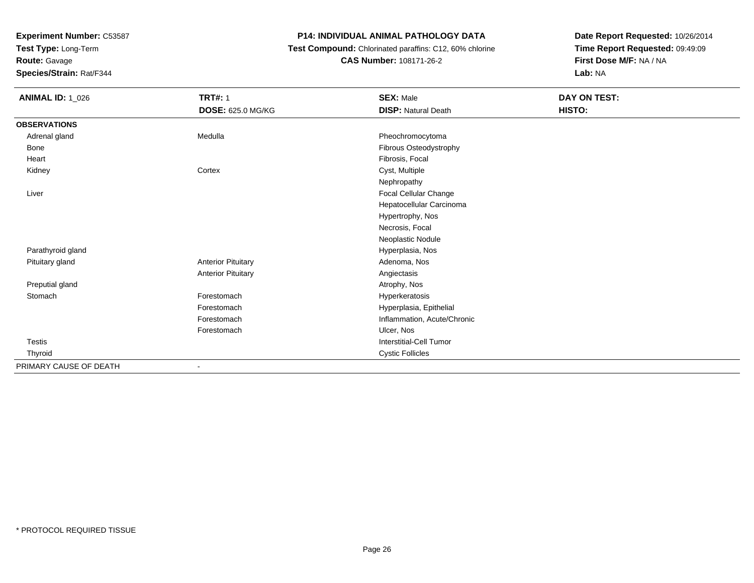**Experiment Number:** C53587
**Test Type:** Long-Term
**Route:** Gavage
**Species/Strain:** Rat/F344

**P14: INDIVIDUAL ANIMAL PATHOLOGY DATA**
**Test Compound:** Chlorinated paraffins: C12, 60% chlorine
**CAS Number:** 108171-26-2

**Date Report Requested:** 10/26/2014
**Time Report Requested:** 09:49:09
**First Dose M/F:** NA / NA
**Lab:** NA

| **ANIMAL ID:** 1_026 | **TRT#:** 1 | **SEX:** Male | **DAY ON TEST:** |
|---|---|---|---|
| | **DOSE:** 625.0 MG/KG | **DISP:** Natural Death | **HISTO:** |
| **OBSERVATIONS** | | | |
| Adrenal gland | Medulla | Pheochromocytoma | |
| Bone | | Fibrous Osteodystrophy | |
| Heart | | Fibrosis, Focal | |
| Kidney | Cortex | Cyst, Multiple | |
| | | Nephropathy | |
| Liver | | Focal Cellular Change | |
| | | Hepatocellular Carcinoma | |
| | | Hypertrophy, Nos | |
| | | Necrosis, Focal | |
| | | Neoplastic Nodule | |
| Parathyroid gland | | Hyperplasia, Nos | |
| Pituitary gland | Anterior Pituitary | Adenoma, Nos | |
| | Anterior Pituitary | Angiectasis | |
| Preputial gland | | Atrophy, Nos | |
| Stomach | Forestomach | Hyperkeratosis | |
| | Forestomach | Hyperplasia, Epithelial | |
| | Forestomach | Inflammation, Acute/Chronic | |
| | Forestomach | Ulcer, Nos | |
| Testis | | Interstitial-Cell Tumor | |
| Thyroid | | Cystic Follicles | |
| PRIMARY CAUSE OF DEATH | - | | |

\* PROTOCOL REQUIRED TISSUE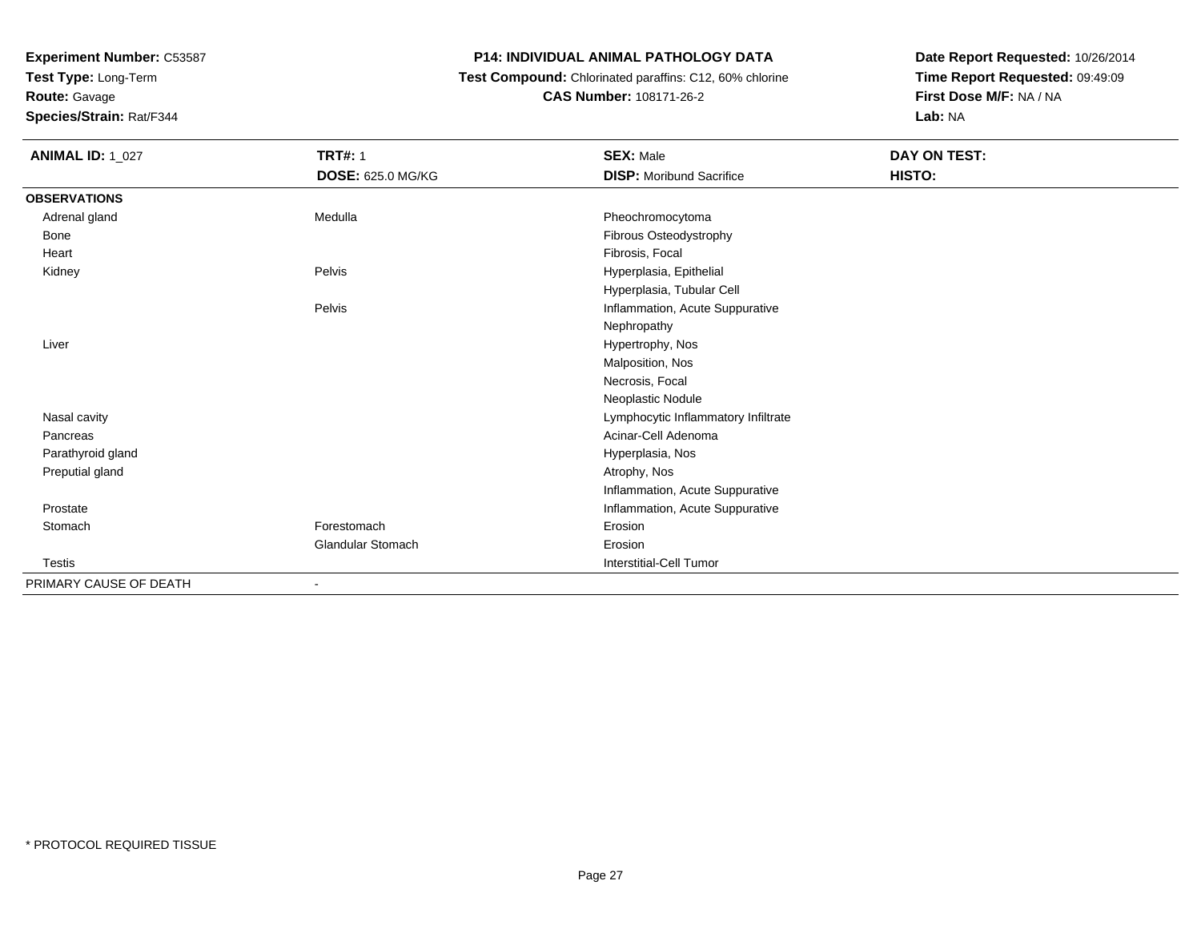**Experiment Number:** C53587
**Test Type:** Long-Term
**Route:** Gavage
**Species/Strain:** Rat/F344

**P14: INDIVIDUAL ANIMAL PATHOLOGY DATA**
**Test Compound:** Chlorinated paraffins: C12, 60% chlorine
**CAS Number:** 108171-26-2

**Date Report Requested:** 10/26/2014
**Time Report Requested:** 09:49:09
**First Dose M/F:** NA / NA
**Lab:** NA

| **ANIMAL ID:** 1_027 | **TRT#:** 1 | **SEX:** Male | **DAY ON TEST:** |
|---|---|---|---|
| | **DOSE:** 625.0 MG/KG | **DISP:** Moribund Sacrifice | **HISTO:** |
| **OBSERVATIONS** | | | |
| Adrenal gland | Medulla | Pheochromocytoma | |
| Bone | | Fibrous Osteodystrophy | |
| Heart | | Fibrosis, Focal | |
| Kidney | Pelvis | Hyperplasia, Epithelial | |
| | | Hyperplasia, Tubular Cell | |
| | Pelvis | Inflammation, Acute Suppurative | |
| | | Nephropathy | |
| Liver | | Hypertrophy, Nos | |
| | | Malposition, Nos | |
| | | Necrosis, Focal | |
| | | Neoplastic Nodule | |
| Nasal cavity | | Lymphocytic Inflammatory Infiltrate | |
| Pancreas | | Acinar-Cell Adenoma | |
| Parathyroid gland | | Hyperplasia, Nos | |
| Preputial gland | | Atrophy, Nos | |
| | | Inflammation, Acute Suppurative | |
| Prostate | | Inflammation, Acute Suppurative | |
| Stomach | Forestomach | Erosion | |
| | Glandular Stomach | Erosion | |
| Testis | | Interstitial-Cell Tumor | |
| PRIMARY CAUSE OF DEATH | - | | |

* PROTOCOL REQUIRED TISSUE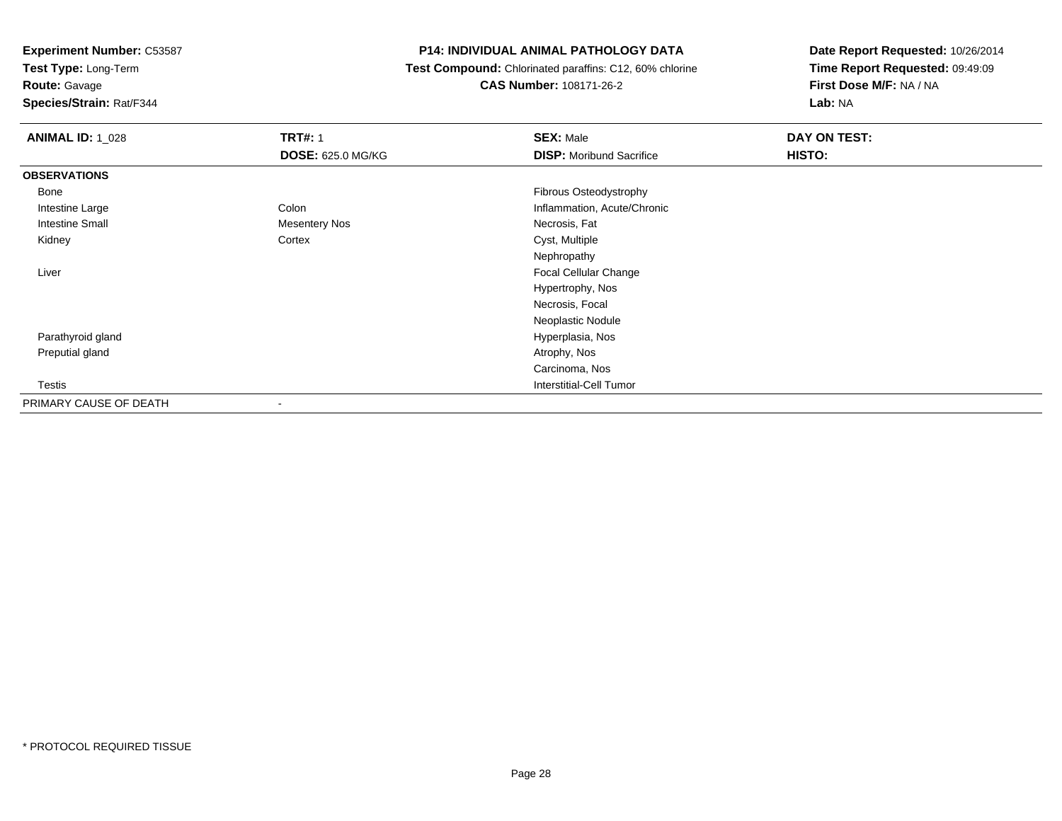**Experiment Number:** C53587
**Test Type:** Long-Term
**Route:** Gavage
**Species/Strain:** Rat/F344

**P14: INDIVIDUAL ANIMAL PATHOLOGY DATA**
**Test Compound:** Chlorinated paraffins: C12, 60% chlorine
**CAS Number:** 108171-26-2

**Date Report Requested:** 10/26/2014
**Time Report Requested:** 09:49:09
**First Dose M/F:** NA / NA
**Lab:** NA

| **ANIMAL ID:** 1_028 | **TRT#:** 1 | **SEX:** Male | **DAY ON TEST:** |
|---|---|---|---|
| | **DOSE:** 625.0 MG/KG | **DISP:** Moribund Sacrifice | **HISTO:** |
| **OBSERVATIONS** | | | |
| Bone | | Fibrous Osteodystrophy | |
| Intestine Large | Colon | Inflammation, Acute/Chronic | |
| Intestine Small | Mesentery Nos | Necrosis, Fat | |
| Kidney | Cortex | Cyst, Multiple | |
| | | Nephropathy | |
| Liver | | Focal Cellular Change | |
| | | Hypertrophy, Nos | |
| | | Necrosis, Focal | |
| | | Neoplastic Nodule | |
| Parathyroid gland | | Hyperplasia, Nos | |
| Preputial gland | | Atrophy, Nos | |
| | | Carcinoma, Nos | |
| Testis | | Interstitial-Cell Tumor | |
| PRIMARY CAUSE OF DEATH | - | | |

* PROTOCOL REQUIRED TISSUE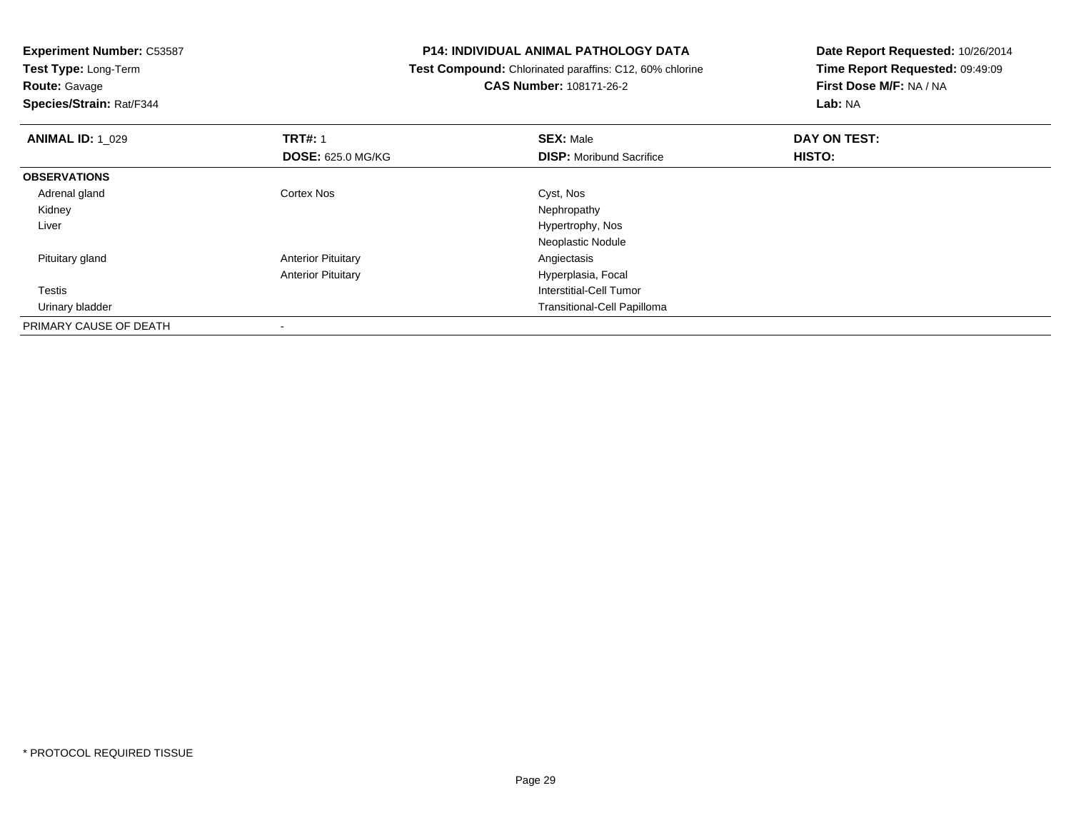**Experiment Number:** C53587
**Test Type:** Long-Term
**Route:** Gavage
**Species/Strain:** Rat/F344

**P14: INDIVIDUAL ANIMAL PATHOLOGY DATA**
**Test Compound:** Chlorinated paraffins: C12, 60% chlorine
**CAS Number:** 108171-26-2

**Date Report Requested:** 10/26/2014
**Time Report Requested:** 09:49:09
**First Dose M/F:** NA / NA
**Lab:** NA

| **ANIMAL ID:** 1_029 | **TRT#:** 1 | **SEX:** Male | **DAY ON TEST:** |
|---|---|---|---|
| | **DOSE:** 625.0 MG/KG | **DISP:** Moribund Sacrifice | **HISTO:** |
| **OBSERVATIONS** | | | |
| Adrenal gland | Cortex Nos | Cyst, Nos | |
| Kidney | | Nephropathy | |
| Liver | | Hypertrophy, Nos | |
| | | Neoplastic Nodule | |
| Pituitary gland | Anterior Pituitary | Angiectasis | |
| | Anterior Pituitary | Hyperplasia, Focal | |
| Testis | | Interstitial-Cell Tumor | |
| Urinary bladder | | Transitional-Cell Papilloma | |
| PRIMARY CAUSE OF DEATH | - | | |

* PROTOCOL REQUIRED TISSUE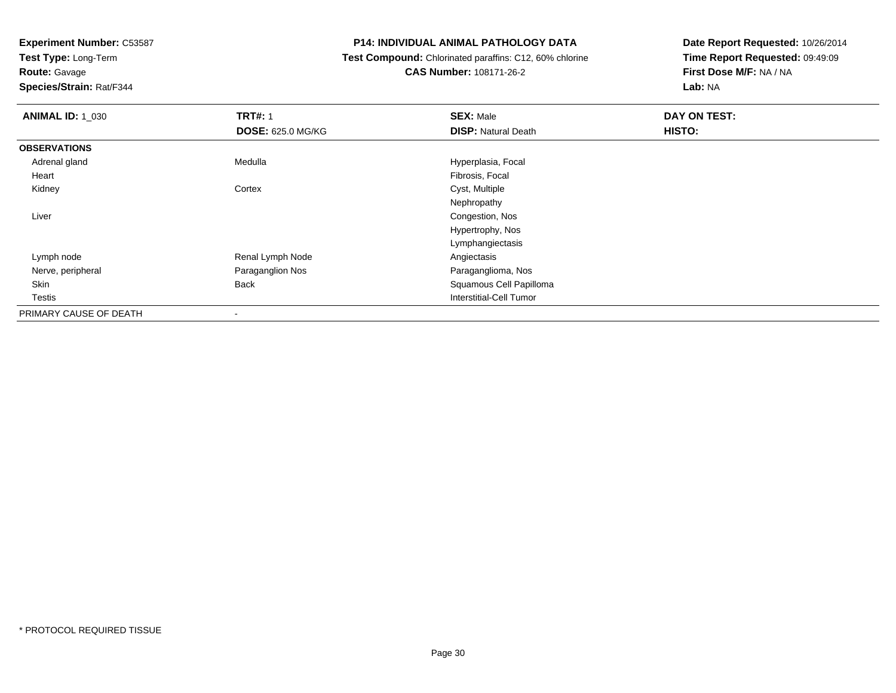**Experiment Number:** C53587
**Test Type:** Long-Term
**Route:** Gavage
**Species/Strain:** Rat/F344

# P14: INDIVIDUAL ANIMAL PATHOLOGY DATA

**Test Compound:** Chlorinated paraffins: C12, 60% chlorine
**CAS Number:** 108171-26-2

**Date Report Requested:** 10/26/2014
**Time Report Requested:** 09:49:09
**First Dose M/F:** NA / NA
**Lab:** NA

| **ANIMAL ID:** 1_030 | **TRT#:** 1<br>**DOSE:** 625.0 MG/KG | **SEX:** Male<br>**DISP:** Natural Death | **DAY ON TEST:**<br>**HISTO:** |
|---|---|---|---|
| **OBSERVATIONS** | | | |
| Adrenal gland | Medulla | Hyperplasia, Focal | |
| Heart | | Fibrosis, Focal | |
| Kidney | Cortex | Cyst, Multiple | |
| | | Nephropathy | |
| Liver | | Congestion, Nos | |
| | | Hypertrophy, Nos | |
| | | Lymphangiectasis | |
| Lymph node | Renal Lymph Node | Angiectasis | |
| Nerve, peripheral | Paraganglion Nos | Paraganglioma, Nos | |
| Skin | Back | Squamous Cell Papilloma | |
| Testis | | Interstitial-Cell Tumor | |
| PRIMARY CAUSE OF DEATH | - | | |

\* PROTOCOL REQUIRED TISSUE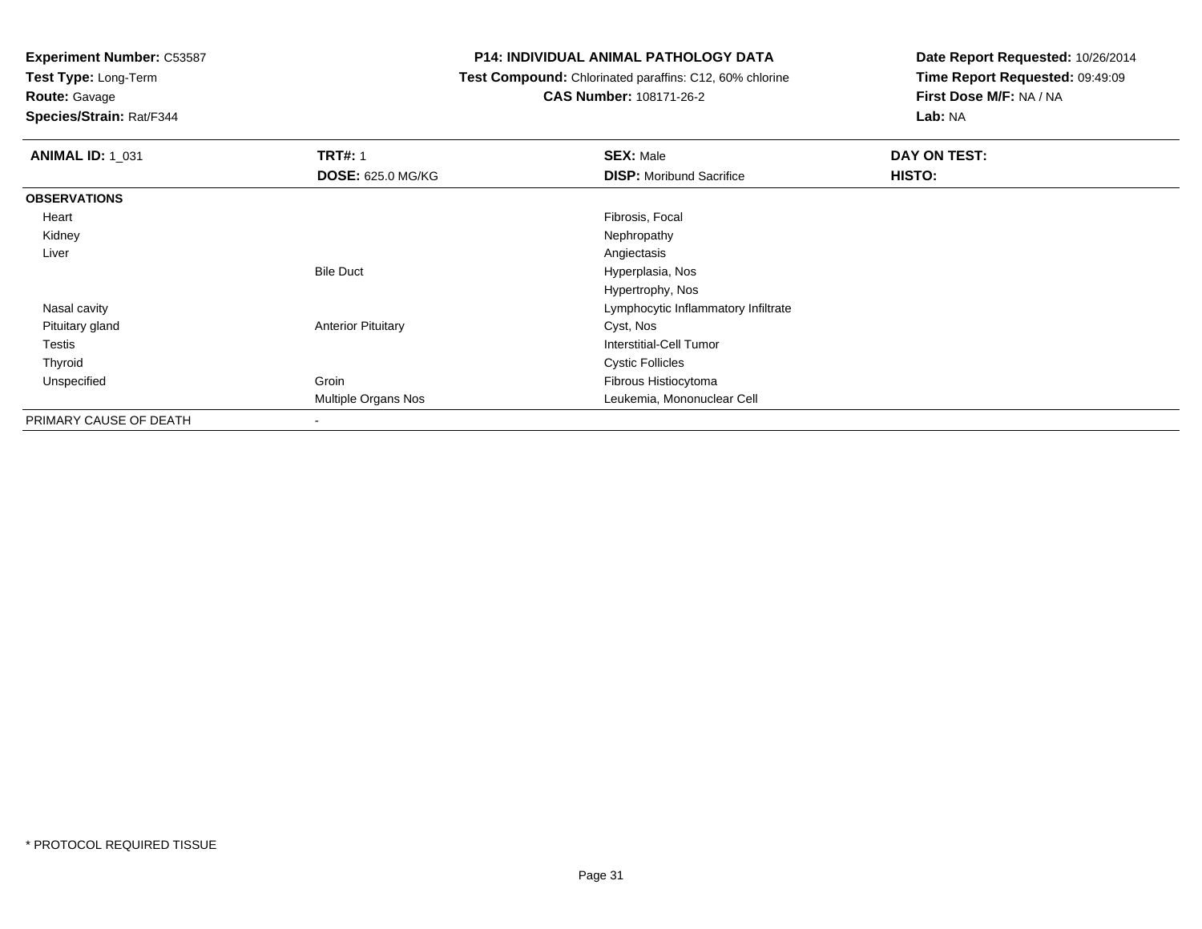**Experiment Number:** C53587
**Test Type:** Long-Term
**Route:** Gavage
**Species/Strain:** Rat/F344

**P14: INDIVIDUAL ANIMAL PATHOLOGY DATA**
**Test Compound:** Chlorinated paraffins: C12, 60% chlorine
**CAS Number:** 108171-26-2

**Date Report Requested:** 10/26/2014
**Time Report Requested:** 09:49:09
**First Dose M/F:** NA / NA
**Lab:** NA

| **ANIMAL ID:** 1_031 | **TRT#:** 1 | **SEX:** Male | **DAY ON TEST:** |
|---|---|---|---|
| | **DOSE:** 625.0 MG/KG | **DISP:** Moribund Sacrifice | **HISTO:** |
| **OBSERVATIONS** | | | |
| Heart | | Fibrosis, Focal | |
| Kidney | | Nephropathy | |
| Liver | | Angiectasis | |
| | Bile Duct | Hyperplasia, Nos | |
| | | Hypertrophy, Nos | |
| Nasal cavity | | Lymphocytic Inflammatory Infiltrate | |
| Pituitary gland | Anterior Pituitary | Cyst, Nos | |
| Testis | | Interstitial-Cell Tumor | |
| Thyroid | | Cystic Follicles | |
| Unspecified | Groin | Fibrous Histiocytoma | |
| | Multiple Organs Nos | Leukemia, Mononuclear Cell | |
| PRIMARY CAUSE OF DEATH | - | | |

* PROTOCOL REQUIRED TISSUE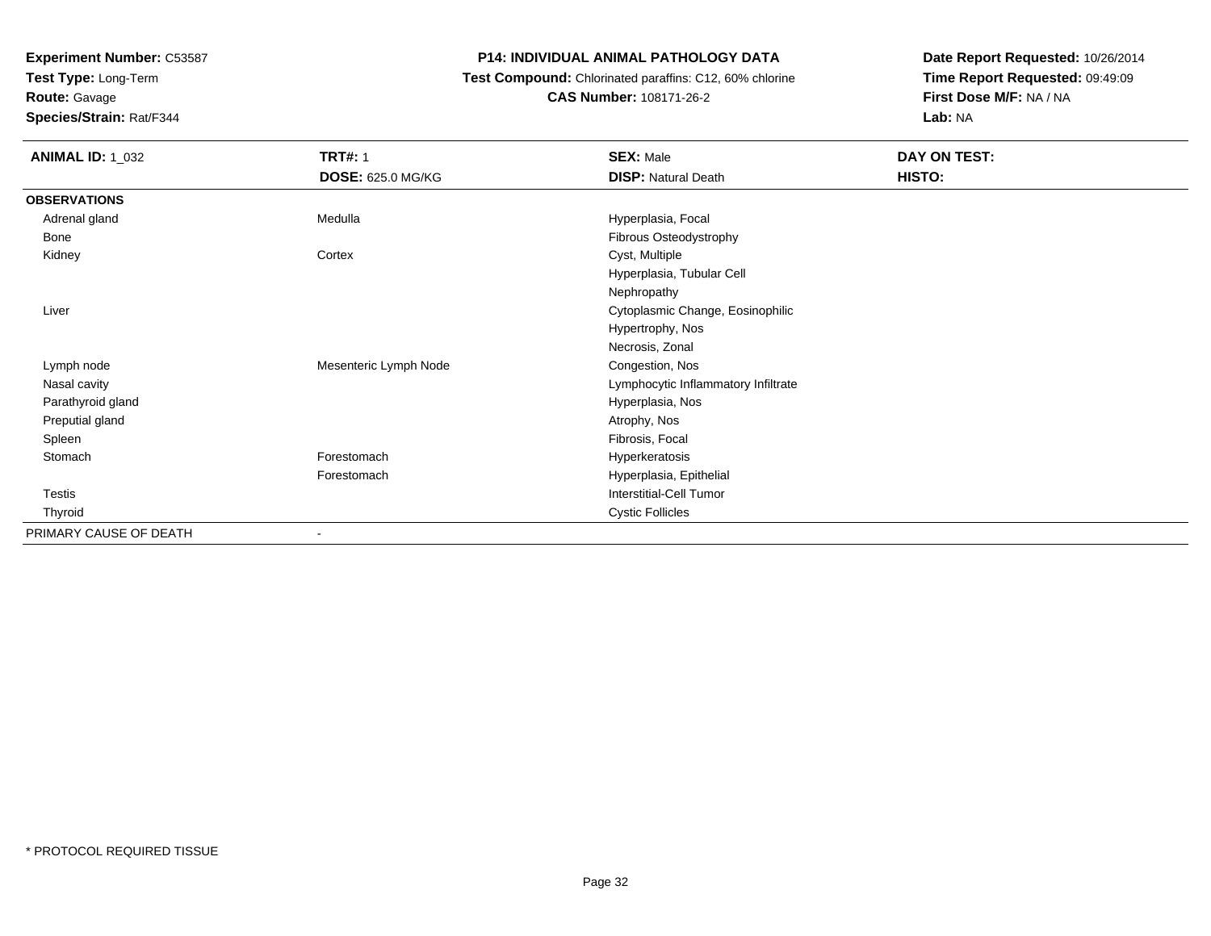**Experiment Number:** C53587
**Test Type:** Long-Term
**Route:** Gavage
**Species/Strain:** Rat/F344

**P14: INDIVIDUAL ANIMAL PATHOLOGY DATA**
**Test Compound:** Chlorinated paraffins: C12, 60% chlorine
**CAS Number:** 108171-26-2

**Date Report Requested:** 10/26/2014
**Time Report Requested:** 09:49:09
**First Dose M/F:** NA / NA
**Lab:** NA

| **ANIMAL ID:** 1_032 | **TRT#:** 1 | **SEX:** Male | **DAY ON TEST:** |
|---|---|---|---|
| | **DOSE:** 625.0 MG/KG | **DISP:** Natural Death | **HISTO:** |
| **OBSERVATIONS** | | | |
| Adrenal gland | Medulla | Hyperplasia, Focal | |
| Bone | | Fibrous Osteodystrophy | |
| Kidney | Cortex | Cyst, Multiple | |
| | | Hyperplasia, Tubular Cell | |
| | | Nephropathy | |
| Liver | | Cytoplasmic Change, Eosinophilic | |
| | | Hypertrophy, Nos | |
| | | Necrosis, Zonal | |
| Lymph node | Mesenteric Lymph Node | Congestion, Nos | |
| Nasal cavity | | Lymphocytic Inflammatory Infiltrate | |
| Parathyroid gland | | Hyperplasia, Nos | |
| Preputial gland | | Atrophy, Nos | |
| Spleen | | Fibrosis, Focal | |
| Stomach | Forestomach | Hyperkeratosis | |
| | Forestomach | Hyperplasia, Epithelial | |
| Testis | | Interstitial-Cell Tumor | |
| Thyroid | | Cystic Follicles | |
| PRIMARY CAUSE OF DEATH | - | | |

\* PROTOCOL REQUIRED TISSUE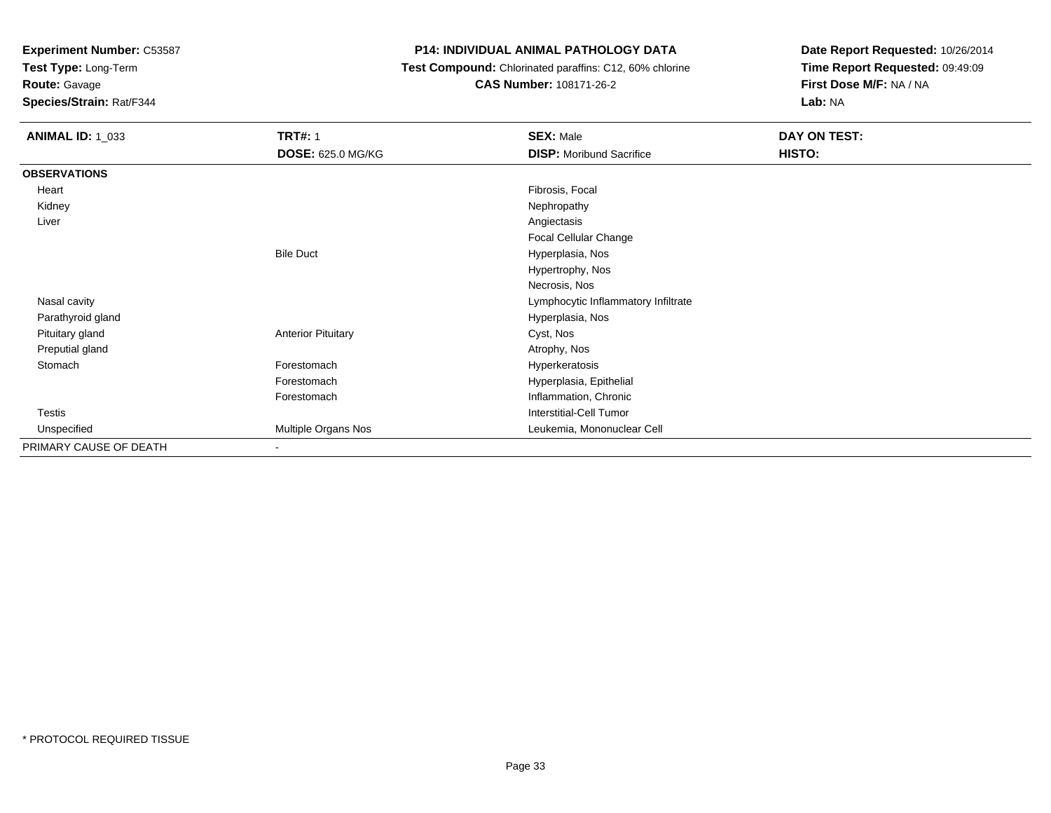**Experiment Number:** C53587
**Test Type:** Long-Term
**Route:** Gavage
**Species/Strain:** Rat/F344

**P14: INDIVIDUAL ANIMAL PATHOLOGY DATA**
**Test Compound:** Chlorinated paraffins: C12, 60% chlorine
**CAS Number:** 108171-26-2

**Date Report Requested:** 10/26/2014
**Time Report Requested:** 09:49:09
**First Dose M/F:** NA / NA
**Lab:** NA

| **ANIMAL ID:** 1_033 | **TRT#:** 1 | **SEX:** Male | **DAY ON TEST:** |
|---|---|---|---|
| | **DOSE:** 625.0 MG/KG | **DISP:** Moribund Sacrifice | **HISTO:** |
| **OBSERVATIONS** | | | |
| Heart | | Fibrosis, Focal | |
| Kidney | | Nephropathy | |
| Liver | | Angiectasis | |
| | | Focal Cellular Change | |
| | Bile Duct | Hyperplasia, Nos | |
| | | Hypertrophy, Nos | |
| | | Necrosis, Nos | |
| Nasal cavity | | Lymphocytic Inflammatory Infiltrate | |
| Parathyroid gland | | Hyperplasia, Nos | |
| Pituitary gland | Anterior Pituitary | Cyst, Nos | |
| Preputial gland | | Atrophy, Nos | |
| Stomach | Forestomach | Hyperkeratosis | |
| | Forestomach | Hyperplasia, Epithelial | |
| | Forestomach | Inflammation, Chronic | |
| Testis | | Interstitial-Cell Tumor | |
| Unspecified | Multiple Organs Nos | Leukemia, Mononuclear Cell | |
| PRIMARY CAUSE OF DEATH | - | | |

* PROTOCOL REQUIRED TISSUE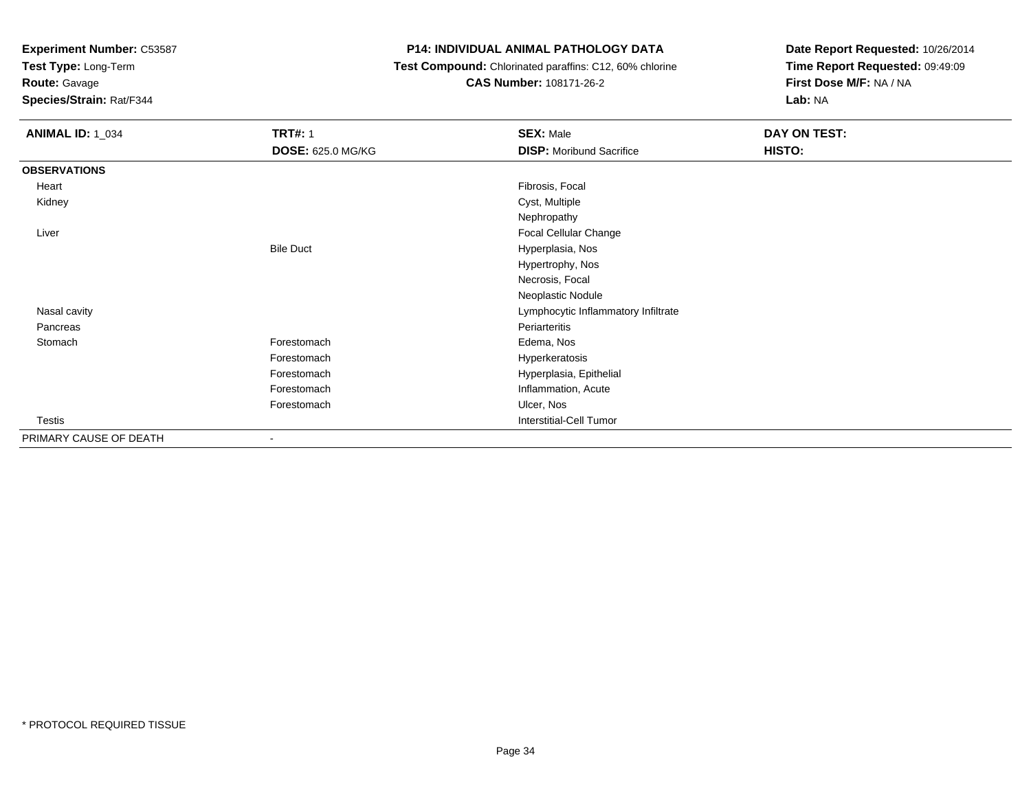**Experiment Number:** C53587
**Test Type:** Long-Term
**Route:** Gavage
**Species/Strain:** Rat/F344

**P14: INDIVIDUAL ANIMAL PATHOLOGY DATA**
**Test Compound:** Chlorinated paraffins: C12, 60% chlorine
**CAS Number:** 108171-26-2

**Date Report Requested:** 10/26/2014
**Time Report Requested:** 09:49:09
**First Dose M/F:** NA / NA
**Lab:** NA

| **ANIMAL ID:** 1_034 | **TRT#:** 1 | **SEX:** Male | **DAY ON TEST:** |
|---|---|---|---|
| | **DOSE:** 625.0 MG/KG | **DISP:** Moribund Sacrifice | **HISTO:** |
| **OBSERVATIONS** | | | |
| Heart | | Fibrosis, Focal | |
| Kidney | | Cyst, Multiple | |
| | | Nephropathy | |
| Liver | | Focal Cellular Change | |
| | Bile Duct | Hyperplasia, Nos | |
| | | Hypertrophy, Nos | |
| | | Necrosis, Focal | |
| | | Neoplastic Nodule | |
| Nasal cavity | | Lymphocytic Inflammatory Infiltrate | |
| Pancreas | | Periarteritis | |
| Stomach | Forestomach | Edema, Nos | |
| | Forestomach | Hyperkeratosis | |
| | Forestomach | Hyperplasia, Epithelial | |
| | Forestomach | Inflammation, Acute | |
| | Forestomach | Ulcer, Nos | |
| Testis | | Interstitial-Cell Tumor | |
| PRIMARY CAUSE OF DEATH | - | | |

* PROTOCOL REQUIRED TISSUE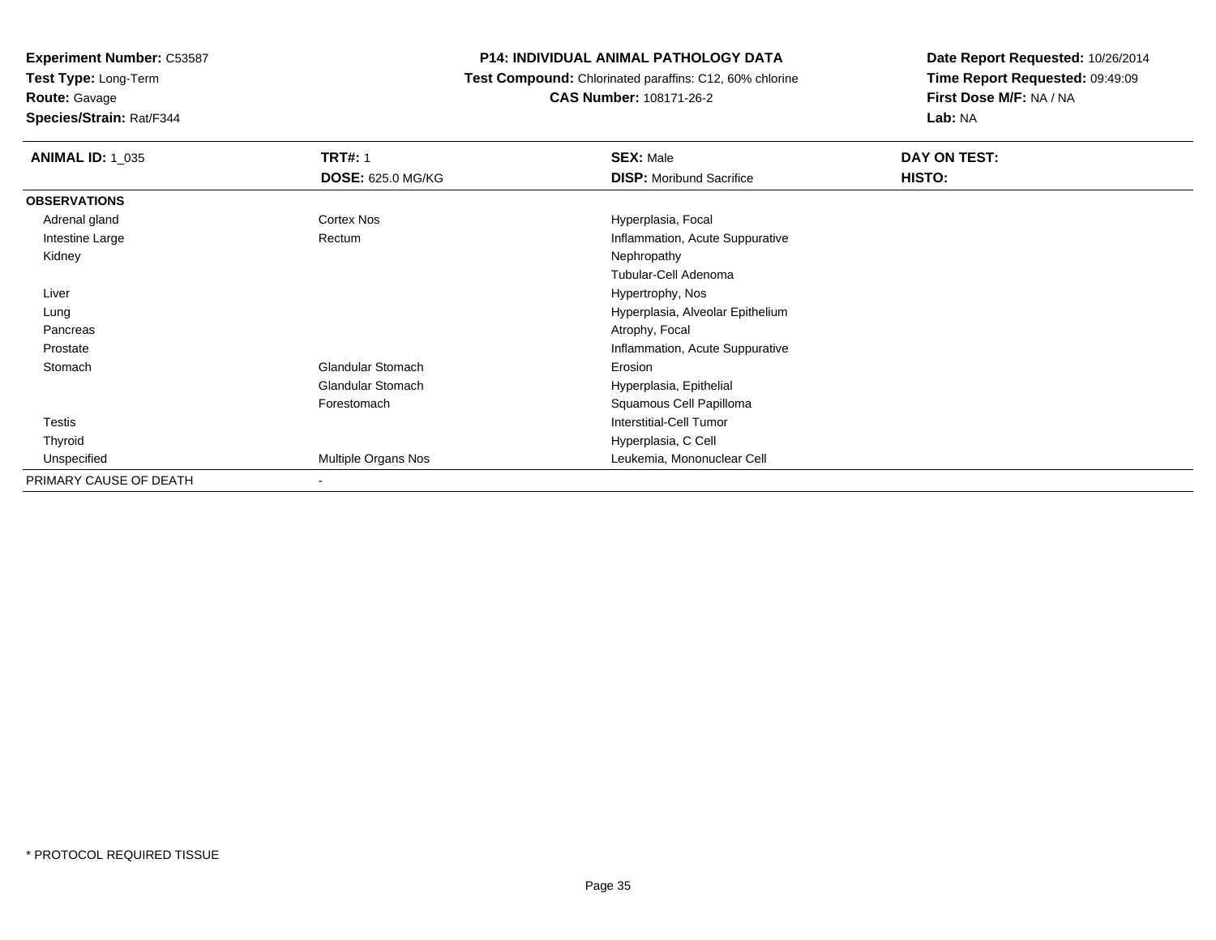**Experiment Number:** C53587
**Test Type:** Long-Term
**Route:** Gavage
**Species/Strain:** Rat/F344

# P14: INDIVIDUAL ANIMAL PATHOLOGY DATA

**Test Compound:** Chlorinated paraffins: C12, 60% chlorine
**CAS Number:** 108171-26-2

**Date Report Requested:** 10/26/2014
**Time Report Requested:** 09:49:09
**First Dose M/F:** NA / NA
**Lab:** NA

| **ANIMAL ID:** 1_035 | **TRT#:** 1 | **SEX:** Male | **DAY ON TEST:** |
|---|---|---|---|
| | **DOSE:** 625.0 MG/KG | **DISP:** Moribund Sacrifice | **HISTO:** |
| **OBSERVATIONS** | | | |
| Adrenal gland | Cortex Nos | Hyperplasia, Focal | |
| Intestine Large | Rectum | Inflammation, Acute Suppurative | |
| Kidney | | Nephropathy | |
| | | Tubular-Cell Adenoma | |
| Liver | | Hypertrophy, Nos | |
| Lung | | Hyperplasia, Alveolar Epithelium | |
| Pancreas | | Atrophy, Focal | |
| Prostate | | Inflammation, Acute Suppurative | |
| Stomach | Glandular Stomach | Erosion | |
| | Glandular Stomach | Hyperplasia, Epithelial | |
| | Forestomach | Squamous Cell Papilloma | |
| Testis | | Interstitial-Cell Tumor | |
| Thyroid | | Hyperplasia, C Cell | |
| Unspecified | Multiple Organs Nos | Leukemia, Mononuclear Cell | |
| PRIMARY CAUSE OF DEATH | - | | |

* PROTOCOL REQUIRED TISSUE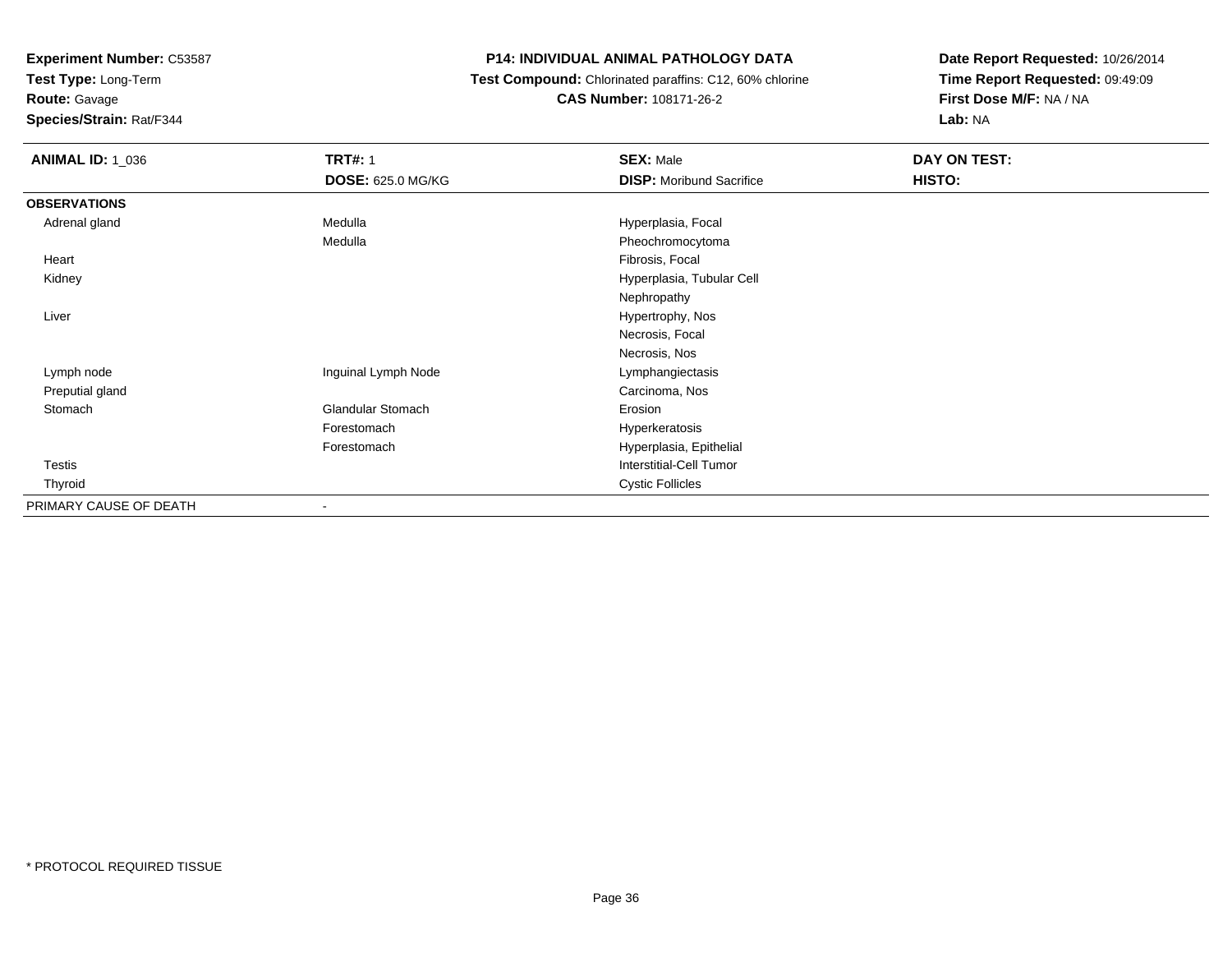**Experiment Number:** C53587
**Test Type:** Long-Term
**Route:** Gavage
**Species/Strain:** Rat/F344

**P14: INDIVIDUAL ANIMAL PATHOLOGY DATA**
**Test Compound:** Chlorinated paraffins: C12, 60% chlorine
**CAS Number:** 108171-26-2

**Date Report Requested:** 10/26/2014
**Time Report Requested:** 09:49:09
**First Dose M/F:** NA / NA
**Lab:** NA

| **ANIMAL ID:** 1_036 | **TRT#:** 1 | **SEX:** Male | **DAY ON TEST:** |
|---|---|---|---|
| | **DOSE:** 625.0 MG/KG | **DISP:** Moribund Sacrifice | **HISTO:** |
| **OBSERVATIONS** | | | |
| Adrenal gland | Medulla | Hyperplasia, Focal | |
| | Medulla | Pheochromocytoma | |
| Heart | | Fibrosis, Focal | |
| Kidney | | Hyperplasia, Tubular Cell | |
| | | Nephropathy | |
| Liver | | Hypertrophy, Nos | |
| | | Necrosis, Focal | |
| | | Necrosis, Nos | |
| Lymph node | Inguinal Lymph Node | Lymphangiectasis | |
| Preputial gland | | Carcinoma, Nos | |
| Stomach | Glandular Stomach | Erosion | |
| | Forestomach | Hyperkeratosis | |
| | Forestomach | Hyperplasia, Epithelial | |
| Testis | | Interstitial-Cell Tumor | |
| Thyroid | | Cystic Follicles | |
| PRIMARY CAUSE OF DEATH | - | | |

* PROTOCOL REQUIRED TISSUE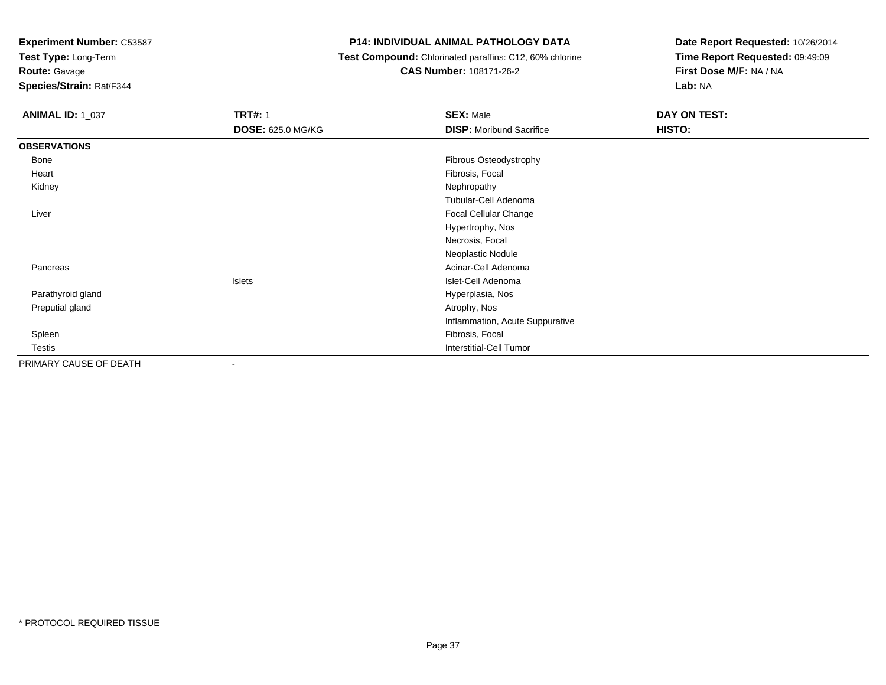**Experiment Number:** C53587
**Test Type:** Long-Term
**Route:** Gavage
**Species/Strain:** Rat/F344

**P14: INDIVIDUAL ANIMAL PATHOLOGY DATA**
**Test Compound:** Chlorinated paraffins: C12, 60% chlorine
**CAS Number:** 108171-26-2

**Date Report Requested:** 10/26/2014
**Time Report Requested:** 09:49:09
**First Dose M/F:** NA / NA
**Lab:** NA

| **ANIMAL ID:** 1_037 | **TRT#:** 1 | **SEX:** Male | **DAY ON TEST:** |
|---|---|---|---|
| | **DOSE:** 625.0 MG/KG | **DISP:** Moribund Sacrifice | **HISTO:** |
| **OBSERVATIONS** | | | |
| Bone | | Fibrous Osteodystrophy | |
| Heart | | Fibrosis, Focal | |
| Kidney | | Nephropathy | |
| | | Tubular-Cell Adenoma | |
| Liver | | Focal Cellular Change | |
| | | Hypertrophy, Nos | |
| | | Necrosis, Focal | |
| | | Neoplastic Nodule | |
| Pancreas | | Acinar-Cell Adenoma | |
| | Islets | Islet-Cell Adenoma | |
| Parathyroid gland | | Hyperplasia, Nos | |
| Preputial gland | | Atrophy, Nos | |
| | | Inflammation, Acute Suppurative | |
| Spleen | | Fibrosis, Focal | |
| Testis | | Interstitial-Cell Tumor | |
| PRIMARY CAUSE OF DEATH | - | | |

* PROTOCOL REQUIRED TISSUE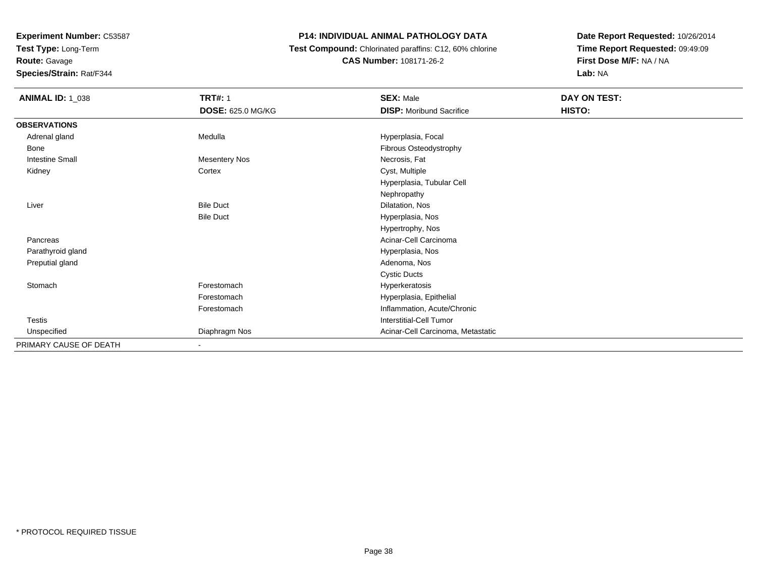**Experiment Number:** C53587
**Test Type:** Long-Term
**Route:** Gavage
**Species/Strain:** Rat/F344

**P14: INDIVIDUAL ANIMAL PATHOLOGY DATA**
**Test Compound:** Chlorinated paraffins: C12, 60% chlorine
**CAS Number:** 108171-26-2

**Date Report Requested:** 10/26/2014
**Time Report Requested:** 09:49:09
**First Dose M/F:** NA / NA
**Lab:** NA

| **ANIMAL ID:** 1_038 | **TRT#:** 1 | **SEX:** Male | **DAY ON TEST:** |
|---|---|---|---|
| | **DOSE:** 625.0 MG/KG | **DISP:** Moribund Sacrifice | **HISTO:** |
| **OBSERVATIONS** | | | |
| Adrenal gland | Medulla | Hyperplasia, Focal | |
| Bone | | Fibrous Osteodystrophy | |
| Intestine Small | Mesentery Nos | Necrosis, Fat | |
| Kidney | Cortex | Cyst, Multiple | |
| | | Hyperplasia, Tubular Cell | |
| | | Nephropathy | |
| Liver | Bile Duct | Dilatation, Nos | |
| | Bile Duct | Hyperplasia, Nos | |
| | | Hypertrophy, Nos | |
| Pancreas | | Acinar-Cell Carcinoma | |
| Parathyroid gland | | Hyperplasia, Nos | |
| Preputial gland | | Adenoma, Nos | |
| | | Cystic Ducts | |
| Stomach | Forestomach | Hyperkeratosis | |
| | Forestomach | Hyperplasia, Epithelial | |
| | Forestomach | Inflammation, Acute/Chronic | |
| Testis | | Interstitial-Cell Tumor | |
| Unspecified | Diaphragm Nos | Acinar-Cell Carcinoma, Metastatic | |
| PRIMARY CAUSE OF DEATH | - | | |

* PROTOCOL REQUIRED TISSUE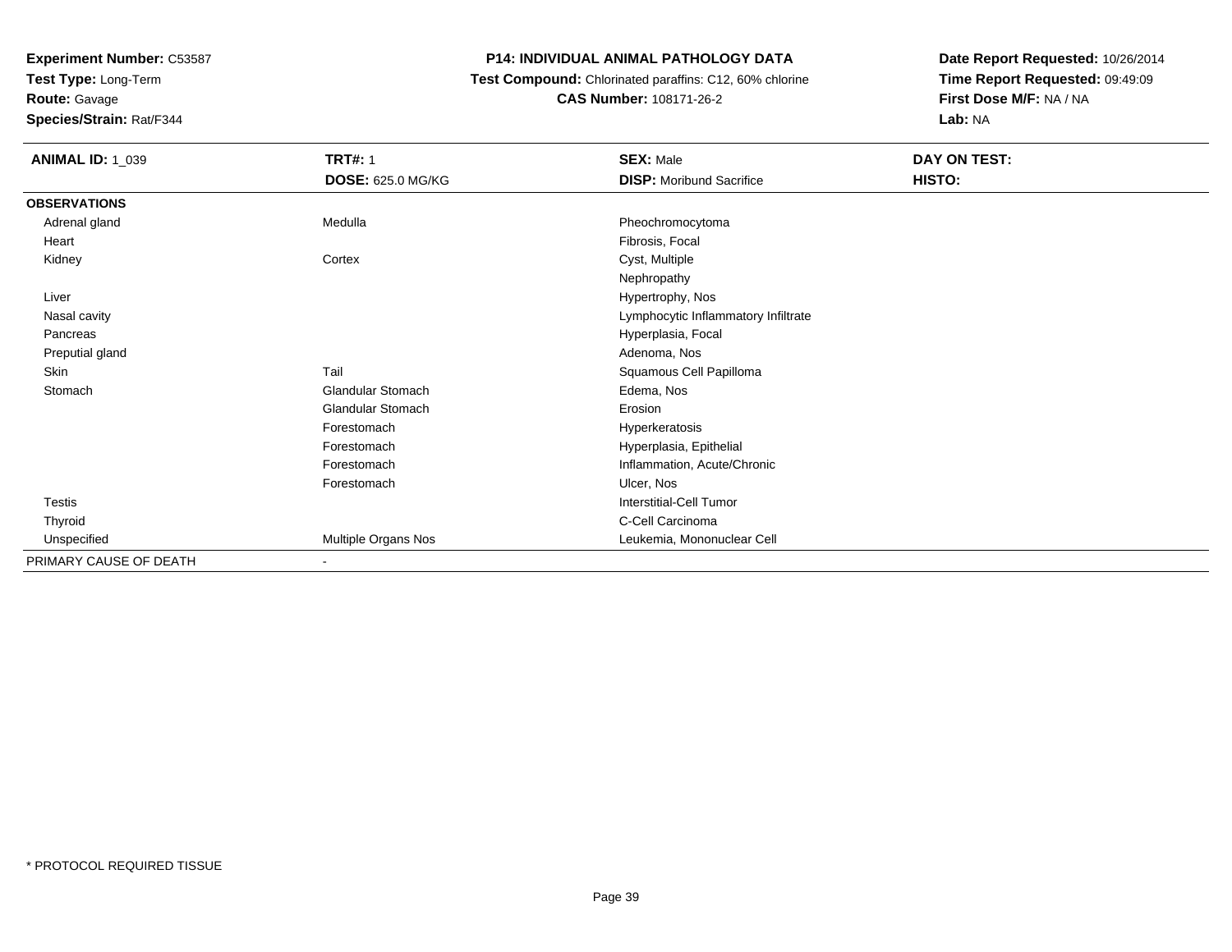**Experiment Number:** C53587
**Test Type:** Long-Term
**Route:** Gavage
**Species/Strain:** Rat/F344

**P14: INDIVIDUAL ANIMAL PATHOLOGY DATA**
**Test Compound:** Chlorinated paraffins: C12, 60% chlorine
**CAS Number:** 108171-26-2

**Date Report Requested:** 10/26/2014
**Time Report Requested:** 09:49:09
**First Dose M/F:** NA / NA
**Lab:** NA

| **ANIMAL ID:** 1_039 | **TRT#:** 1 | **SEX:** Male | **DAY ON TEST:** |
|---|---|---|---|
| | **DOSE:** 625.0 MG/KG | **DISP:** Moribund Sacrifice | **HISTO:** |
| **OBSERVATIONS** | | | |
| Adrenal gland | Medulla | Pheochromocytoma | |
| Heart | | Fibrosis, Focal | |
| Kidney | Cortex | Cyst, Multiple | |
| | | Nephropathy | |
| Liver | | Hypertrophy, Nos | |
| Nasal cavity | | Lymphocytic Inflammatory Infiltrate | |
| Pancreas | | Hyperplasia, Focal | |
| Preputial gland | | Adenoma, Nos | |
| Skin | Tail | Squamous Cell Papilloma | |
| Stomach | Glandular Stomach | Edema, Nos | |
| | Glandular Stomach | Erosion | |
| | Forestomach | Hyperkeratosis | |
| | Forestomach | Hyperplasia, Epithelial | |
| | Forestomach | Inflammation, Acute/Chronic | |
| | Forestomach | Ulcer, Nos | |
| Testis | | Interstitial-Cell Tumor | |
| Thyroid | | C-Cell Carcinoma | |
| Unspecified | Multiple Organs Nos | Leukemia, Mononuclear Cell | |
| PRIMARY CAUSE OF DEATH | - | | |

\* PROTOCOL REQUIRED TISSUE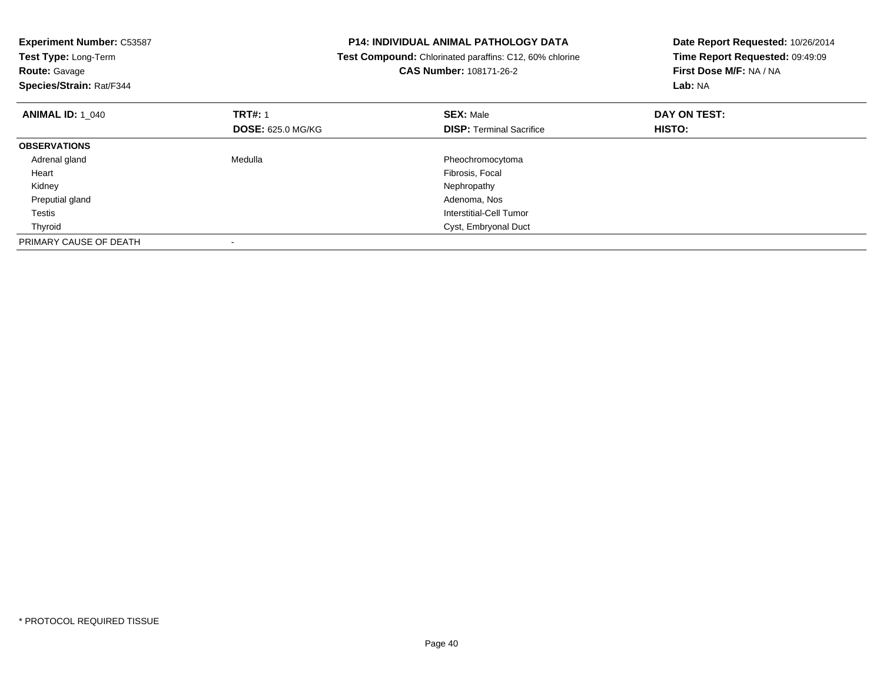**Experiment Number:** C53587
**Test Type:** Long-Term
**Route:** Gavage
**Species/Strain:** Rat/F344

**P14: INDIVIDUAL ANIMAL PATHOLOGY DATA**
**Test Compound:** Chlorinated paraffins: C12, 60% chlorine
**CAS Number:** 108171-26-2

**Date Report Requested:** 10/26/2014
**Time Report Requested:** 09:49:09
**First Dose M/F:** NA / NA
**Lab:** NA

| **ANIMAL ID:** 1_040 | **TRT#:** 1 | **SEX:** Male | **DAY ON TEST:** |
|---|---|---|---|
| | **DOSE:** 625.0 MG/KG | **DISP:** Terminal Sacrifice | **HISTO:** |
| **OBSERVATIONS** | | | |
| Adrenal gland | Medulla | Pheochromocytoma | |
| Heart | | Fibrosis, Focal | |
| Kidney | | Nephropathy | |
| Preputial gland | | Adenoma, Nos | |
| Testis | | Interstitial-Cell Tumor | |
| Thyroid | | Cyst, Embryonal Duct | |
| PRIMARY CAUSE OF DEATH | - | | |

* PROTOCOL REQUIRED TISSUE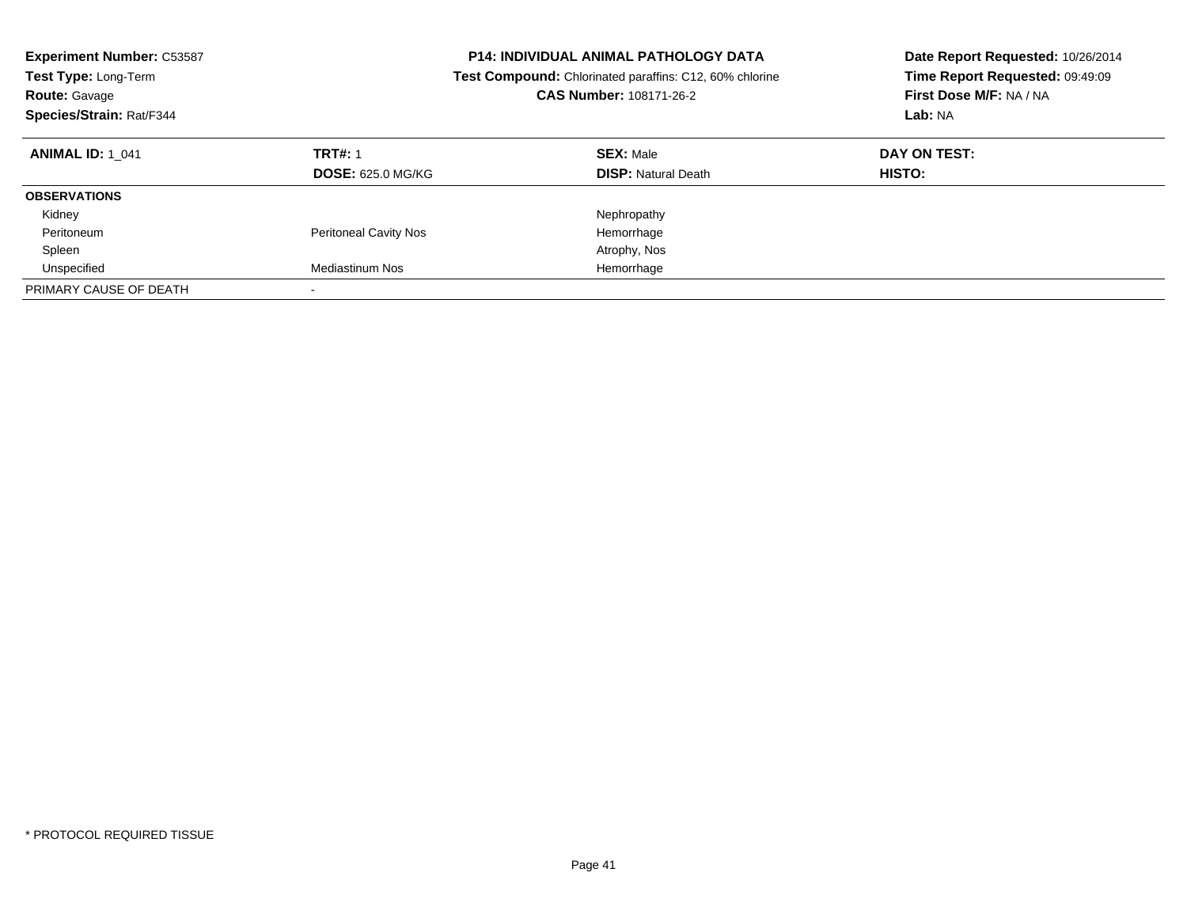**Experiment Number:** C53587
**Test Type:** Long-Term
**Route:** Gavage
**Species/Strain:** Rat/F344

**P14: INDIVIDUAL ANIMAL PATHOLOGY DATA**
**Test Compound:** Chlorinated paraffins: C12, 60% chlorine
**CAS Number:** 108171-26-2

**Date Report Requested:** 10/26/2014
**Time Report Requested:** 09:49:09
**First Dose M/F:** NA / NA
**Lab:** NA

| **ANIMAL ID:** 1_041 | **TRT#:** 1 | **SEX:** Male | **DAY ON TEST:** |
|---|---|---|---|
| | **DOSE:** 625.0 MG/KG | **DISP:** Natural Death | **HISTO:** |
| **OBSERVATIONS** | | | |
| Kidney | | Nephropathy | |
| Peritoneum | Peritoneal Cavity Nos | Hemorrhage | |
| Spleen | | Atrophy, Nos | |
| Unspecified | Mediastinum Nos | Hemorrhage | |
| PRIMARY CAUSE OF DEATH | - | | |

* PROTOCOL REQUIRED TISSUE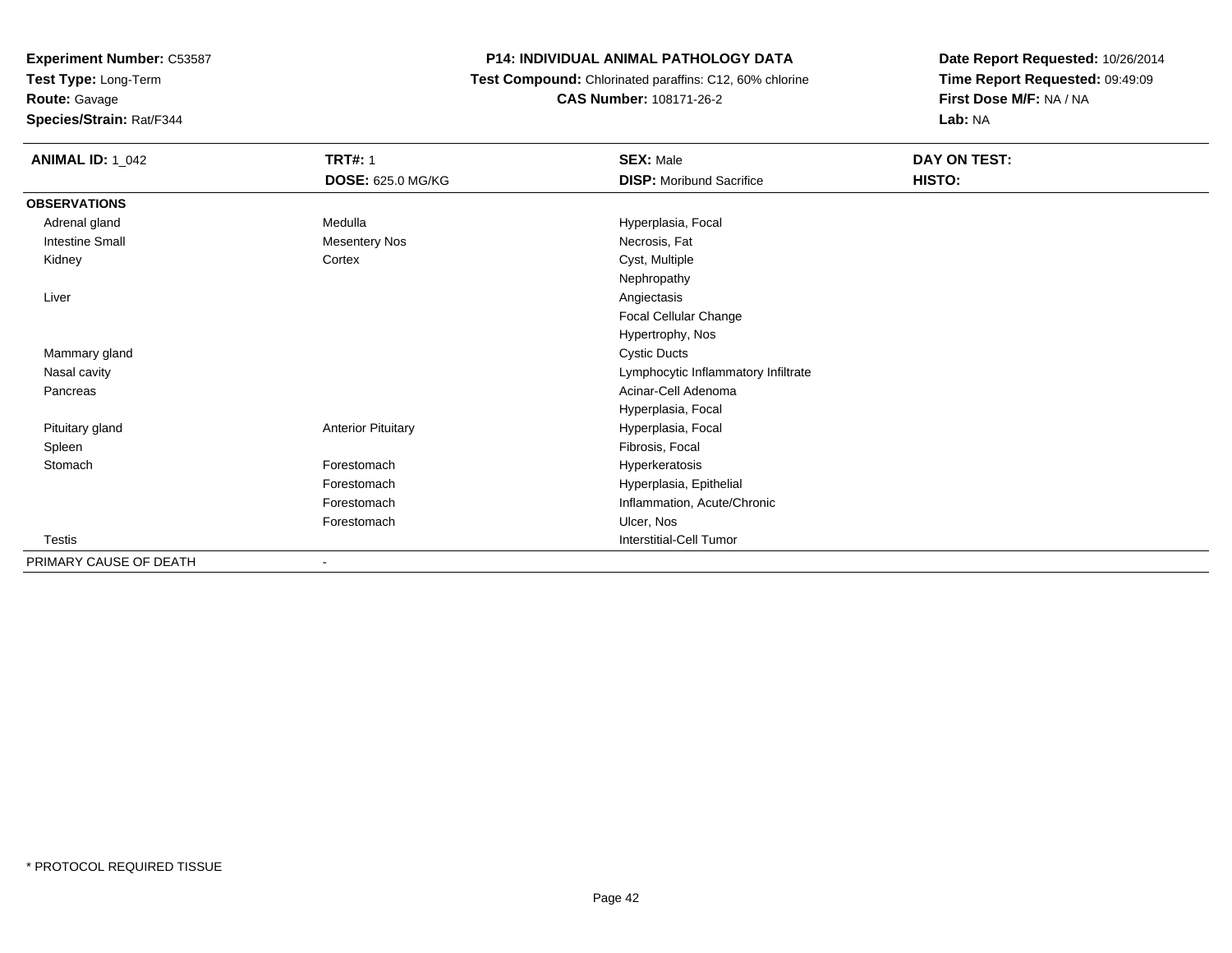**Experiment Number:** C53587
**Test Type:** Long-Term
**Route:** Gavage
**Species/Strain:** Rat/F344

**P14: INDIVIDUAL ANIMAL PATHOLOGY DATA**
**Test Compound:** Chlorinated paraffins: C12, 60% chlorine
**CAS Number:** 108171-26-2

**Date Report Requested:** 10/26/2014
**Time Report Requested:** 09:49:09
**First Dose M/F:** NA / NA
**Lab:** NA

| **ANIMAL ID:** 1_042 | **TRT#:** 1 | **SEX:** Male | **DAY ON TEST:** |
|---|---|---|---|
| | **DOSE:** 625.0 MG/KG | **DISP:** Moribund Sacrifice | **HISTO:** |
| **OBSERVATIONS** | | | |
| Adrenal gland | Medulla | Hyperplasia, Focal | |
| Intestine Small | Mesentery Nos | Necrosis, Fat | |
| Kidney | Cortex | Cyst, Multiple | |
| | | Nephropathy | |
| Liver | | Angiectasis | |
| | | Focal Cellular Change | |
| | | Hypertrophy, Nos | |
| Mammary gland | | Cystic Ducts | |
| Nasal cavity | | Lymphocytic Inflammatory Infiltrate | |
| Pancreas | | Acinar-Cell Adenoma | |
| | | Hyperplasia, Focal | |
| Pituitary gland | Anterior Pituitary | Hyperplasia, Focal | |
| Spleen | | Fibrosis, Focal | |
| Stomach | Forestomach | Hyperkeratosis | |
| | Forestomach | Hyperplasia, Epithelial | |
| | Forestomach | Inflammation, Acute/Chronic | |
| | Forestomach | Ulcer, Nos | |
| Testis | | Interstitial-Cell Tumor | |
| PRIMARY CAUSE OF DEATH | - | | |

* PROTOCOL REQUIRED TISSUE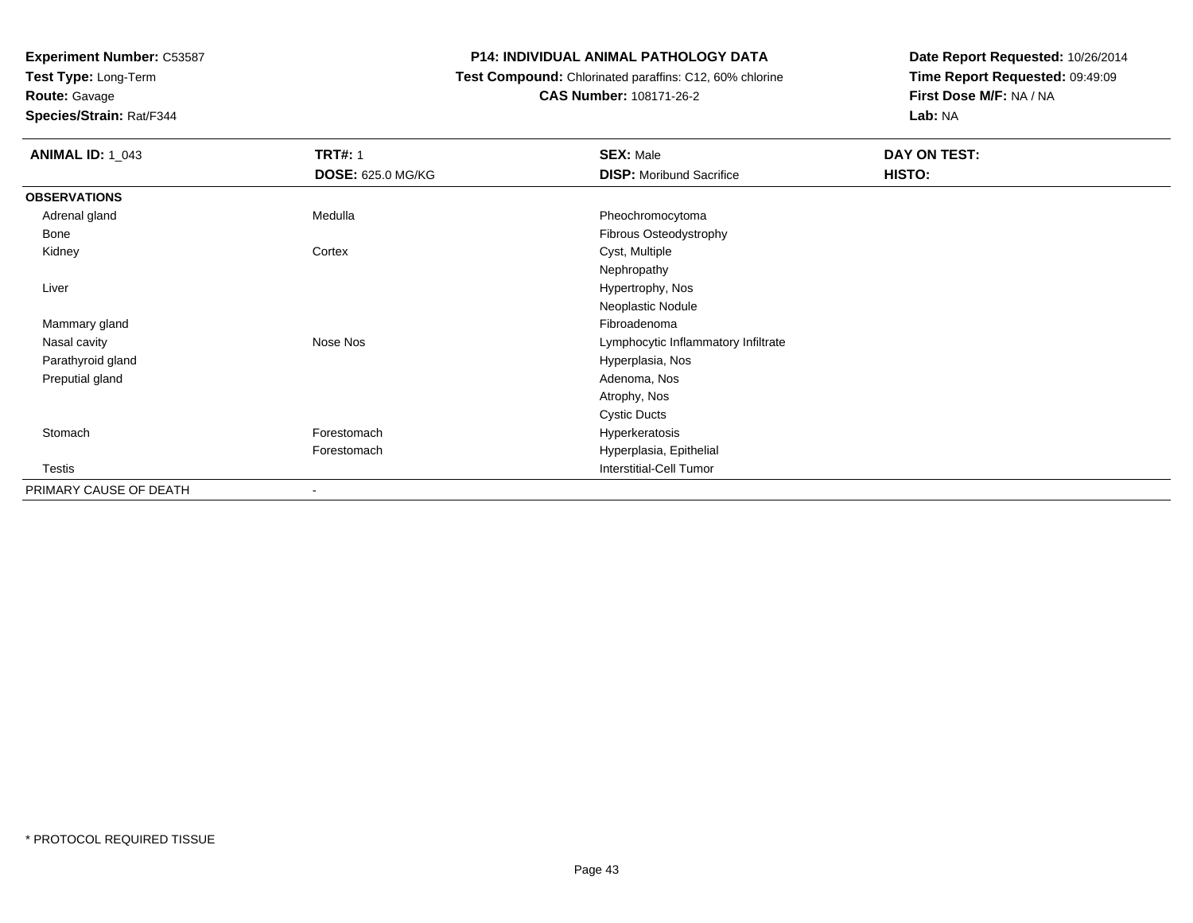**Experiment Number:** C53587
**Test Type:** Long-Term
**Route:** Gavage
**Species/Strain:** Rat/F344

**P14: INDIVIDUAL ANIMAL PATHOLOGY DATA**
**Test Compound:** Chlorinated paraffins: C12, 60% chlorine
**CAS Number:** 108171-26-2

**Date Report Requested:** 10/26/2014
**Time Report Requested:** 09:49:09
**First Dose M/F:** NA / NA
**Lab:** NA

| **ANIMAL ID:** 1_043 | **TRT#:** 1 | **SEX:** Male | **DAY ON TEST:** |
|---|---|---|---|
| | **DOSE:** 625.0 MG/KG | **DISP:** Moribund Sacrifice | **HISTO:** |
| **OBSERVATIONS** | | | |
| Adrenal gland | Medulla | Pheochromocytoma | |
| Bone | | Fibrous Osteodystrophy | |
| Kidney | Cortex | Cyst, Multiple | |
| | | Nephropathy | |
| Liver | | Hypertrophy, Nos | |
| | | Neoplastic Nodule | |
| Mammary gland | | Fibroadenoma | |
| Nasal cavity | Nose Nos | Lymphocytic Inflammatory Infiltrate | |
| Parathyroid gland | | Hyperplasia, Nos | |
| Preputial gland | | Adenoma, Nos | |
| | | Atrophy, Nos | |
| | | Cystic Ducts | |
| Stomach | Forestomach | Hyperkeratosis | |
| | Forestomach | Hyperplasia, Epithelial | |
| Testis | | Interstitial-Cell Tumor | |
| PRIMARY CAUSE OF DEATH | - | | |

* PROTOCOL REQUIRED TISSUE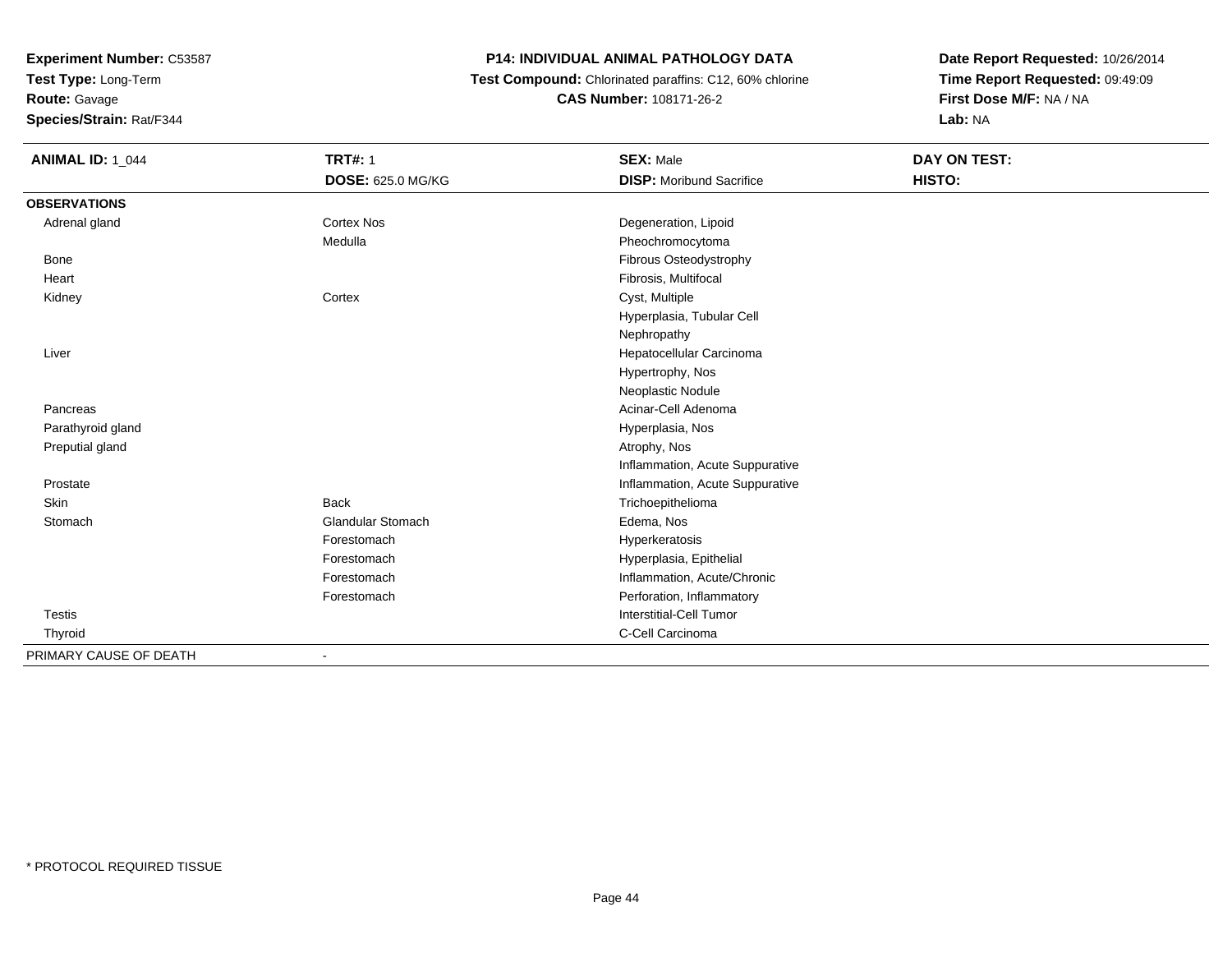**Experiment Number:** C53587
**Test Type:** Long-Term
**Route:** Gavage
**Species/Strain:** Rat/F344

**P14: INDIVIDUAL ANIMAL PATHOLOGY DATA**
**Test Compound:** Chlorinated paraffins: C12, 60% chlorine
**CAS Number:** 108171-26-2

**Date Report Requested:** 10/26/2014
**Time Report Requested:** 09:49:09
**First Dose M/F:** NA / NA
**Lab:** NA

| **ANIMAL ID:** 1_044 | **TRT#:** 1 | **SEX:** Male | **DAY ON TEST:** |
|---|---|---|---|
| | **DOSE:** 625.0 MG/KG | **DISP:** Moribund Sacrifice | **HISTO:** |
| **OBSERVATIONS** | | | |
| Adrenal gland | Cortex Nos | Degeneration, Lipoid | |
| | Medulla | Pheochromocytoma | |
| Bone | | Fibrous Osteodystrophy | |
| Heart | | Fibrosis, Multifocal | |
| Kidney | Cortex | Cyst, Multiple | |
| | | Hyperplasia, Tubular Cell | |
| | | Nephropathy | |
| Liver | | Hepatocellular Carcinoma | |
| | | Hypertrophy, Nos | |
| | | Neoplastic Nodule | |
| Pancreas | | Acinar-Cell Adenoma | |
| Parathyroid gland | | Hyperplasia, Nos | |
| Preputial gland | | Atrophy, Nos | |
| | | Inflammation, Acute Suppurative | |
| Prostate | | Inflammation, Acute Suppurative | |
| Skin | Back | Trichoepithelioma | |
| Stomach | Glandular Stomach | Edema, Nos | |
| | Forestomach | Hyperkeratosis | |
| | Forestomach | Hyperplasia, Epithelial | |
| | Forestomach | Inflammation, Acute/Chronic | |
| | Forestomach | Perforation, Inflammatory | |
| Testis | | Interstitial-Cell Tumor | |
| Thyroid | | C-Cell Carcinoma | |
| PRIMARY CAUSE OF DEATH | - | | |

* PROTOCOL REQUIRED TISSUE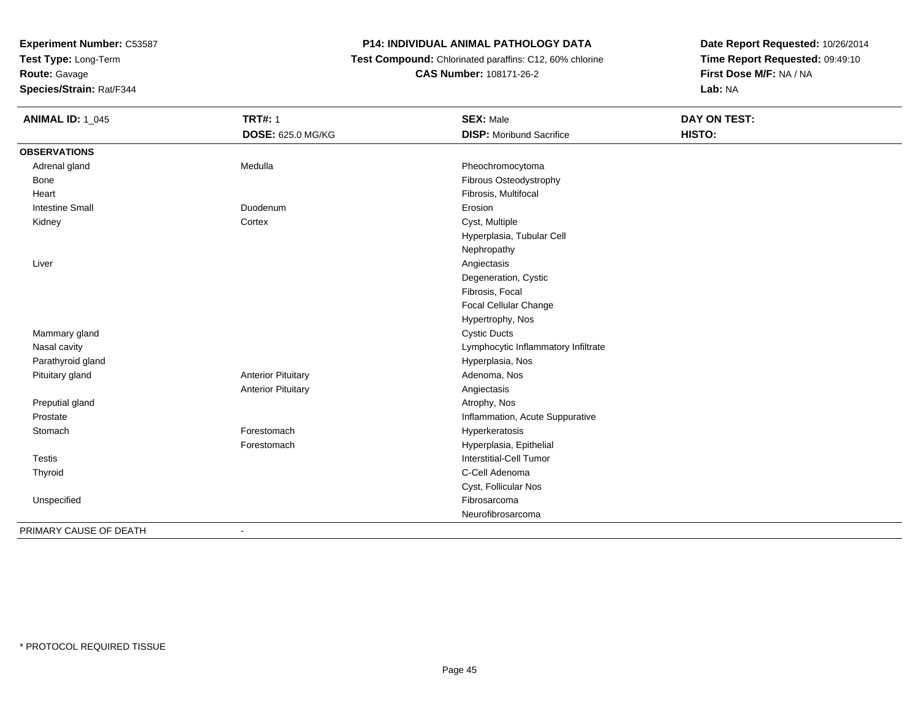**Experiment Number:** C53587
**Test Type:** Long-Term
**Route:** Gavage
**Species/Strain:** Rat/F344

**P14: INDIVIDUAL ANIMAL PATHOLOGY DATA**
**Test Compound:** Chlorinated paraffins: C12, 60% chlorine
**CAS Number:** 108171-26-2

**Date Report Requested:** 10/26/2014
**Time Report Requested:** 09:49:10
**First Dose M/F:** NA / NA
**Lab:** NA

| **ANIMAL ID:** 1_045 | **TRT#:** 1 | **SEX:** Male | **DAY ON TEST:** |
|---|---|---|---|
| | **DOSE:** 625.0 MG/KG | **DISP:** Moribund Sacrifice | **HISTO:** |
| **OBSERVATIONS** | | | |
| Adrenal gland | Medulla | Pheochromocytoma | |
| Bone | | Fibrous Osteodystrophy | |
| Heart | | Fibrosis, Multifocal | |
| Intestine Small | Duodenum | Erosion | |
| Kidney | Cortex | Cyst, Multiple | |
| | | Hyperplasia, Tubular Cell | |
| | | Nephropathy | |
| Liver | | Angiectasis | |
| | | Degeneration, Cystic | |
| | | Fibrosis, Focal | |
| | | Focal Cellular Change | |
| | | Hypertrophy, Nos | |
| Mammary gland | | Cystic Ducts | |
| Nasal cavity | | Lymphocytic Inflammatory Infiltrate | |
| Parathyroid gland | | Hyperplasia, Nos | |
| Pituitary gland | Anterior Pituitary | Adenoma, Nos | |
| | Anterior Pituitary | Angiectasis | |
| Preputial gland | | Atrophy, Nos | |
| Prostate | | Inflammation, Acute Suppurative | |
| Stomach | Forestomach | Hyperkeratosis | |
| | Forestomach | Hyperplasia, Epithelial | |
| Testis | | Interstitial-Cell Tumor | |
| Thyroid | | C-Cell Adenoma | |
| | | Cyst, Follicular Nos | |
| Unspecified | | Fibrosarcoma | |
| | | Neurofibrosarcoma | |
| PRIMARY CAUSE OF DEATH | - | | |

* PROTOCOL REQUIRED TISSUE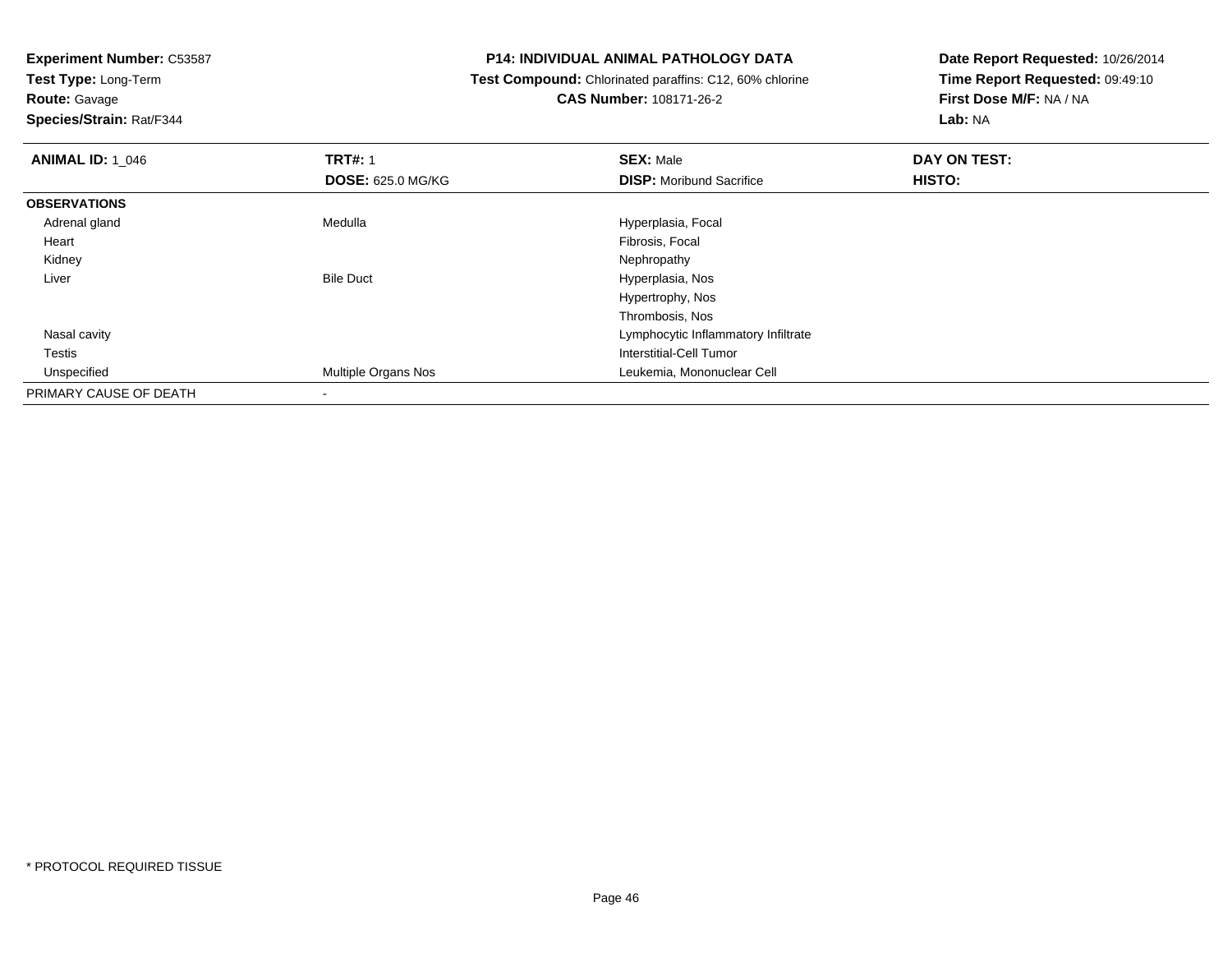**Experiment Number:** C53587
**Test Type:** Long-Term
**Route:** Gavage
**Species/Strain:** Rat/F344

**P14: INDIVIDUAL ANIMAL PATHOLOGY DATA**
**Test Compound:** Chlorinated paraffins: C12, 60% chlorine
**CAS Number:** 108171-26-2

**Date Report Requested:** 10/26/2014
**Time Report Requested:** 09:49:10
**First Dose M/F:** NA / NA
**Lab:** NA

| **ANIMAL ID:** 1_046 | **TRT#:** 1 | **SEX:** Male | **DAY ON TEST:** |
|---|---|---|---|
| | **DOSE:** 625.0 MG/KG | **DISP:** Moribund Sacrifice | **HISTO:** |
| **OBSERVATIONS** | | | |
| Adrenal gland | Medulla | Hyperplasia, Focal | |
| Heart | | Fibrosis, Focal | |
| Kidney | | Nephropathy | |
| Liver | Bile Duct | Hyperplasia, Nos | |
| | | Hypertrophy, Nos | |
| | | Thrombosis, Nos | |
| Nasal cavity | | Lymphocytic Inflammatory Infiltrate | |
| Testis | | Interstitial-Cell Tumor | |
| Unspecified | Multiple Organs Nos | Leukemia, Mononuclear Cell | |
| PRIMARY CAUSE OF DEATH | - | | |

\* PROTOCOL REQUIRED TISSUE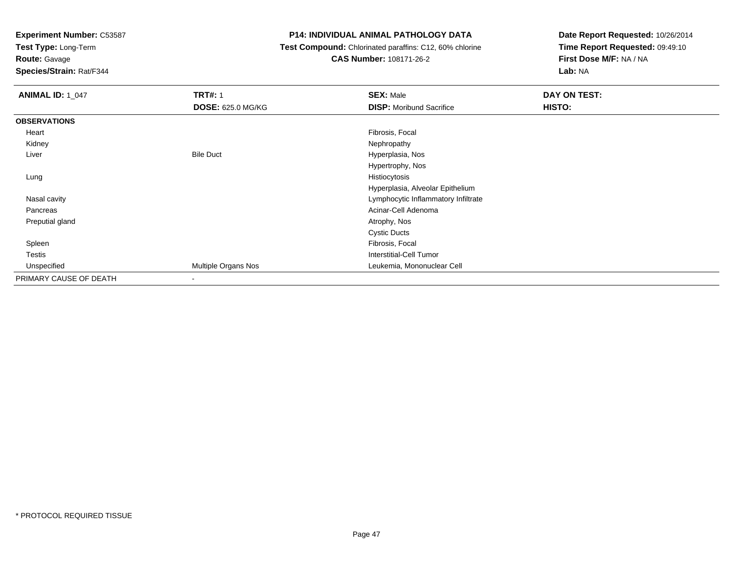**Experiment Number:** C53587
**Test Type:** Long-Term
**Route:** Gavage
**Species/Strain:** Rat/F344

**P14: INDIVIDUAL ANIMAL PATHOLOGY DATA**
**Test Compound:** Chlorinated paraffins: C12, 60% chlorine
**CAS Number:** 108171-26-2

**Date Report Requested:** 10/26/2014
**Time Report Requested:** 09:49:10
**First Dose M/F:** NA / NA
**Lab:** NA

| **ANIMAL ID:** 1_047 | **TRT#:** 1 | **SEX:** Male | **DAY ON TEST:** |
|---|---|---|---|
| | **DOSE:** 625.0 MG/KG | **DISP:** Moribund Sacrifice | **HISTO:** |
| **OBSERVATIONS** | | | |
| Heart | | Fibrosis, Focal | |
| Kidney | | Nephropathy | |
| Liver | Bile Duct | Hyperplasia, Nos | |
| | | Hypertrophy, Nos | |
| Lung | | Histiocytosis | |
| | | Hyperplasia, Alveolar Epithelium | |
| Nasal cavity | | Lymphocytic Inflammatory Infiltrate | |
| Pancreas | | Acinar-Cell Adenoma | |
| Preputial gland | | Atrophy, Nos | |
| | | Cystic Ducts | |
| Spleen | | Fibrosis, Focal | |
| Testis | | Interstitial-Cell Tumor | |
| Unspecified | Multiple Organs Nos | Leukemia, Mononuclear Cell | |
| PRIMARY CAUSE OF DEATH | - | | |

* PROTOCOL REQUIRED TISSUE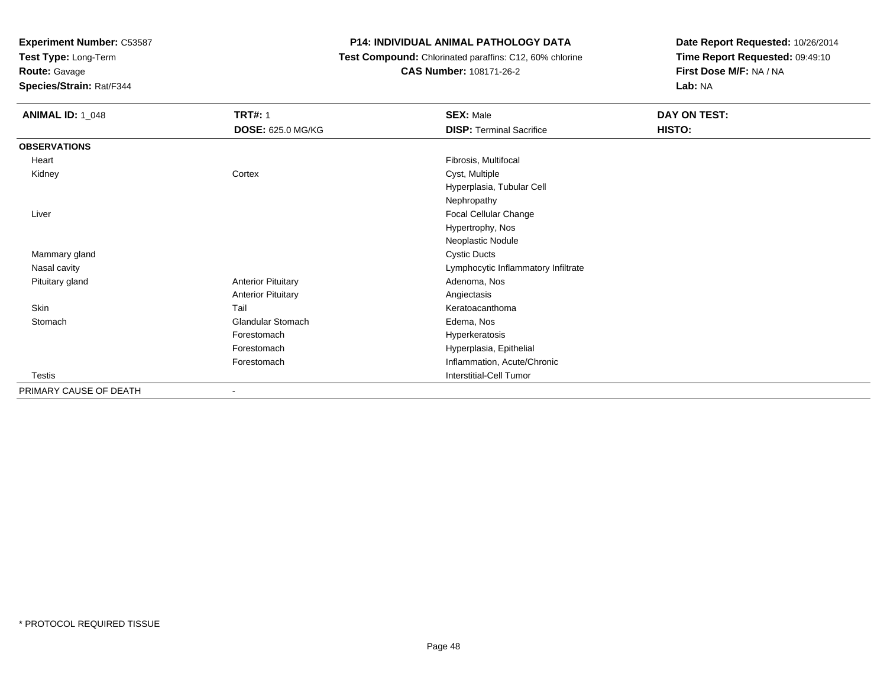**Experiment Number:** C53587
**Test Type:** Long-Term
**Route:** Gavage
**Species/Strain:** Rat/F344

**P14: INDIVIDUAL ANIMAL PATHOLOGY DATA**
**Test Compound:** Chlorinated paraffins: C12, 60% chlorine
**CAS Number:** 108171-26-2

**Date Report Requested:** 10/26/2014
**Time Report Requested:** 09:49:10
**First Dose M/F:** NA / NA
**Lab:** NA

| **ANIMAL ID:** 1_048 | **TRT#:** 1 | **SEX:** Male | **DAY ON TEST:** |
|---|---|---|---|
| | **DOSE:** 625.0 MG/KG | **DISP:** Terminal Sacrifice | **HISTO:** |
| **OBSERVATIONS** | | | |
| Heart | | Fibrosis, Multifocal | |
| Kidney | Cortex | Cyst, Multiple | |
| | | Hyperplasia, Tubular Cell | |
| | | Nephropathy | |
| Liver | | Focal Cellular Change | |
| | | Hypertrophy, Nos | |
| | | Neoplastic Nodule | |
| Mammary gland | | Cystic Ducts | |
| Nasal cavity | | Lymphocytic Inflammatory Infiltrate | |
| Pituitary gland | Anterior Pituitary | Adenoma, Nos | |
| | Anterior Pituitary | Angiectasis | |
| Skin | Tail | Keratoacanthoma | |
| Stomach | Glandular Stomach | Edema, Nos | |
| | Forestomach | Hyperkeratosis | |
| | Forestomach | Hyperplasia, Epithelial | |
| | Forestomach | Inflammation, Acute/Chronic | |
| Testis | | Interstitial-Cell Tumor | |
| PRIMARY CAUSE OF DEATH | - | | |

* PROTOCOL REQUIRED TISSUE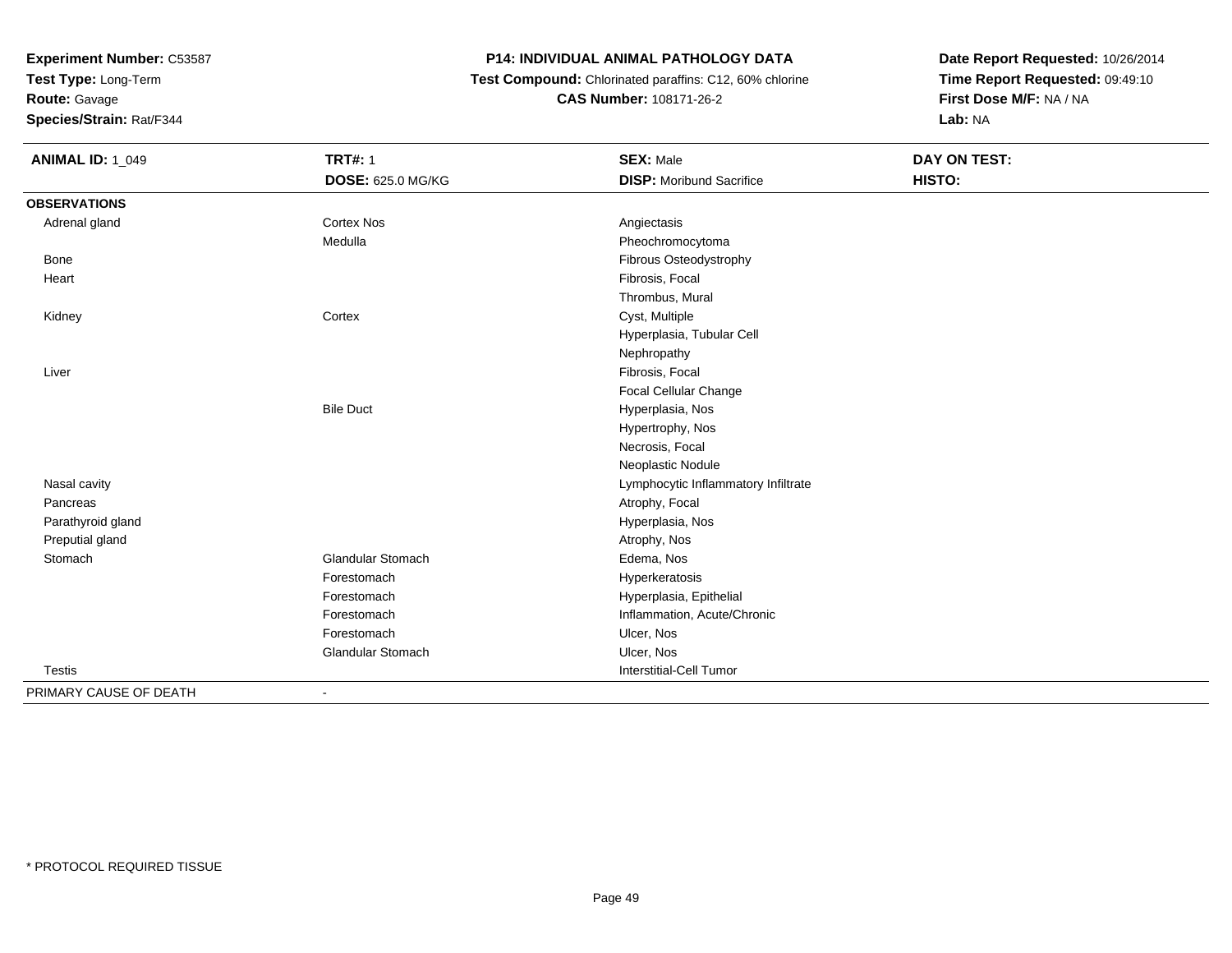**Experiment Number:** C53587
**Test Type:** Long-Term
**Route:** Gavage
**Species/Strain:** Rat/F344

**P14: INDIVIDUAL ANIMAL PATHOLOGY DATA**
**Test Compound:** Chlorinated paraffins: C12, 60% chlorine
**CAS Number:** 108171-26-2

**Date Report Requested:** 10/26/2014
**Time Report Requested:** 09:49:10
**First Dose M/F:** NA / NA
**Lab:** NA

| **ANIMAL ID:** 1_049 | **TRT#:** 1 | **SEX:** Male | **DAY ON TEST:** |
|---|---|---|---|
| | **DOSE:** 625.0 MG/KG | **DISP:** Moribund Sacrifice | **HISTO:** |
| **OBSERVATIONS** | | | |
| Adrenal gland | Cortex Nos | Angiectasis | |
| | Medulla | Pheochromocytoma | |
| Bone | | Fibrous Osteodystrophy | |
| Heart | | Fibrosis, Focal | |
| | | Thrombus, Mural | |
| Kidney | Cortex | Cyst, Multiple | |
| | | Hyperplasia, Tubular Cell | |
| | | Nephropathy | |
| Liver | | Fibrosis, Focal | |
| | | Focal Cellular Change | |
| | Bile Duct | Hyperplasia, Nos | |
| | | Hypertrophy, Nos | |
| | | Necrosis, Focal | |
| | | Neoplastic Nodule | |
| Nasal cavity | | Lymphocytic Inflammatory Infiltrate | |
| Pancreas | | Atrophy, Focal | |
| Parathyroid gland | | Hyperplasia, Nos | |
| Preputial gland | | Atrophy, Nos | |
| Stomach | Glandular Stomach | Edema, Nos | |
| | Forestomach | Hyperkeratosis | |
| | Forestomach | Hyperplasia, Epithelial | |
| | Forestomach | Inflammation, Acute/Chronic | |
| | Forestomach | Ulcer, Nos | |
| | Glandular Stomach | Ulcer, Nos | |
| Testis | | Interstitial-Cell Tumor | |
| PRIMARY CAUSE OF DEATH | - | | |

\* PROTOCOL REQUIRED TISSUE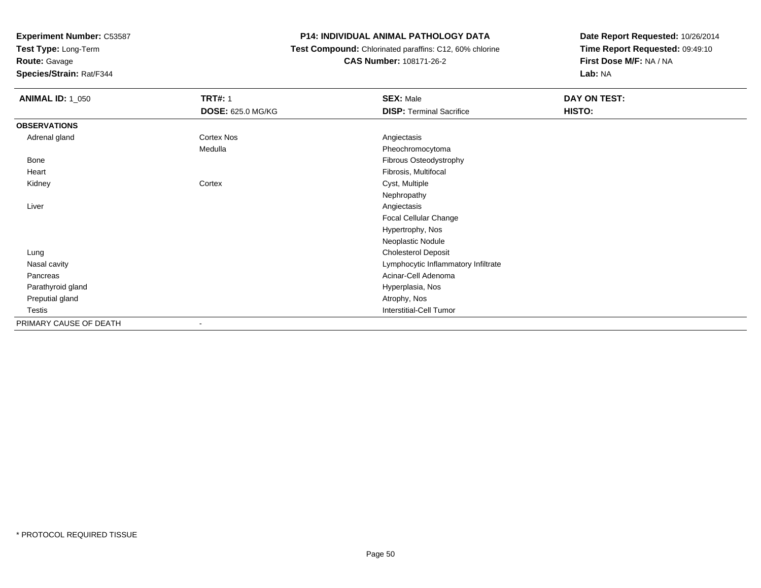**Experiment Number:** C53587
**Test Type:** Long-Term
**Route:** Gavage
**Species/Strain:** Rat/F344

**P14: INDIVIDUAL ANIMAL PATHOLOGY DATA**
**Test Compound:** Chlorinated paraffins: C12, 60% chlorine
**CAS Number:** 108171-26-2

**Date Report Requested:** 10/26/2014
**Time Report Requested:** 09:49:10
**First Dose M/F:** NA / NA
**Lab:** NA

| **ANIMAL ID:** 1_050 | **TRT#:** 1 | **SEX:** Male | **DAY ON TEST:** |
|---|---|---|---|
| | **DOSE:** 625.0 MG/KG | **DISP:** Terminal Sacrifice | **HISTO:** |
| **OBSERVATIONS** | | | |
| Adrenal gland | Cortex Nos | Angiectasis | |
| | Medulla | Pheochromocytoma | |
| Bone | | Fibrous Osteodystrophy | |
| Heart | | Fibrosis, Multifocal | |
| Kidney | Cortex | Cyst, Multiple | |
| | | Nephropathy | |
| Liver | | Angiectasis | |
| | | Focal Cellular Change | |
| | | Hypertrophy, Nos | |
| | | Neoplastic Nodule | |
| Lung | | Cholesterol Deposit | |
| Nasal cavity | | Lymphocytic Inflammatory Infiltrate | |
| Pancreas | | Acinar-Cell Adenoma | |
| Parathyroid gland | | Hyperplasia, Nos | |
| Preputial gland | | Atrophy, Nos | |
| Testis | | Interstitial-Cell Tumor | |
| PRIMARY CAUSE OF DEATH | - | | |

* PROTOCOL REQUIRED TISSUE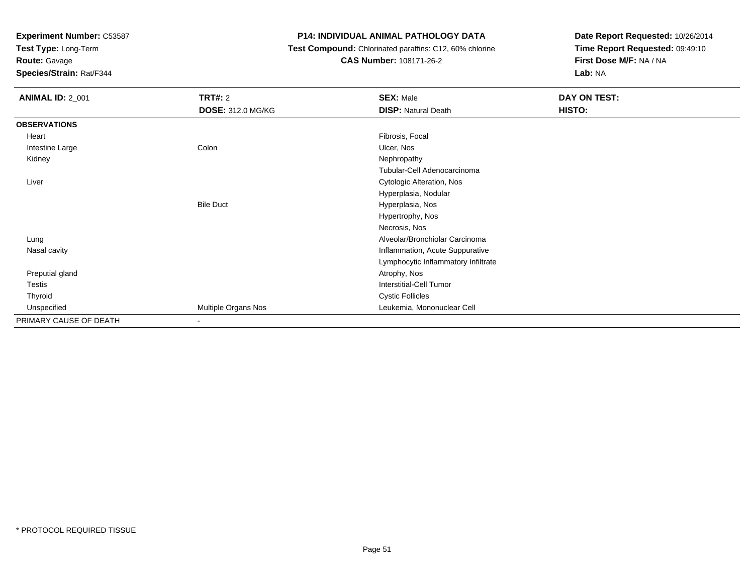**Experiment Number:** C53587
**Test Type:** Long-Term
**Route:** Gavage
**Species/Strain:** Rat/F344

**P14: INDIVIDUAL ANIMAL PATHOLOGY DATA**
**Test Compound:** Chlorinated paraffins: C12, 60% chlorine
**CAS Number:** 108171-26-2

**Date Report Requested:** 10/26/2014
**Time Report Requested:** 09:49:10
**First Dose M/F:** NA / NA
**Lab:** NA

| **ANIMAL ID:** 2_001 | **TRT#:** 2 | **SEX:** Male | **DAY ON TEST:** |
|---|---|---|---|
| | **DOSE:** 312.0 MG/KG | **DISP:** Natural Death | **HISTO:** |
| **OBSERVATIONS** | | | |
| Heart | | Fibrosis, Focal | |
| Intestine Large | Colon | Ulcer, Nos | |
| Kidney | | Nephropathy | |
| | | Tubular-Cell Adenocarcinoma | |
| Liver | | Cytologic Alteration, Nos | |
| | | Hyperplasia, Nodular | |
| | Bile Duct | Hyperplasia, Nos | |
| | | Hypertrophy, Nos | |
| | | Necrosis, Nos | |
| Lung | | Alveolar/Bronchiolar Carcinoma | |
| Nasal cavity | | Inflammation, Acute Suppurative | |
| | | Lymphocytic Inflammatory Infiltrate | |
| Preputial gland | | Atrophy, Nos | |
| Testis | | Interstitial-Cell Tumor | |
| Thyroid | | Cystic Follicles | |
| Unspecified | Multiple Organs Nos | Leukemia, Mononuclear Cell | |
| PRIMARY CAUSE OF DEATH | - | | |

* PROTOCOL REQUIRED TISSUE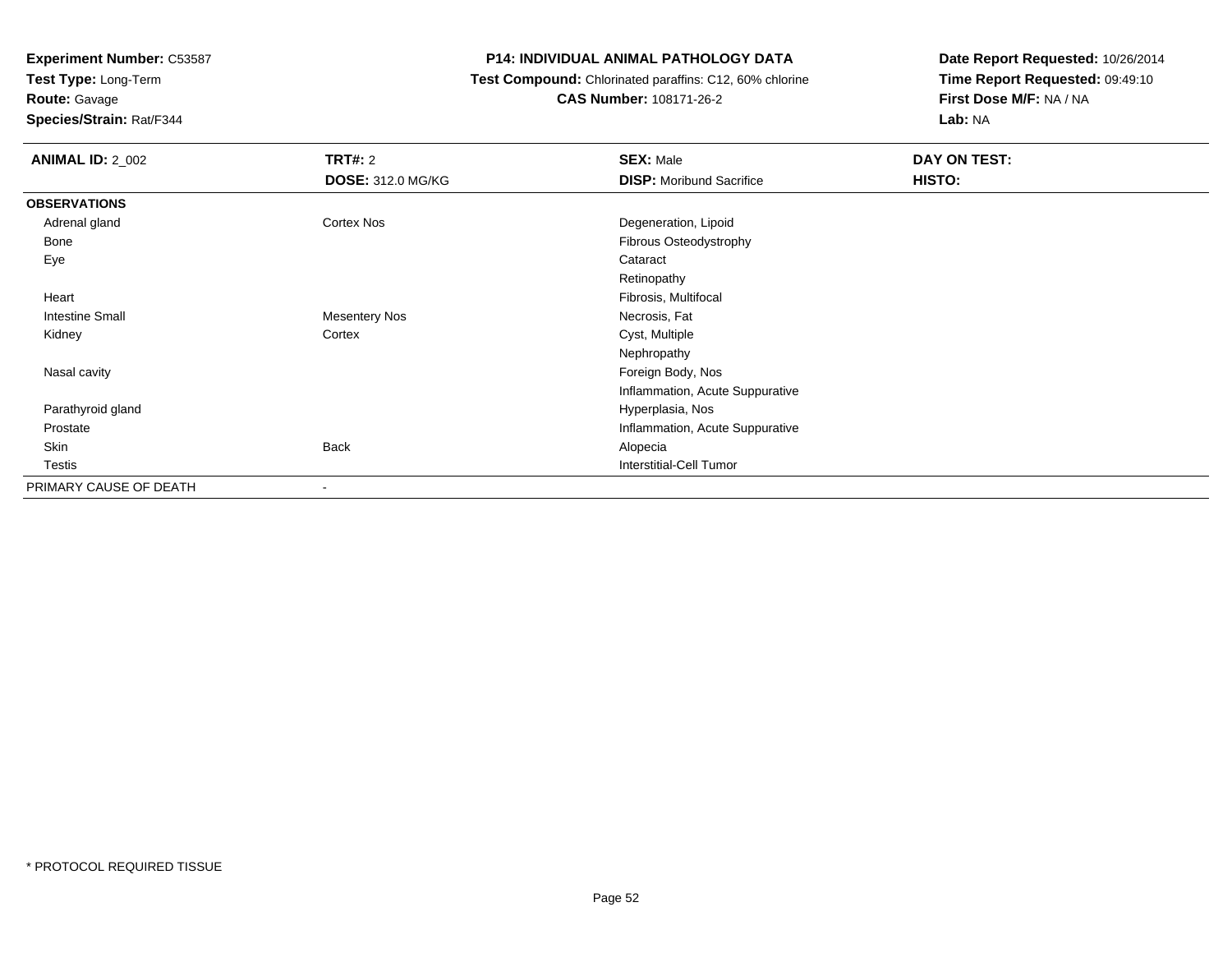**Experiment Number:** C53587
**Test Type:** Long-Term
**Route:** Gavage
**Species/Strain:** Rat/F344

# P14: INDIVIDUAL ANIMAL PATHOLOGY DATA

**Test Compound:** Chlorinated paraffins: C12, 60% chlorine
**CAS Number:** 108171-26-2

**Date Report Requested:** 10/26/2014
**Time Report Requested:** 09:49:10
**First Dose M/F:** NA / NA
**Lab:** NA

| **ANIMAL ID:** 2_002 | **TRT#:** 2 | **SEX:** Male | **DAY ON TEST:** |
|---|---|---|---|
| | **DOSE:** 312.0 MG/KG | **DISP:** Moribund Sacrifice | **HISTO:** |
| **OBSERVATIONS** | | | |
| Adrenal gland | Cortex Nos | Degeneration, Lipoid | |
| Bone | | Fibrous Osteodystrophy | |
| Eye | | Cataract | |
| | | Retinopathy | |
| Heart | | Fibrosis, Multifocal | |
| Intestine Small | Mesentery Nos | Necrosis, Fat | |
| Kidney | Cortex | Cyst, Multiple | |
| | | Nephropathy | |
| Nasal cavity | | Foreign Body, Nos | |
| | | Inflammation, Acute Suppurative | |
| Parathyroid gland | | Hyperplasia, Nos | |
| Prostate | | Inflammation, Acute Suppurative | |
| Skin | Back | Alopecia | |
| Testis | | Interstitial-Cell Tumor | |
| PRIMARY CAUSE OF DEATH | - | | |

* PROTOCOL REQUIRED TISSUE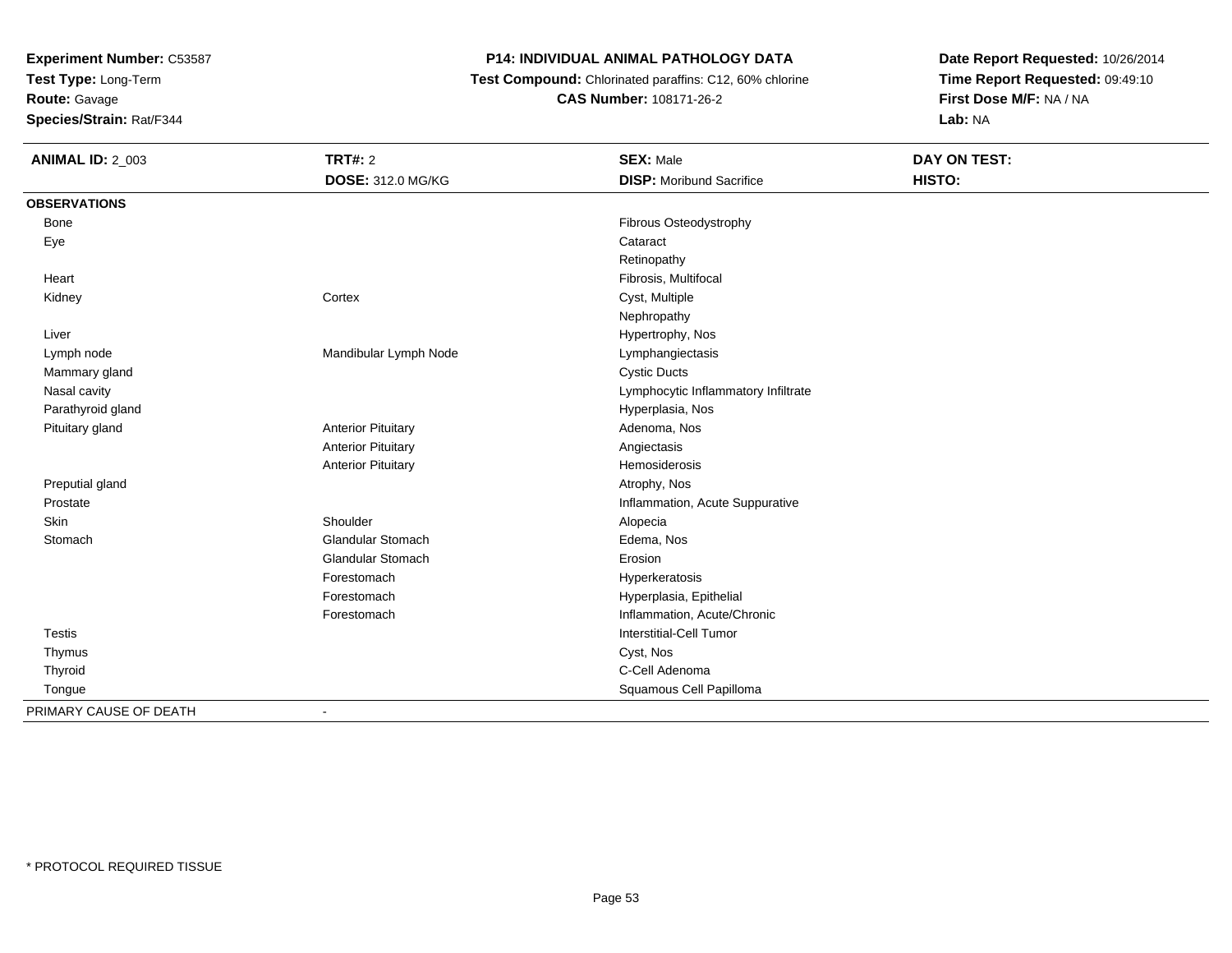**Experiment Number:** C53587
**Test Type:** Long-Term
**Route:** Gavage
**Species/Strain:** Rat/F344

# P14: INDIVIDUAL ANIMAL PATHOLOGY DATA

**Test Compound:** Chlorinated paraffins: C12, 60% chlorine
**CAS Number:** 108171-26-2

**Date Report Requested:** 10/26/2014
**Time Report Requested:** 09:49:10
**First Dose M/F:** NA / NA
**Lab:** NA

| **ANIMAL ID:** 2_003 | **TRT#:** 2 | **SEX:** Male | **DAY ON TEST:** |
|---|---|---|---|
| | **DOSE:** 312.0 MG/KG | **DISP:** Moribund Sacrifice | **HISTO:** |
| **OBSERVATIONS** | | | |
| Bone | | Fibrous Osteodystrophy | |
| Eye | | Cataract | |
| | | Retinopathy | |
| Heart | | Fibrosis, Multifocal | |
| Kidney | Cortex | Cyst, Multiple | |
| | | Nephropathy | |
| Liver | | Hypertrophy, Nos | |
| Lymph node | Mandibular Lymph Node | Lymphangiectasis | |
| Mammary gland | | Cystic Ducts | |
| Nasal cavity | | Lymphocytic Inflammatory Infiltrate | |
| Parathyroid gland | | Hyperplasia, Nos | |
| Pituitary gland | Anterior Pituitary | Adenoma, Nos | |
| | Anterior Pituitary | Angiectasis | |
| | Anterior Pituitary | Hemosiderosis | |
| Preputial gland | | Atrophy, Nos | |
| Prostate | | Inflammation, Acute Suppurative | |
| Skin | Shoulder | Alopecia | |
| Stomach | Glandular Stomach | Edema, Nos | |
| | Glandular Stomach | Erosion | |
| | Forestomach | Hyperkeratosis | |
| | Forestomach | Hyperplasia, Epithelial | |
| | Forestomach | Inflammation, Acute/Chronic | |
| Testis | | Interstitial-Cell Tumor | |
| Thymus | | Cyst, Nos | |
| Thyroid | | C-Cell Adenoma | |
| Tongue | | Squamous Cell Papilloma | |
| PRIMARY CAUSE OF DEATH | - | | |

* PROTOCOL REQUIRED TISSUE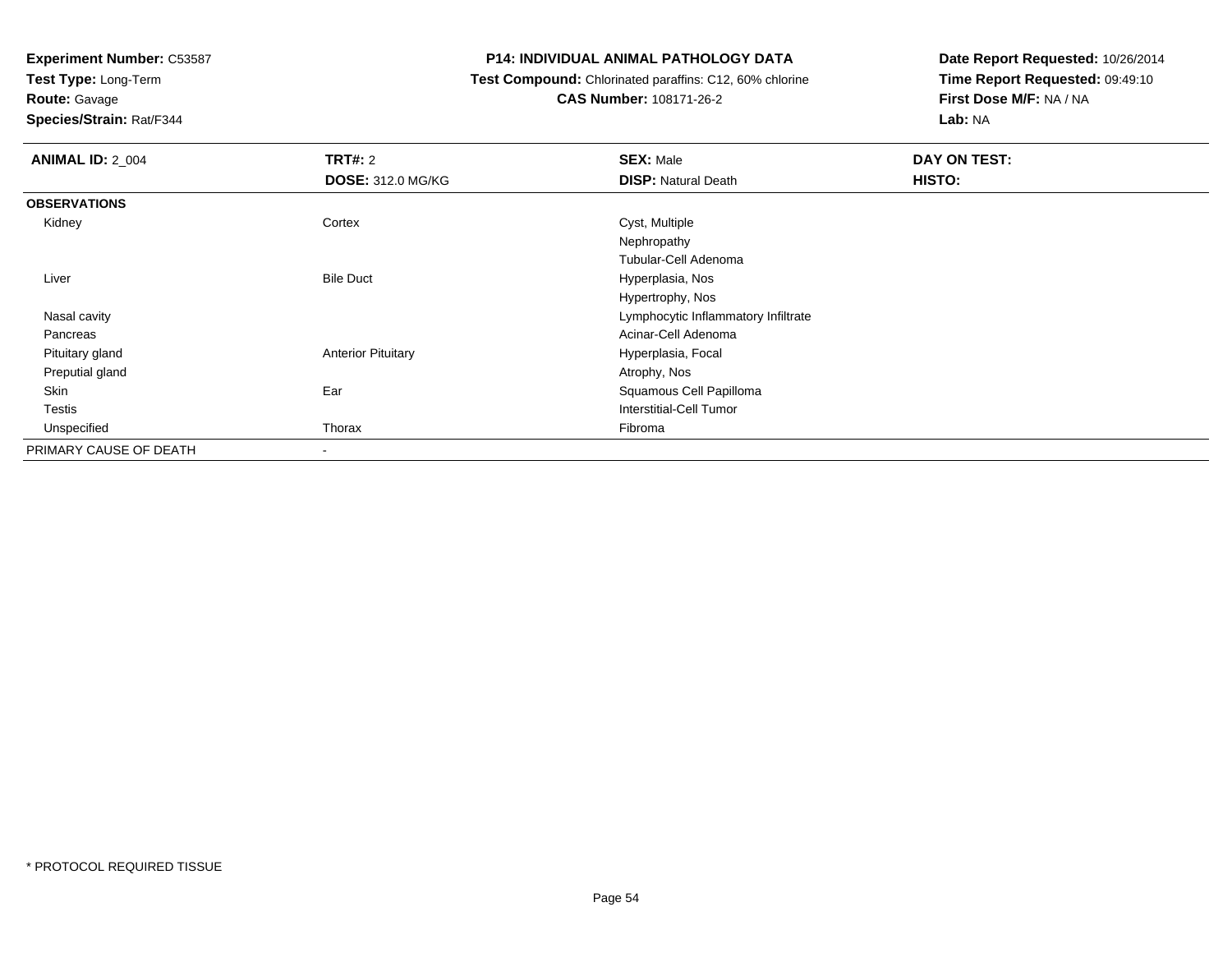**Experiment Number:** C53587
**Test Type:** Long-Term
**Route:** Gavage
**Species/Strain:** Rat/F344

**P14: INDIVIDUAL ANIMAL PATHOLOGY DATA**
**Test Compound:** Chlorinated paraffins: C12, 60% chlorine
**CAS Number:** 108171-26-2

**Date Report Requested:** 10/26/2014
**Time Report Requested:** 09:49:10
**First Dose M/F:** NA / NA
**Lab:** NA

| **ANIMAL ID:** 2_004 | **TRT#:** 2 | **SEX:** Male | **DAY ON TEST:** |
|---|---|---|---|
| | **DOSE:** 312.0 MG/KG | **DISP:** Natural Death | **HISTO:** |
| **OBSERVATIONS** | | | |
| Kidney | Cortex | Cyst, Multiple | |
| | | Nephropathy | |
| | | Tubular-Cell Adenoma | |
| Liver | Bile Duct | Hyperplasia, Nos | |
| | | Hypertrophy, Nos | |
| Nasal cavity | | Lymphocytic Inflammatory Infiltrate | |
| Pancreas | | Acinar-Cell Adenoma | |
| Pituitary gland | Anterior Pituitary | Hyperplasia, Focal | |
| Preputial gland | | Atrophy, Nos | |
| Skin | Ear | Squamous Cell Papilloma | |
| Testis | | Interstitial-Cell Tumor | |
| Unspecified | Thorax | Fibroma | |
| PRIMARY CAUSE OF DEATH | - | | |

* PROTOCOL REQUIRED TISSUE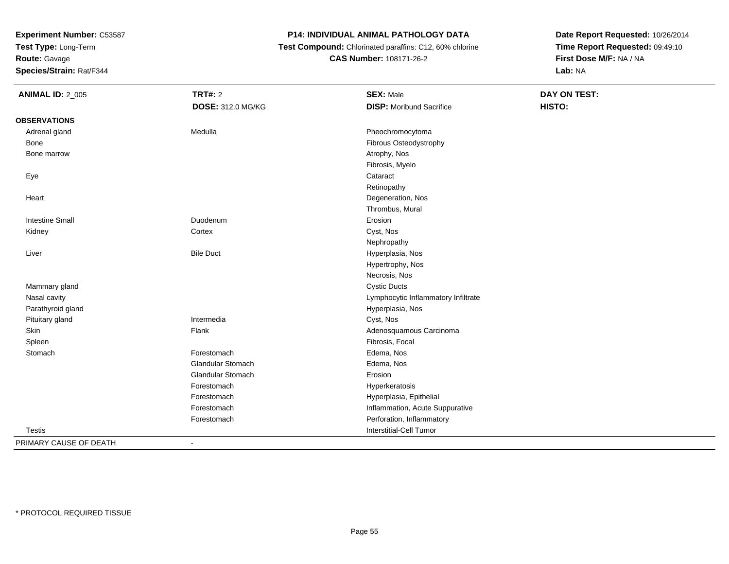**Experiment Number:** C53587
**Test Type:** Long-Term
**Route:** Gavage
**Species/Strain:** Rat/F344

**P14: INDIVIDUAL ANIMAL PATHOLOGY DATA**
**Test Compound:** Chlorinated paraffins: C12, 60% chlorine
**CAS Number:** 108171-26-2

**Date Report Requested:** 10/26/2014
**Time Report Requested:** 09:49:10
**First Dose M/F:** NA / NA
**Lab:** NA

| **ANIMAL ID:** 2_005 | **TRT#:** 2 | **SEX:** Male | **DAY ON TEST:** |
|---|---|---|---|
| | **DOSE:** 312.0 MG/KG | **DISP:** Moribund Sacrifice | **HISTO:** |
| **OBSERVATIONS** | | | |
| Adrenal gland | Medulla | Pheochromocytoma | |
| Bone | | Fibrous Osteodystrophy | |
| Bone marrow | | Atrophy, Nos | |
| | | Fibrosis, Myelo | |
| Eye | | Cataract | |
| | | Retinopathy | |
| Heart | | Degeneration, Nos | |
| | | Thrombus, Mural | |
| Intestine Small | Duodenum | Erosion | |
| Kidney | Cortex | Cyst, Nos | |
| | | Nephropathy | |
| Liver | Bile Duct | Hyperplasia, Nos | |
| | | Hypertrophy, Nos | |
| | | Necrosis, Nos | |
| Mammary gland | | Cystic Ducts | |
| Nasal cavity | | Lymphocytic Inflammatory Infiltrate | |
| Parathyroid gland | | Hyperplasia, Nos | |
| Pituitary gland | Intermedia | Cyst, Nos | |
| Skin | Flank | Adenosquamous Carcinoma | |
| Spleen | | Fibrosis, Focal | |
| Stomach | Forestomach | Edema, Nos | |
| | Glandular Stomach | Edema, Nos | |
| | Glandular Stomach | Erosion | |
| | Forestomach | Hyperkeratosis | |
| | Forestomach | Hyperplasia, Epithelial | |
| | Forestomach | Inflammation, Acute Suppurative | |
| | Forestomach | Perforation, Inflammatory | |
| Testis | | Interstitial-Cell Tumor | |
| PRIMARY CAUSE OF DEATH | - | | |

* PROTOCOL REQUIRED TISSUE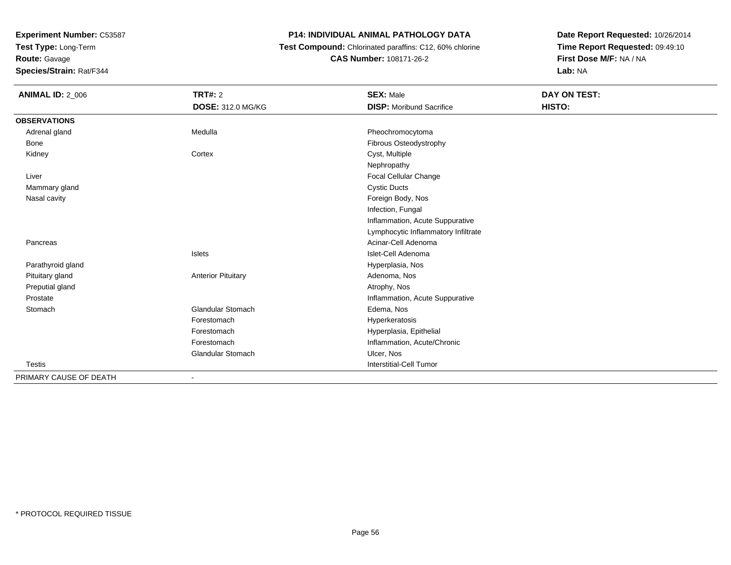**Experiment Number:** C53587
**Test Type:** Long-Term
**Route:** Gavage
**Species/Strain:** Rat/F344

**P14: INDIVIDUAL ANIMAL PATHOLOGY DATA**
**Test Compound:** Chlorinated paraffins: C12, 60% chlorine
**CAS Number:** 108171-26-2

**Date Report Requested:** 10/26/2014
**Time Report Requested:** 09:49:10
**First Dose M/F:** NA / NA
**Lab:** NA

| **ANIMAL ID:** 2_006 | **TRT#:** 2 | **SEX:** Male | **DAY ON TEST:** |
|---|---|---|---|
| | **DOSE:** 312.0 MG/KG | **DISP:** Moribund Sacrifice | **HISTO:** |
| **OBSERVATIONS** | | | |
| Adrenal gland | Medulla | Pheochromocytoma | |
| Bone | | Fibrous Osteodystrophy | |
| Kidney | Cortex | Cyst, Multiple | |
| | | Nephropathy | |
| Liver | | Focal Cellular Change | |
| Mammary gland | | Cystic Ducts | |
| Nasal cavity | | Foreign Body, Nos | |
| | | Infection, Fungal | |
| | | Inflammation, Acute Suppurative | |
| | | Lymphocytic Inflammatory Infiltrate | |
| Pancreas | | Acinar-Cell Adenoma | |
| | Islets | Islet-Cell Adenoma | |
| Parathyroid gland | | Hyperplasia, Nos | |
| Pituitary gland | Anterior Pituitary | Adenoma, Nos | |
| Preputial gland | | Atrophy, Nos | |
| Prostate | | Inflammation, Acute Suppurative | |
| Stomach | Glandular Stomach | Edema, Nos | |
| | Forestomach | Hyperkeratosis | |
| | Forestomach | Hyperplasia, Epithelial | |
| | Forestomach | Inflammation, Acute/Chronic | |
| | Glandular Stomach | Ulcer, Nos | |
| Testis | | Interstitial-Cell Tumor | |
| PRIMARY CAUSE OF DEATH | - | | |

* PROTOCOL REQUIRED TISSUE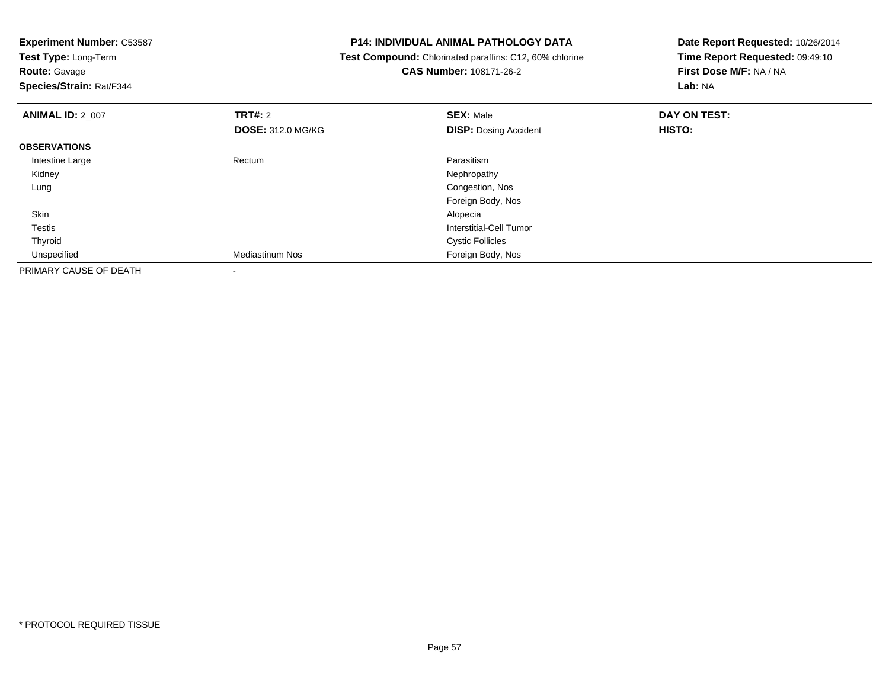**Experiment Number:** C53587
**Test Type:** Long-Term
**Route:** Gavage
**Species/Strain:** Rat/F344

**P14: INDIVIDUAL ANIMAL PATHOLOGY DATA**
**Test Compound:** Chlorinated paraffins: C12, 60% chlorine
**CAS Number:** 108171-26-2

**Date Report Requested:** 10/26/2014
**Time Report Requested:** 09:49:10
**First Dose M/F:** NA / NA
**Lab:** NA

| **ANIMAL ID:** 2_007 | **TRT#:** 2 | **SEX:** Male | **DAY ON TEST:** |
|---|---|---|---|
| | **DOSE:** 312.0 MG/KG | **DISP:** Dosing Accident | **HISTO:** |
| **OBSERVATIONS** | | | |
| Intestine Large | Rectum | Parasitism | |
| Kidney | | Nephropathy | |
| Lung | | Congestion, Nos | |
| | | Foreign Body, Nos | |
| Skin | | Alopecia | |
| Testis | | Interstitial-Cell Tumor | |
| Thyroid | | Cystic Follicles | |
| Unspecified | Mediastinum Nos | Foreign Body, Nos | |
| PRIMARY CAUSE OF DEATH | - | | |

* PROTOCOL REQUIRED TISSUE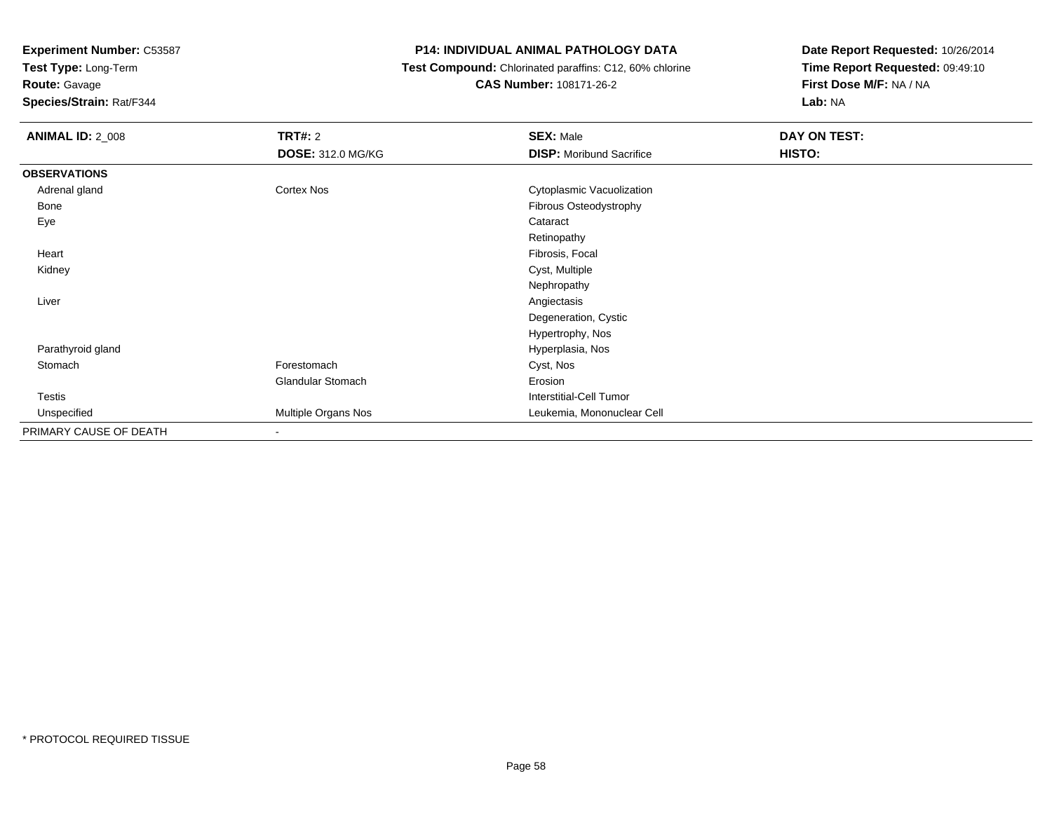**Experiment Number:** C53587
**Test Type:** Long-Term
**Route:** Gavage
**Species/Strain:** Rat/F344

**P14: INDIVIDUAL ANIMAL PATHOLOGY DATA**
**Test Compound:** Chlorinated paraffins: C12, 60% chlorine
**CAS Number:** 108171-26-2

**Date Report Requested:** 10/26/2014
**Time Report Requested:** 09:49:10
**First Dose M/F:** NA / NA
**Lab:** NA

| **ANIMAL ID:** 2_008 | **TRT#:** 2 | **SEX:** Male | **DAY ON TEST:** |
|---|---|---|---|
| | **DOSE:** 312.0 MG/KG | **DISP:** Moribund Sacrifice | **HISTO:** |
| **OBSERVATIONS** | | | |
| Adrenal gland | Cortex Nos | Cytoplasmic Vacuolization | |
| Bone | | Fibrous Osteodystrophy | |
| Eye | | Cataract | |
| | | Retinopathy | |
| Heart | | Fibrosis, Focal | |
| Kidney | | Cyst, Multiple | |
| | | Nephropathy | |
| Liver | | Angiectasis | |
| | | Degeneration, Cystic | |
| | | Hypertrophy, Nos | |
| Parathyroid gland | | Hyperplasia, Nos | |
| Stomach | Forestomach | Cyst, Nos | |
| | Glandular Stomach | Erosion | |
| Testis | | Interstitial-Cell Tumor | |
| Unspecified | Multiple Organs Nos | Leukemia, Mononuclear Cell | |
| PRIMARY CAUSE OF DEATH | - | | |

* PROTOCOL REQUIRED TISSUE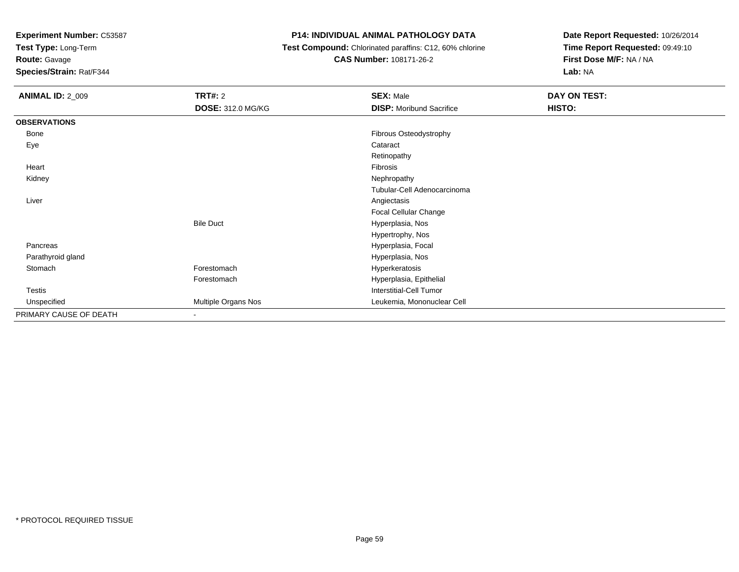**Experiment Number:** C53587
**Test Type:** Long-Term
**Route:** Gavage
**Species/Strain:** Rat/F344

**P14: INDIVIDUAL ANIMAL PATHOLOGY DATA**
**Test Compound:** Chlorinated paraffins: C12, 60% chlorine
**CAS Number:** 108171-26-2

**Date Report Requested:** 10/26/2014
**Time Report Requested:** 09:49:10
**First Dose M/F:** NA / NA
**Lab:** NA

| **ANIMAL ID:** 2_009 | **TRT#:** 2 | **SEX:** Male | **DAY ON TEST:** |
|---|---|---|---|
| | **DOSE:** 312.0 MG/KG | **DISP:** Moribund Sacrifice | **HISTO:** |
| **OBSERVATIONS** | | | |
| Bone | | Fibrous Osteodystrophy | |
| Eye | | Cataract | |
| | | Retinopathy | |
| Heart | | Fibrosis | |
| Kidney | | Nephropathy | |
| | | Tubular-Cell Adenocarcinoma | |
| Liver | | Angiectasis | |
| | | Focal Cellular Change | |
| | Bile Duct | Hyperplasia, Nos | |
| | | Hypertrophy, Nos | |
| Pancreas | | Hyperplasia, Focal | |
| Parathyroid gland | | Hyperplasia, Nos | |
| Stomach | Forestomach | Hyperkeratosis | |
| | Forestomach | Hyperplasia, Epithelial | |
| Testis | | Interstitial-Cell Tumor | |
| Unspecified | Multiple Organs Nos | Leukemia, Mononuclear Cell | |
| PRIMARY CAUSE OF DEATH | - | | |

* PROTOCOL REQUIRED TISSUE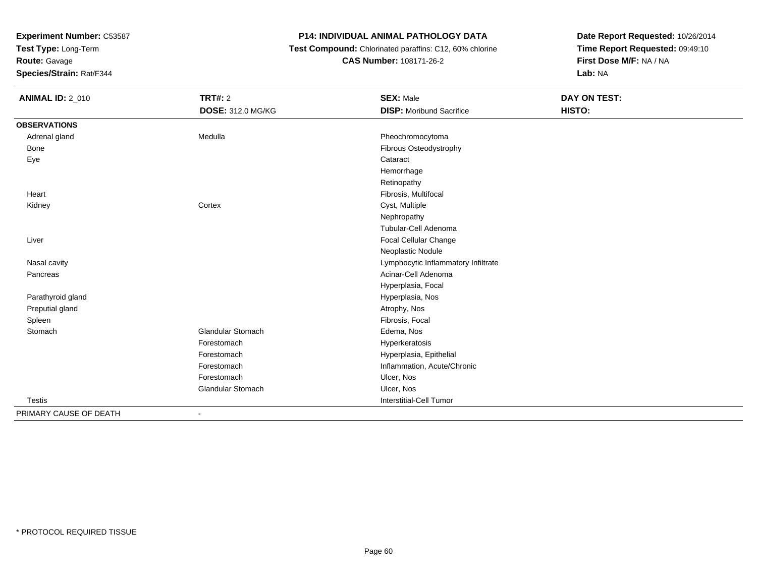**Experiment Number:** C53587
**Test Type:** Long-Term
**Route:** Gavage
**Species/Strain:** Rat/F344

**P14: INDIVIDUAL ANIMAL PATHOLOGY DATA**
**Test Compound:** Chlorinated paraffins: C12, 60% chlorine
**CAS Number:** 108171-26-2

**Date Report Requested:** 10/26/2014
**Time Report Requested:** 09:49:10
**First Dose M/F:** NA / NA
**Lab:** NA

| **ANIMAL ID:** 2_010 | **TRT#:** 2 | **SEX:** Male | **DAY ON TEST:** |
|---|---|---|---|
| | **DOSE:** 312.0 MG/KG | **DISP:** Moribund Sacrifice | **HISTO:** |
| **OBSERVATIONS** | | | |
| Adrenal gland | Medulla | Pheochromocytoma | |
| Bone | | Fibrous Osteodystrophy | |
| Eye | | Cataract | |
| | | Hemorrhage | |
| | | Retinopathy | |
| Heart | | Fibrosis, Multifocal | |
| Kidney | Cortex | Cyst, Multiple | |
| | | Nephropathy | |
| | | Tubular-Cell Adenoma | |
| Liver | | Focal Cellular Change | |
| | | Neoplastic Nodule | |
| Nasal cavity | | Lymphocytic Inflammatory Infiltrate | |
| Pancreas | | Acinar-Cell Adenoma | |
| | | Hyperplasia, Focal | |
| Parathyroid gland | | Hyperplasia, Nos | |
| Preputial gland | | Atrophy, Nos | |
| Spleen | | Fibrosis, Focal | |
| Stomach | Glandular Stomach | Edema, Nos | |
| | Forestomach | Hyperkeratosis | |
| | Forestomach | Hyperplasia, Epithelial | |
| | Forestomach | Inflammation, Acute/Chronic | |
| | Forestomach | Ulcer, Nos | |
| | Glandular Stomach | Ulcer, Nos | |
| Testis | | Interstitial-Cell Tumor | |
| PRIMARY CAUSE OF DEATH | - | | |

* PROTOCOL REQUIRED TISSUE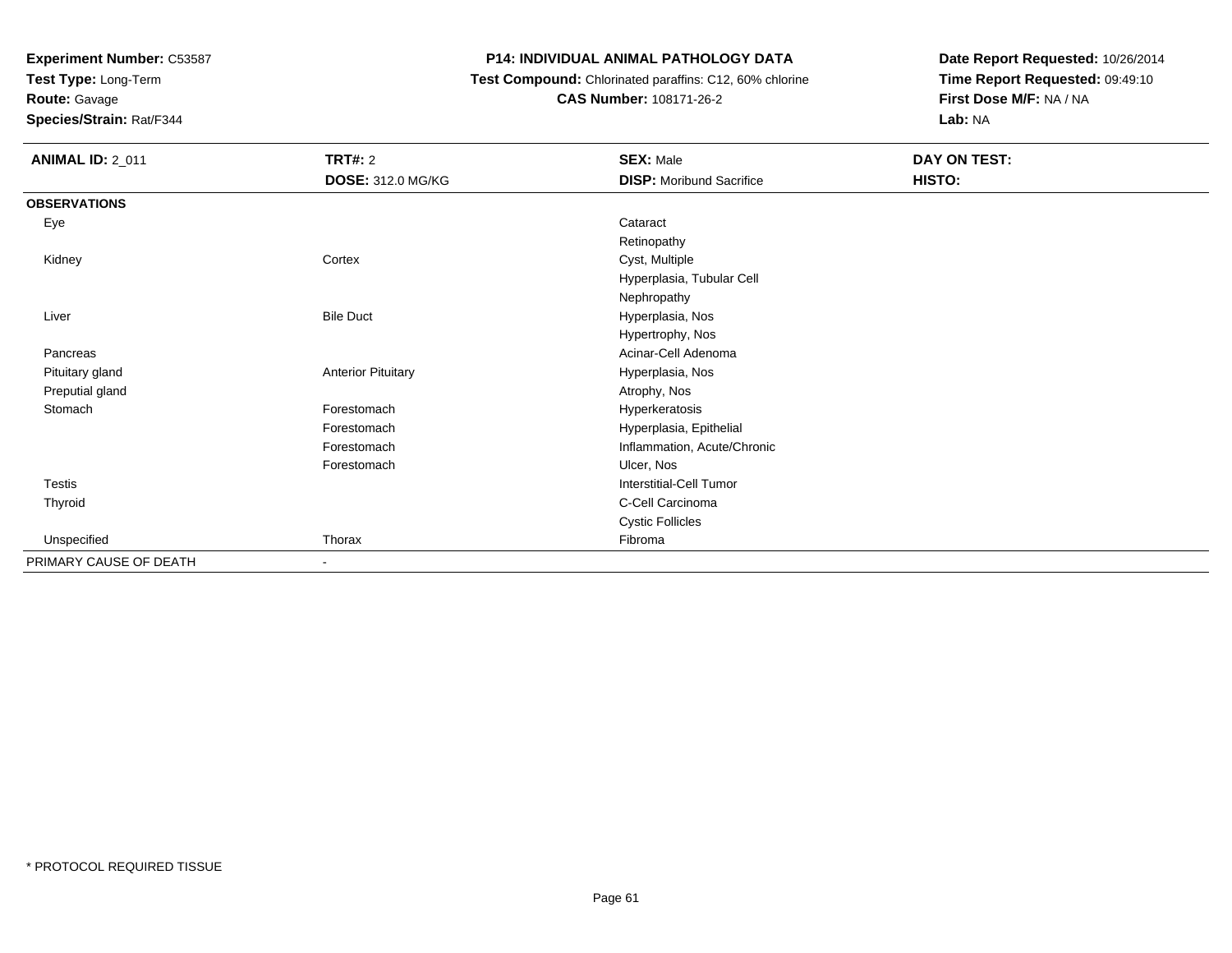**Experiment Number:** C53587
**Test Type:** Long-Term
**Route:** Gavage
**Species/Strain:** Rat/F344

**P14: INDIVIDUAL ANIMAL PATHOLOGY DATA**
**Test Compound:** Chlorinated paraffins: C12, 60% chlorine
**CAS Number:** 108171-26-2

**Date Report Requested:** 10/26/2014
**Time Report Requested:** 09:49:10
**First Dose M/F:** NA / NA
**Lab:** NA

| **ANIMAL ID:** 2_011 | **TRT#:** 2 | **SEX:** Male | **DAY ON TEST:** |
|---|---|---|---|
| | **DOSE:** 312.0 MG/KG | **DISP:** Moribund Sacrifice | **HISTO:** |
| **OBSERVATIONS** | | | |
| Eye | | Cataract | |
| | | Retinopathy | |
| Kidney | Cortex | Cyst, Multiple | |
| | | Hyperplasia, Tubular Cell | |
| | | Nephropathy | |
| Liver | Bile Duct | Hyperplasia, Nos | |
| | | Hypertrophy, Nos | |
| Pancreas | | Acinar-Cell Adenoma | |
| Pituitary gland | Anterior Pituitary | Hyperplasia, Nos | |
| Preputial gland | | Atrophy, Nos | |
| Stomach | Forestomach | Hyperkeratosis | |
| | Forestomach | Hyperplasia, Epithelial | |
| | Forestomach | Inflammation, Acute/Chronic | |
| | Forestomach | Ulcer, Nos | |
| Testis | | Interstitial-Cell Tumor | |
| Thyroid | | C-Cell Carcinoma | |
| | | Cystic Follicles | |
| Unspecified | Thorax | Fibroma | |
| PRIMARY CAUSE OF DEATH | - | | |

* PROTOCOL REQUIRED TISSUE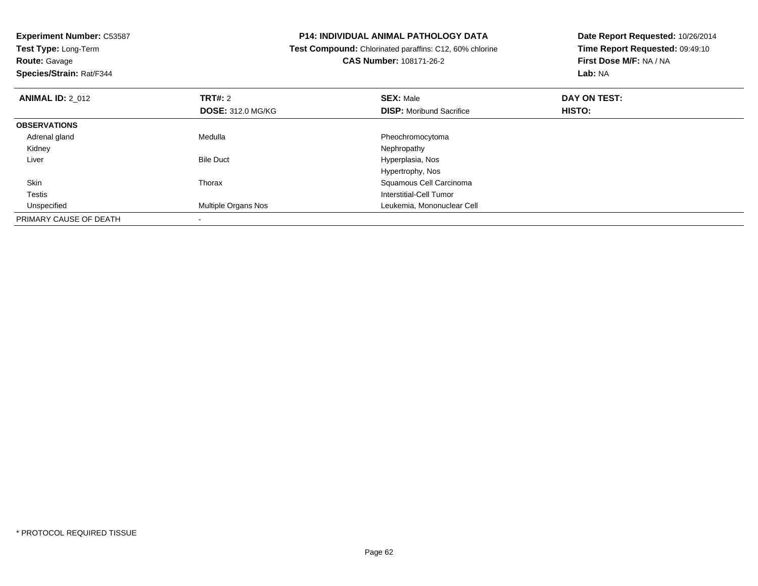**Experiment Number:** C53587
**Test Type:** Long-Term
**Route:** Gavage
**Species/Strain:** Rat/F344

**P14: INDIVIDUAL ANIMAL PATHOLOGY DATA**
**Test Compound:** Chlorinated paraffins: C12, 60% chlorine
**CAS Number:** 108171-26-2

**Date Report Requested:** 10/26/2014
**Time Report Requested:** 09:49:10
**First Dose M/F:** NA / NA
**Lab:** NA

| **ANIMAL ID:** 2_012 | **TRT#:** 2 | **SEX:** Male | **DAY ON TEST:** |
|---|---|---|---|
| | **DOSE:** 312.0 MG/KG | **DISP:** Moribund Sacrifice | **HISTO:** |
| **OBSERVATIONS** | | | |
| Adrenal gland | Medulla | Pheochromocytoma | |
| Kidney | | Nephropathy | |
| Liver | Bile Duct | Hyperplasia, Nos | |
| | | Hypertrophy, Nos | |
| Skin | Thorax | Squamous Cell Carcinoma | |
| Testis | | Interstitial-Cell Tumor | |
| Unspecified | Multiple Organs Nos | Leukemia, Mononuclear Cell | |
| PRIMARY CAUSE OF DEATH | - | | |

* PROTOCOL REQUIRED TISSUE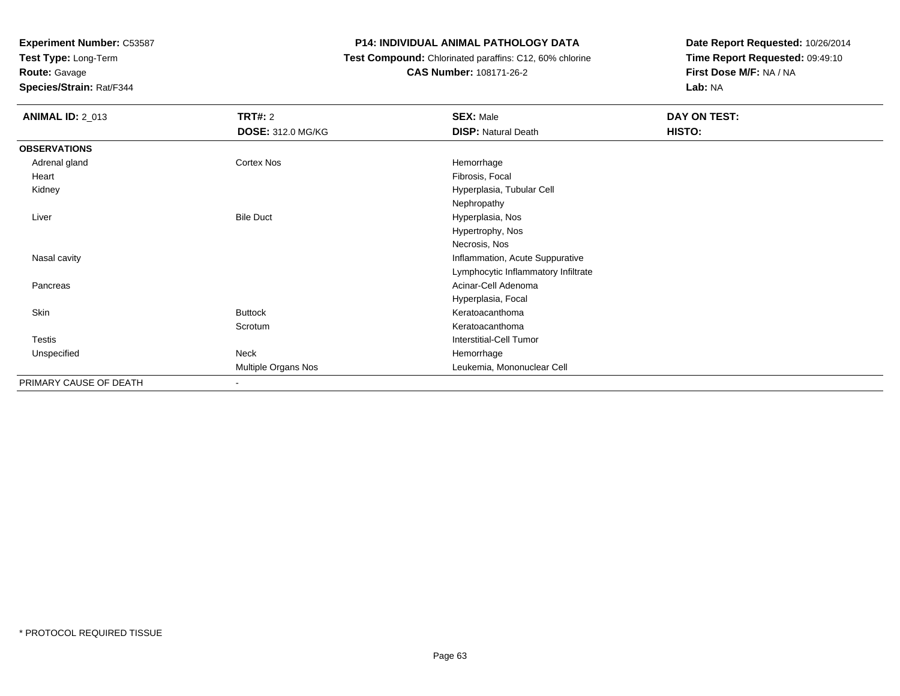**Experiment Number:** C53587
**Test Type:** Long-Term
**Route:** Gavage
**Species/Strain:** Rat/F344

**P14: INDIVIDUAL ANIMAL PATHOLOGY DATA**
**Test Compound:** Chlorinated paraffins: C12, 60% chlorine
**CAS Number:** 108171-26-2

**Date Report Requested:** 10/26/2014
**Time Report Requested:** 09:49:10
**First Dose M/F:** NA / NA
**Lab:** NA

| **ANIMAL ID:** 2_013 | **TRT#:** 2 | **SEX:** Male | **DAY ON TEST:** |
|---|---|---|---|
| | **DOSE:** 312.0 MG/KG | **DISP:** Natural Death | **HISTO:** |
| **OBSERVATIONS** | | | |
| Adrenal gland | Cortex Nos | Hemorrhage | |
| Heart | | Fibrosis, Focal | |
| Kidney | | Hyperplasia, Tubular Cell | |
| | | Nephropathy | |
| Liver | Bile Duct | Hyperplasia, Nos | |
| | | Hypertrophy, Nos | |
| | | Necrosis, Nos | |
| Nasal cavity | | Inflammation, Acute Suppurative | |
| | | Lymphocytic Inflammatory Infiltrate | |
| Pancreas | | Acinar-Cell Adenoma | |
| | | Hyperplasia, Focal | |
| Skin | Buttock | Keratoacanthoma | |
| | Scrotum | Keratoacanthoma | |
| Testis | | Interstitial-Cell Tumor | |
| Unspecified | Neck | Hemorrhage | |
| | Multiple Organs Nos | Leukemia, Mononuclear Cell | |
| PRIMARY CAUSE OF DEATH | - | | |

* PROTOCOL REQUIRED TISSUE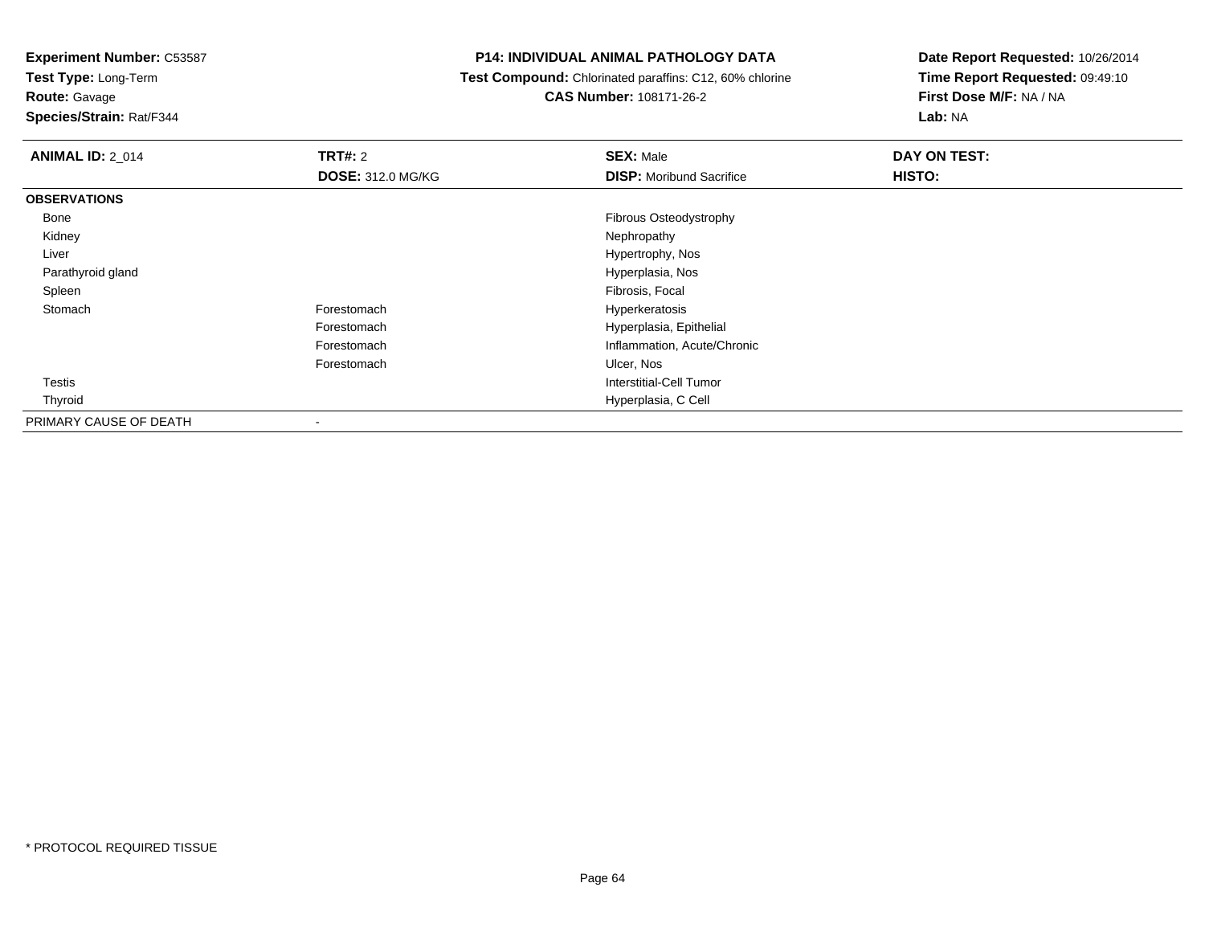**Experiment Number:** C53587
**Test Type:** Long-Term
**Route:** Gavage
**Species/Strain:** Rat/F344

**P14: INDIVIDUAL ANIMAL PATHOLOGY DATA**
**Test Compound:** Chlorinated paraffins: C12, 60% chlorine
**CAS Number:** 108171-26-2

**Date Report Requested:** 10/26/2014
**Time Report Requested:** 09:49:10
**First Dose M/F:** NA / NA
**Lab:** NA

| **ANIMAL ID:** 2_014 | **TRT#:** 2 | **SEX:** Male | **DAY ON TEST:** |
|---|---|---|---|
| | **DOSE:** 312.0 MG/KG | **DISP:** Moribund Sacrifice | **HISTO:** |
| **OBSERVATIONS** | | | |
| Bone | | Fibrous Osteodystrophy | |
| Kidney | | Nephropathy | |
| Liver | | Hypertrophy, Nos | |
| Parathyroid gland | | Hyperplasia, Nos | |
| Spleen | | Fibrosis, Focal | |
| Stomach | Forestomach | Hyperkeratosis | |
| | Forestomach | Hyperplasia, Epithelial | |
| | Forestomach | Inflammation, Acute/Chronic | |
| | Forestomach | Ulcer, Nos | |
| Testis | | Interstitial-Cell Tumor | |
| Thyroid | | Hyperplasia, C Cell | |
| PRIMARY CAUSE OF DEATH | - | | |

* PROTOCOL REQUIRED TISSUE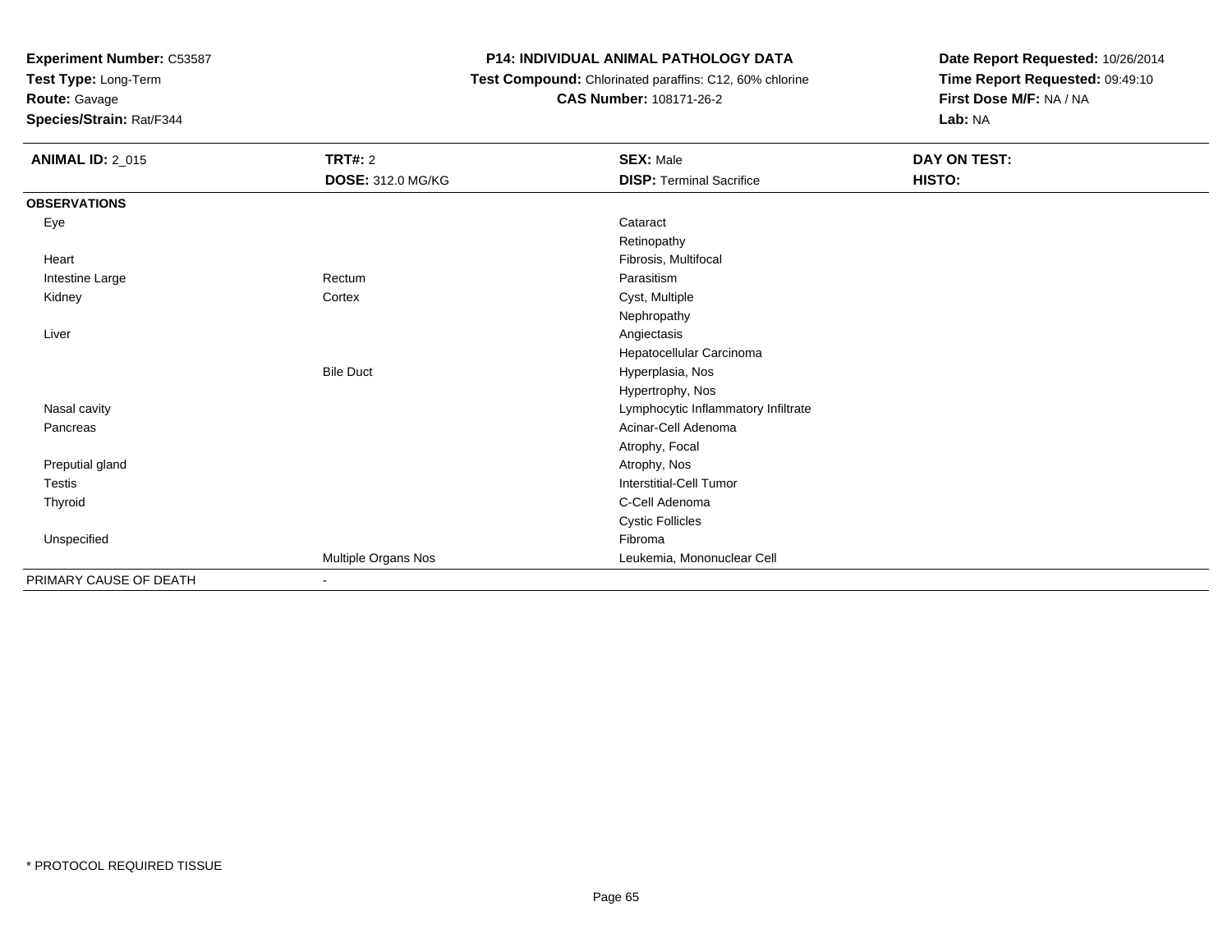**Experiment Number:** C53587
**Test Type:** Long-Term
**Route:** Gavage
**Species/Strain:** Rat/F344

**P14: INDIVIDUAL ANIMAL PATHOLOGY DATA**
**Test Compound:** Chlorinated paraffins: C12, 60% chlorine
**CAS Number:** 108171-26-2

**Date Report Requested:** 10/26/2014
**Time Report Requested:** 09:49:10
**First Dose M/F:** NA / NA
**Lab:** NA

| **ANIMAL ID:** 2_015 | **TRT#:** 2 | **SEX:** Male | **DAY ON TEST:** |
|---|---|---|---|
| | **DOSE:** 312.0 MG/KG | **DISP:** Terminal Sacrifice | **HISTO:** |
| **OBSERVATIONS** | | | |
| Eye | | Cataract | |
| | | Retinopathy | |
| Heart | | Fibrosis, Multifocal | |
| Intestine Large | Rectum | Parasitism | |
| Kidney | Cortex | Cyst, Multiple | |
| | | Nephropathy | |
| Liver | | Angiectasis | |
| | | Hepatocellular Carcinoma | |
| | Bile Duct | Hyperplasia, Nos | |
| | | Hypertrophy, Nos | |
| Nasal cavity | | Lymphocytic Inflammatory Infiltrate | |
| Pancreas | | Acinar-Cell Adenoma | |
| | | Atrophy, Focal | |
| Preputial gland | | Atrophy, Nos | |
| Testis | | Interstitial-Cell Tumor | |
| Thyroid | | C-Cell Adenoma | |
| | | Cystic Follicles | |
| Unspecified | | Fibroma | |
| | Multiple Organs Nos | Leukemia, Mononuclear Cell | |
| PRIMARY CAUSE OF DEATH | - | | |

* PROTOCOL REQUIRED TISSUE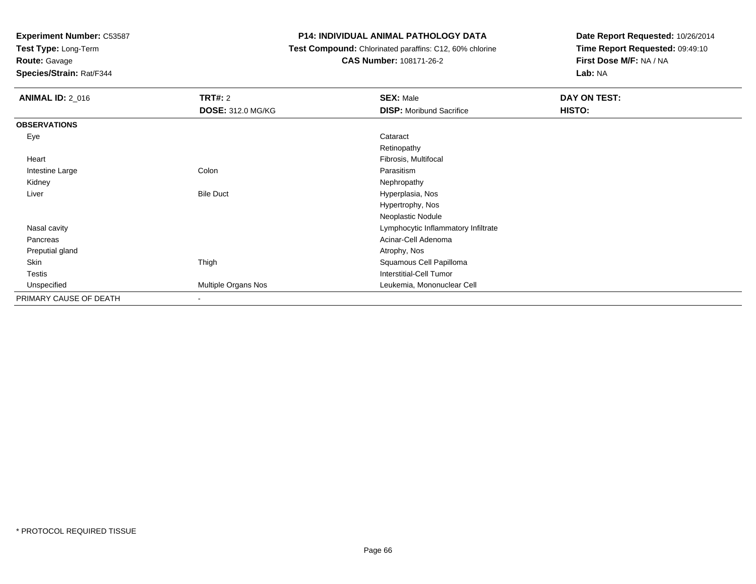**Experiment Number:** C53587
**Test Type:** Long-Term
**Route:** Gavage
**Species/Strain:** Rat/F344

# P14: INDIVIDUAL ANIMAL PATHOLOGY DATA

**Test Compound:** Chlorinated paraffins: C12, 60% chlorine
**CAS Number:** 108171-26-2

**Date Report Requested:** 10/26/2014
**Time Report Requested:** 09:49:10
**First Dose M/F:** NA / NA
**Lab:** NA

| **ANIMAL ID:** 2_016 | **TRT#:** 2 | **SEX:** Male | **DAY ON TEST:** |
|---|---|---|---|
| | **DOSE:** 312.0 MG/KG | **DISP:** Moribund Sacrifice | **HISTO:** |
| **OBSERVATIONS** | | | |
| Eye | | Cataract | |
| | | Retinopathy | |
| Heart | | Fibrosis, Multifocal | |
| Intestine Large | Colon | Parasitism | |
| Kidney | | Nephropathy | |
| Liver | Bile Duct | Hyperplasia, Nos | |
| | | Hypertrophy, Nos | |
| | | Neoplastic Nodule | |
| Nasal cavity | | Lymphocytic Inflammatory Infiltrate | |
| Pancreas | | Acinar-Cell Adenoma | |
| Preputial gland | | Atrophy, Nos | |
| Skin | Thigh | Squamous Cell Papilloma | |
| Testis | | Interstitial-Cell Tumor | |
| Unspecified | Multiple Organs Nos | Leukemia, Mononuclear Cell | |
| PRIMARY CAUSE OF DEATH | - | | |

* PROTOCOL REQUIRED TISSUE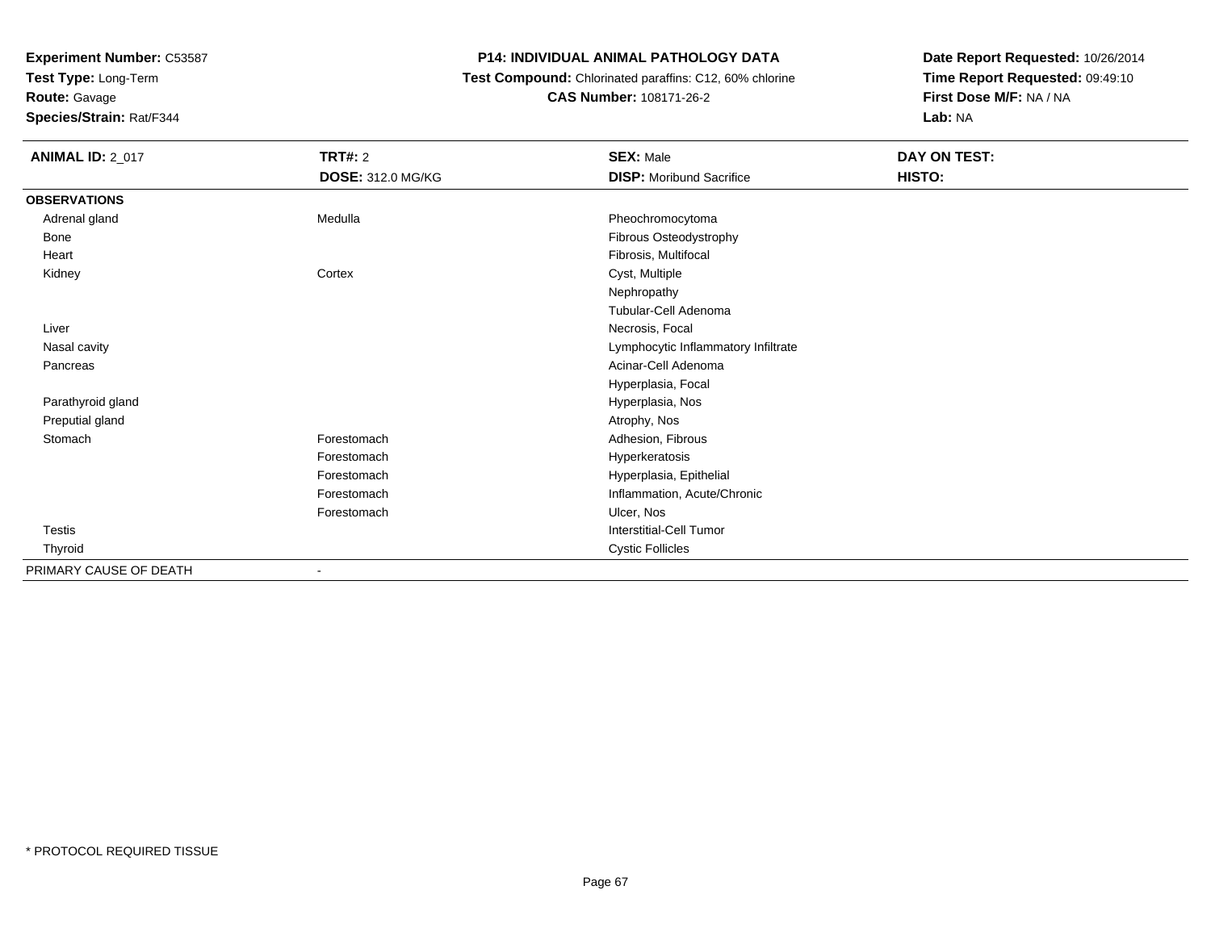**Experiment Number:** C53587
**Test Type:** Long-Term
**Route:** Gavage
**Species/Strain:** Rat/F344

**P14: INDIVIDUAL ANIMAL PATHOLOGY DATA**
**Test Compound:** Chlorinated paraffins: C12, 60% chlorine
**CAS Number:** 108171-26-2

**Date Report Requested:** 10/26/2014
**Time Report Requested:** 09:49:10
**First Dose M/F:** NA / NA
**Lab:** NA

| **ANIMAL ID:** 2_017 | **TRT#:** 2 | **SEX:** Male | **DAY ON TEST:** |
|---|---|---|---|
| | **DOSE:** 312.0 MG/KG | **DISP:** Moribund Sacrifice | **HISTO:** |
| **OBSERVATIONS** | | | |
| Adrenal gland | Medulla | Pheochromocytoma | |
| Bone | | Fibrous Osteodystrophy | |
| Heart | | Fibrosis, Multifocal | |
| Kidney | Cortex | Cyst, Multiple | |
| | | Nephropathy | |
| | | Tubular-Cell Adenoma | |
| Liver | | Necrosis, Focal | |
| Nasal cavity | | Lymphocytic Inflammatory Infiltrate | |
| Pancreas | | Acinar-Cell Adenoma | |
| | | Hyperplasia, Focal | |
| Parathyroid gland | | Hyperplasia, Nos | |
| Preputial gland | | Atrophy, Nos | |
| Stomach | Forestomach | Adhesion, Fibrous | |
| | Forestomach | Hyperkeratosis | |
| | Forestomach | Hyperplasia, Epithelial | |
| | Forestomach | Inflammation, Acute/Chronic | |
| | Forestomach | Ulcer, Nos | |
| Testis | | Interstitial-Cell Tumor | |
| Thyroid | | Cystic Follicles | |
| PRIMARY CAUSE OF DEATH | - | | |

* PROTOCOL REQUIRED TISSUE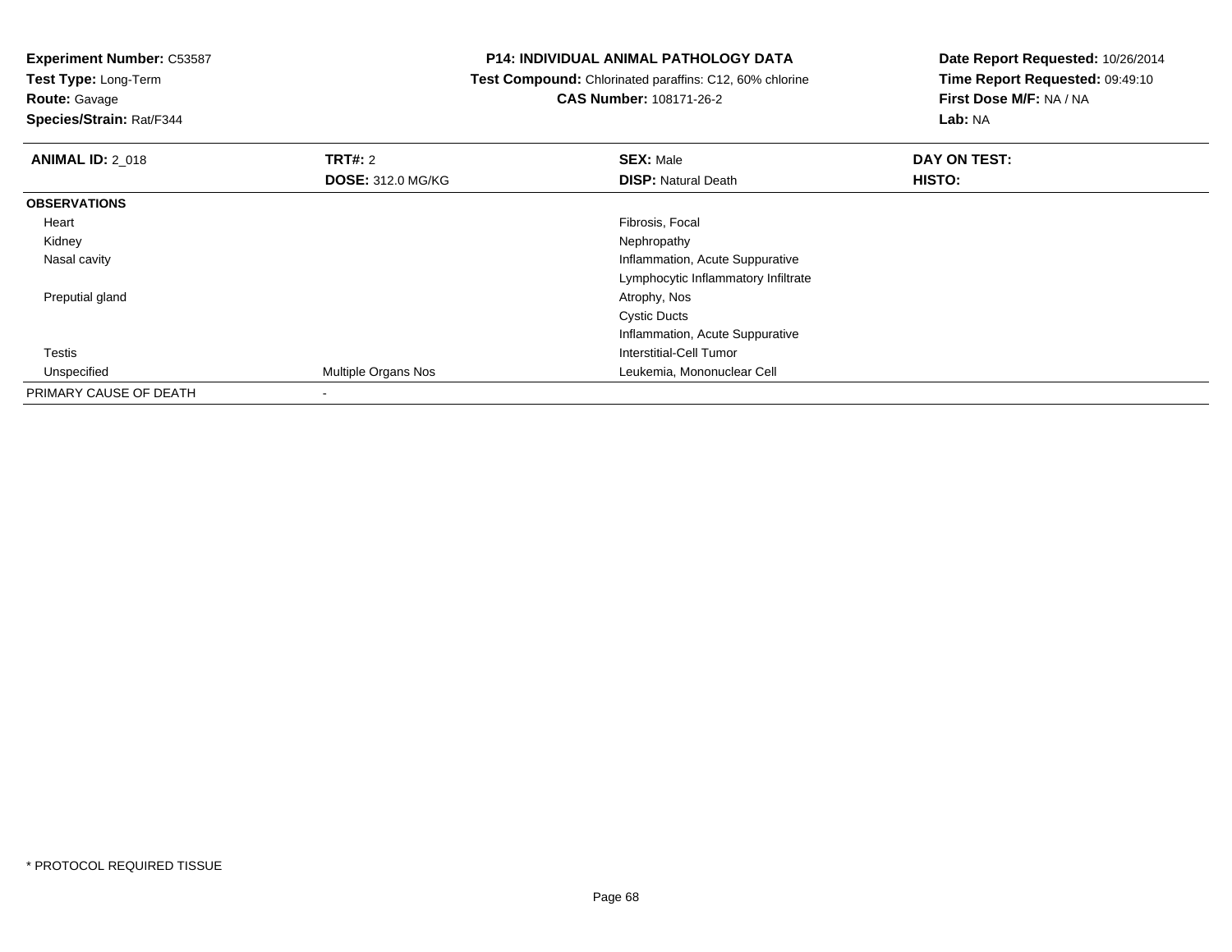**Experiment Number:** C53587
**Test Type:** Long-Term
**Route:** Gavage
**Species/Strain:** Rat/F344

**P14: INDIVIDUAL ANIMAL PATHOLOGY DATA**
**Test Compound:** Chlorinated paraffins: C12, 60% chlorine
**CAS Number:** 108171-26-2

**Date Report Requested:** 10/26/2014
**Time Report Requested:** 09:49:10
**First Dose M/F:** NA / NA
**Lab:** NA

| **ANIMAL ID:** 2_018 | **TRT#:** 2 | **SEX:** Male | **DAY ON TEST:** |
|---|---|---|---|
| | **DOSE:** 312.0 MG/KG | **DISP:** Natural Death | **HISTO:** |
| **OBSERVATIONS** | | | |
| Heart | | Fibrosis, Focal | |
| Kidney | | Nephropathy | |
| Nasal cavity | | Inflammation, Acute Suppurative | |
| | | Lymphocytic Inflammatory Infiltrate | |
| Preputial gland | | Atrophy, Nos | |
| | | Cystic Ducts | |
| | | Inflammation, Acute Suppurative | |
| Testis | | Interstitial-Cell Tumor | |
| Unspecified | Multiple Organs Nos | Leukemia, Mononuclear Cell | |
| PRIMARY CAUSE OF DEATH | - | | |

* PROTOCOL REQUIRED TISSUE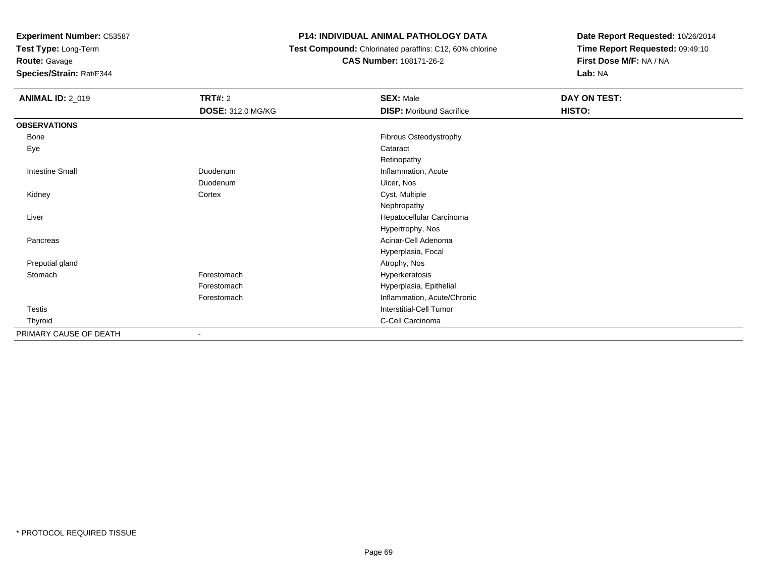**Experiment Number:** C53587
**Test Type:** Long-Term
**Route:** Gavage
**Species/Strain:** Rat/F344

**P14: INDIVIDUAL ANIMAL PATHOLOGY DATA**
**Test Compound:** Chlorinated paraffins: C12, 60% chlorine
**CAS Number:** 108171-26-2

**Date Report Requested:** 10/26/2014
**Time Report Requested:** 09:49:10
**First Dose M/F:** NA / NA
**Lab:** NA

| **ANIMAL ID:** 2_019 | **TRT#:** 2 | **SEX:** Male | **DAY ON TEST:** |
|---|---|---|---|
| | **DOSE:** 312.0 MG/KG | **DISP:** Moribund Sacrifice | **HISTO:** |
| **OBSERVATIONS** | | | |
| Bone | | Fibrous Osteodystrophy | |
| Eye | | Cataract | |
| | | Retinopathy | |
| Intestine Small | Duodenum | Inflammation, Acute | |
| | Duodenum | Ulcer, Nos | |
| Kidney | Cortex | Cyst, Multiple | |
| | | Nephropathy | |
| Liver | | Hepatocellular Carcinoma | |
| | | Hypertrophy, Nos | |
| Pancreas | | Acinar-Cell Adenoma | |
| | | Hyperplasia, Focal | |
| Preputial gland | | Atrophy, Nos | |
| Stomach | Forestomach | Hyperkeratosis | |
| | Forestomach | Hyperplasia, Epithelial | |
| | Forestomach | Inflammation, Acute/Chronic | |
| Testis | | Interstitial-Cell Tumor | |
| Thyroid | | C-Cell Carcinoma | |
| PRIMARY CAUSE OF DEATH | - | | |

* PROTOCOL REQUIRED TISSUE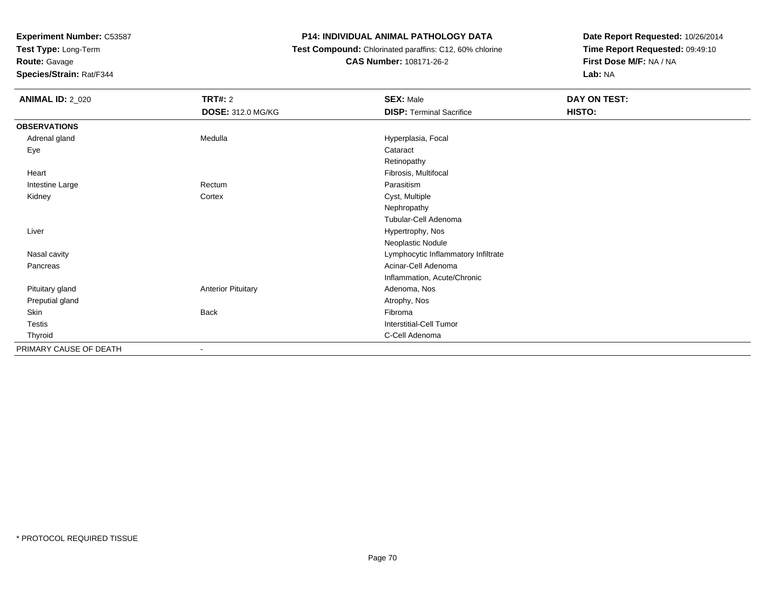**Experiment Number:** C53587
**Test Type:** Long-Term
**Route:** Gavage
**Species/Strain:** Rat/F344

**P14: INDIVIDUAL ANIMAL PATHOLOGY DATA**
**Test Compound:** Chlorinated paraffins: C12, 60% chlorine
**CAS Number:** 108171-26-2

**Date Report Requested:** 10/26/2014
**Time Report Requested:** 09:49:10
**First Dose M/F:** NA / NA
**Lab:** NA

| **ANIMAL ID:** 2_020 | **TRT#:** 2 | **SEX:** Male | **DAY ON TEST:** |
|---|---|---|---|
| | **DOSE:** 312.0 MG/KG | **DISP:** Terminal Sacrifice | **HISTO:** |
| **OBSERVATIONS** | | | |
| Adrenal gland | Medulla | Hyperplasia, Focal | |
| Eye | | Cataract | |
| | | Retinopathy | |
| Heart | | Fibrosis, Multifocal | |
| Intestine Large | Rectum | Parasitism | |
| Kidney | Cortex | Cyst, Multiple | |
| | | Nephropathy | |
| | | Tubular-Cell Adenoma | |
| Liver | | Hypertrophy, Nos | |
| | | Neoplastic Nodule | |
| Nasal cavity | | Lymphocytic Inflammatory Infiltrate | |
| Pancreas | | Acinar-Cell Adenoma | |
| | | Inflammation, Acute/Chronic | |
| Pituitary gland | Anterior Pituitary | Adenoma, Nos | |
| Preputial gland | | Atrophy, Nos | |
| Skin | Back | Fibroma | |
| Testis | | Interstitial-Cell Tumor | |
| Thyroid | | C-Cell Adenoma | |
| PRIMARY CAUSE OF DEATH | - | | |

* PROTOCOL REQUIRED TISSUE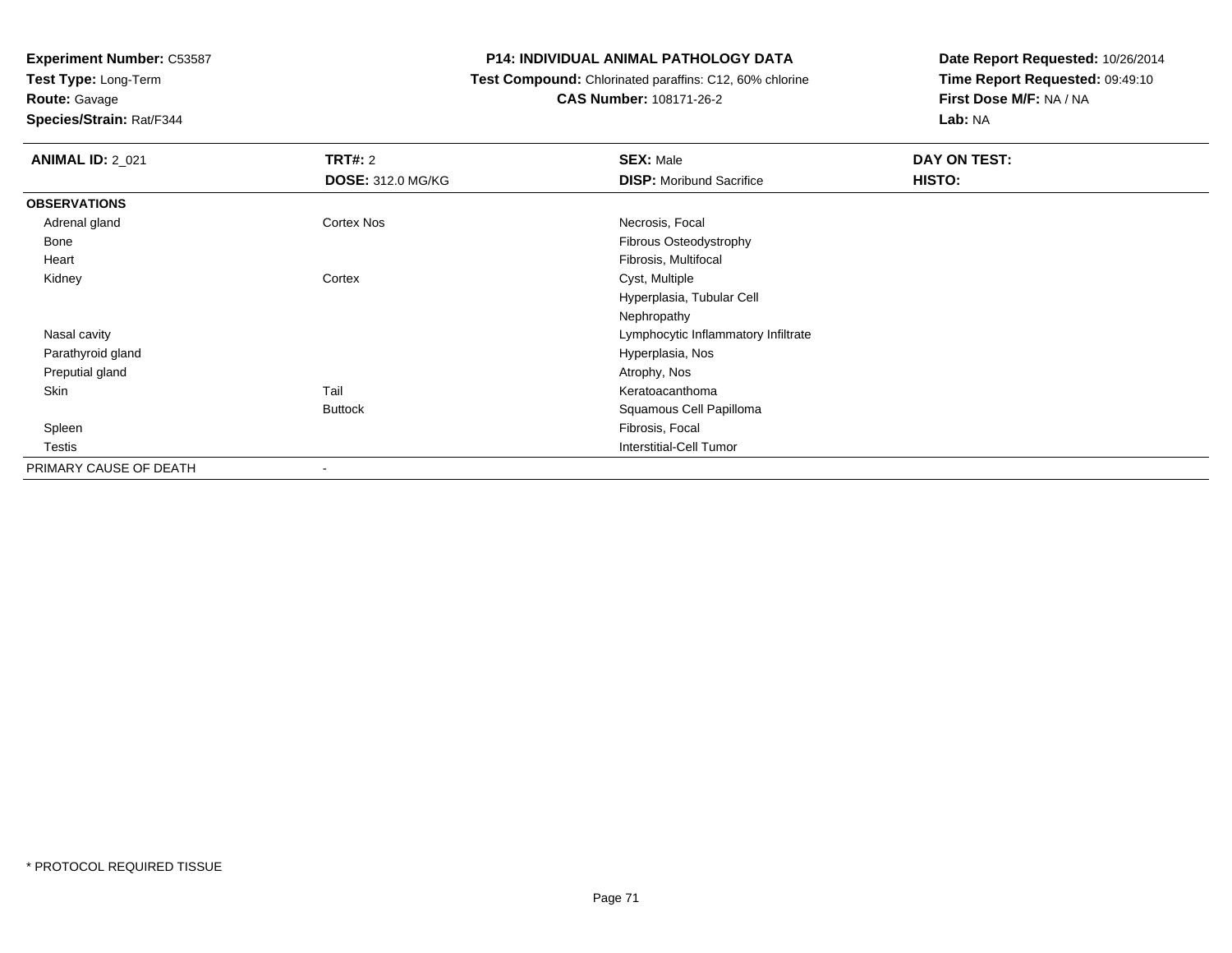**Experiment Number:** C53587
**Test Type:** Long-Term
**Route:** Gavage
**Species/Strain:** Rat/F344

**P14: INDIVIDUAL ANIMAL PATHOLOGY DATA**
**Test Compound:** Chlorinated paraffins: C12, 60% chlorine
**CAS Number:** 108171-26-2

**Date Report Requested:** 10/26/2014
**Time Report Requested:** 09:49:10
**First Dose M/F:** NA / NA
**Lab:** NA

| **ANIMAL ID:** 2_021 | **TRT#:** 2 | **SEX:** Male | **DAY ON TEST:** |
|---|---|---|---|
| | **DOSE:** 312.0 MG/KG | **DISP:** Moribund Sacrifice | **HISTO:** |
| **OBSERVATIONS** | | | |
| Adrenal gland | Cortex Nos | Necrosis, Focal | |
| Bone | | Fibrous Osteodystrophy | |
| Heart | | Fibrosis, Multifocal | |
| Kidney | Cortex | Cyst, Multiple | |
| | | Hyperplasia, Tubular Cell | |
| | | Nephropathy | |
| Nasal cavity | | Lymphocytic Inflammatory Infiltrate | |
| Parathyroid gland | | Hyperplasia, Nos | |
| Preputial gland | | Atrophy, Nos | |
| Skin | Tail | Keratoacanthoma | |
| | Buttock | Squamous Cell Papilloma | |
| Spleen | | Fibrosis, Focal | |
| Testis | | Interstitial-Cell Tumor | |
| PRIMARY CAUSE OF DEATH | - | | |

* PROTOCOL REQUIRED TISSUE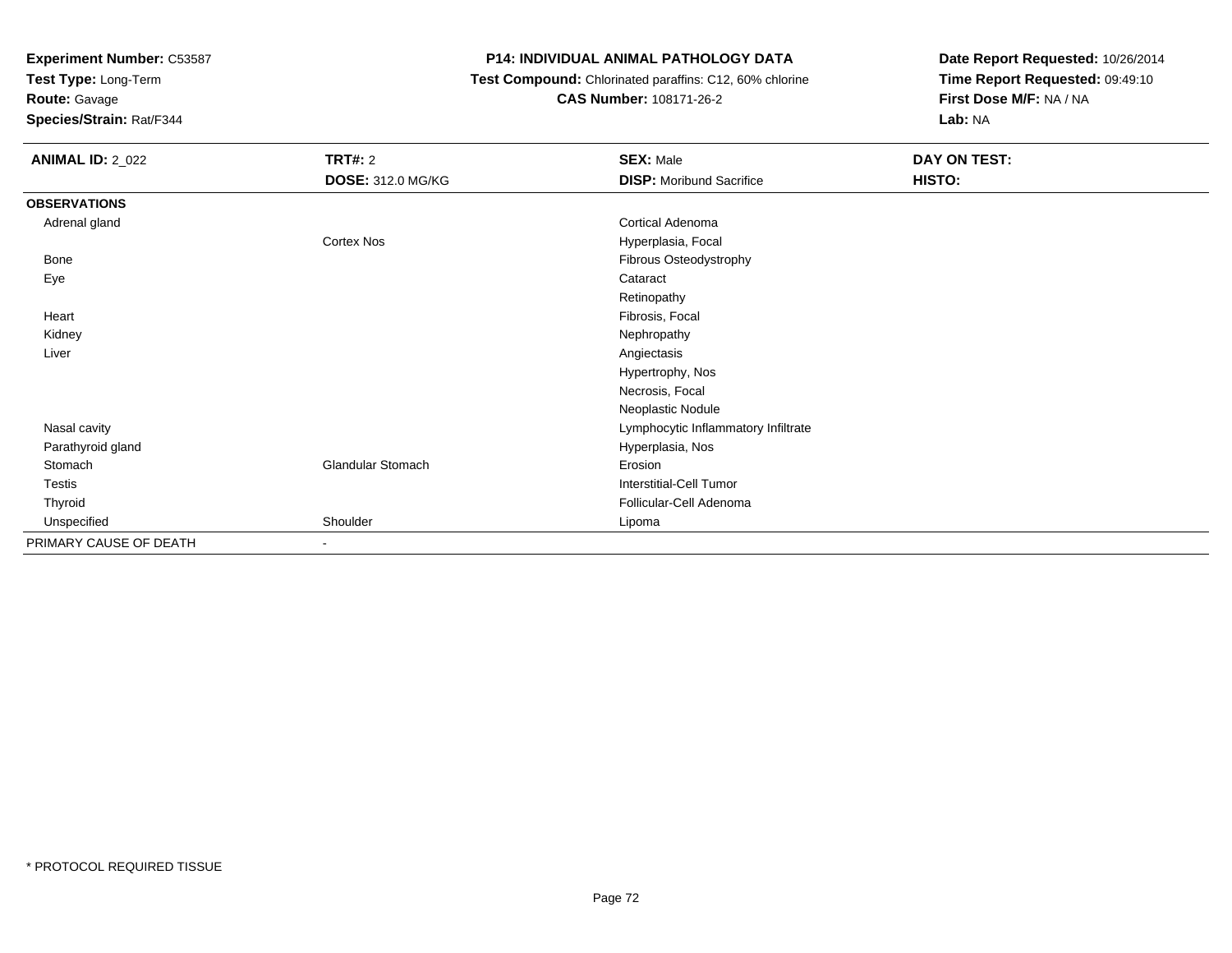**Experiment Number:** C53587
**Test Type:** Long-Term
**Route:** Gavage
**Species/Strain:** Rat/F344

**P14: INDIVIDUAL ANIMAL PATHOLOGY DATA**
**Test Compound:** Chlorinated paraffins: C12, 60% chlorine
**CAS Number:** 108171-26-2

**Date Report Requested:** 10/26/2014
**Time Report Requested:** 09:49:10
**First Dose M/F:** NA / NA
**Lab:** NA

| **ANIMAL ID:** 2_022 | **TRT#:** 2 | **SEX:** Male | **DAY ON TEST:** |
|---|---|---|---|
| | **DOSE:** 312.0 MG/KG | **DISP:** Moribund Sacrifice | **HISTO:** |
| **OBSERVATIONS** | | | |
| Adrenal gland | | Cortical Adenoma | |
| | Cortex Nos | Hyperplasia, Focal | |
| Bone | | Fibrous Osteodystrophy | |
| Eye | | Cataract | |
| | | Retinopathy | |
| Heart | | Fibrosis, Focal | |
| Kidney | | Nephropathy | |
| Liver | | Angiectasis | |
| | | Hypertrophy, Nos | |
| | | Necrosis, Focal | |
| | | Neoplastic Nodule | |
| Nasal cavity | | Lymphocytic Inflammatory Infiltrate | |
| Parathyroid gland | | Hyperplasia, Nos | |
| Stomach | Glandular Stomach | Erosion | |
| Testis | | Interstitial-Cell Tumor | |
| Thyroid | | Follicular-Cell Adenoma | |
| Unspecified | Shoulder | Lipoma | |
| PRIMARY CAUSE OF DEATH | - | | |

* PROTOCOL REQUIRED TISSUE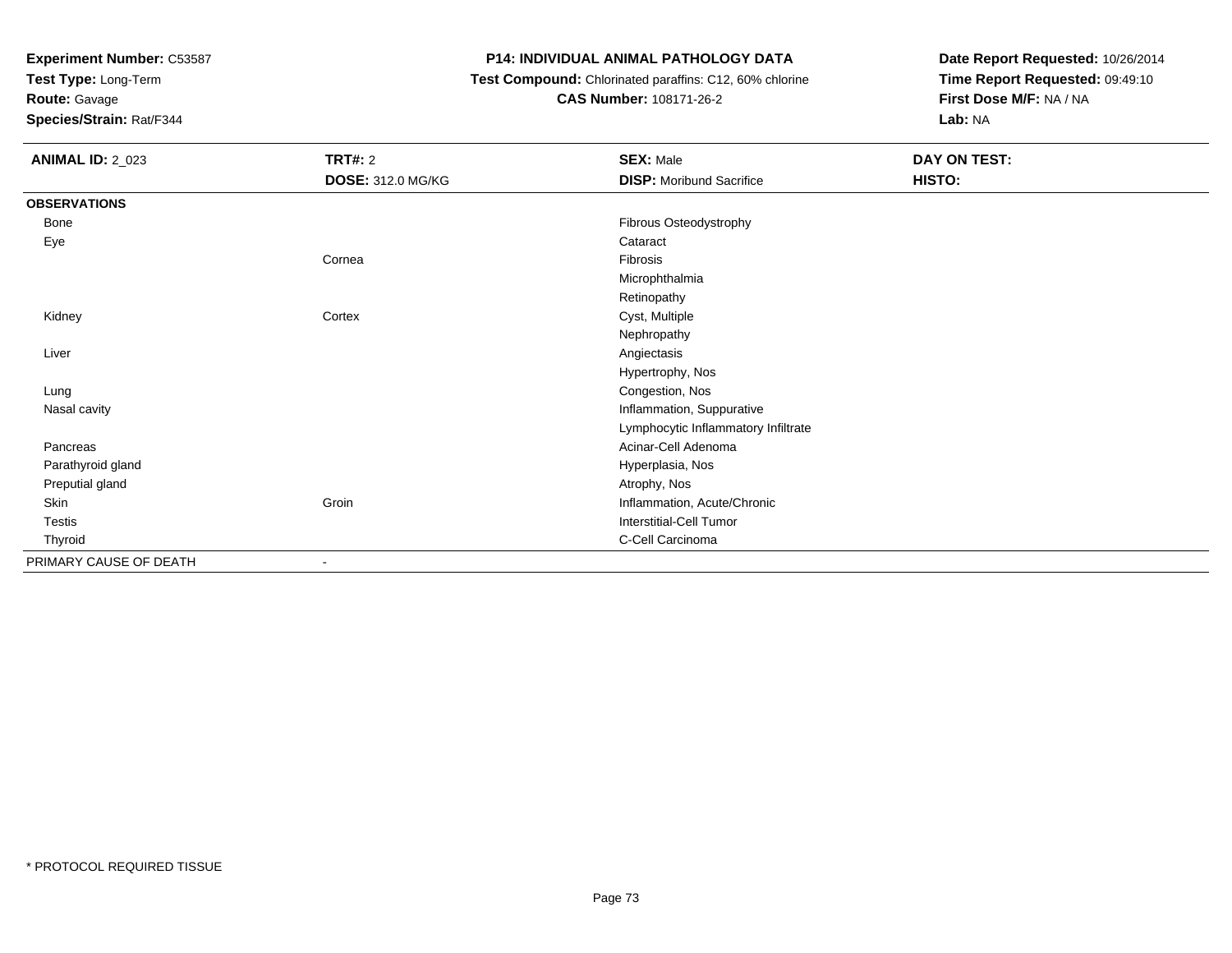**Experiment Number:** C53587
**Test Type:** Long-Term
**Route:** Gavage
**Species/Strain:** Rat/F344

**P14: INDIVIDUAL ANIMAL PATHOLOGY DATA**
**Test Compound:** Chlorinated paraffins: C12, 60% chlorine
**CAS Number:** 108171-26-2

**Date Report Requested:** 10/26/2014
**Time Report Requested:** 09:49:10
**First Dose M/F:** NA / NA
**Lab:** NA

| **ANIMAL ID:** 2_023 | **TRT#:** 2 | **SEX:** Male | **DAY ON TEST:** |
|---|---|---|---|
| | **DOSE:** 312.0 MG/KG | **DISP:** Moribund Sacrifice | **HISTO:** |
| **OBSERVATIONS** | | | |
| Bone | | Fibrous Osteodystrophy | |
| Eye | | Cataract | |
| | Cornea | Fibrosis | |
| | | Microphthalmia | |
| | | Retinopathy | |
| Kidney | Cortex | Cyst, Multiple | |
| | | Nephropathy | |
| Liver | | Angiectasis | |
| | | Hypertrophy, Nos | |
| Lung | | Congestion, Nos | |
| Nasal cavity | | Inflammation, Suppurative | |
| | | Lymphocytic Inflammatory Infiltrate | |
| Pancreas | | Acinar-Cell Adenoma | |
| Parathyroid gland | | Hyperplasia, Nos | |
| Preputial gland | | Atrophy, Nos | |
| Skin | Groin | Inflammation, Acute/Chronic | |
| Testis | | Interstitial-Cell Tumor | |
| Thyroid | | C-Cell Carcinoma | |
| PRIMARY CAUSE OF DEATH | - | | |

* PROTOCOL REQUIRED TISSUE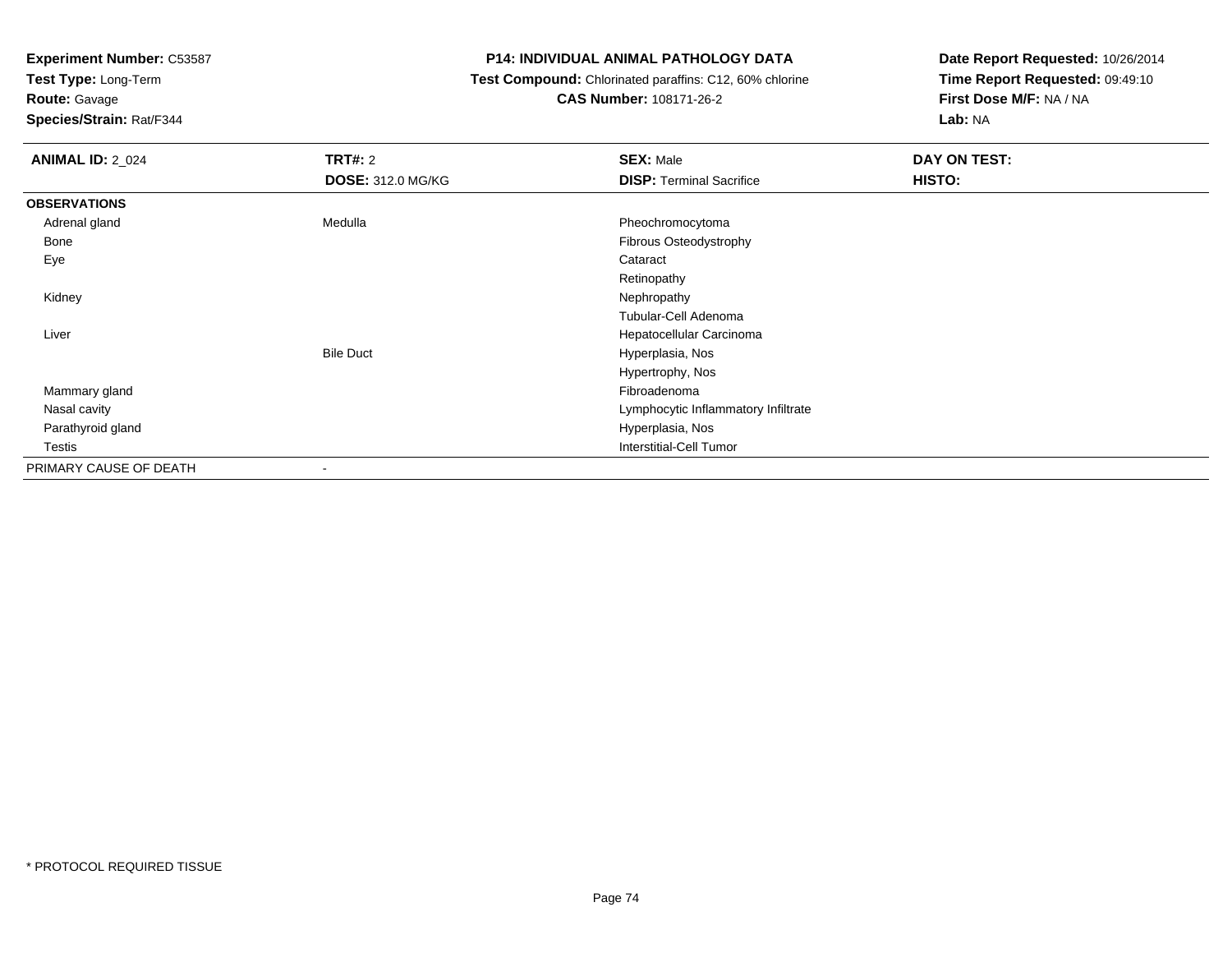**Experiment Number:** C53587
**Test Type:** Long-Term
**Route:** Gavage
**Species/Strain:** Rat/F344

**P14: INDIVIDUAL ANIMAL PATHOLOGY DATA**
**Test Compound:** Chlorinated paraffins: C12, 60% chlorine
**CAS Number:** 108171-26-2

**Date Report Requested:** 10/26/2014
**Time Report Requested:** 09:49:10
**First Dose M/F:** NA / NA
**Lab:** NA

| **ANIMAL ID:** 2_024 | **TRT#:** 2 | **SEX:** Male | **DAY ON TEST:** |
|---|---|---|---|
| | **DOSE:** 312.0 MG/KG | **DISP:** Terminal Sacrifice | **HISTO:** |
| **OBSERVATIONS** | | | |
| Adrenal gland | Medulla | Pheochromocytoma | |
| Bone | | Fibrous Osteodystrophy | |
| Eye | | Cataract | |
| | | Retinopathy | |
| Kidney | | Nephropathy | |
| | | Tubular-Cell Adenoma | |
| Liver | | Hepatocellular Carcinoma | |
| | Bile Duct | Hyperplasia, Nos | |
| | | Hypertrophy, Nos | |
| Mammary gland | | Fibroadenoma | |
| Nasal cavity | | Lymphocytic Inflammatory Infiltrate | |
| Parathyroid gland | | Hyperplasia, Nos | |
| Testis | | Interstitial-Cell Tumor | |
| PRIMARY CAUSE OF DEATH | - | | |

* PROTOCOL REQUIRED TISSUE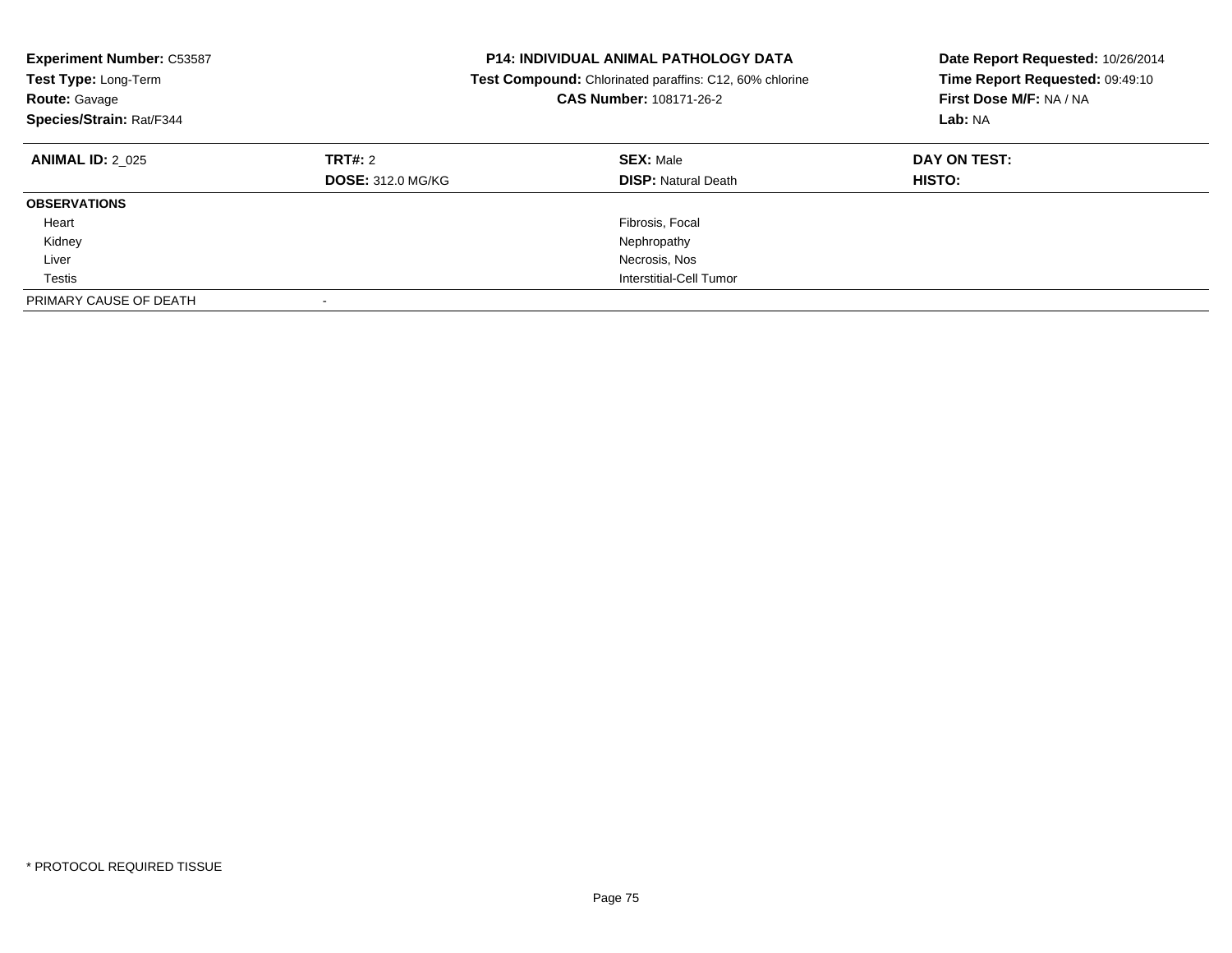**Experiment Number:** C53587
**Test Type:** Long-Term
**Route:** Gavage
**Species/Strain:** Rat/F344

**P14: INDIVIDUAL ANIMAL PATHOLOGY DATA**
**Test Compound:** Chlorinated paraffins: C12, 60% chlorine
**CAS Number:** 108171-26-2

**Date Report Requested:** 10/26/2014
**Time Report Requested:** 09:49:10
**First Dose M/F:** NA / NA
**Lab:** NA

| **ANIMAL ID:** 2_025 | **TRT#:** 2 | **SEX:** Male | **DAY ON TEST:** |
|---|---|---|---|
| | **DOSE:** 312.0 MG/KG | **DISP:** Natural Death | **HISTO:** |
| **OBSERVATIONS** | | | |
| Heart | | Fibrosis, Focal | |
| Kidney | | Nephropathy | |
| Liver | | Necrosis, Nos | |
| Testis | | Interstitial-Cell Tumor | |
| PRIMARY CAUSE OF DEATH | - | | |

\* PROTOCOL REQUIRED TISSUE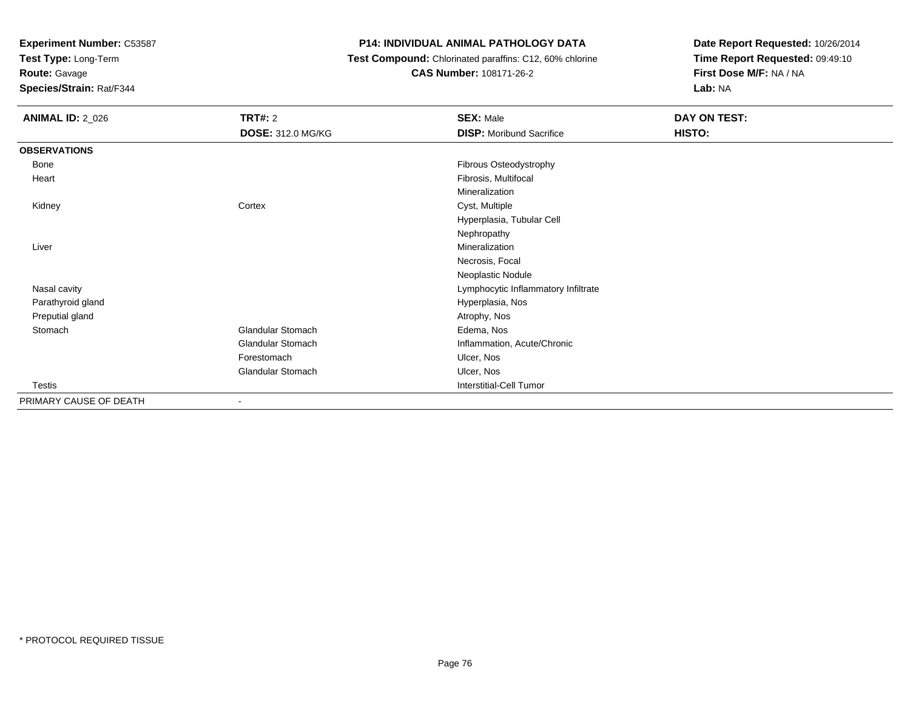**Experiment Number:** C53587
**Test Type:** Long-Term
**Route:** Gavage
**Species/Strain:** Rat/F344

**P14: INDIVIDUAL ANIMAL PATHOLOGY DATA**
**Test Compound:** Chlorinated paraffins: C12, 60% chlorine
**CAS Number:** 108171-26-2

**Date Report Requested:** 10/26/2014
**Time Report Requested:** 09:49:10
**First Dose M/F:** NA / NA
**Lab:** NA

| **ANIMAL ID:** 2_026 | **TRT#:** 2 | **SEX:** Male | **DAY ON TEST:** |
|---|---|---|---|
| | **DOSE:** 312.0 MG/KG | **DISP:** Moribund Sacrifice | **HISTO:** |
| **OBSERVATIONS** | | | |
| Bone | | Fibrous Osteodystrophy | |
| Heart | | Fibrosis, Multifocal | |
| | | Mineralization | |
| Kidney | Cortex | Cyst, Multiple | |
| | | Hyperplasia, Tubular Cell | |
| | | Nephropathy | |
| Liver | | Mineralization | |
| | | Necrosis, Focal | |
| | | Neoplastic Nodule | |
| Nasal cavity | | Lymphocytic Inflammatory Infiltrate | |
| Parathyroid gland | | Hyperplasia, Nos | |
| Preputial gland | | Atrophy, Nos | |
| Stomach | Glandular Stomach | Edema, Nos | |
| | Glandular Stomach | Inflammation, Acute/Chronic | |
| | Forestomach | Ulcer, Nos | |
| | Glandular Stomach | Ulcer, Nos | |
| Testis | | Interstitial-Cell Tumor | |
| PRIMARY CAUSE OF DEATH | - | | |

* PROTOCOL REQUIRED TISSUE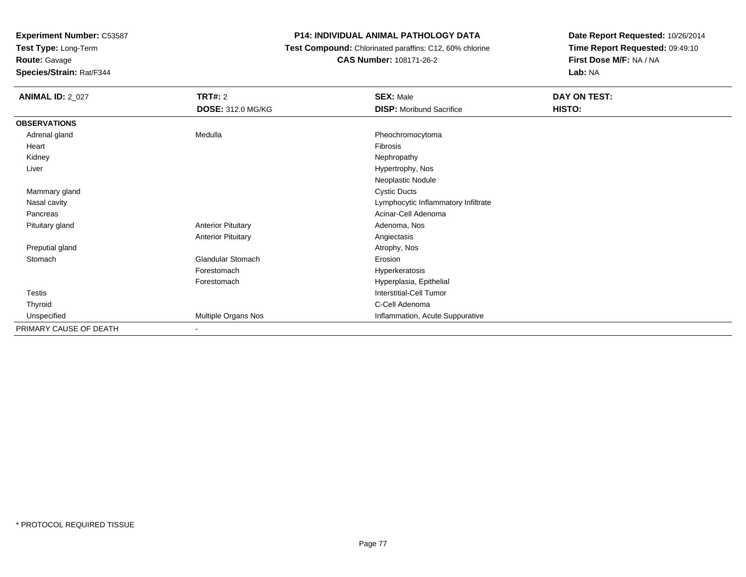**Experiment Number:** C53587
**Test Type:** Long-Term
**Route:** Gavage
**Species/Strain:** Rat/F344

**P14: INDIVIDUAL ANIMAL PATHOLOGY DATA**
**Test Compound:** Chlorinated paraffins: C12, 60% chlorine
**CAS Number:** 108171-26-2

**Date Report Requested:** 10/26/2014
**Time Report Requested:** 09:49:10
**First Dose M/F:** NA / NA
**Lab:** NA

| **ANIMAL ID:** 2_027 | **TRT#:** 2 | **SEX:** Male | **DAY ON TEST:** |
|---|---|---|---|
| | **DOSE:** 312.0 MG/KG | **DISP:** Moribund Sacrifice | **HISTO:** |
| **OBSERVATIONS** | | | |
| Adrenal gland | Medulla | Pheochromocytoma | |
| Heart | | Fibrosis | |
| Kidney | | Nephropathy | |
| Liver | | Hypertrophy, Nos | |
| | | Neoplastic Nodule | |
| Mammary gland | | Cystic Ducts | |
| Nasal cavity | | Lymphocytic Inflammatory Infiltrate | |
| Pancreas | | Acinar-Cell Adenoma | |
| Pituitary gland | Anterior Pituitary | Adenoma, Nos | |
| | Anterior Pituitary | Angiectasis | |
| Preputial gland | | Atrophy, Nos | |
| Stomach | Glandular Stomach | Erosion | |
| | Forestomach | Hyperkeratosis | |
| | Forestomach | Hyperplasia, Epithelial | |
| Testis | | Interstitial-Cell Tumor | |
| Thyroid | | C-Cell Adenoma | |
| Unspecified | Multiple Organs Nos | Inflammation, Acute Suppurative | |
| PRIMARY CAUSE OF DEATH | - | | |

* PROTOCOL REQUIRED TISSUE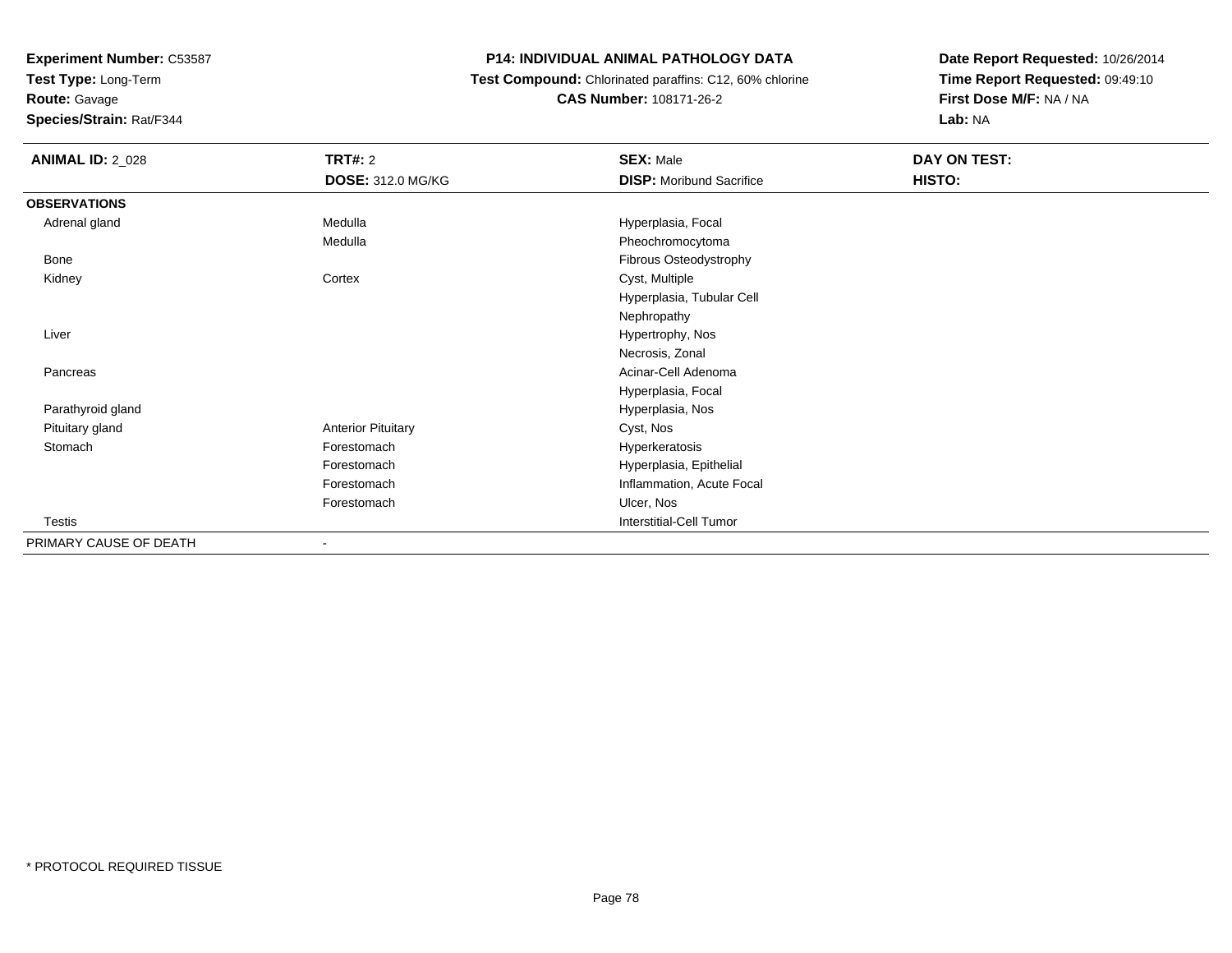**Experiment Number:** C53587
**Test Type:** Long-Term
**Route:** Gavage
**Species/Strain:** Rat/F344

**P14: INDIVIDUAL ANIMAL PATHOLOGY DATA**
**Test Compound:** Chlorinated paraffins: C12, 60% chlorine
**CAS Number:** 108171-26-2

**Date Report Requested:** 10/26/2014
**Time Report Requested:** 09:49:10
**First Dose M/F:** NA / NA
**Lab:** NA

| **ANIMAL ID:** 2_028 | **TRT#:** 2 | **SEX:** Male | **DAY ON TEST:** |
|---|---|---|---|
| | **DOSE:** 312.0 MG/KG | **DISP:** Moribund Sacrifice | **HISTO:** |
| **OBSERVATIONS** | | | |
| Adrenal gland | Medulla | Hyperplasia, Focal | |
| | Medulla | Pheochromocytoma | |
| Bone | | Fibrous Osteodystrophy | |
| Kidney | Cortex | Cyst, Multiple | |
| | | Hyperplasia, Tubular Cell | |
| | | Nephropathy | |
| Liver | | Hypertrophy, Nos | |
| | | Necrosis, Zonal | |
| Pancreas | | Acinar-Cell Adenoma | |
| | | Hyperplasia, Focal | |
| Parathyroid gland | | Hyperplasia, Nos | |
| Pituitary gland | Anterior Pituitary | Cyst, Nos | |
| Stomach | Forestomach | Hyperkeratosis | |
| | Forestomach | Hyperplasia, Epithelial | |
| | Forestomach | Inflammation, Acute Focal | |
| | Forestomach | Ulcer, Nos | |
| Testis | | Interstitial-Cell Tumor | |
| PRIMARY CAUSE OF DEATH | - | | |

* PROTOCOL REQUIRED TISSUE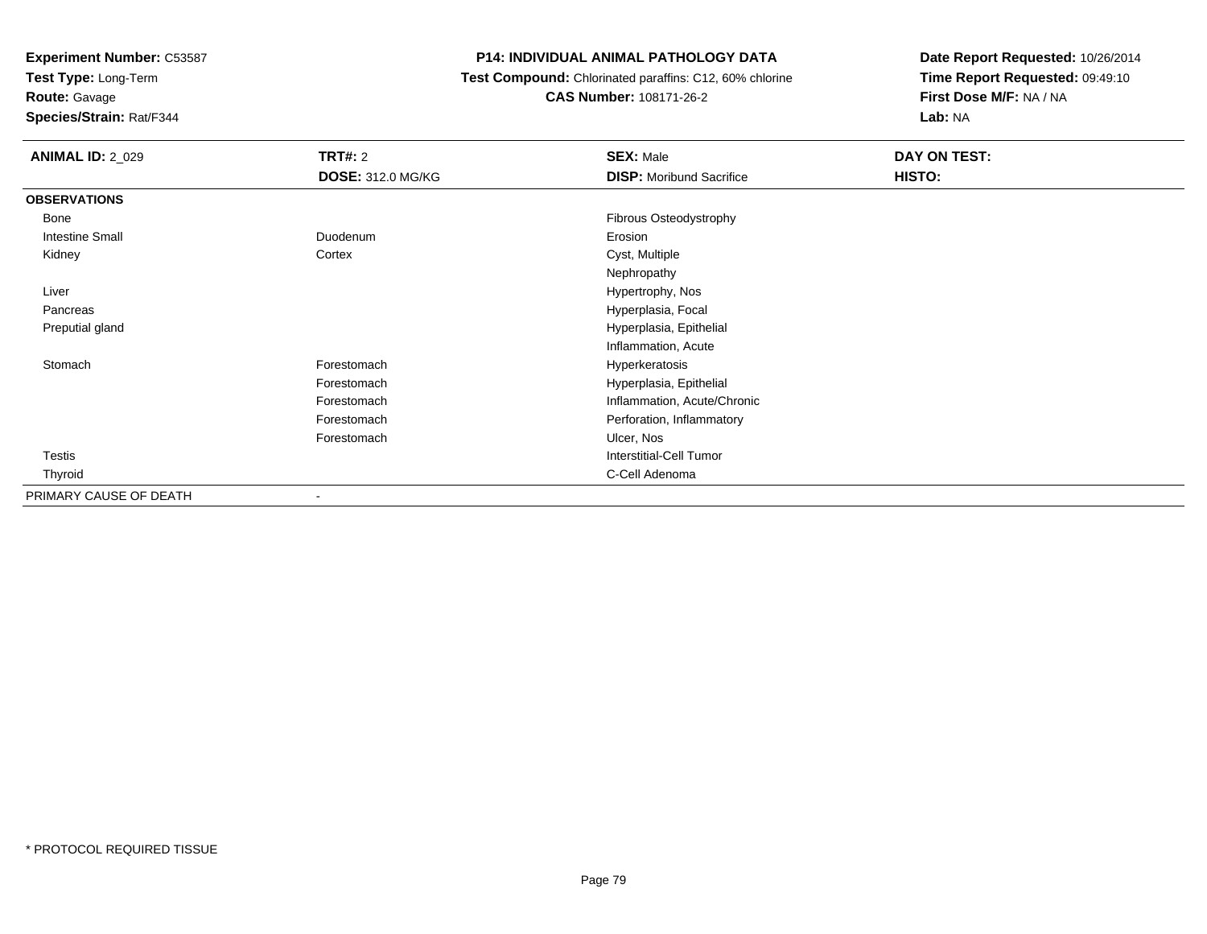**Experiment Number:** C53587
**Test Type:** Long-Term
**Route:** Gavage
**Species/Strain:** Rat/F344

**P14: INDIVIDUAL ANIMAL PATHOLOGY DATA**
**Test Compound:** Chlorinated paraffins: C12, 60% chlorine
**CAS Number:** 108171-26-2

**Date Report Requested:** 10/26/2014
**Time Report Requested:** 09:49:10
**First Dose M/F:** NA / NA
**Lab:** NA

| **ANIMAL ID:** 2_029 | **TRT#:** 2 | **SEX:** Male | **DAY ON TEST:** |
|---|---|---|---|
| | **DOSE:** 312.0 MG/KG | **DISP:** Moribund Sacrifice | **HISTO:** |
| **OBSERVATIONS** | | | |
| Bone | | Fibrous Osteodystrophy | |
| Intestine Small | Duodenum | Erosion | |
| Kidney | Cortex | Cyst, Multiple | |
| | | Nephropathy | |
| Liver | | Hypertrophy, Nos | |
| Pancreas | | Hyperplasia, Focal | |
| Preputial gland | | Hyperplasia, Epithelial | |
| | | Inflammation, Acute | |
| Stomach | Forestomach | Hyperkeratosis | |
| | Forestomach | Hyperplasia, Epithelial | |
| | Forestomach | Inflammation, Acute/Chronic | |
| | Forestomach | Perforation, Inflammatory | |
| | Forestomach | Ulcer, Nos | |
| Testis | | Interstitial-Cell Tumor | |
| Thyroid | | C-Cell Adenoma | |
| PRIMARY CAUSE OF DEATH | - | | |

* PROTOCOL REQUIRED TISSUE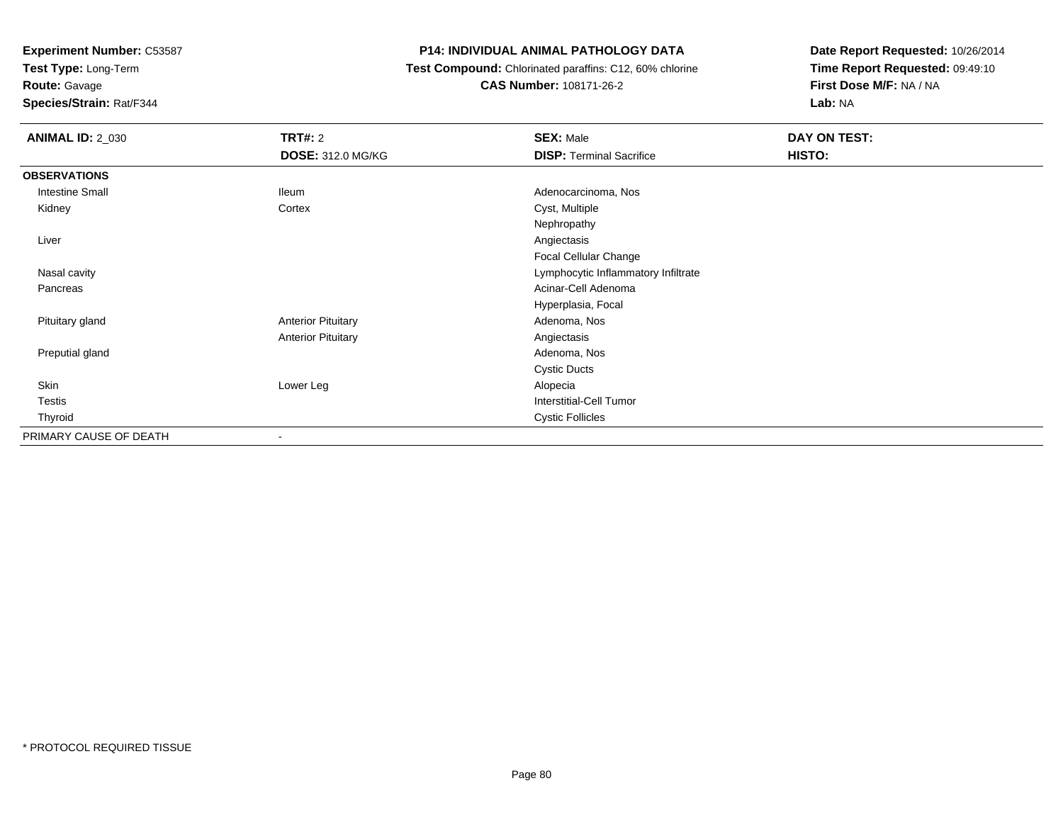**Experiment Number:** C53587
**Test Type:** Long-Term
**Route:** Gavage
**Species/Strain:** Rat/F344

**P14: INDIVIDUAL ANIMAL PATHOLOGY DATA**
**Test Compound:** Chlorinated paraffins: C12, 60% chlorine
**CAS Number:** 108171-26-2

**Date Report Requested:** 10/26/2014
**Time Report Requested:** 09:49:10
**First Dose M/F:** NA / NA
**Lab:** NA

| **ANIMAL ID:** 2_030 | **TRT#:** 2 | **SEX:** Male | **DAY ON TEST:** |
|---|---|---|---|
| | **DOSE:** 312.0 MG/KG | **DISP:** Terminal Sacrifice | **HISTO:** |
| **OBSERVATIONS** | | | |
| Intestine Small | Ileum | Adenocarcinoma, Nos | |
| Kidney | Cortex | Cyst, Multiple | |
| | | Nephropathy | |
| Liver | | Angiectasis | |
| | | Focal Cellular Change | |
| Nasal cavity | | Lymphocytic Inflammatory Infiltrate | |
| Pancreas | | Acinar-Cell Adenoma | |
| | | Hyperplasia, Focal | |
| Pituitary gland | Anterior Pituitary | Adenoma, Nos | |
| | Anterior Pituitary | Angiectasis | |
| Preputial gland | | Adenoma, Nos | |
| | | Cystic Ducts | |
| Skin | Lower Leg | Alopecia | |
| Testis | | Interstitial-Cell Tumor | |
| Thyroid | | Cystic Follicles | |
| PRIMARY CAUSE OF DEATH | - | | |

* PROTOCOL REQUIRED TISSUE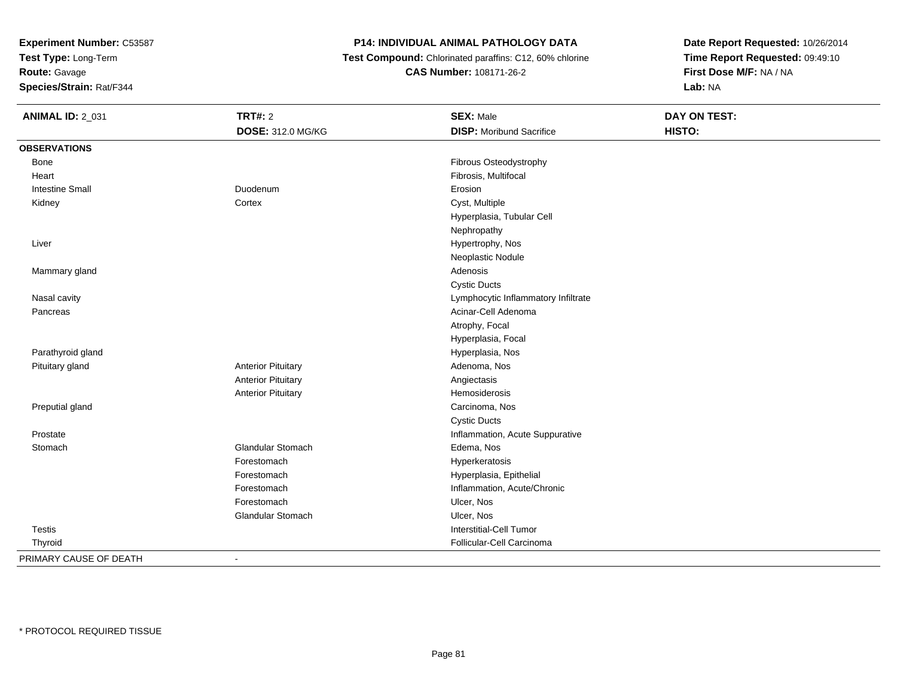**Experiment Number:** C53587
**Test Type:** Long-Term
**Route:** Gavage
**Species/Strain:** Rat/F344

**P14: INDIVIDUAL ANIMAL PATHOLOGY DATA**
**Test Compound:** Chlorinated paraffins: C12, 60% chlorine
**CAS Number:** 108171-26-2

**Date Report Requested:** 10/26/2014
**Time Report Requested:** 09:49:10
**First Dose M/F:** NA / NA
**Lab:** NA

| **ANIMAL ID:** 2_031 | **TRT#:** 2<br>**DOSE:** 312.0 MG/KG | **SEX:** Male<br>**DISP:** Moribund Sacrifice | **DAY ON TEST:**<br>**HISTO:** |
|---|---|---|---|
| **OBSERVATIONS** | | | |
| Bone | | Fibrous Osteodystrophy | |
| Heart | | Fibrosis, Multifocal | |
| Intestine Small | Duodenum | Erosion | |
| Kidney | Cortex | Cyst, Multiple | |
| | | Hyperplasia, Tubular Cell | |
| | | Nephropathy | |
| Liver | | Hypertrophy, Nos | |
| | | Neoplastic Nodule | |
| Mammary gland | | Adenosis | |
| | | Cystic Ducts | |
| Nasal cavity | | Lymphocytic Inflammatory Infiltrate | |
| Pancreas | | Acinar-Cell Adenoma | |
| | | Atrophy, Focal | |
| | | Hyperplasia, Focal | |
| Parathyroid gland | | Hyperplasia, Nos | |
| Pituitary gland | Anterior Pituitary | Adenoma, Nos | |
| | Anterior Pituitary | Angiectasis | |
| | Anterior Pituitary | Hemosiderosis | |
| Preputial gland | | Carcinoma, Nos | |
| | | Cystic Ducts | |
| Prostate | | Inflammation, Acute Suppurative | |
| Stomach | Glandular Stomach | Edema, Nos | |
| | Forestomach | Hyperkeratosis | |
| | Forestomach | Hyperplasia, Epithelial | |
| | Forestomach | Inflammation, Acute/Chronic | |
| | Forestomach | Ulcer, Nos | |
| | Glandular Stomach | Ulcer, Nos | |
| Testis | | Interstitial-Cell Tumor | |
| Thyroid | | Follicular-Cell Carcinoma | |
| PRIMARY CAUSE OF DEATH | - | | |

* PROTOCOL REQUIRED TISSUE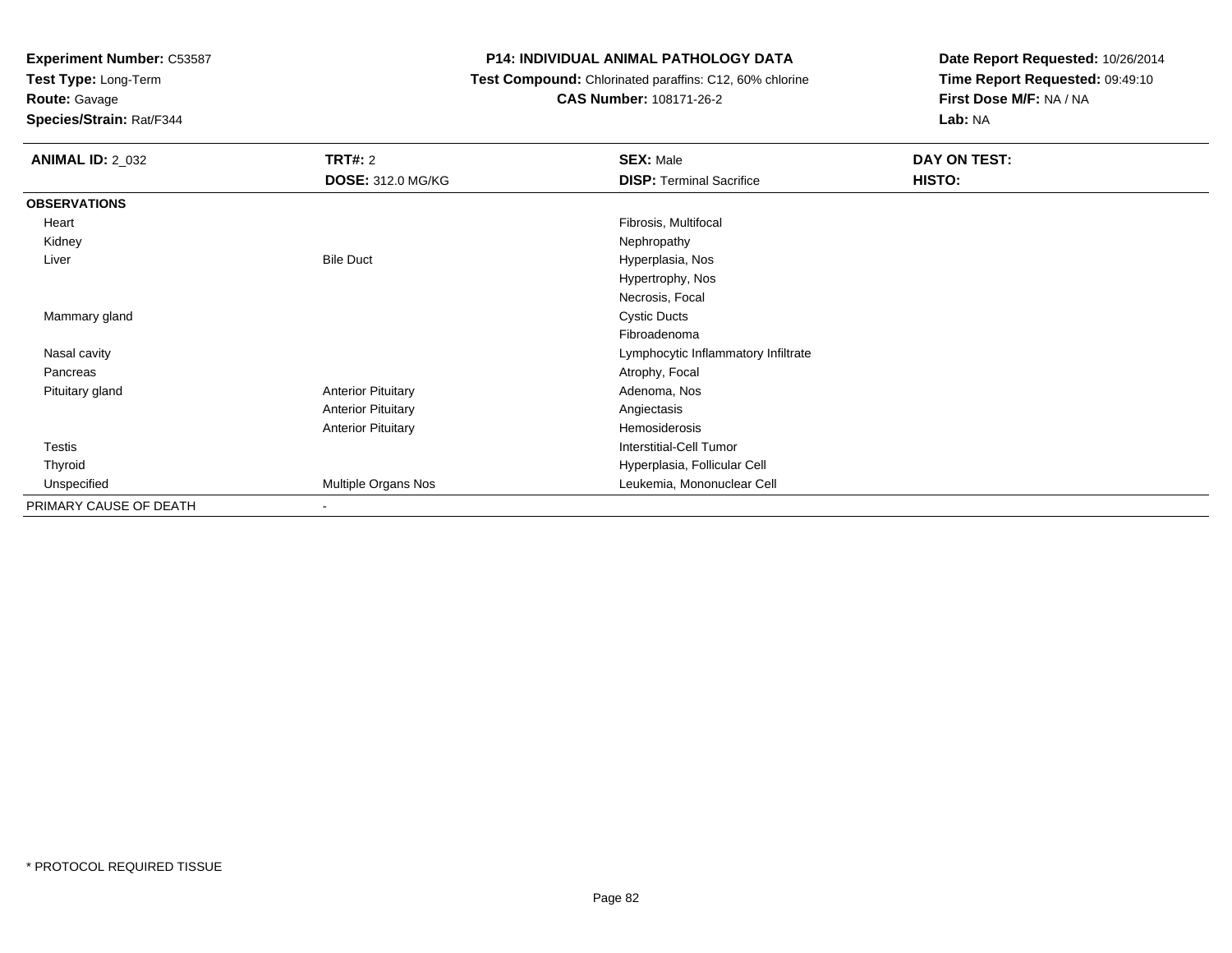**Experiment Number:** C53587
**Test Type:** Long-Term
**Route:** Gavage
**Species/Strain:** Rat/F344

**P14: INDIVIDUAL ANIMAL PATHOLOGY DATA**
**Test Compound:** Chlorinated paraffins: C12, 60% chlorine
**CAS Number:** 108171-26-2

**Date Report Requested:** 10/26/2014
**Time Report Requested:** 09:49:10
**First Dose M/F:** NA / NA
**Lab:** NA

| **ANIMAL ID:** 2_032 | **TRT#:** 2 | **SEX:** Male | **DAY ON TEST:** |
|---|---|---|---|
| | **DOSE:** 312.0 MG/KG | **DISP:** Terminal Sacrifice | **HISTO:** |
| **OBSERVATIONS** | | | |
| Heart | | Fibrosis, Multifocal | |
| Kidney | | Nephropathy | |
| Liver | Bile Duct | Hyperplasia, Nos | |
| | | Hypertrophy, Nos | |
| | | Necrosis, Focal | |
| Mammary gland | | Cystic Ducts | |
| | | Fibroadenoma | |
| Nasal cavity | | Lymphocytic Inflammatory Infiltrate | |
| Pancreas | | Atrophy, Focal | |
| Pituitary gland | Anterior Pituitary | Adenoma, Nos | |
| | Anterior Pituitary | Angiectasis | |
| | Anterior Pituitary | Hemosiderosis | |
| Testis | | Interstitial-Cell Tumor | |
| Thyroid | | Hyperplasia, Follicular Cell | |
| Unspecified | Multiple Organs Nos | Leukemia, Mononuclear Cell | |
| PRIMARY CAUSE OF DEATH | - | | |

* PROTOCOL REQUIRED TISSUE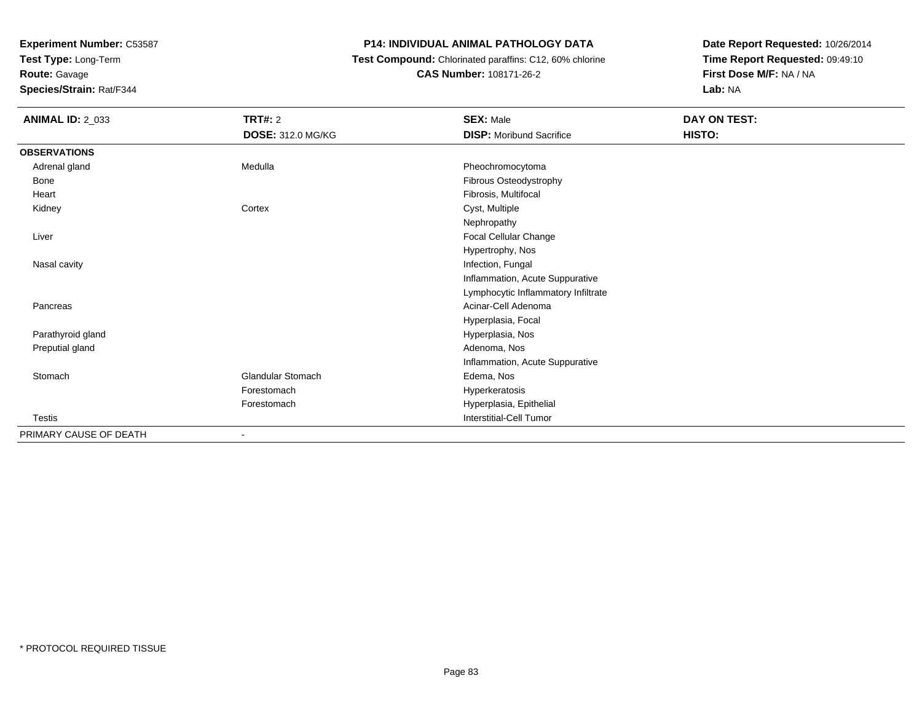**Experiment Number:** C53587
**Test Type:** Long-Term
**Route:** Gavage
**Species/Strain:** Rat/F344

**P14: INDIVIDUAL ANIMAL PATHOLOGY DATA**
**Test Compound:** Chlorinated paraffins: C12, 60% chlorine
**CAS Number:** 108171-26-2

**Date Report Requested:** 10/26/2014
**Time Report Requested:** 09:49:10
**First Dose M/F:** NA / NA
**Lab:** NA

| **ANIMAL ID:** 2_033 | **TRT#:** 2 | **SEX:** Male | **DAY ON TEST:** |
|---|---|---|---|
| | **DOSE:** 312.0 MG/KG | **DISP:** Moribund Sacrifice | **HISTO:** |
| **OBSERVATIONS** | | | |
| Adrenal gland | Medulla | Pheochromocytoma | |
| Bone | | Fibrous Osteodystrophy | |
| Heart | | Fibrosis, Multifocal | |
| Kidney | Cortex | Cyst, Multiple | |
| | | Nephropathy | |
| Liver | | Focal Cellular Change | |
| | | Hypertrophy, Nos | |
| Nasal cavity | | Infection, Fungal | |
| | | Inflammation, Acute Suppurative | |
| | | Lymphocytic Inflammatory Infiltrate | |
| Pancreas | | Acinar-Cell Adenoma | |
| | | Hyperplasia, Focal | |
| Parathyroid gland | | Hyperplasia, Nos | |
| Preputial gland | | Adenoma, Nos | |
| | | Inflammation, Acute Suppurative | |
| Stomach | Glandular Stomach | Edema, Nos | |
| | Forestomach | Hyperkeratosis | |
| | Forestomach | Hyperplasia, Epithelial | |
| Testis | | Interstitial-Cell Tumor | |
| PRIMARY CAUSE OF DEATH | - | | |

\* PROTOCOL REQUIRED TISSUE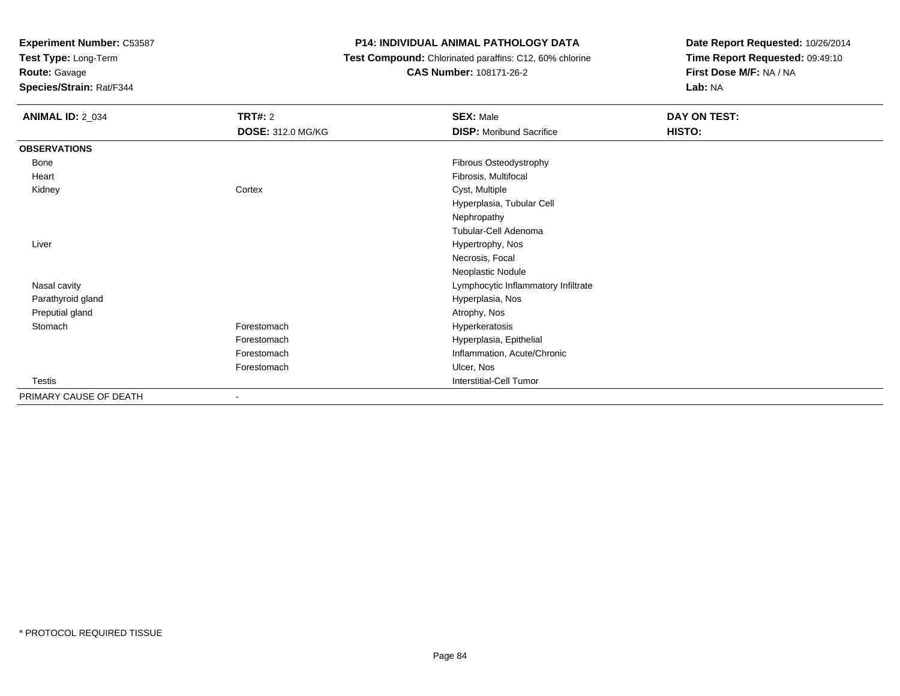**Experiment Number:** C53587
**Test Type:** Long-Term
**Route:** Gavage
**Species/Strain:** Rat/F344

# P14: INDIVIDUAL ANIMAL PATHOLOGY DATA

**Test Compound:** Chlorinated paraffins: C12, 60% chlorine
**CAS Number:** 108171-26-2

**Date Report Requested:** 10/26/2014
**Time Report Requested:** 09:49:10
**First Dose M/F:** NA / NA
**Lab:** NA

| **ANIMAL ID:** 2_034 | **TRT#:** 2 | **SEX:** Male | **DAY ON TEST:** |
|---|---|---|---|
| | **DOSE:** 312.0 MG/KG | **DISP:** Moribund Sacrifice | **HISTO:** |
| **OBSERVATIONS** | | | |
| Bone | | Fibrous Osteodystrophy | |
| Heart | | Fibrosis, Multifocal | |
| Kidney | Cortex | Cyst, Multiple | |
| | | Hyperplasia, Tubular Cell | |
| | | Nephropathy | |
| | | Tubular-Cell Adenoma | |
| Liver | | Hypertrophy, Nos | |
| | | Necrosis, Focal | |
| | | Neoplastic Nodule | |
| Nasal cavity | | Lymphocytic Inflammatory Infiltrate | |
| Parathyroid gland | | Hyperplasia, Nos | |
| Preputial gland | | Atrophy, Nos | |
| Stomach | Forestomach | Hyperkeratosis | |
| | Forestomach | Hyperplasia, Epithelial | |
| | Forestomach | Inflammation, Acute/Chronic | |
| | Forestomach | Ulcer, Nos | |
| Testis | | Interstitial-Cell Tumor | |
| PRIMARY CAUSE OF DEATH | - | | |

* PROTOCOL REQUIRED TISSUE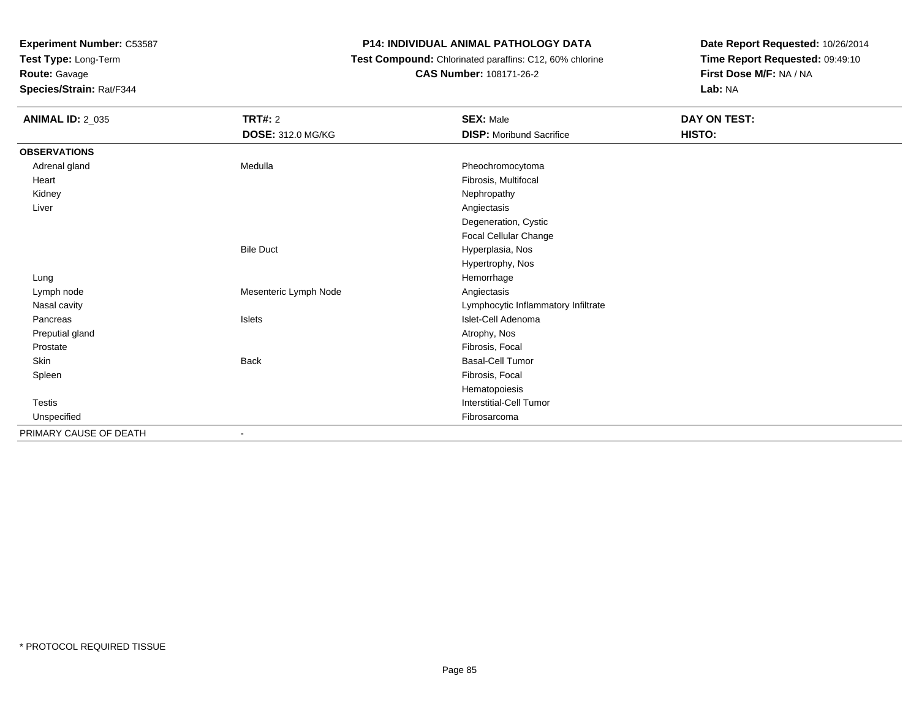**Experiment Number:** C53587
**Test Type:** Long-Term
**Route:** Gavage
**Species/Strain:** Rat/F344

**P14: INDIVIDUAL ANIMAL PATHOLOGY DATA**
**Test Compound:** Chlorinated paraffins: C12, 60% chlorine
**CAS Number:** 108171-26-2

**Date Report Requested:** 10/26/2014
**Time Report Requested:** 09:49:10
**First Dose M/F:** NA / NA
**Lab:** NA

| **ANIMAL ID:** 2_035 | **TRT#:** 2 | **SEX:** Male | **DAY ON TEST:** |
|---|---|---|---|
| | **DOSE:** 312.0 MG/KG | **DISP:** Moribund Sacrifice | **HISTO:** |
| **OBSERVATIONS** | | | |
| Adrenal gland | Medulla | Pheochromocytoma | |
| Heart | | Fibrosis, Multifocal | |
| Kidney | | Nephropathy | |
| Liver | | Angiectasis | |
| | | Degeneration, Cystic | |
| | | Focal Cellular Change | |
| | Bile Duct | Hyperplasia, Nos | |
| | | Hypertrophy, Nos | |
| Lung | | Hemorrhage | |
| Lymph node | Mesenteric Lymph Node | Angiectasis | |
| Nasal cavity | | Lymphocytic Inflammatory Infiltrate | |
| Pancreas | Islets | Islet-Cell Adenoma | |
| Preputial gland | | Atrophy, Nos | |
| Prostate | | Fibrosis, Focal | |
| Skin | Back | Basal-Cell Tumor | |
| Spleen | | Fibrosis, Focal | |
| | | Hematopoiesis | |
| Testis | | Interstitial-Cell Tumor | |
| Unspecified | | Fibrosarcoma | |
| PRIMARY CAUSE OF DEATH | - | | |

* PROTOCOL REQUIRED TISSUE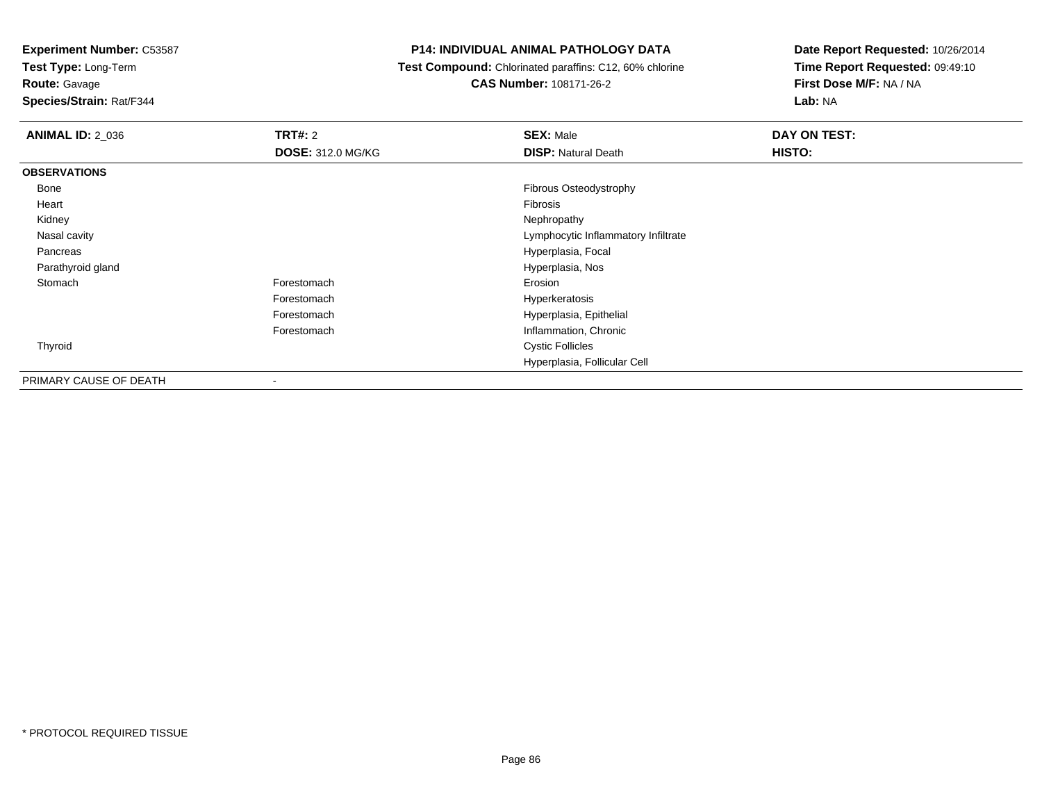**Experiment Number:** C53587
**Test Type:** Long-Term
**Route:** Gavage
**Species/Strain:** Rat/F344

**P14: INDIVIDUAL ANIMAL PATHOLOGY DATA**
**Test Compound:** Chlorinated paraffins: C12, 60% chlorine
**CAS Number:** 108171-26-2

**Date Report Requested:** 10/26/2014
**Time Report Requested:** 09:49:10
**First Dose M/F:** NA / NA
**Lab:** NA

| **ANIMAL ID:** 2_036 | **TRT#:** 2 | **SEX:** Male | **DAY ON TEST:** |
|---|---|---|---|
| | **DOSE:** 312.0 MG/KG | **DISP:** Natural Death | **HISTO:** |
| **OBSERVATIONS** | | | |
| Bone | | Fibrous Osteodystrophy | |
| Heart | | Fibrosis | |
| Kidney | | Nephropathy | |
| Nasal cavity | | Lymphocytic Inflammatory Infiltrate | |
| Pancreas | | Hyperplasia, Focal | |
| Parathyroid gland | | Hyperplasia, Nos | |
| Stomach | Forestomach | Erosion | |
| | Forestomach | Hyperkeratosis | |
| | Forestomach | Hyperplasia, Epithelial | |
| | Forestomach | Inflammation, Chronic | |
| Thyroid | | Cystic Follicles | |
| | | Hyperplasia, Follicular Cell | |
| PRIMARY CAUSE OF DEATH | - | | |

* PROTOCOL REQUIRED TISSUE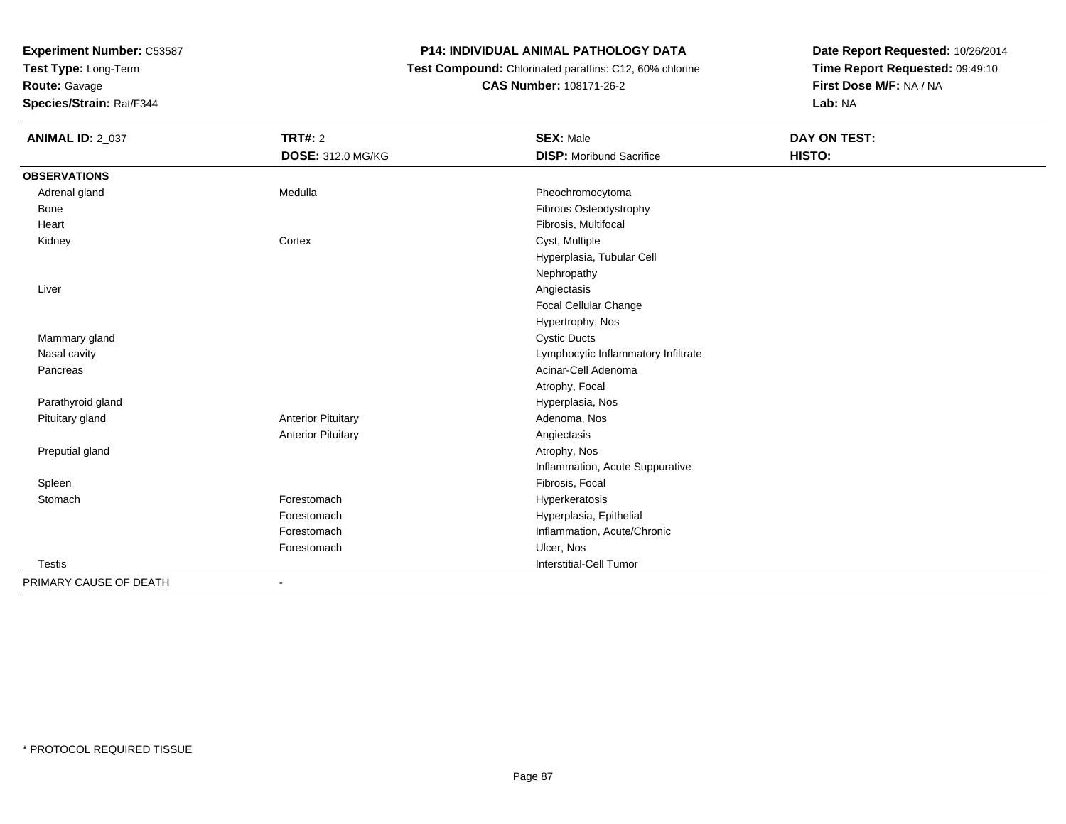**Experiment Number:** C53587
**Test Type:** Long-Term
**Route:** Gavage
**Species/Strain:** Rat/F344

**P14: INDIVIDUAL ANIMAL PATHOLOGY DATA**
**Test Compound:** Chlorinated paraffins: C12, 60% chlorine
**CAS Number:** 108171-26-2

**Date Report Requested:** 10/26/2014
**Time Report Requested:** 09:49:10
**First Dose M/F:** NA / NA
**Lab:** NA

| **ANIMAL ID:** 2_037 | **TRT#:** 2 | **SEX:** Male | **DAY ON TEST:** |
|---|---|---|---|
| | **DOSE:** 312.0 MG/KG | **DISP:** Moribund Sacrifice | **HISTO:** |
| **OBSERVATIONS** | | | |
| Adrenal gland | Medulla | Pheochromocytoma | |
| Bone | | Fibrous Osteodystrophy | |
| Heart | | Fibrosis, Multifocal | |
| Kidney | Cortex | Cyst, Multiple | |
| | | Hyperplasia, Tubular Cell | |
| | | Nephropathy | |
| Liver | | Angiectasis | |
| | | Focal Cellular Change | |
| | | Hypertrophy, Nos | |
| Mammary gland | | Cystic Ducts | |
| Nasal cavity | | Lymphocytic Inflammatory Infiltrate | |
| Pancreas | | Acinar-Cell Adenoma | |
| | | Atrophy, Focal | |
| Parathyroid gland | | Hyperplasia, Nos | |
| Pituitary gland | Anterior Pituitary | Adenoma, Nos | |
| | Anterior Pituitary | Angiectasis | |
| Preputial gland | | Atrophy, Nos | |
| | | Inflammation, Acute Suppurative | |
| Spleen | | Fibrosis, Focal | |
| Stomach | Forestomach | Hyperkeratosis | |
| | Forestomach | Hyperplasia, Epithelial | |
| | Forestomach | Inflammation, Acute/Chronic | |
| | Forestomach | Ulcer, Nos | |
| Testis | | Interstitial-Cell Tumor | |
| PRIMARY CAUSE OF DEATH | - | | |

\* PROTOCOL REQUIRED TISSUE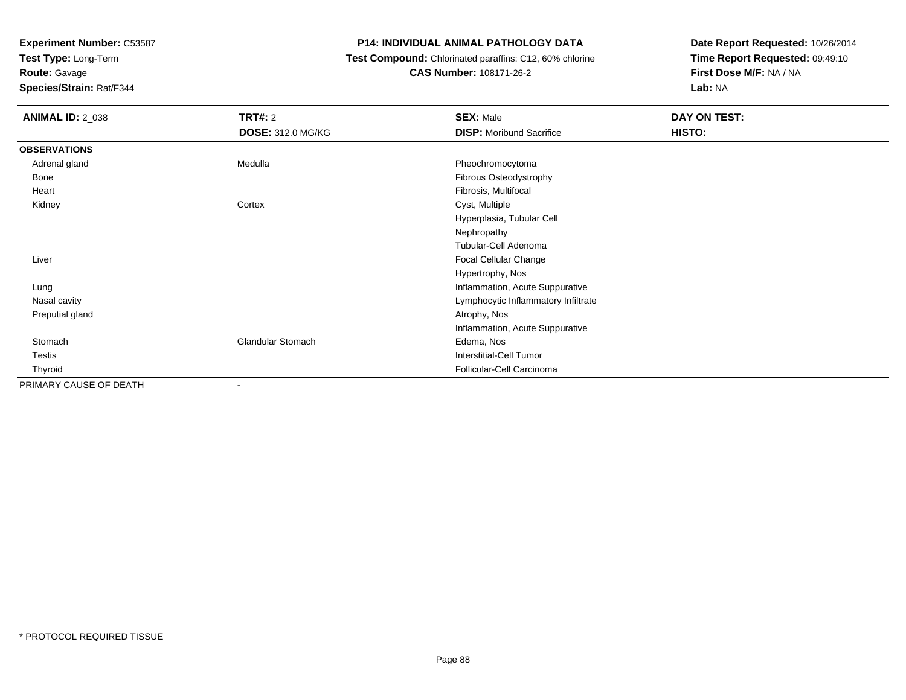**Experiment Number:** C53587
**Test Type:** Long-Term
**Route:** Gavage
**Species/Strain:** Rat/F344

**P14: INDIVIDUAL ANIMAL PATHOLOGY DATA**
**Test Compound:** Chlorinated paraffins: C12, 60% chlorine
**CAS Number:** 108171-26-2

**Date Report Requested:** 10/26/2014
**Time Report Requested:** 09:49:10
**First Dose M/F:** NA / NA
**Lab:** NA

| **ANIMAL ID:** 2_038 | **TRT#:** 2 | **SEX:** Male | **DAY ON TEST:** |
|---|---|---|---|
| | **DOSE:** 312.0 MG/KG | **DISP:** Moribund Sacrifice | **HISTO:** |
| **OBSERVATIONS** | | | |
| Adrenal gland | Medulla | Pheochromocytoma | |
| Bone | | Fibrous Osteodystrophy | |
| Heart | | Fibrosis, Multifocal | |
| Kidney | Cortex | Cyst, Multiple | |
| | | Hyperplasia, Tubular Cell | |
| | | Nephropathy | |
| | | Tubular-Cell Adenoma | |
| Liver | | Focal Cellular Change | |
| | | Hypertrophy, Nos | |
| Lung | | Inflammation, Acute Suppurative | |
| Nasal cavity | | Lymphocytic Inflammatory Infiltrate | |
| Preputial gland | | Atrophy, Nos | |
| | | Inflammation, Acute Suppurative | |
| Stomach | Glandular Stomach | Edema, Nos | |
| Testis | | Interstitial-Cell Tumor | |
| Thyroid | | Follicular-Cell Carcinoma | |
| PRIMARY CAUSE OF DEATH | - | | |

* PROTOCOL REQUIRED TISSUE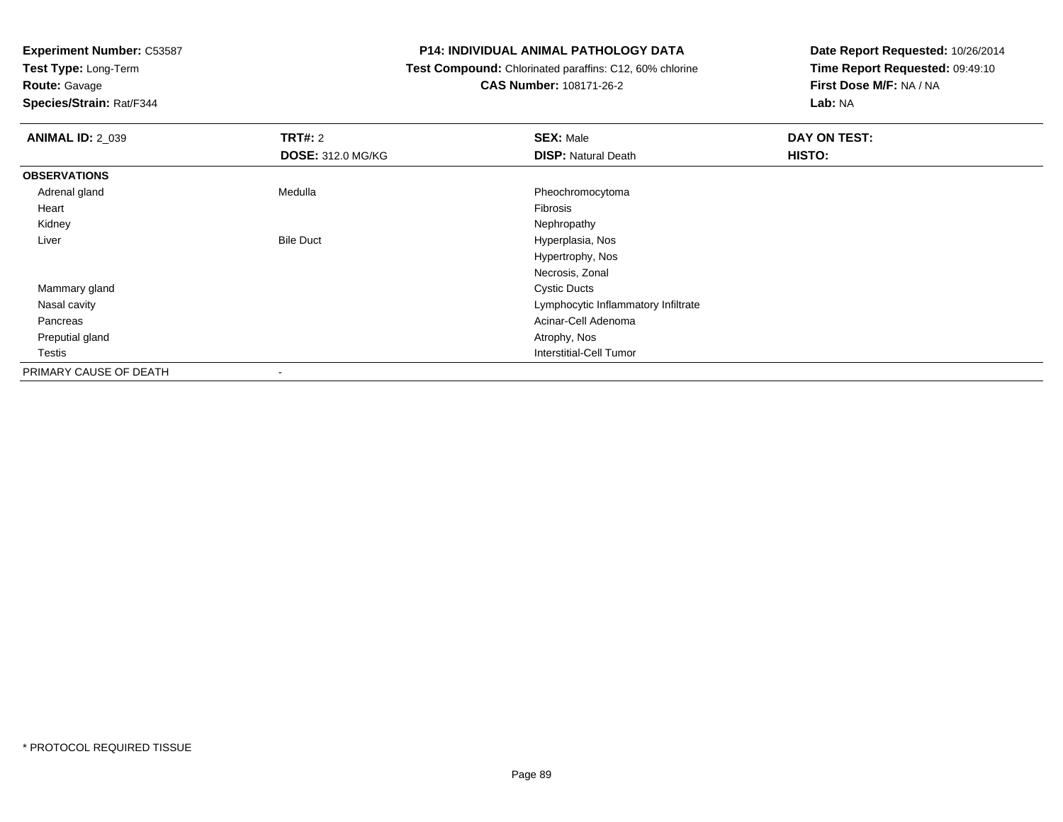**Experiment Number:** C53587
**Test Type:** Long-Term
**Route:** Gavage
**Species/Strain:** Rat/F344

# P14: INDIVIDUAL ANIMAL PATHOLOGY DATA

**Test Compound:** Chlorinated paraffins: C12, 60% chlorine
**CAS Number:** 108171-26-2

**Date Report Requested:** 10/26/2014
**Time Report Requested:** 09:49:10
**First Dose M/F:** NA / NA
**Lab:** NA

| **ANIMAL ID:** 2_039 | **TRT#:** 2 | **SEX:** Male | **DAY ON TEST:** |
|---|---|---|---|
| | **DOSE:** 312.0 MG/KG | **DISP:** Natural Death | **HISTO:** |
| **OBSERVATIONS** | | | |
| Adrenal gland | Medulla | Pheochromocytoma | |
| Heart | | Fibrosis | |
| Kidney | | Nephropathy | |
| Liver | Bile Duct | Hyperplasia, Nos | |
| | | Hypertrophy, Nos | |
| | | Necrosis, Zonal | |
| Mammary gland | | Cystic Ducts | |
| Nasal cavity | | Lymphocytic Inflammatory Infiltrate | |
| Pancreas | | Acinar-Cell Adenoma | |
| Preputial gland | | Atrophy, Nos | |
| Testis | | Interstitial-Cell Tumor | |
| PRIMARY CAUSE OF DEATH | - | | |

* PROTOCOL REQUIRED TISSUE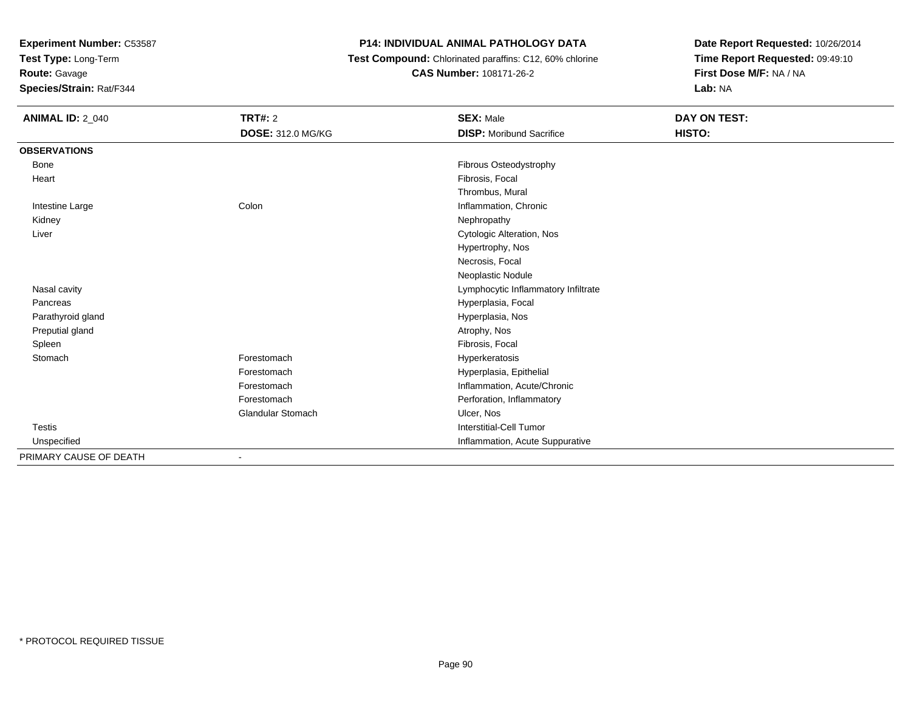**Experiment Number:** C53587
**Test Type:** Long-Term
**Route:** Gavage
**Species/Strain:** Rat/F344

**P14: INDIVIDUAL ANIMAL PATHOLOGY DATA**
**Test Compound:** Chlorinated paraffins: C12, 60% chlorine
**CAS Number:** 108171-26-2

**Date Report Requested:** 10/26/2014
**Time Report Requested:** 09:49:10
**First Dose M/F:** NA / NA
**Lab:** NA

| **ANIMAL ID:** 2_040 | **TRT#:** 2 | **SEX:** Male | **DAY ON TEST:** |
|---|---|---|---|
| | **DOSE:** 312.0 MG/KG | **DISP:** Moribund Sacrifice | **HISTO:** |
| **OBSERVATIONS** | | | |
| Bone | | Fibrous Osteodystrophy | |
| Heart | | Fibrosis, Focal | |
| | | Thrombus, Mural | |
| Intestine Large | Colon | Inflammation, Chronic | |
| Kidney | | Nephropathy | |
| Liver | | Cytologic Alteration, Nos | |
| | | Hypertrophy, Nos | |
| | | Necrosis, Focal | |
| | | Neoplastic Nodule | |
| Nasal cavity | | Lymphocytic Inflammatory Infiltrate | |
| Pancreas | | Hyperplasia, Focal | |
| Parathyroid gland | | Hyperplasia, Nos | |
| Preputial gland | | Atrophy, Nos | |
| Spleen | | Fibrosis, Focal | |
| Stomach | Forestomach | Hyperkeratosis | |
| | Forestomach | Hyperplasia, Epithelial | |
| | Forestomach | Inflammation, Acute/Chronic | |
| | Forestomach | Perforation, Inflammatory | |
| | Glandular Stomach | Ulcer, Nos | |
| Testis | | Interstitial-Cell Tumor | |
| Unspecified | | Inflammation, Acute Suppurative | |
| PRIMARY CAUSE OF DEATH | - | | |

* PROTOCOL REQUIRED TISSUE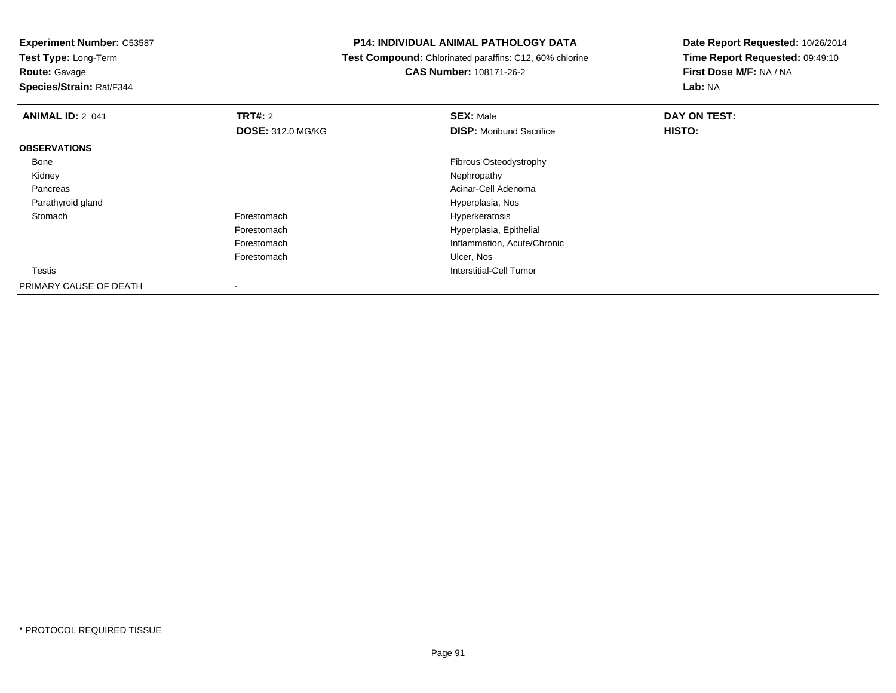**Experiment Number:** C53587
**Test Type:** Long-Term
**Route:** Gavage
**Species/Strain:** Rat/F344

**P14: INDIVIDUAL ANIMAL PATHOLOGY DATA**
**Test Compound:** Chlorinated paraffins: C12, 60% chlorine
**CAS Number:** 108171-26-2

**Date Report Requested:** 10/26/2014
**Time Report Requested:** 09:49:10
**First Dose M/F:** NA / NA
**Lab:** NA

| **ANIMAL ID:** 2_041 | **TRT#:** 2 | **SEX:** Male | **DAY ON TEST:** |
|---|---|---|---|
| | **DOSE:** 312.0 MG/KG | **DISP:** Moribund Sacrifice | **HISTO:** |
| **OBSERVATIONS** | | | |
| Bone | | Fibrous Osteodystrophy | |
| Kidney | | Nephropathy | |
| Pancreas | | Acinar-Cell Adenoma | |
| Parathyroid gland | | Hyperplasia, Nos | |
| Stomach | Forestomach | Hyperkeratosis | |
| | Forestomach | Hyperplasia, Epithelial | |
| | Forestomach | Inflammation, Acute/Chronic | |
| | Forestomach | Ulcer, Nos | |
| Testis | | Interstitial-Cell Tumor | |
| PRIMARY CAUSE OF DEATH | - | | |

* PROTOCOL REQUIRED TISSUE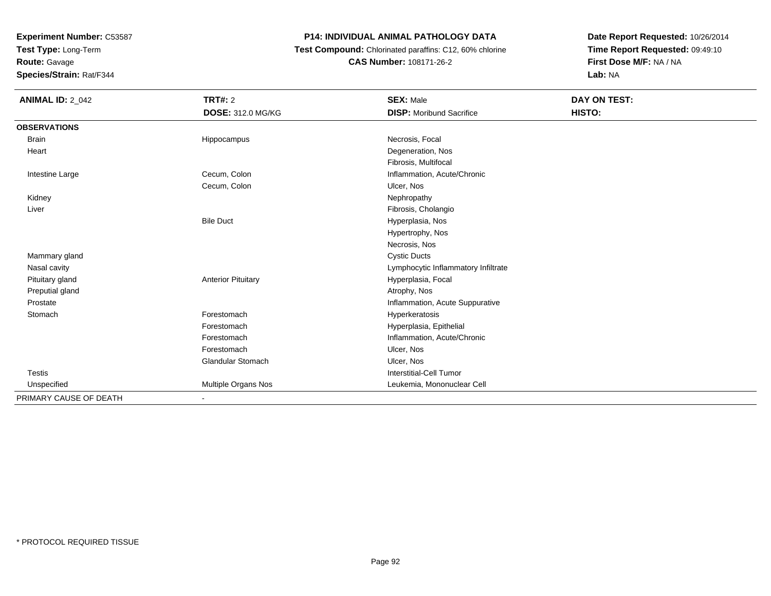**Experiment Number:** C53587
**Test Type:** Long-Term
**Route:** Gavage
**Species/Strain:** Rat/F344

# P14: INDIVIDUAL ANIMAL PATHOLOGY DATA

**Test Compound:** Chlorinated paraffins: C12, 60% chlorine
**CAS Number:** 108171-26-2

**Date Report Requested:** 10/26/2014
**Time Report Requested:** 09:49:10
**First Dose M/F:** NA / NA
**Lab:** NA

| ANIMAL ID: 2_042 | TRT#: 2 | SEX: Male | DAY ON TEST: |
|---|---|---|---|
| | **DOSE:** 312.0 MG/KG | **DISP:** Moribund Sacrifice | **HISTO:** |
| **OBSERVATIONS** | | | |
| Brain | Hippocampus | Necrosis, Focal | |
| Heart | | Degeneration, Nos | |
| | | Fibrosis, Multifocal | |
| Intestine Large | Cecum, Colon | Inflammation, Acute/Chronic | |
| | Cecum, Colon | Ulcer, Nos | |
| Kidney | | Nephropathy | |
| Liver | | Fibrosis, Cholangio | |
| | Bile Duct | Hyperplasia, Nos | |
| | | Hypertrophy, Nos | |
| | | Necrosis, Nos | |
| Mammary gland | | Cystic Ducts | |
| Nasal cavity | | Lymphocytic Inflammatory Infiltrate | |
| Pituitary gland | Anterior Pituitary | Hyperplasia, Focal | |
| Preputial gland | | Atrophy, Nos | |
| Prostate | | Inflammation, Acute Suppurative | |
| Stomach | Forestomach | Hyperkeratosis | |
| | Forestomach | Hyperplasia, Epithelial | |
| | Forestomach | Inflammation, Acute/Chronic | |
| | Forestomach | Ulcer, Nos | |
| | Glandular Stomach | Ulcer, Nos | |
| Testis | | Interstitial-Cell Tumor | |
| Unspecified | Multiple Organs Nos | Leukemia, Mononuclear Cell | |
| PRIMARY CAUSE OF DEATH | - | | |

* PROTOCOL REQUIRED TISSUE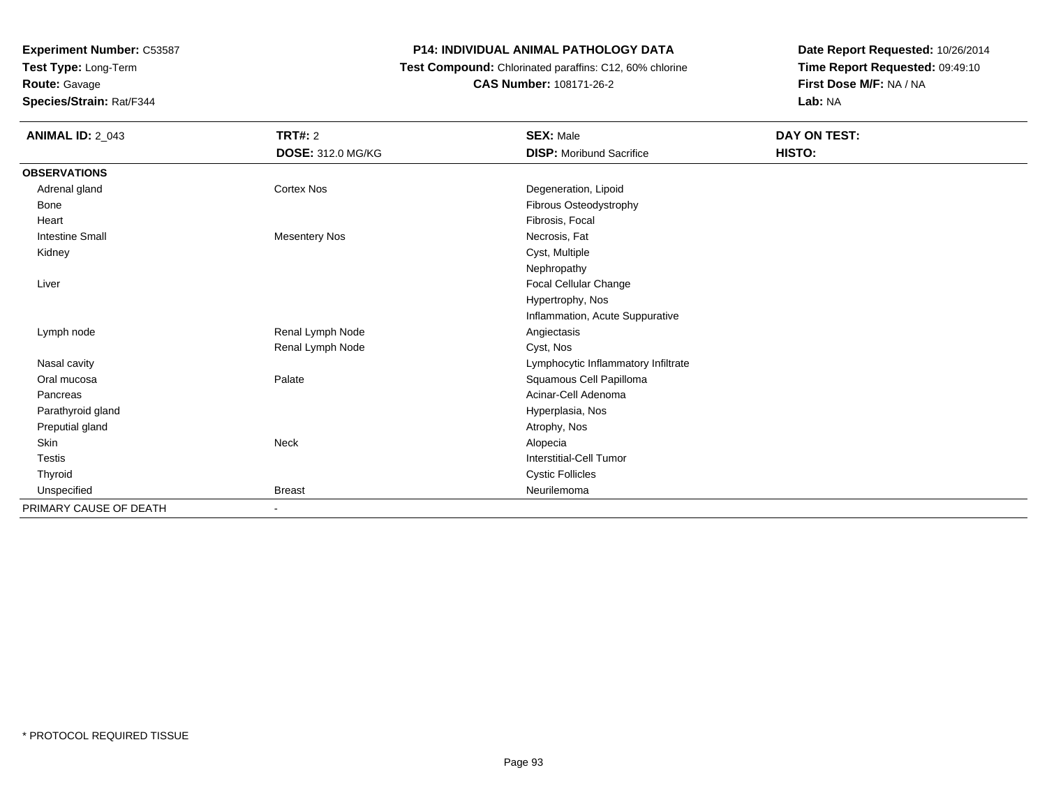**Experiment Number:** C53587
**Test Type:** Long-Term
**Route:** Gavage
**Species/Strain:** Rat/F344

**P14: INDIVIDUAL ANIMAL PATHOLOGY DATA**
**Test Compound:** Chlorinated paraffins: C12, 60% chlorine
**CAS Number:** 108171-26-2

**Date Report Requested:** 10/26/2014
**Time Report Requested:** 09:49:10
**First Dose M/F:** NA / NA
**Lab:** NA

| **ANIMAL ID:** 2_043 | **TRT#:** 2 | **SEX:** Male | **DAY ON TEST:** |
|---|---|---|---|
| | **DOSE:** 312.0 MG/KG | **DISP:** Moribund Sacrifice | **HISTO:** |
| **OBSERVATIONS** | | | |
| Adrenal gland | Cortex Nos | Degeneration, Lipoid | |
| Bone | | Fibrous Osteodystrophy | |
| Heart | | Fibrosis, Focal | |
| Intestine Small | Mesentery Nos | Necrosis, Fat | |
| Kidney | | Cyst, Multiple | |
| | | Nephropathy | |
| Liver | | Focal Cellular Change | |
| | | Hypertrophy, Nos | |
| | | Inflammation, Acute Suppurative | |
| Lymph node | Renal Lymph Node | Angiectasis | |
| | Renal Lymph Node | Cyst, Nos | |
| Nasal cavity | | Lymphocytic Inflammatory Infiltrate | |
| Oral mucosa | Palate | Squamous Cell Papilloma | |
| Pancreas | | Acinar-Cell Adenoma | |
| Parathyroid gland | | Hyperplasia, Nos | |
| Preputial gland | | Atrophy, Nos | |
| Skin | Neck | Alopecia | |
| Testis | | Interstitial-Cell Tumor | |
| Thyroid | | Cystic Follicles | |
| Unspecified | Breast | Neurilemoma | |
| PRIMARY CAUSE OF DEATH | - | | |

\* PROTOCOL REQUIRED TISSUE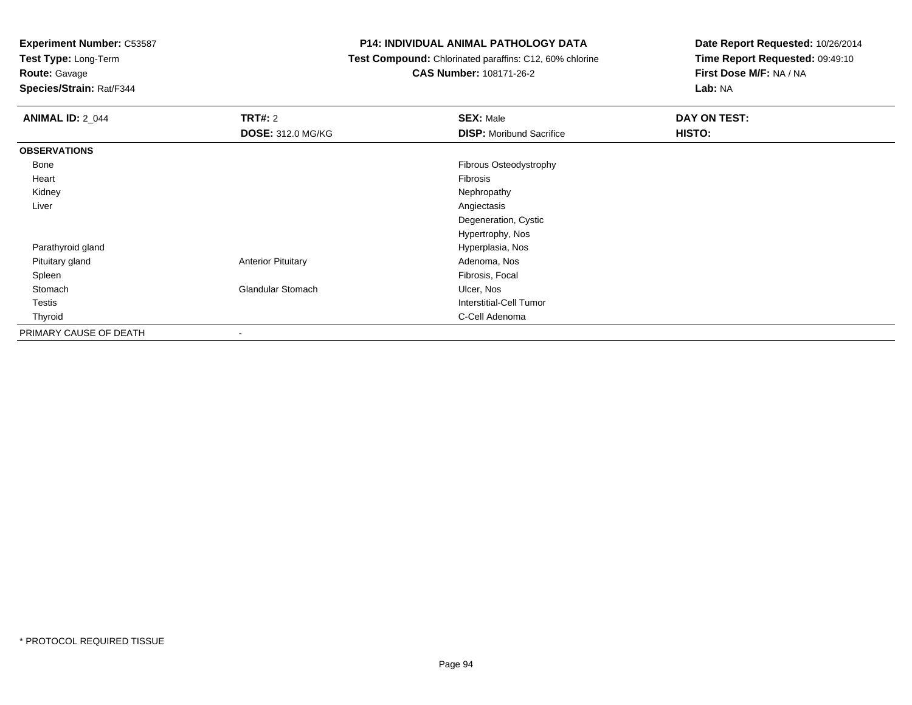**Experiment Number:** C53587
**Test Type:** Long-Term
**Route:** Gavage
**Species/Strain:** Rat/F344

**P14: INDIVIDUAL ANIMAL PATHOLOGY DATA**
**Test Compound:** Chlorinated paraffins: C12, 60% chlorine
**CAS Number:** 108171-26-2

**Date Report Requested:** 10/26/2014
**Time Report Requested:** 09:49:10
**First Dose M/F:** NA / NA
**Lab:** NA

| **ANIMAL ID:** 2_044 | **TRT#:** 2 | **SEX:** Male | **DAY ON TEST:** |
|---|---|---|---|
| | **DOSE:** 312.0 MG/KG | **DISP:** Moribund Sacrifice | **HISTO:** |
| **OBSERVATIONS** | | | |
| Bone | | Fibrous Osteodystrophy | |
| Heart | | Fibrosis | |
| Kidney | | Nephropathy | |
| Liver | | Angiectasis | |
| | | Degeneration, Cystic | |
| | | Hypertrophy, Nos | |
| Parathyroid gland | | Hyperplasia, Nos | |
| Pituitary gland | Anterior Pituitary | Adenoma, Nos | |
| Spleen | | Fibrosis, Focal | |
| Stomach | Glandular Stomach | Ulcer, Nos | |
| Testis | | Interstitial-Cell Tumor | |
| Thyroid | | C-Cell Adenoma | |
| PRIMARY CAUSE OF DEATH | - | | |

* PROTOCOL REQUIRED TISSUE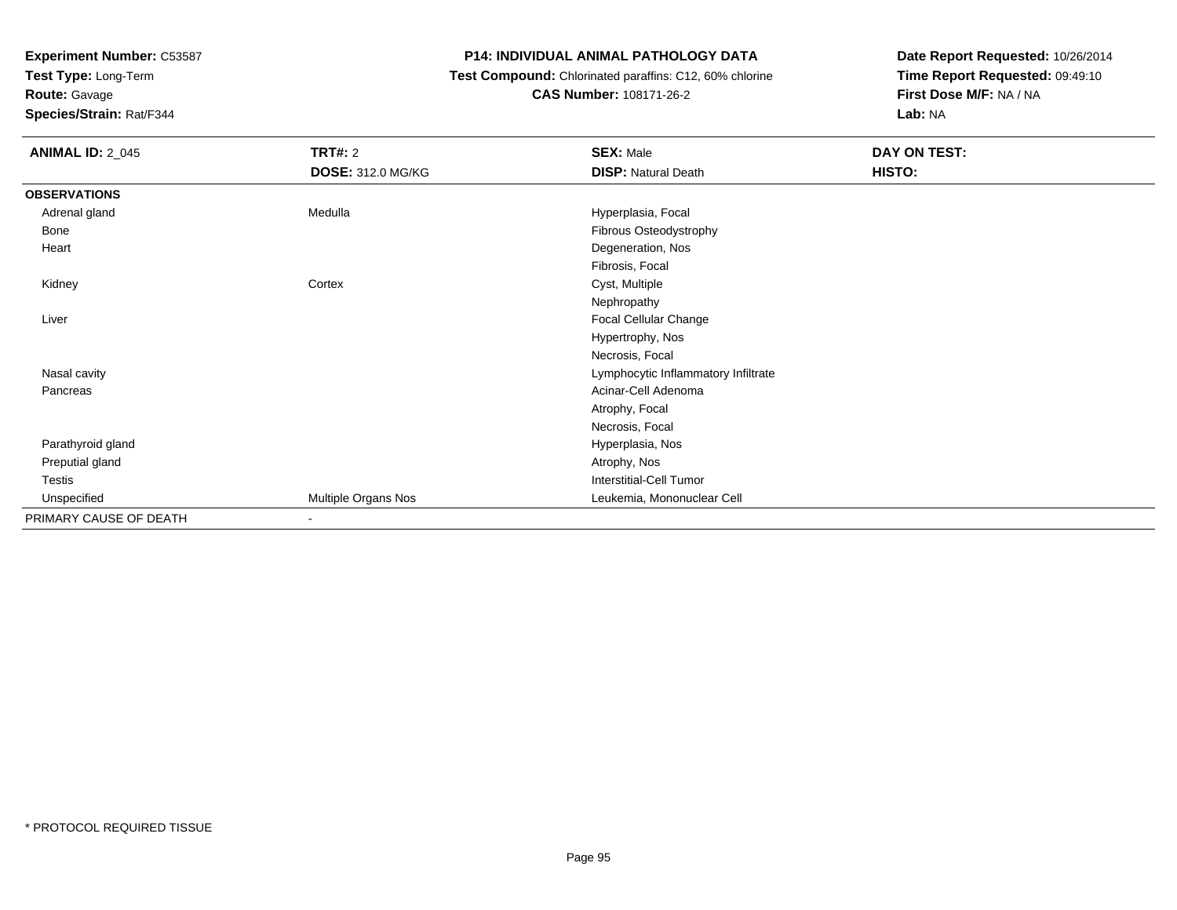**Experiment Number:** C53587
**Test Type:** Long-Term
**Route:** Gavage
**Species/Strain:** Rat/F344

**P14: INDIVIDUAL ANIMAL PATHOLOGY DATA**
**Test Compound:** Chlorinated paraffins: C12, 60% chlorine
**CAS Number:** 108171-26-2

**Date Report Requested:** 10/26/2014
**Time Report Requested:** 09:49:10
**First Dose M/F:** NA / NA
**Lab:** NA

| **ANIMAL ID:** 2_045 | **TRT#:** 2 | **SEX:** Male | **DAY ON TEST:** |
|---|---|---|---|
| | **DOSE:** 312.0 MG/KG | **DISP:** Natural Death | **HISTO:** |
| **OBSERVATIONS** | | | |
| Adrenal gland | Medulla | Hyperplasia, Focal | |
| Bone | | Fibrous Osteodystrophy | |
| Heart | | Degeneration, Nos | |
| | | Fibrosis, Focal | |
| Kidney | Cortex | Cyst, Multiple | |
| | | Nephropathy | |
| Liver | | Focal Cellular Change | |
| | | Hypertrophy, Nos | |
| | | Necrosis, Focal | |
| Nasal cavity | | Lymphocytic Inflammatory Infiltrate | |
| Pancreas | | Acinar-Cell Adenoma | |
| | | Atrophy, Focal | |
| | | Necrosis, Focal | |
| Parathyroid gland | | Hyperplasia, Nos | |
| Preputial gland | | Atrophy, Nos | |
| Testis | | Interstitial-Cell Tumor | |
| Unspecified | Multiple Organs Nos | Leukemia, Mononuclear Cell | |
| PRIMARY CAUSE OF DEATH | - | | |

* PROTOCOL REQUIRED TISSUE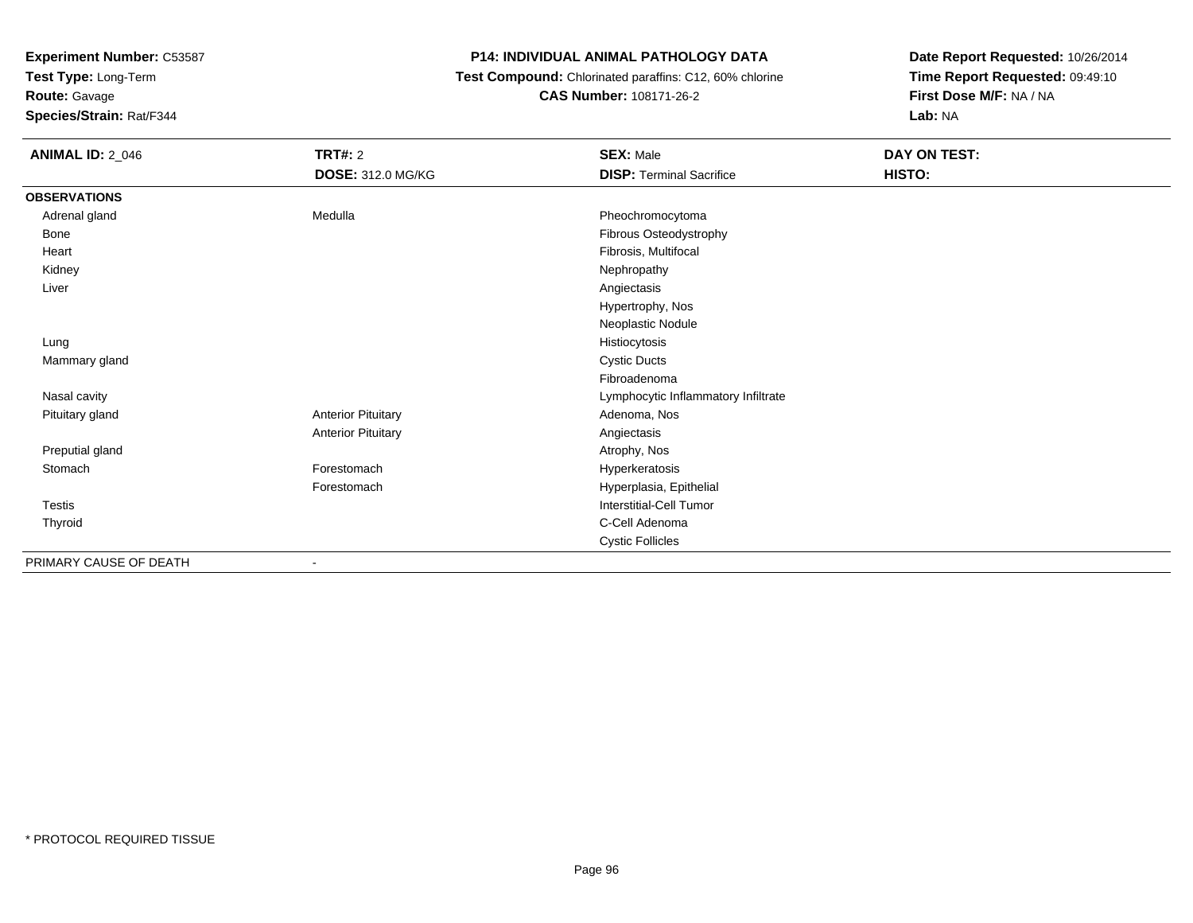**Experiment Number:** C53587
**Test Type:** Long-Term
**Route:** Gavage
**Species/Strain:** Rat/F344

# P14: INDIVIDUAL ANIMAL PATHOLOGY DATA

**Test Compound:** Chlorinated paraffins: C12, 60% chlorine
**CAS Number:** 108171-26-2

**Date Report Requested:** 10/26/2014
**Time Report Requested:** 09:49:10
**First Dose M/F:** NA / NA
**Lab:** NA

| **ANIMAL ID:** 2_046 | **TRT#:** 2 | **SEX:** Male | **DAY ON TEST:** |
|---|---|---|---|
| | **DOSE:** 312.0 MG/KG | **DISP:** Terminal Sacrifice | **HISTO:** |
| **OBSERVATIONS** | | | |
| Adrenal gland | Medulla | Pheochromocytoma | |
| Bone | | Fibrous Osteodystrophy | |
| Heart | | Fibrosis, Multifocal | |
| Kidney | | Nephropathy | |
| Liver | | Angiectasis | |
| | | Hypertrophy, Nos | |
| | | Neoplastic Nodule | |
| Lung | | Histiocytosis | |
| Mammary gland | | Cystic Ducts | |
| | | Fibroadenoma | |
| Nasal cavity | | Lymphocytic Inflammatory Infiltrate | |
| Pituitary gland | Anterior Pituitary | Adenoma, Nos | |
| | Anterior Pituitary | Angiectasis | |
| Preputial gland | | Atrophy, Nos | |
| Stomach | Forestomach | Hyperkeratosis | |
| | Forestomach | Hyperplasia, Epithelial | |
| Testis | | Interstitial-Cell Tumor | |
| Thyroid | | C-Cell Adenoma | |
| | | Cystic Follicles | |
| PRIMARY CAUSE OF DEATH | - | | |

* PROTOCOL REQUIRED TISSUE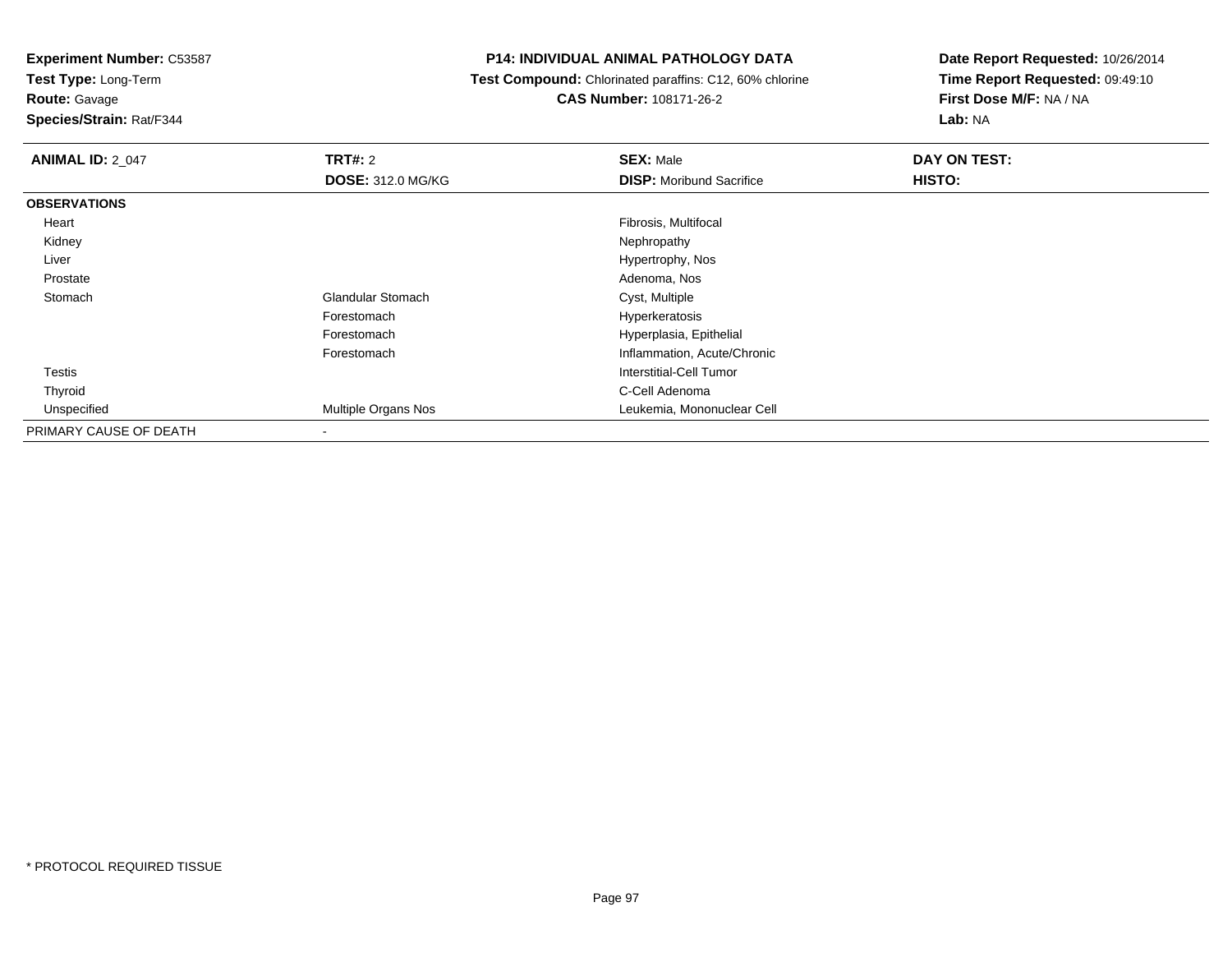**Experiment Number:** C53587
**Test Type:** Long-Term
**Route:** Gavage
**Species/Strain:** Rat/F344

**P14: INDIVIDUAL ANIMAL PATHOLOGY DATA**
**Test Compound:** Chlorinated paraffins: C12, 60% chlorine
**CAS Number:** 108171-26-2

**Date Report Requested:** 10/26/2014
**Time Report Requested:** 09:49:10
**First Dose M/F:** NA / NA
**Lab:** NA

| **ANIMAL ID:** 2_047 | **TRT#:** 2 | **SEX:** Male | **DAY ON TEST:** |
|---|---|---|---|
| | **DOSE:** 312.0 MG/KG | **DISP:** Moribund Sacrifice | **HISTO:** |
| **OBSERVATIONS** | | | |
| Heart | | Fibrosis, Multifocal | |
| Kidney | | Nephropathy | |
| Liver | | Hypertrophy, Nos | |
| Prostate | | Adenoma, Nos | |
| Stomach | Glandular Stomach | Cyst, Multiple | |
| | Forestomach | Hyperkeratosis | |
| | Forestomach | Hyperplasia, Epithelial | |
| | Forestomach | Inflammation, Acute/Chronic | |
| Testis | | Interstitial-Cell Tumor | |
| Thyroid | | C-Cell Adenoma | |
| Unspecified | Multiple Organs Nos | Leukemia, Mononuclear Cell | |
| PRIMARY CAUSE OF DEATH | - | | |

* PROTOCOL REQUIRED TISSUE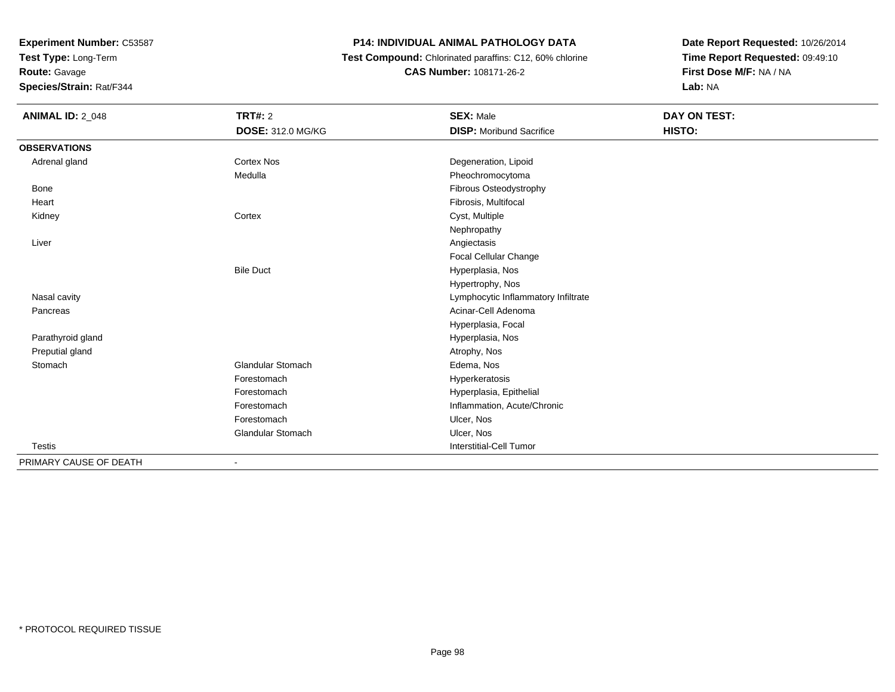**Experiment Number:** C53587
**Test Type:** Long-Term
**Route:** Gavage
**Species/Strain:** Rat/F344

**P14: INDIVIDUAL ANIMAL PATHOLOGY DATA**
**Test Compound:** Chlorinated paraffins: C12, 60% chlorine
**CAS Number:** 108171-26-2

**Date Report Requested:** 10/26/2014
**Time Report Requested:** 09:49:10
**First Dose M/F:** NA / NA
**Lab:** NA

| **ANIMAL ID:** 2_048 | **TRT#:** 2 | **SEX:** Male | **DAY ON TEST:** |
|---|---|---|---|
| | **DOSE:** 312.0 MG/KG | **DISP:** Moribund Sacrifice | **HISTO:** |
| **OBSERVATIONS** | | | |
| Adrenal gland | Cortex Nos | Degeneration, Lipoid | |
| | Medulla | Pheochromocytoma | |
| Bone | | Fibrous Osteodystrophy | |
| Heart | | Fibrosis, Multifocal | |
| Kidney | Cortex | Cyst, Multiple | |
| | | Nephropathy | |
| Liver | | Angiectasis | |
| | | Focal Cellular Change | |
| | Bile Duct | Hyperplasia, Nos | |
| | | Hypertrophy, Nos | |
| Nasal cavity | | Lymphocytic Inflammatory Infiltrate | |
| Pancreas | | Acinar-Cell Adenoma | |
| | | Hyperplasia, Focal | |
| Parathyroid gland | | Hyperplasia, Nos | |
| Preputial gland | | Atrophy, Nos | |
| Stomach | Glandular Stomach | Edema, Nos | |
| | Forestomach | Hyperkeratosis | |
| | Forestomach | Hyperplasia, Epithelial | |
| | Forestomach | Inflammation, Acute/Chronic | |
| | Forestomach | Ulcer, Nos | |
| | Glandular Stomach | Ulcer, Nos | |
| Testis | | Interstitial-Cell Tumor | |
| PRIMARY CAUSE OF DEATH | - | | |

* PROTOCOL REQUIRED TISSUE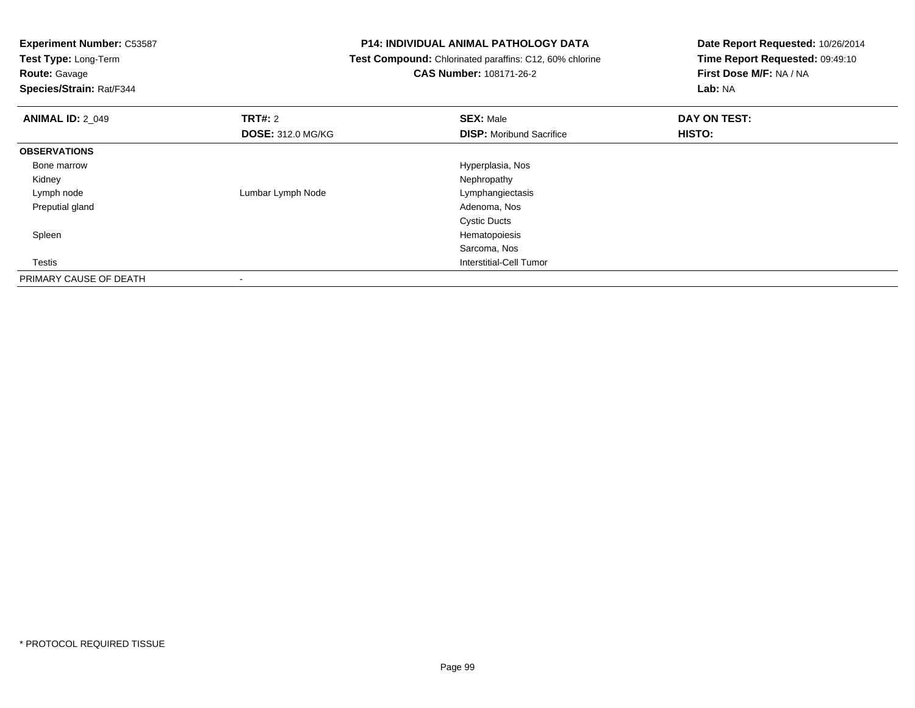**Experiment Number:** C53587
**Test Type:** Long-Term
**Route:** Gavage
**Species/Strain:** Rat/F344

**P14: INDIVIDUAL ANIMAL PATHOLOGY DATA**
**Test Compound:** Chlorinated paraffins: C12, 60% chlorine
**CAS Number:** 108171-26-2

**Date Report Requested:** 10/26/2014
**Time Report Requested:** 09:49:10
**First Dose M/F:** NA / NA
**Lab:** NA

| **ANIMAL ID:** 2_049 | **TRT#:** 2 | **SEX:** Male | **DAY ON TEST:** |
|---|---|---|---|
| | **DOSE:** 312.0 MG/KG | **DISP:** Moribund Sacrifice | **HISTO:** |
| **OBSERVATIONS** | | | |
| Bone marrow | | Hyperplasia, Nos | |
| Kidney | | Nephropathy | |
| Lymph node | Lumbar Lymph Node | Lymphangiectasis | |
| Preputial gland | | Adenoma, Nos | |
| | | Cystic Ducts | |
| Spleen | | Hematopoiesis | |
| | | Sarcoma, Nos | |
| Testis | | Interstitial-Cell Tumor | |
| PRIMARY CAUSE OF DEATH | - | | |

* PROTOCOL REQUIRED TISSUE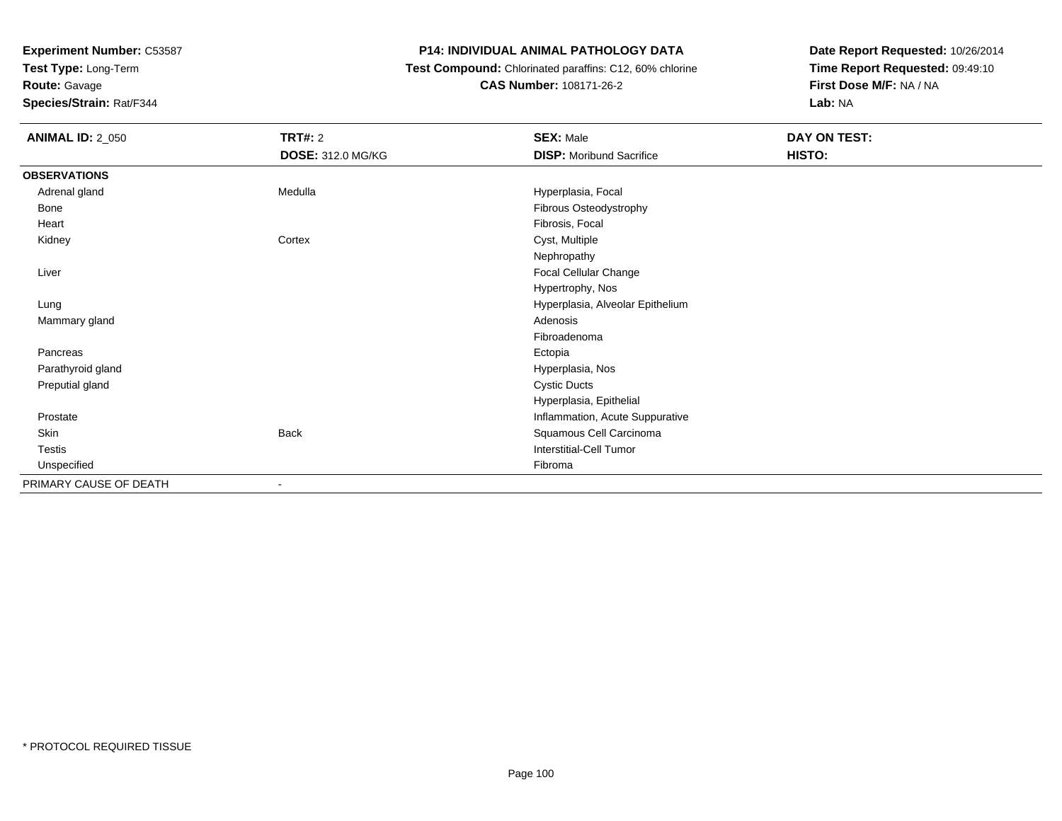**Experiment Number:** C53587
**Test Type:** Long-Term
**Route:** Gavage
**Species/Strain:** Rat/F344

**P14: INDIVIDUAL ANIMAL PATHOLOGY DATA**
**Test Compound:** Chlorinated paraffins: C12, 60% chlorine
**CAS Number:** 108171-26-2

**Date Report Requested:** 10/26/2014
**Time Report Requested:** 09:49:10
**First Dose M/F:** NA / NA
**Lab:** NA

| **ANIMAL ID:** 2_050 | **TRT#:** 2 | **SEX:** Male | **DAY ON TEST:** |
|---|---|---|---|
| | **DOSE:** 312.0 MG/KG | **DISP:** Moribund Sacrifice | **HISTO:** |
| **OBSERVATIONS** | | | |
| Adrenal gland | Medulla | Hyperplasia, Focal | |
| Bone | | Fibrous Osteodystrophy | |
| Heart | | Fibrosis, Focal | |
| Kidney | Cortex | Cyst, Multiple | |
| | | Nephropathy | |
| Liver | | Focal Cellular Change | |
| | | Hypertrophy, Nos | |
| Lung | | Hyperplasia, Alveolar Epithelium | |
| Mammary gland | | Adenosis | |
| | | Fibroadenoma | |
| Pancreas | | Ectopia | |
| Parathyroid gland | | Hyperplasia, Nos | |
| Preputial gland | | Cystic Ducts | |
| | | Hyperplasia, Epithelial | |
| Prostate | | Inflammation, Acute Suppurative | |
| Skin | Back | Squamous Cell Carcinoma | |
| Testis | | Interstitial-Cell Tumor | |
| Unspecified | | Fibroma | |
| PRIMARY CAUSE OF DEATH | - | | |

* PROTOCOL REQUIRED TISSUE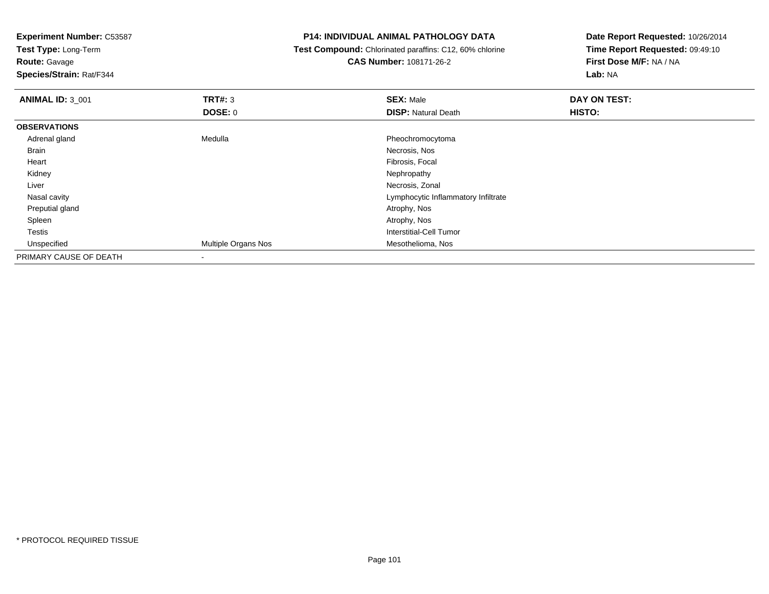**Experiment Number:** C53587
**Test Type:** Long-Term
**Route:** Gavage
**Species/Strain:** Rat/F344

**P14: INDIVIDUAL ANIMAL PATHOLOGY DATA**
**Test Compound:** Chlorinated paraffins: C12, 60% chlorine
**CAS Number:** 108171-26-2

**Date Report Requested:** 10/26/2014
**Time Report Requested:** 09:49:10
**First Dose M/F:** NA / NA
**Lab:** NA

| **ANIMAL ID:** 3_001 | **TRT#:** 3 | **SEX:** Male | **DAY ON TEST:** |
|---|---|---|---|
| | **DOSE:** 0 | **DISP:** Natural Death | **HISTO:** |
| **OBSERVATIONS** | | | |
| Adrenal gland | Medulla | Pheochromocytoma | |
| Brain | | Necrosis, Nos | |
| Heart | | Fibrosis, Focal | |
| Kidney | | Nephropathy | |
| Liver | | Necrosis, Zonal | |
| Nasal cavity | | Lymphocytic Inflammatory Infiltrate | |
| Preputial gland | | Atrophy, Nos | |
| Spleen | | Atrophy, Nos | |
| Testis | | Interstitial-Cell Tumor | |
| Unspecified | Multiple Organs Nos | Mesothelioma, Nos | |
| PRIMARY CAUSE OF DEATH | - | | |

* PROTOCOL REQUIRED TISSUE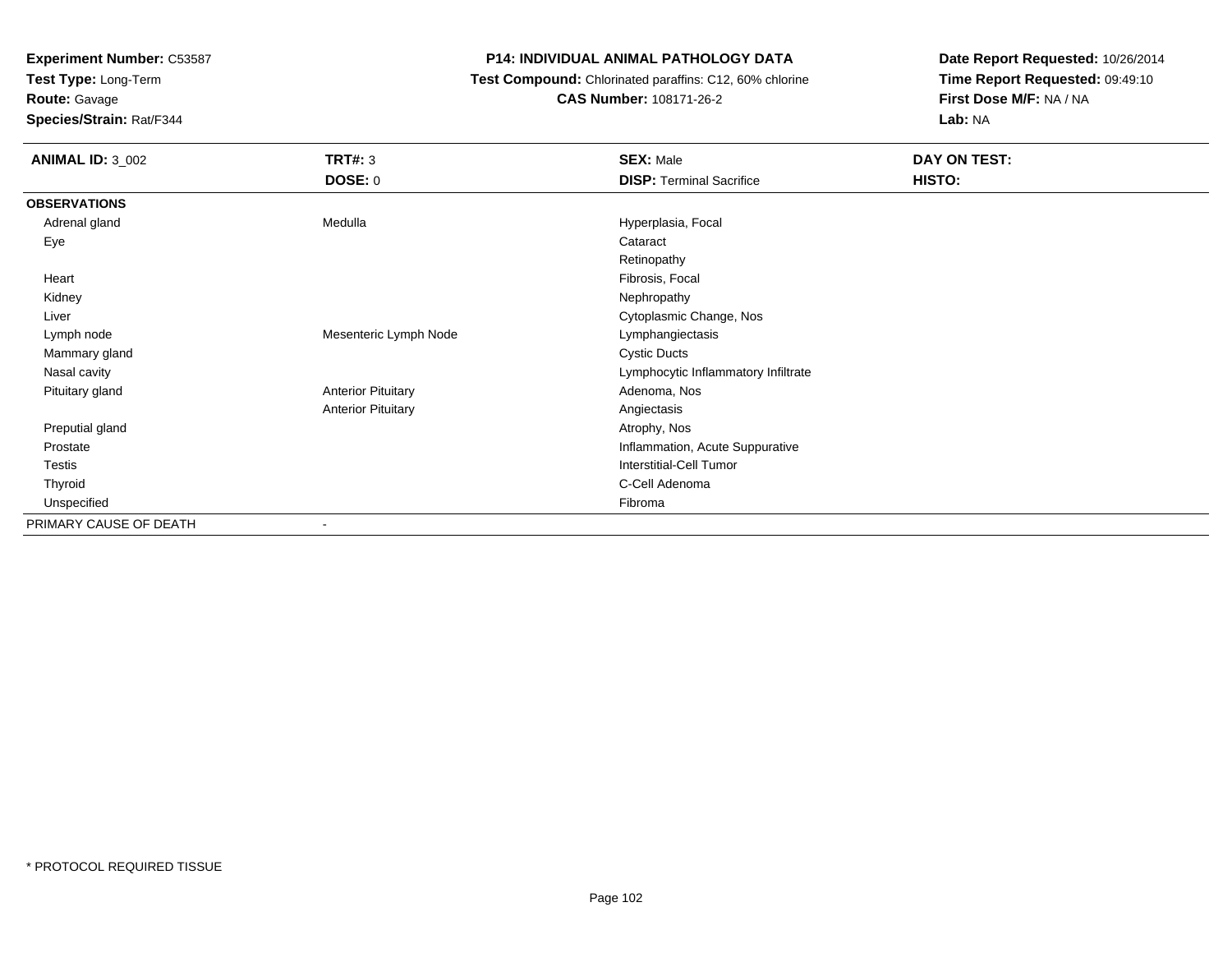**Experiment Number:** C53587
**Test Type:** Long-Term
**Route:** Gavage
**Species/Strain:** Rat/F344

**P14: INDIVIDUAL ANIMAL PATHOLOGY DATA**
**Test Compound:** Chlorinated paraffins: C12, 60% chlorine
**CAS Number:** 108171-26-2

**Date Report Requested:** 10/26/2014
**Time Report Requested:** 09:49:10
**First Dose M/F:** NA / NA
**Lab:** NA

| **ANIMAL ID:** 3_002 | **TRT#:** 3 | **SEX:** Male | **DAY ON TEST:** |
|---|---|---|---|
| | **DOSE:** 0 | **DISP:** Terminal Sacrifice | **HISTO:** |
| **OBSERVATIONS** | | | |
| Adrenal gland | Medulla | Hyperplasia, Focal | |
| Eye | | Cataract | |
| | | Retinopathy | |
| Heart | | Fibrosis, Focal | |
| Kidney | | Nephropathy | |
| Liver | | Cytoplasmic Change, Nos | |
| Lymph node | Mesenteric Lymph Node | Lymphangiectasis | |
| Mammary gland | | Cystic Ducts | |
| Nasal cavity | | Lymphocytic Inflammatory Infiltrate | |
| Pituitary gland | Anterior Pituitary | Adenoma, Nos | |
| | Anterior Pituitary | Angiectasis | |
| Preputial gland | | Atrophy, Nos | |
| Prostate | | Inflammation, Acute Suppurative | |
| Testis | | Interstitial-Cell Tumor | |
| Thyroid | | C-Cell Adenoma | |
| Unspecified | | Fibroma | |
| PRIMARY CAUSE OF DEATH | - | | |

\* PROTOCOL REQUIRED TISSUE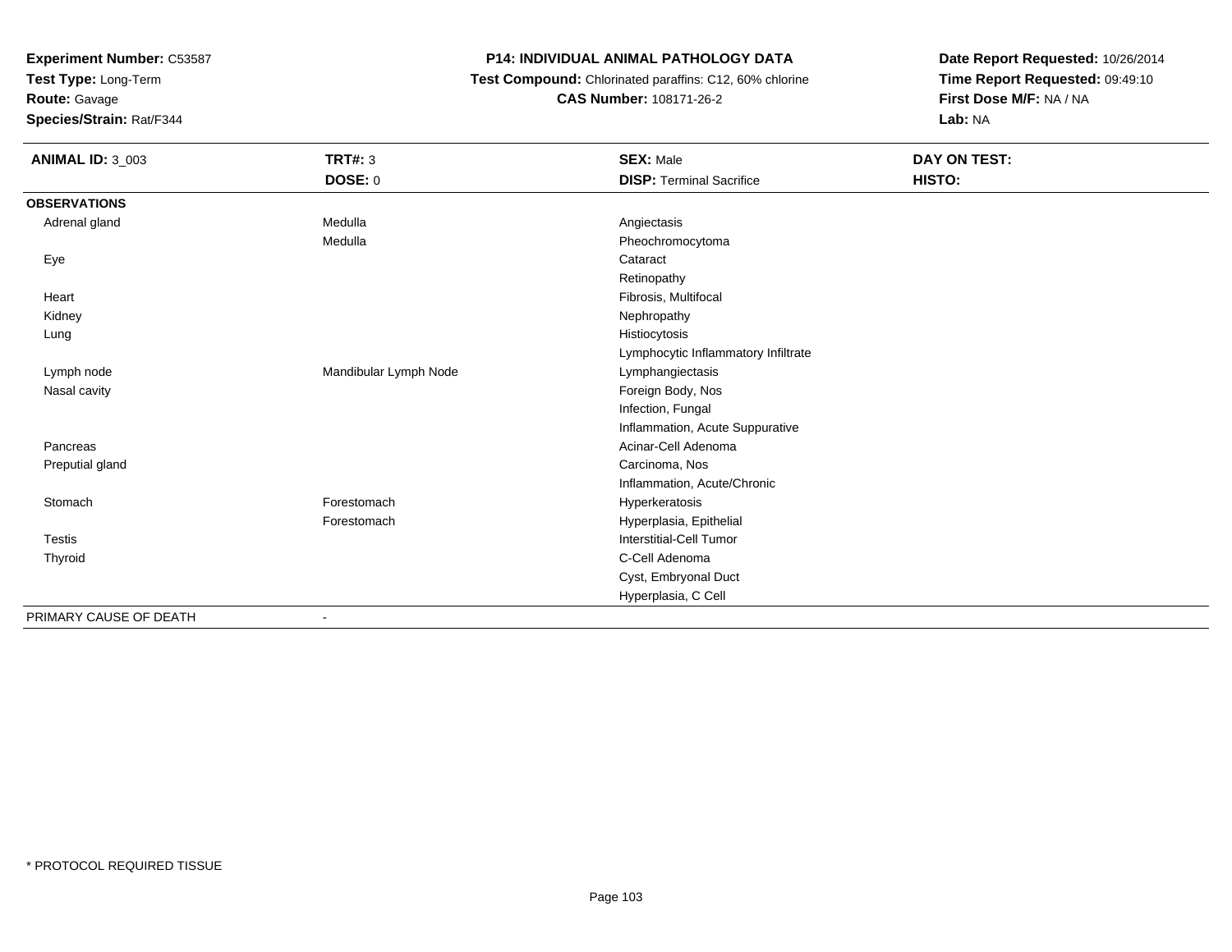**Experiment Number:** C53587
**Test Type:** Long-Term
**Route:** Gavage
**Species/Strain:** Rat/F344

**P14: INDIVIDUAL ANIMAL PATHOLOGY DATA**
**Test Compound:** Chlorinated paraffins: C12, 60% chlorine
**CAS Number:** 108171-26-2

**Date Report Requested:** 10/26/2014
**Time Report Requested:** 09:49:10
**First Dose M/F:** NA / NA
**Lab:** NA

| **ANIMAL ID:** 3_003 | **TRT#:** 3 | **SEX:** Male | **DAY ON TEST:** |
|---|---|---|---|
| | **DOSE:** 0 | **DISP:** Terminal Sacrifice | **HISTO:** |
| **OBSERVATIONS** | | | |
| Adrenal gland | Medulla | Angiectasis | |
| | Medulla | Pheochromocytoma | |
| Eye | | Cataract | |
| | | Retinopathy | |
| Heart | | Fibrosis, Multifocal | |
| Kidney | | Nephropathy | |
| Lung | | Histiocytosis | |
| | | Lymphocytic Inflammatory Infiltrate | |
| Lymph node | Mandibular Lymph Node | Lymphangiectasis | |
| Nasal cavity | | Foreign Body, Nos | |
| | | Infection, Fungal | |
| | | Inflammation, Acute Suppurative | |
| Pancreas | | Acinar-Cell Adenoma | |
| Preputial gland | | Carcinoma, Nos | |
| | | Inflammation, Acute/Chronic | |
| Stomach | Forestomach | Hyperkeratosis | |
| | Forestomach | Hyperplasia, Epithelial | |
| Testis | | Interstitial-Cell Tumor | |
| Thyroid | | C-Cell Adenoma | |
| | | Cyst, Embryonal Duct | |
| | | Hyperplasia, C Cell | |
| PRIMARY CAUSE OF DEATH | - | | |

* PROTOCOL REQUIRED TISSUE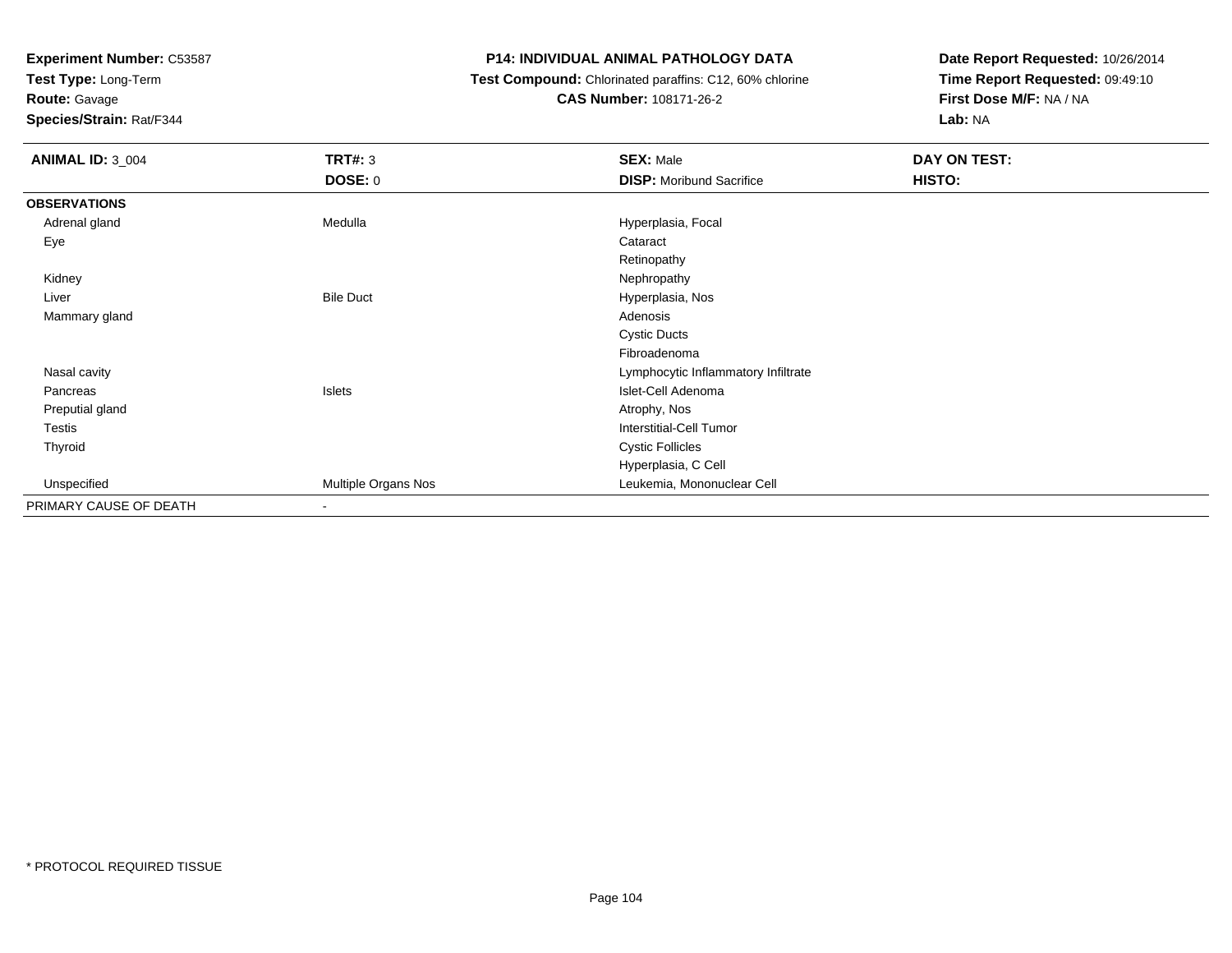**Experiment Number:** C53587
**Test Type:** Long-Term
**Route:** Gavage
**Species/Strain:** Rat/F344

**P14: INDIVIDUAL ANIMAL PATHOLOGY DATA**
**Test Compound:** Chlorinated paraffins: C12, 60% chlorine
**CAS Number:** 108171-26-2

**Date Report Requested:** 10/26/2014
**Time Report Requested:** 09:49:10
**First Dose M/F:** NA / NA
**Lab:** NA

| **ANIMAL ID:** 3_004 | **TRT#:** 3 | **SEX:** Male | **DAY ON TEST:** |
|---|---|---|---|
| | **DOSE:** 0 | **DISP:** Moribund Sacrifice | **HISTO:** |
| **OBSERVATIONS** | | | |
| Adrenal gland | Medulla | Hyperplasia, Focal | |
| Eye | | Cataract | |
| | | Retinopathy | |
| Kidney | | Nephropathy | |
| Liver | Bile Duct | Hyperplasia, Nos | |
| Mammary gland | | Adenosis | |
| | | Cystic Ducts | |
| | | Fibroadenoma | |
| Nasal cavity | | Lymphocytic Inflammatory Infiltrate | |
| Pancreas | Islets | Islet-Cell Adenoma | |
| Preputial gland | | Atrophy, Nos | |
| Testis | | Interstitial-Cell Tumor | |
| Thyroid | | Cystic Follicles | |
| | | Hyperplasia, C Cell | |
| Unspecified | Multiple Organs Nos | Leukemia, Mononuclear Cell | |
| PRIMARY CAUSE OF DEATH | - | | |

* PROTOCOL REQUIRED TISSUE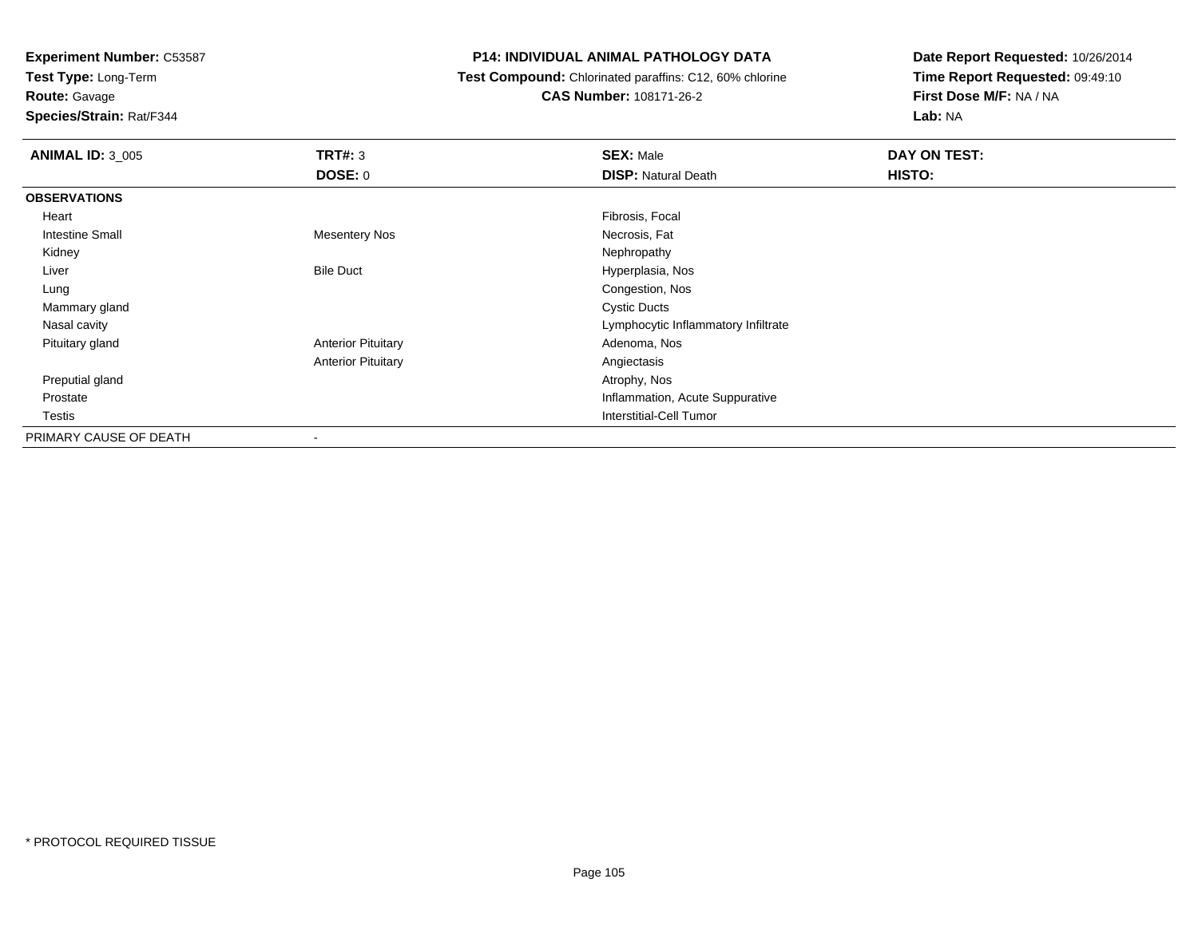**Experiment Number:** C53587
**Test Type:** Long-Term
**Route:** Gavage
**Species/Strain:** Rat/F344

# P14: INDIVIDUAL ANIMAL PATHOLOGY DATA

**Test Compound:** Chlorinated paraffins: C12, 60% chlorine
**CAS Number:** 108171-26-2

**Date Report Requested:** 10/26/2014
**Time Report Requested:** 09:49:10
**First Dose M/F:** NA / NA
**Lab:** NA

| **ANIMAL ID:** 3_005 | **TRT#:** 3 | **SEX:** Male | **DAY ON TEST:** |
|---|---|---|---|
| | **DOSE:** 0 | **DISP:** Natural Death | **HISTO:** |
| **OBSERVATIONS** | | | |
| Heart | | Fibrosis, Focal | |
| Intestine Small | Mesentery Nos | Necrosis, Fat | |
| Kidney | | Nephropathy | |
| Liver | Bile Duct | Hyperplasia, Nos | |
| Lung | | Congestion, Nos | |
| Mammary gland | | Cystic Ducts | |
| Nasal cavity | | Lymphocytic Inflammatory Infiltrate | |
| Pituitary gland | Anterior Pituitary | Adenoma, Nos | |
| | Anterior Pituitary | Angiectasis | |
| Preputial gland | | Atrophy, Nos | |
| Prostate | | Inflammation, Acute Suppurative | |
| Testis | | Interstitial-Cell Tumor | |
| PRIMARY CAUSE OF DEATH | - | | |

* PROTOCOL REQUIRED TISSUE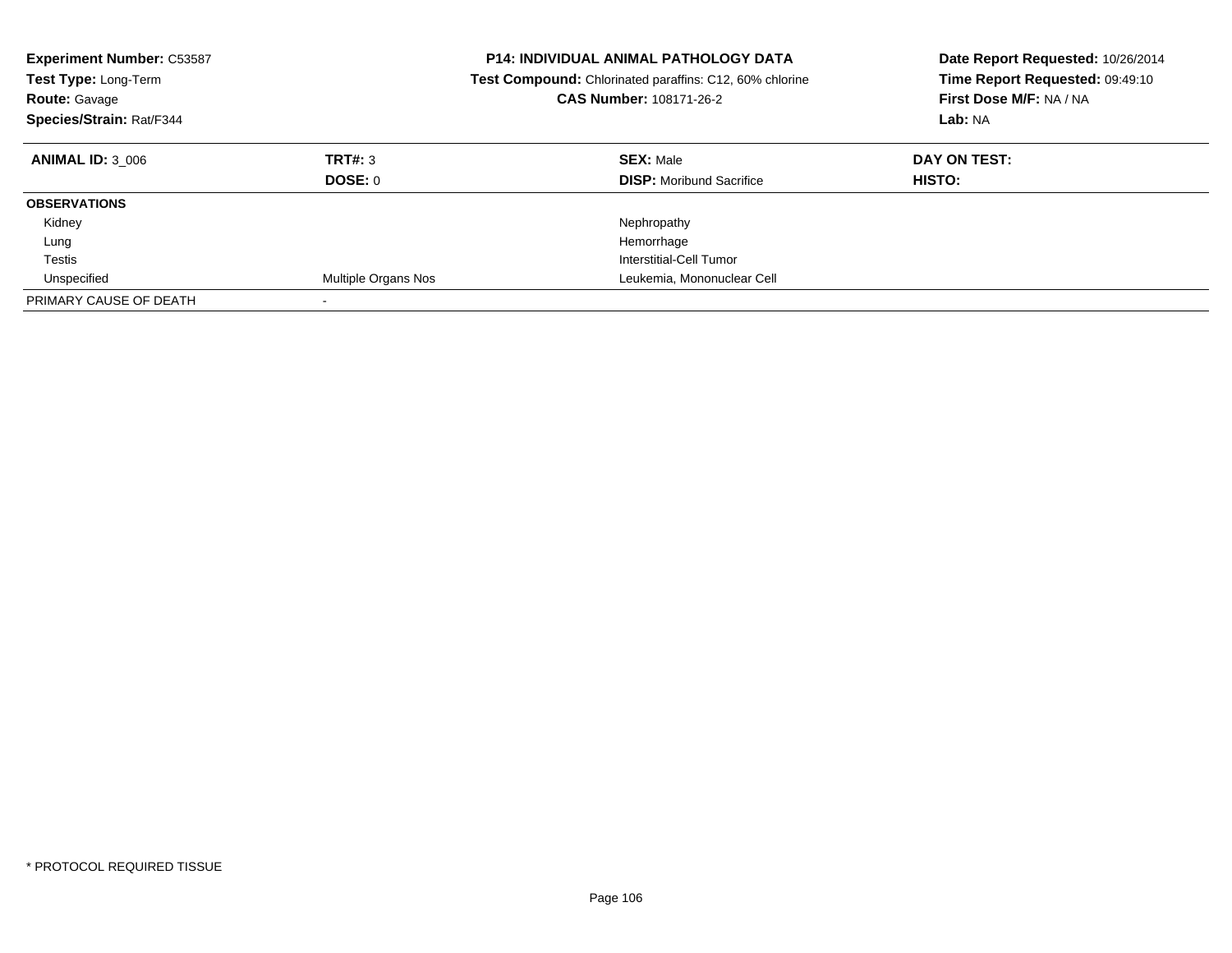**Experiment Number:** C53587
**Test Type:** Long-Term
**Route:** Gavage
**Species/Strain:** Rat/F344

**P14: INDIVIDUAL ANIMAL PATHOLOGY DATA**
**Test Compound:** Chlorinated paraffins: C12, 60% chlorine
**CAS Number:** 108171-26-2

**Date Report Requested:** 10/26/2014
**Time Report Requested:** 09:49:10
**First Dose M/F:** NA / NA
**Lab:** NA

| **ANIMAL ID:** 3_006 | **TRT#:** 3 | **SEX:** Male | **DAY ON TEST:** |
|---|---|---|---|
| | **DOSE:** 0 | **DISP:** Moribund Sacrifice | **HISTO:** |
| **OBSERVATIONS** | | | |
| Kidney | | Nephropathy | |
| Lung | | Hemorrhage | |
| Testis | | Interstitial-Cell Tumor | |
| Unspecified | Multiple Organs Nos | Leukemia, Mononuclear Cell | |
| PRIMARY CAUSE OF DEATH | - | | |

* PROTOCOL REQUIRED TISSUE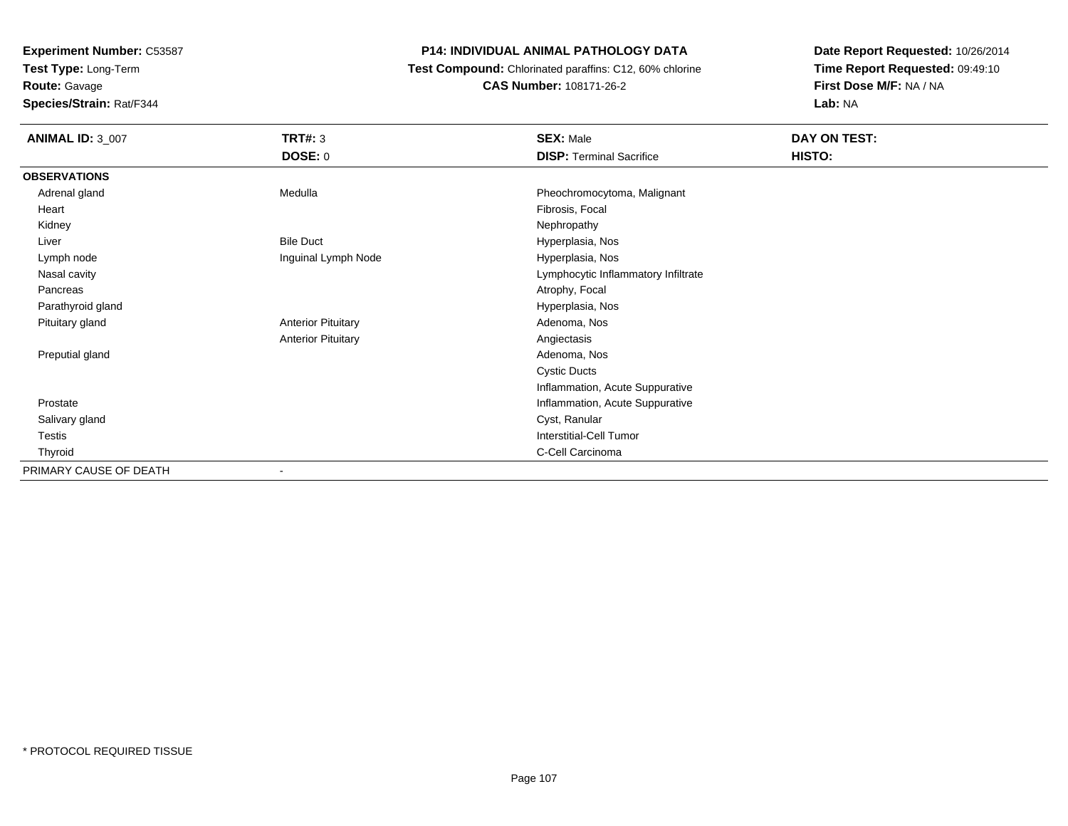**Experiment Number:** C53587
**Test Type:** Long-Term
**Route:** Gavage
**Species/Strain:** Rat/F344

**P14: INDIVIDUAL ANIMAL PATHOLOGY DATA**
**Test Compound:** Chlorinated paraffins: C12, 60% chlorine
**CAS Number:** 108171-26-2

**Date Report Requested:** 10/26/2014
**Time Report Requested:** 09:49:10
**First Dose M/F:** NA / NA
**Lab:** NA

| **ANIMAL ID:** 3_007 | **TRT#:** 3<br>**DOSE:** 0 | **SEX:** Male<br>**DISP:** Terminal Sacrifice | **DAY ON TEST:**<br>**HISTO:** |
|---|---|---|---|
| **OBSERVATIONS** | | | |
| Adrenal gland | Medulla | Pheochromocytoma, Malignant | |
| Heart | | Fibrosis, Focal | |
| Kidney | | Nephropathy | |
| Liver | Bile Duct | Hyperplasia, Nos | |
| Lymph node | Inguinal Lymph Node | Hyperplasia, Nos | |
| Nasal cavity | | Lymphocytic Inflammatory Infiltrate | |
| Pancreas | | Atrophy, Focal | |
| Parathyroid gland | | Hyperplasia, Nos | |
| Pituitary gland | Anterior Pituitary | Adenoma, Nos | |
| | Anterior Pituitary | Angiectasis | |
| Preputial gland | | Adenoma, Nos | |
| | | Cystic Ducts | |
| | | Inflammation, Acute Suppurative | |
| Prostate | | Inflammation, Acute Suppurative | |
| Salivary gland | | Cyst, Ranular | |
| Testis | | Interstitial-Cell Tumor | |
| Thyroid | | C-Cell Carcinoma | |
| PRIMARY CAUSE OF DEATH | - | | |

* PROTOCOL REQUIRED TISSUE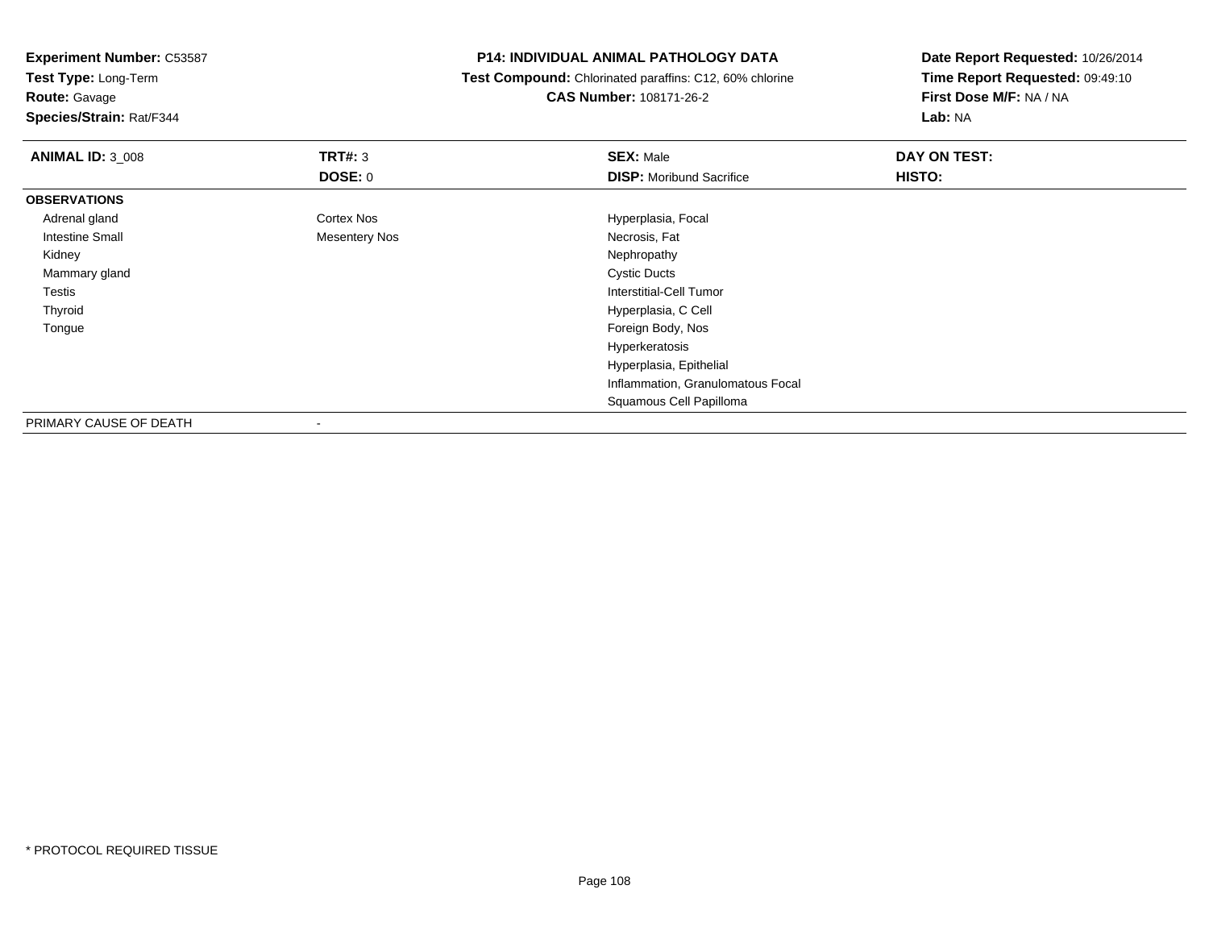**Experiment Number:** C53587
**Test Type:** Long-Term
**Route:** Gavage
**Species/Strain:** Rat/F344

**P14: INDIVIDUAL ANIMAL PATHOLOGY DATA**
**Test Compound:** Chlorinated paraffins: C12, 60% chlorine
**CAS Number:** 108171-26-2

**Date Report Requested:** 10/26/2014
**Time Report Requested:** 09:49:10
**First Dose M/F:** NA / NA
**Lab:** NA

| **ANIMAL ID:** 3_008 | **TRT#:** 3 | **SEX:** Male | **DAY ON TEST:** |
|---|---|---|---|
| | **DOSE:** 0 | **DISP:** Moribund Sacrifice | **HISTO:** |
| **OBSERVATIONS** | | | |
| Adrenal gland | Cortex Nos | Hyperplasia, Focal | |
| Intestine Small | Mesentery Nos | Necrosis, Fat | |
| Kidney | | Nephropathy | |
| Mammary gland | | Cystic Ducts | |
| Testis | | Interstitial-Cell Tumor | |
| Thyroid | | Hyperplasia, C Cell | |
| Tongue | | Foreign Body, Nos | |
| | | Hyperkeratosis | |
| | | Hyperplasia, Epithelial | |
| | | Inflammation, Granulomatous Focal | |
| | | Squamous Cell Papilloma | |
| PRIMARY CAUSE OF DEATH | - | | |

* PROTOCOL REQUIRED TISSUE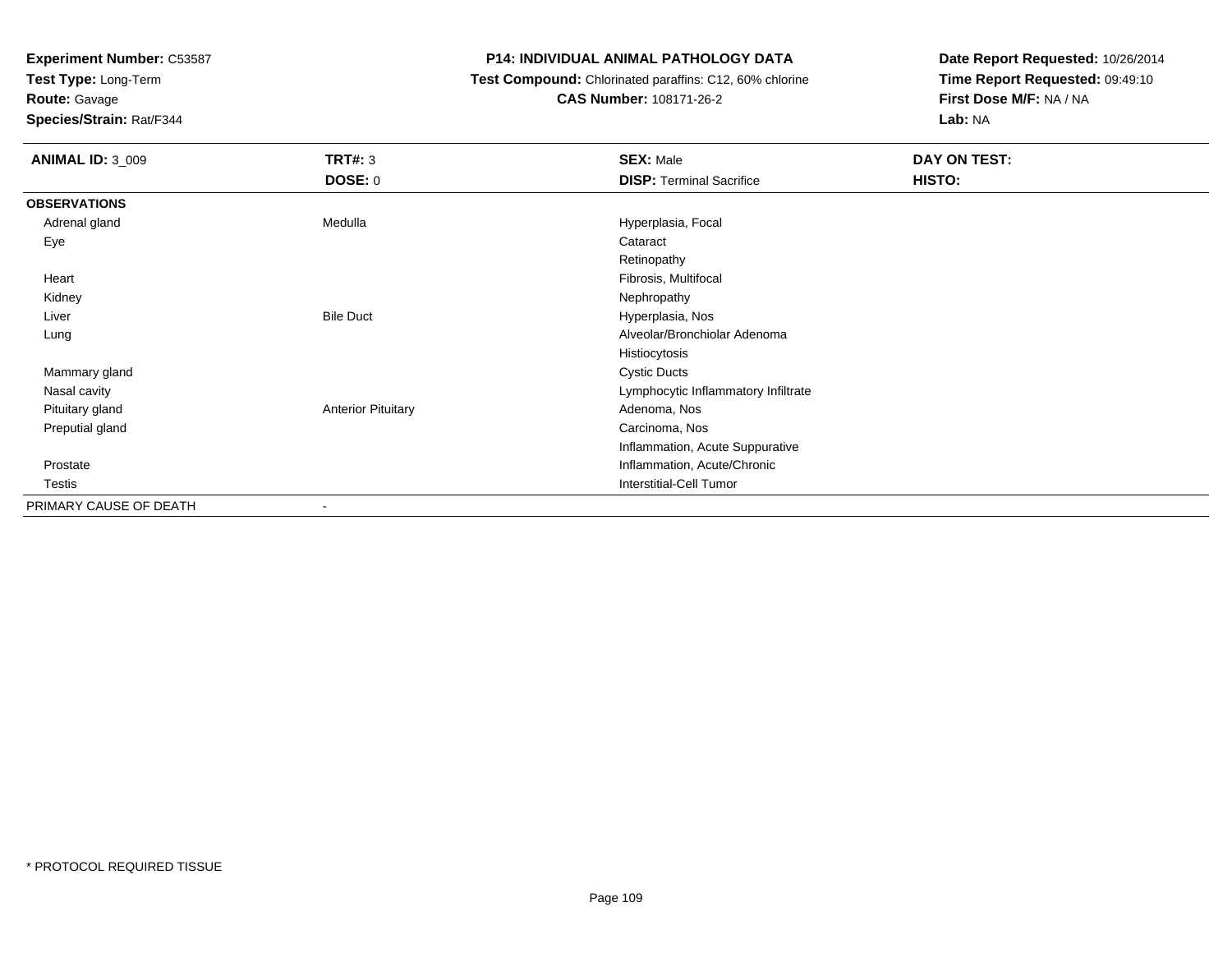**Experiment Number:** C53587
**Test Type:** Long-Term
**Route:** Gavage
**Species/Strain:** Rat/F344

**P14: INDIVIDUAL ANIMAL PATHOLOGY DATA**
**Test Compound:** Chlorinated paraffins: C12, 60% chlorine
**CAS Number:** 108171-26-2

**Date Report Requested:** 10/26/2014
**Time Report Requested:** 09:49:10
**First Dose M/F:** NA / NA
**Lab:** NA

| **ANIMAL ID:** 3_009 | **TRT#:** 3 | **SEX:** Male | **DAY ON TEST:** |
|---|---|---|---|
| | **DOSE:** 0 | **DISP:** Terminal Sacrifice | **HISTO:** |
| **OBSERVATIONS** | | | |
| Adrenal gland | Medulla | Hyperplasia, Focal | |
| Eye | | Cataract | |
| | | Retinopathy | |
| Heart | | Fibrosis, Multifocal | |
| Kidney | | Nephropathy | |
| Liver | Bile Duct | Hyperplasia, Nos | |
| Lung | | Alveolar/Bronchiolar Adenoma | |
| | | Histiocytosis | |
| Mammary gland | | Cystic Ducts | |
| Nasal cavity | | Lymphocytic Inflammatory Infiltrate | |
| Pituitary gland | Anterior Pituitary | Adenoma, Nos | |
| Preputial gland | | Carcinoma, Nos | |
| | | Inflammation, Acute Suppurative | |
| Prostate | | Inflammation, Acute/Chronic | |
| Testis | | Interstitial-Cell Tumor | |
| PRIMARY CAUSE OF DEATH | - | | |

* PROTOCOL REQUIRED TISSUE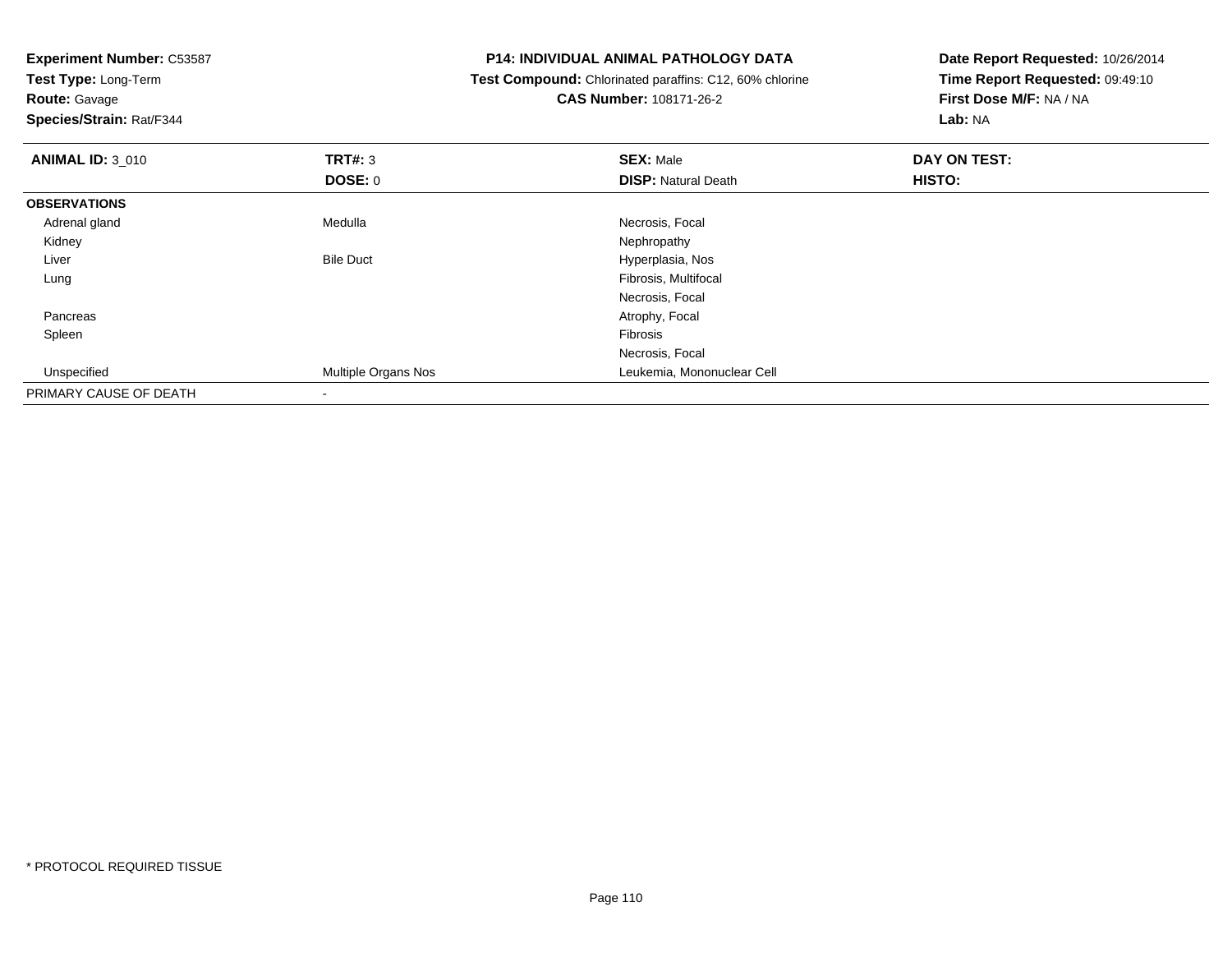**Experiment Number:** C53587
**Test Type:** Long-Term
**Route:** Gavage
**Species/Strain:** Rat/F344

**P14: INDIVIDUAL ANIMAL PATHOLOGY DATA**
**Test Compound:** Chlorinated paraffins: C12, 60% chlorine
**CAS Number:** 108171-26-2

**Date Report Requested:** 10/26/2014
**Time Report Requested:** 09:49:10
**First Dose M/F:** NA / NA
**Lab:** NA

| **ANIMAL ID:** 3_010 | **TRT#:** 3 | **SEX:** Male | **DAY ON TEST:** |
|---|---|---|---|
| | **DOSE:** 0 | **DISP:** Natural Death | **HISTO:** |
| **OBSERVATIONS** | | | |
| Adrenal gland | Medulla | Necrosis, Focal | |
| Kidney | | Nephropathy | |
| Liver | Bile Duct | Hyperplasia, Nos | |
| Lung | | Fibrosis, Multifocal | |
| | | Necrosis, Focal | |
| Pancreas | | Atrophy, Focal | |
| Spleen | | Fibrosis | |
| | | Necrosis, Focal | |
| Unspecified | Multiple Organs Nos | Leukemia, Mononuclear Cell | |
| PRIMARY CAUSE OF DEATH | - | | |

* PROTOCOL REQUIRED TISSUE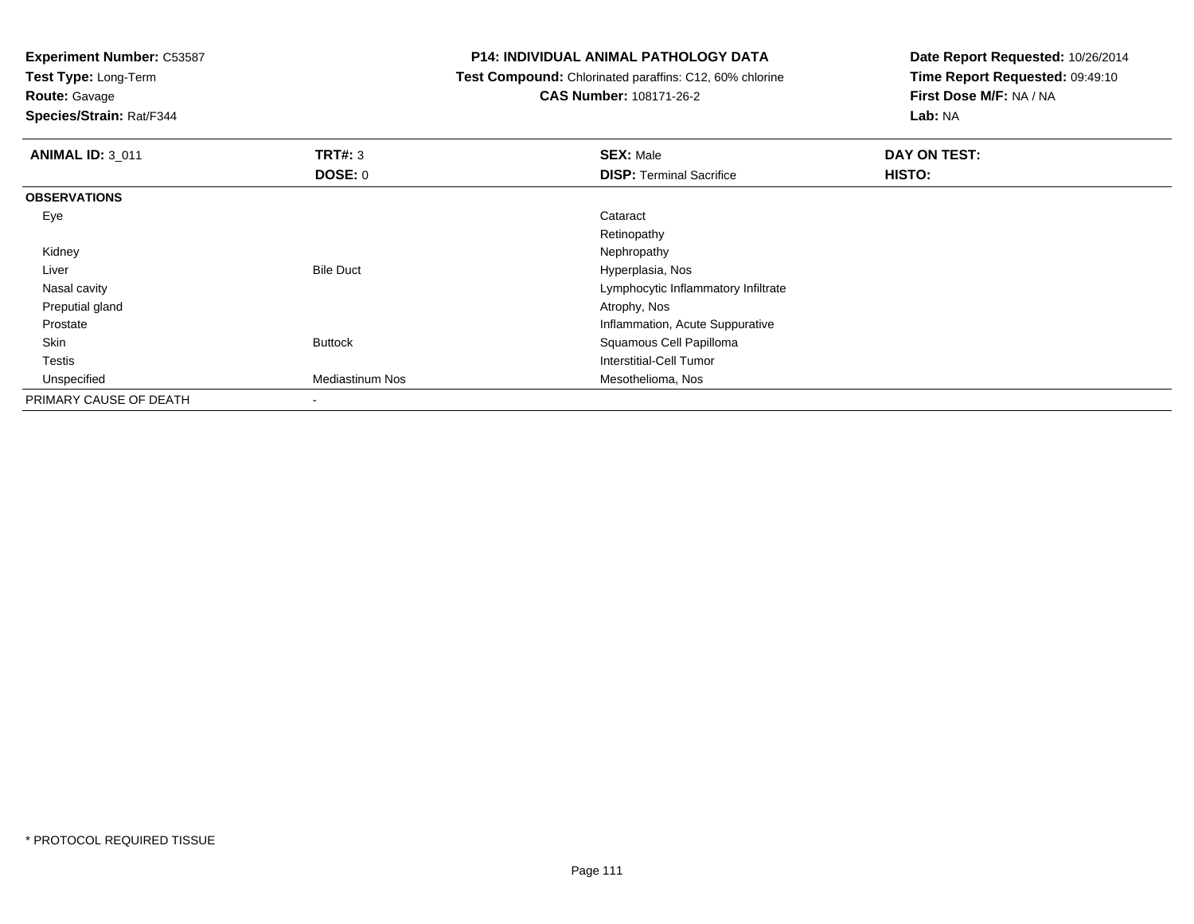**Experiment Number:** C53587
**Test Type:** Long-Term
**Route:** Gavage
**Species/Strain:** Rat/F344

**P14: INDIVIDUAL ANIMAL PATHOLOGY DATA**
**Test Compound:** Chlorinated paraffins: C12, 60% chlorine
**CAS Number:** 108171-26-2

**Date Report Requested:** 10/26/2014
**Time Report Requested:** 09:49:10
**First Dose M/F:** NA / NA
**Lab:** NA

| **ANIMAL ID:** 3_011 | **TRT#:** 3 | **SEX:** Male | **DAY ON TEST:** |
|---|---|---|---|
| | **DOSE:** 0 | **DISP:** Terminal Sacrifice | **HISTO:** |
| **OBSERVATIONS** | | | |
| Eye | | Cataract | |
| | | Retinopathy | |
| Kidney | | Nephropathy | |
| Liver | Bile Duct | Hyperplasia, Nos | |
| Nasal cavity | | Lymphocytic Inflammatory Infiltrate | |
| Preputial gland | | Atrophy, Nos | |
| Prostate | | Inflammation, Acute Suppurative | |
| Skin | Buttock | Squamous Cell Papilloma | |
| Testis | | Interstitial-Cell Tumor | |
| Unspecified | Mediastinum Nos | Mesothelioma, Nos | |
| PRIMARY CAUSE OF DEATH | - | | |

* PROTOCOL REQUIRED TISSUE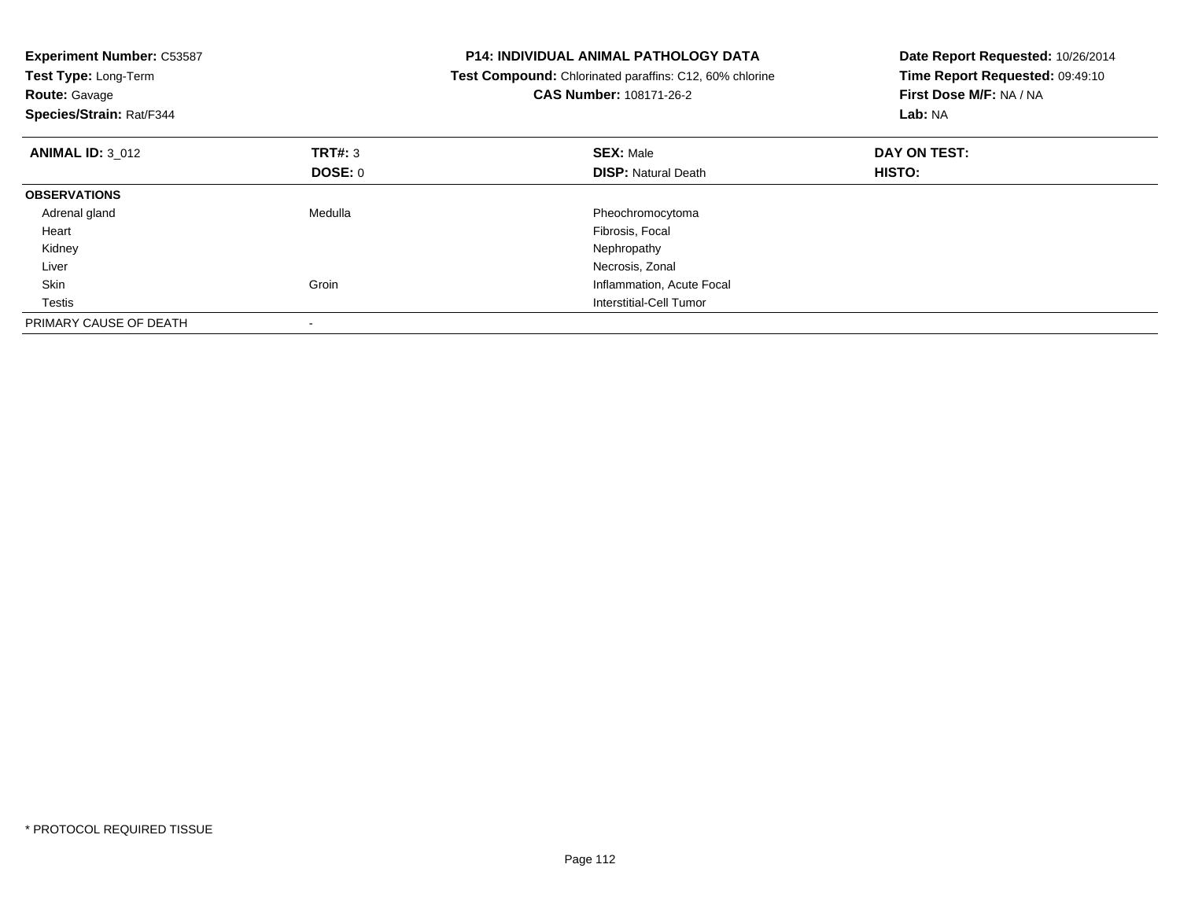**Experiment Number:** C53587
**Test Type:** Long-Term
**Route:** Gavage
**Species/Strain:** Rat/F344

**P14: INDIVIDUAL ANIMAL PATHOLOGY DATA**
**Test Compound:** Chlorinated paraffins: C12, 60% chlorine
**CAS Number:** 108171-26-2

**Date Report Requested:** 10/26/2014
**Time Report Requested:** 09:49:10
**First Dose M/F:** NA / NA
**Lab:** NA

| **ANIMAL ID:** 3_012 | **TRT#:** 3 | **SEX:** Male | **DAY ON TEST:** |
|---|---|---|---|
| | **DOSE:** 0 | **DISP:** Natural Death | **HISTO:** |
| **OBSERVATIONS** | | | |
| Adrenal gland | Medulla | Pheochromocytoma | |
| Heart | | Fibrosis, Focal | |
| Kidney | | Nephropathy | |
| Liver | | Necrosis, Zonal | |
| Skin | Groin | Inflammation, Acute Focal | |
| Testis | | Interstitial-Cell Tumor | |
| PRIMARY CAUSE OF DEATH | - | | |

* PROTOCOL REQUIRED TISSUE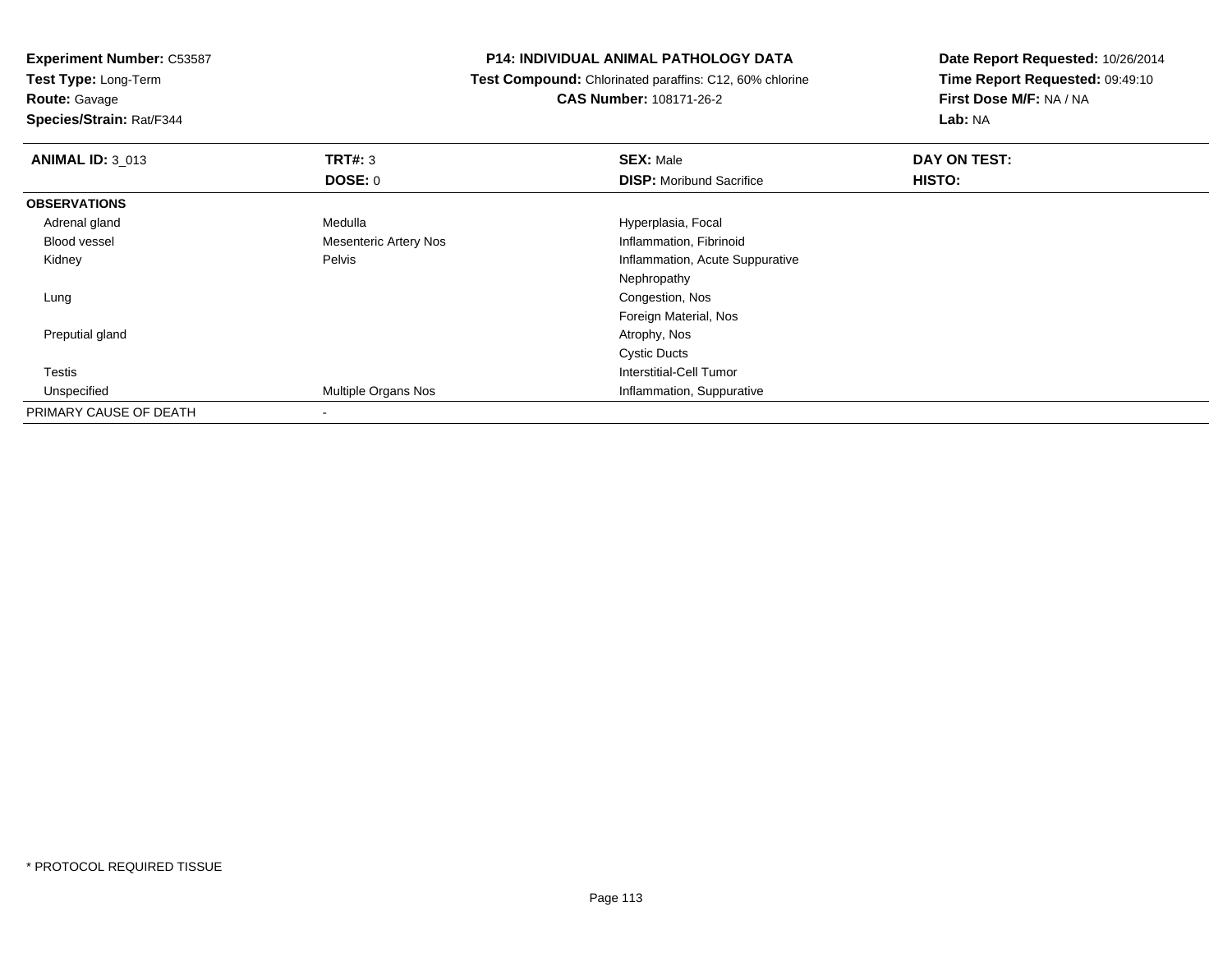**Experiment Number:** C53587
**Test Type:** Long-Term
**Route:** Gavage
**Species/Strain:** Rat/F344

**P14: INDIVIDUAL ANIMAL PATHOLOGY DATA**
**Test Compound:** Chlorinated paraffins: C12, 60% chlorine
**CAS Number:** 108171-26-2

**Date Report Requested:** 10/26/2014
**Time Report Requested:** 09:49:10
**First Dose M/F:** NA / NA
**Lab:** NA

| **ANIMAL ID:** 3_013 | **TRT#:** 3 | **SEX:** Male | **DAY ON TEST:** |
|---|---|---|---|
| | **DOSE:** 0 | **DISP:** Moribund Sacrifice | **HISTO:** |
| **OBSERVATIONS** | | | |
| Adrenal gland | Medulla | Hyperplasia, Focal | |
| Blood vessel | Mesenteric Artery Nos | Inflammation, Fibrinoid | |
| Kidney | Pelvis | Inflammation, Acute Suppurative | |
| | | Nephropathy | |
| Lung | | Congestion, Nos | |
| | | Foreign Material, Nos | |
| Preputial gland | | Atrophy, Nos | |
| | | Cystic Ducts | |
| Testis | | Interstitial-Cell Tumor | |
| Unspecified | Multiple Organs Nos | Inflammation, Suppurative | |
| PRIMARY CAUSE OF DEATH | - | | |

* PROTOCOL REQUIRED TISSUE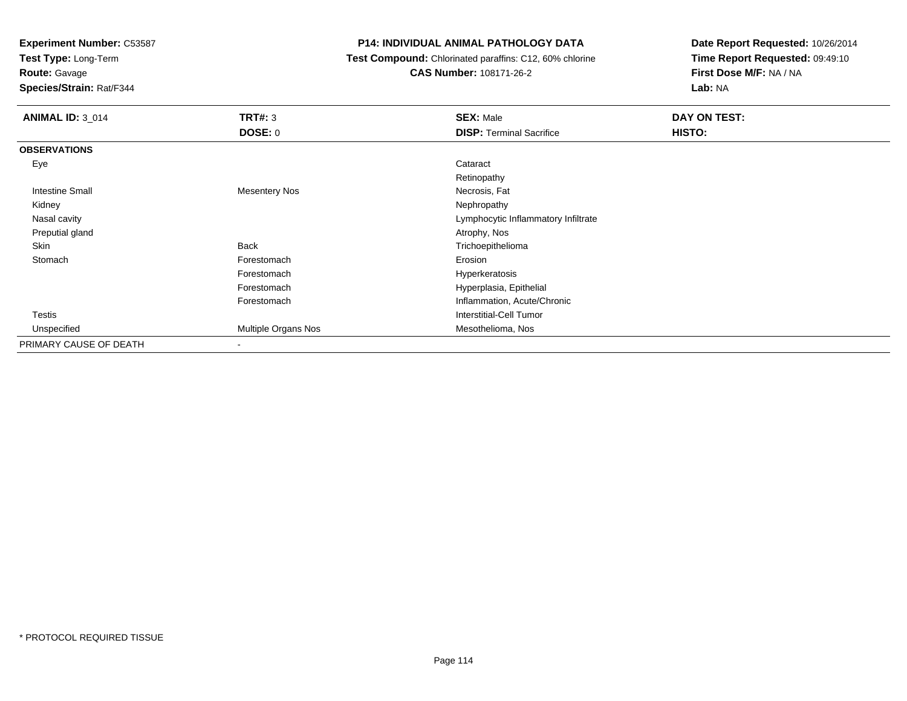**Experiment Number:** C53587
**Test Type:** Long-Term
**Route:** Gavage
**Species/Strain:** Rat/F344

# P14: INDIVIDUAL ANIMAL PATHOLOGY DATA

**Test Compound:** Chlorinated paraffins: C12, 60% chlorine
**CAS Number:** 108171-26-2

**Date Report Requested:** 10/26/2014
**Time Report Requested:** 09:49:10
**First Dose M/F:** NA / NA
**Lab:** NA

| ANIMAL ID: 3_014 | TRT#: 3 | SEX: Male | DAY ON TEST: |
|---|---|---|---|
| | DOSE: 0 | DISP: Terminal Sacrifice | HISTO: |
| **OBSERVATIONS** | | | |
| Eye | | Cataract | |
| | | Retinopathy | |
| Intestine Small | Mesentery Nos | Necrosis, Fat | |
| Kidney | | Nephropathy | |
| Nasal cavity | | Lymphocytic Inflammatory Infiltrate | |
| Preputial gland | | Atrophy, Nos | |
| Skin | Back | Trichoepithelioma | |
| Stomach | Forestomach | Erosion | |
| | Forestomach | Hyperkeratosis | |
| | Forestomach | Hyperplasia, Epithelial | |
| | Forestomach | Inflammation, Acute/Chronic | |
| Testis | | Interstitial-Cell Tumor | |
| Unspecified | Multiple Organs Nos | Mesothelioma, Nos | |
| PRIMARY CAUSE OF DEATH | - | | |

* PROTOCOL REQUIRED TISSUE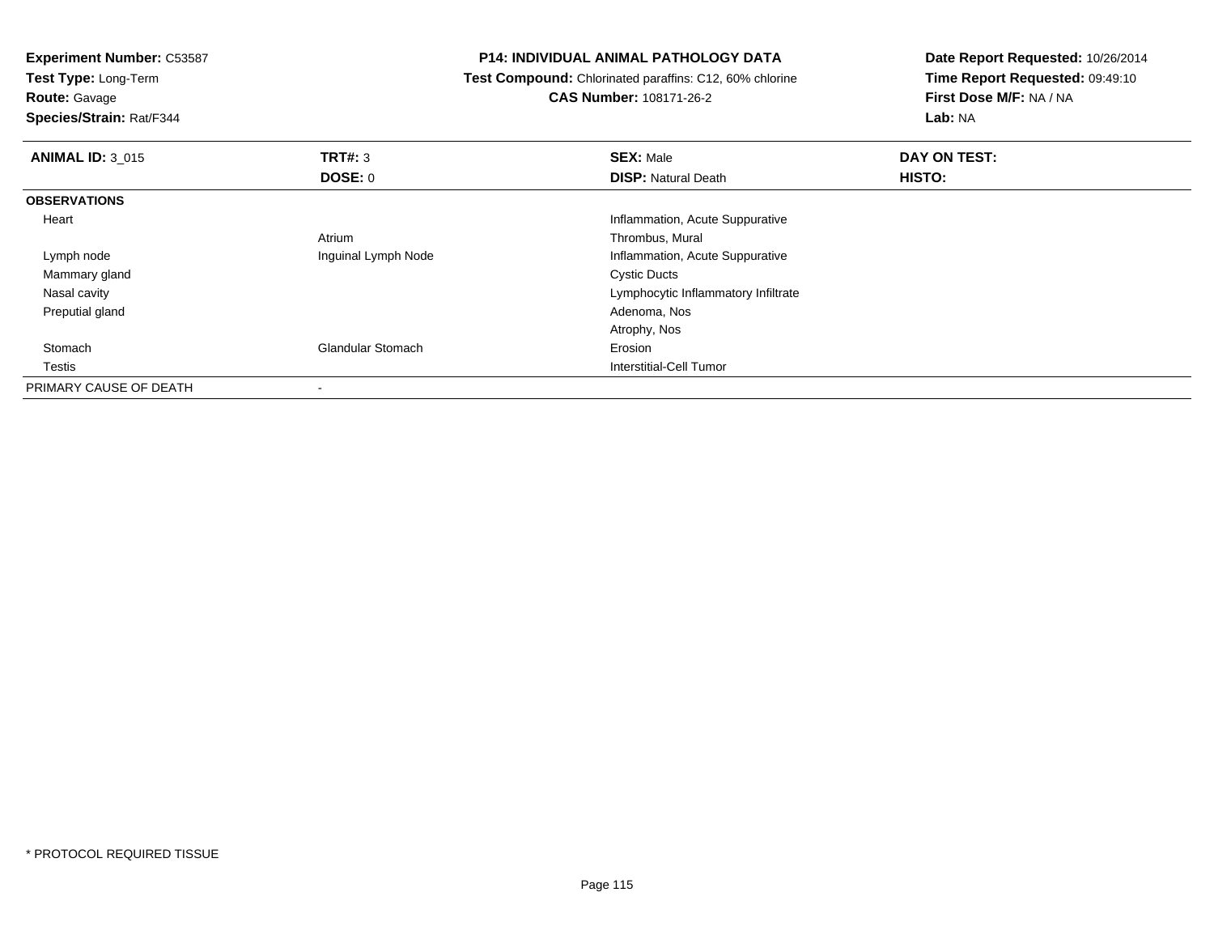**Experiment Number:** C53587
**Test Type:** Long-Term
**Route:** Gavage
**Species/Strain:** Rat/F344

**P14: INDIVIDUAL ANIMAL PATHOLOGY DATA**
**Test Compound:** Chlorinated paraffins: C12, 60% chlorine
**CAS Number:** 108171-26-2

**Date Report Requested:** 10/26/2014
**Time Report Requested:** 09:49:10
**First Dose M/F:** NA / NA
**Lab:** NA

| **ANIMAL ID:** 3_015 | **TRT#:** 3 | **SEX:** Male | **DAY ON TEST:** |
|---|---|---|---|
| | **DOSE:** 0 | **DISP:** Natural Death | **HISTO:** |
| **OBSERVATIONS** | | | |
| Heart | | Inflammation, Acute Suppurative | |
| | Atrium | Thrombus, Mural | |
| Lymph node | Inguinal Lymph Node | Inflammation, Acute Suppurative | |
| Mammary gland | | Cystic Ducts | |
| Nasal cavity | | Lymphocytic Inflammatory Infiltrate | |
| Preputial gland | | Adenoma, Nos | |
| | | Atrophy, Nos | |
| Stomach | Glandular Stomach | Erosion | |
| Testis | | Interstitial-Cell Tumor | |
| PRIMARY CAUSE OF DEATH | - | | |

* PROTOCOL REQUIRED TISSUE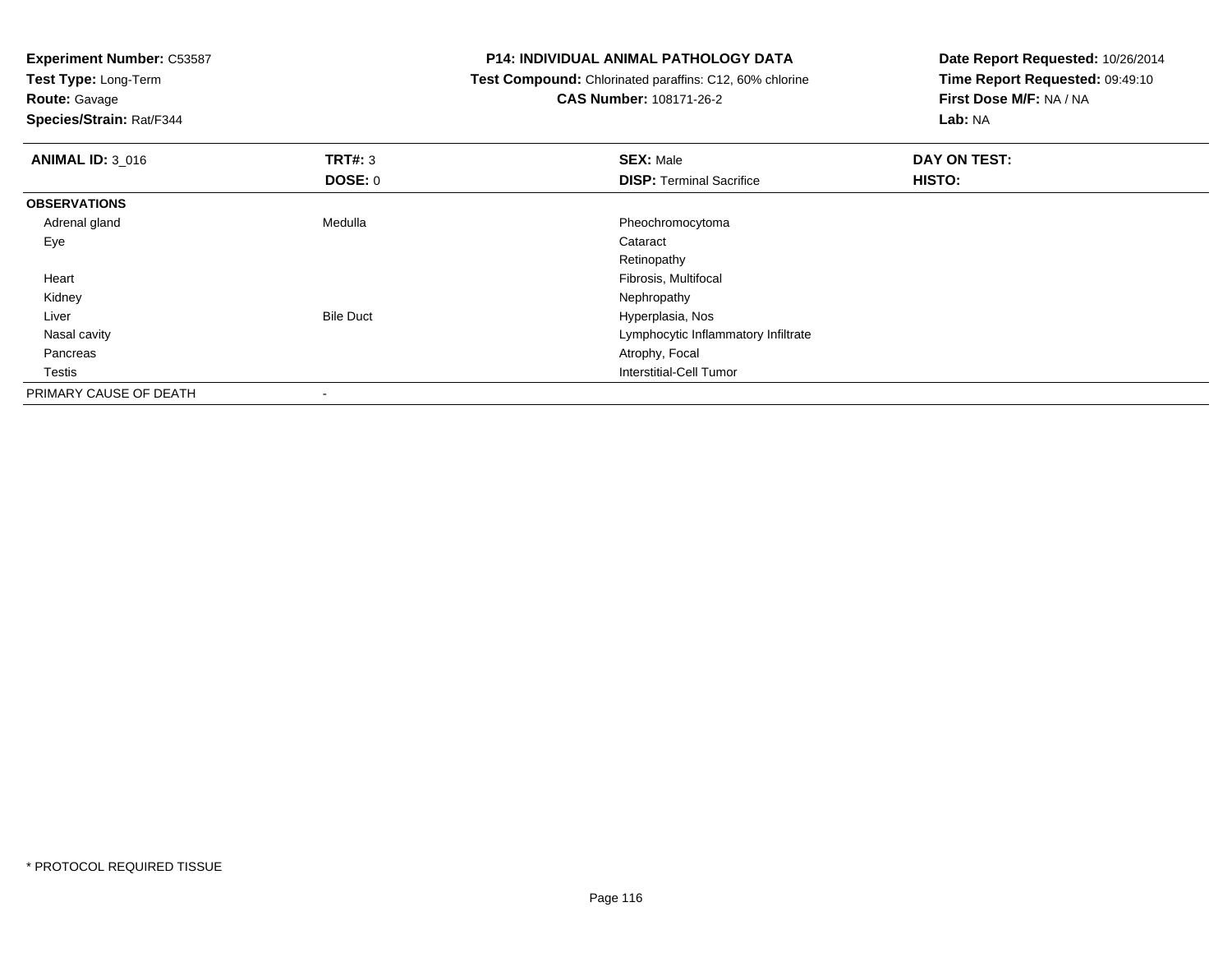**Experiment Number:** C53587
**Test Type:** Long-Term
**Route:** Gavage
**Species/Strain:** Rat/F344

**P14: INDIVIDUAL ANIMAL PATHOLOGY DATA**
**Test Compound:** Chlorinated paraffins: C12, 60% chlorine
**CAS Number:** 108171-26-2

**Date Report Requested:** 10/26/2014
**Time Report Requested:** 09:49:10
**First Dose M/F:** NA / NA
**Lab:** NA

| **ANIMAL ID:** 3_016 | **TRT#:** 3 | **SEX:** Male | **DAY ON TEST:** |
|---|---|---|---|
| | **DOSE:** 0 | **DISP:** Terminal Sacrifice | **HISTO:** |
| **OBSERVATIONS** | | | |
| Adrenal gland | Medulla | Pheochromocytoma | |
| Eye | | Cataract | |
| | | Retinopathy | |
| Heart | | Fibrosis, Multifocal | |
| Kidney | | Nephropathy | |
| Liver | Bile Duct | Hyperplasia, Nos | |
| Nasal cavity | | Lymphocytic Inflammatory Infiltrate | |
| Pancreas | | Atrophy, Focal | |
| Testis | | Interstitial-Cell Tumor | |
| PRIMARY CAUSE OF DEATH | - | | |

* PROTOCOL REQUIRED TISSUE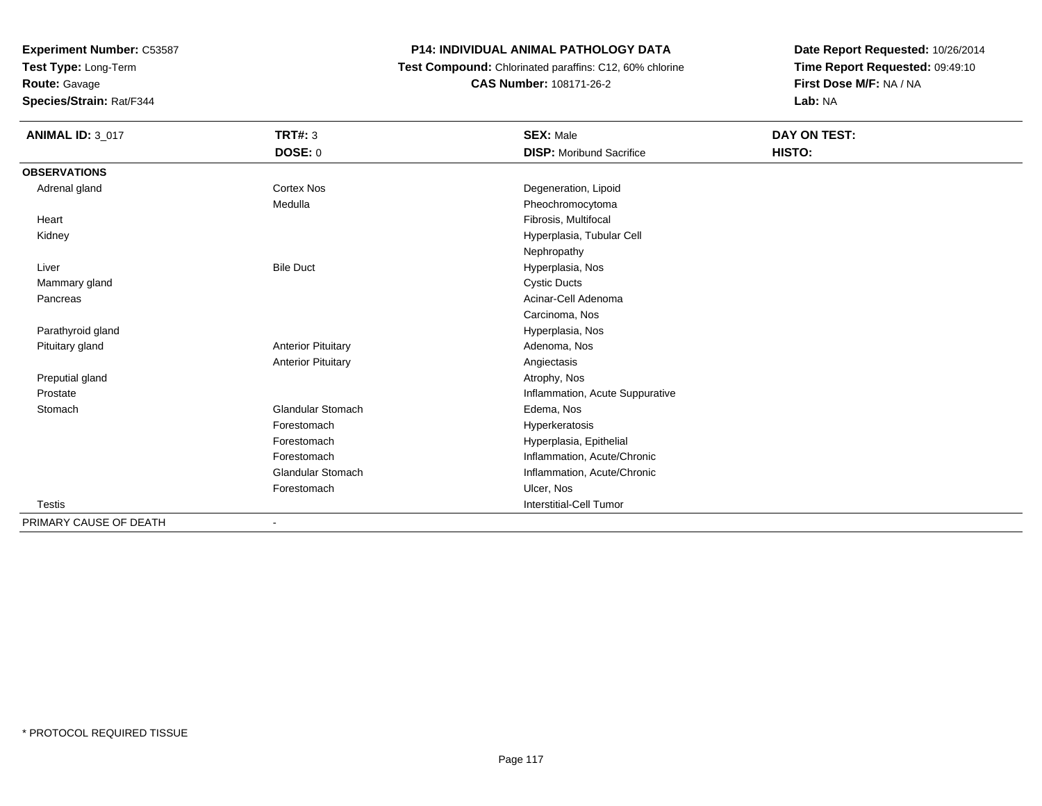**Experiment Number:** C53587
**Test Type:** Long-Term
**Route:** Gavage
**Species/Strain:** Rat/F344

# P14: INDIVIDUAL ANIMAL PATHOLOGY DATA

**Test Compound:** Chlorinated paraffins: C12, 60% chlorine
**CAS Number:** 108171-26-2

**Date Report Requested:** 10/26/2014
**Time Report Requested:** 09:49:10
**First Dose M/F:** NA / NA
**Lab:** NA

| **ANIMAL ID:** 3_017 | **TRT#:** 3 | **SEX:** Male | **DAY ON TEST:** |
|---|---|---|---|
| | **DOSE:** 0 | **DISP:** Moribund Sacrifice | **HISTO:** |
| **OBSERVATIONS** | | | |
| Adrenal gland | Cortex Nos | Degeneration, Lipoid | |
| | Medulla | Pheochromocytoma | |
| Heart | | Fibrosis, Multifocal | |
| Kidney | | Hyperplasia, Tubular Cell | |
| | | Nephropathy | |
| Liver | Bile Duct | Hyperplasia, Nos | |
| Mammary gland | | Cystic Ducts | |
| Pancreas | | Acinar-Cell Adenoma | |
| | | Carcinoma, Nos | |
| Parathyroid gland | | Hyperplasia, Nos | |
| Pituitary gland | Anterior Pituitary | Adenoma, Nos | |
| | Anterior Pituitary | Angiectasis | |
| Preputial gland | | Atrophy, Nos | |
| Prostate | | Inflammation, Acute Suppurative | |
| Stomach | Glandular Stomach | Edema, Nos | |
| | Forestomach | Hyperkeratosis | |
| | Forestomach | Hyperplasia, Epithelial | |
| | Forestomach | Inflammation, Acute/Chronic | |
| | Glandular Stomach | Inflammation, Acute/Chronic | |
| | Forestomach | Ulcer, Nos | |
| Testis | | Interstitial-Cell Tumor | |
| PRIMARY CAUSE OF DEATH | - | | |

* PROTOCOL REQUIRED TISSUE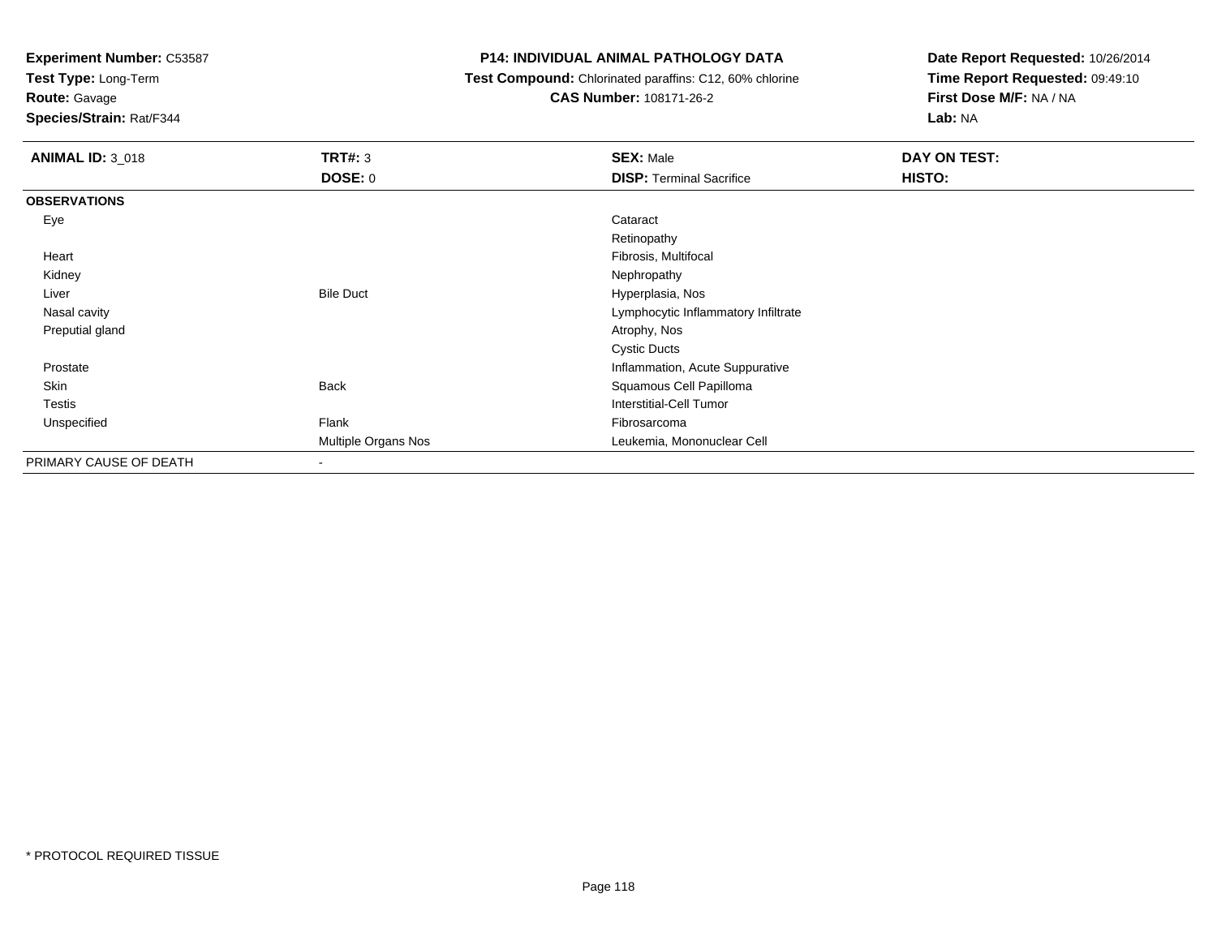**Experiment Number:** C53587
**Test Type:** Long-Term
**Route:** Gavage
**Species/Strain:** Rat/F344

**P14: INDIVIDUAL ANIMAL PATHOLOGY DATA**
**Test Compound:** Chlorinated paraffins: C12, 60% chlorine
**CAS Number:** 108171-26-2

**Date Report Requested:** 10/26/2014
**Time Report Requested:** 09:49:10
**First Dose M/F:** NA / NA
**Lab:** NA

| **ANIMAL ID:** 3_018 | **TRT#:** 3 | **SEX:** Male | **DAY ON TEST:** |
|---|---|---|---|
| | **DOSE:** 0 | **DISP:** Terminal Sacrifice | **HISTO:** |
| **OBSERVATIONS** | | | |
| Eye | | Cataract | |
| | | Retinopathy | |
| Heart | | Fibrosis, Multifocal | |
| Kidney | | Nephropathy | |
| Liver | Bile Duct | Hyperplasia, Nos | |
| Nasal cavity | | Lymphocytic Inflammatory Infiltrate | |
| Preputial gland | | Atrophy, Nos | |
| | | Cystic Ducts | |
| Prostate | | Inflammation, Acute Suppurative | |
| Skin | Back | Squamous Cell Papilloma | |
| Testis | | Interstitial-Cell Tumor | |
| Unspecified | Flank | Fibrosarcoma | |
| | Multiple Organs Nos | Leukemia, Mononuclear Cell | |
| PRIMARY CAUSE OF DEATH | - | | |

* PROTOCOL REQUIRED TISSUE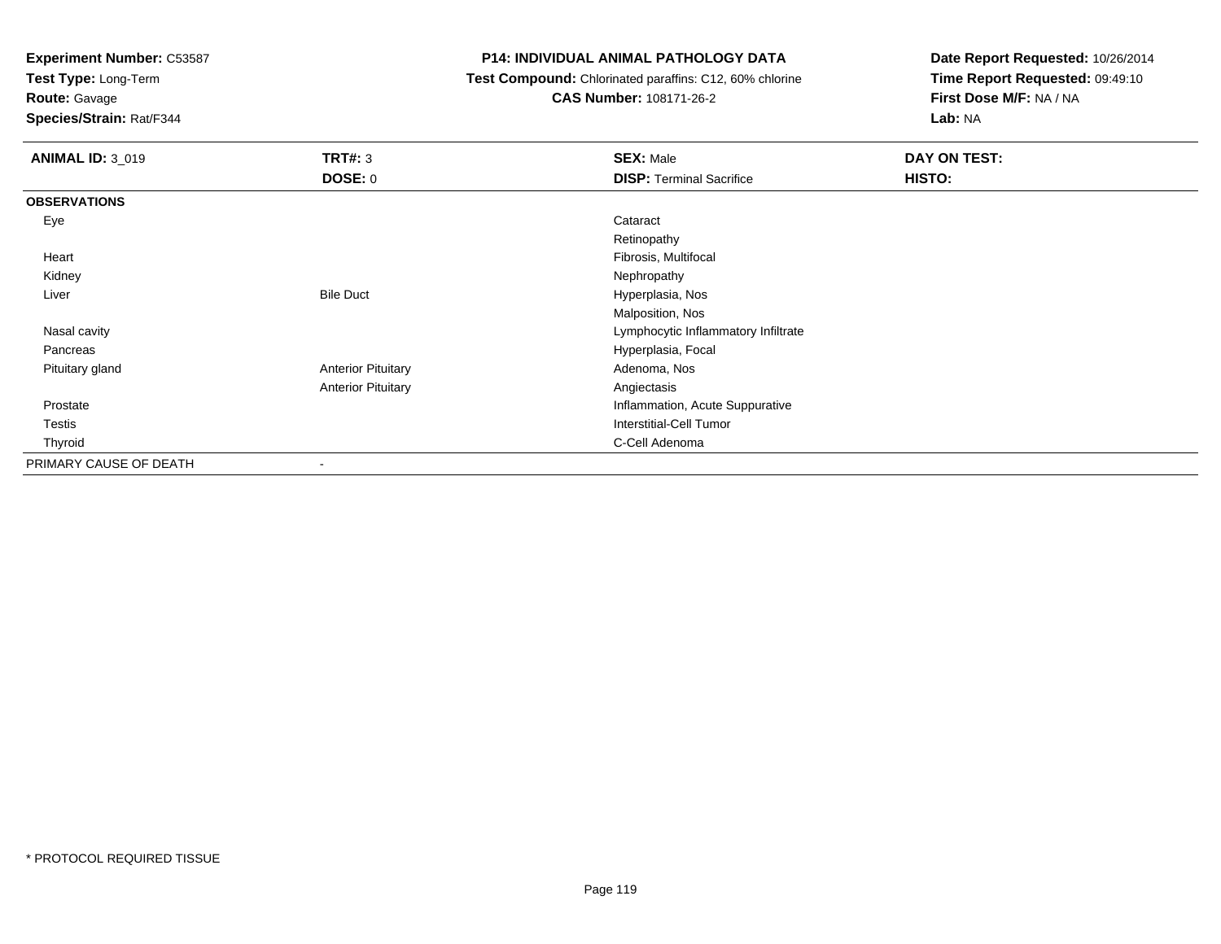**Experiment Number:** C53587
**Test Type:** Long-Term
**Route:** Gavage
**Species/Strain:** Rat/F344

**P14: INDIVIDUAL ANIMAL PATHOLOGY DATA**
**Test Compound:** Chlorinated paraffins: C12, 60% chlorine
**CAS Number:** 108171-26-2

**Date Report Requested:** 10/26/2014
**Time Report Requested:** 09:49:10
**First Dose M/F:** NA / NA
**Lab:** NA

| **ANIMAL ID:** 3_019 | **TRT#:** 3 | **SEX:** Male | **DAY ON TEST:** |
|---|---|---|---|
| | **DOSE:** 0 | **DISP:** Terminal Sacrifice | **HISTO:** |
| **OBSERVATIONS** | | | |
| Eye | | Cataract | |
| | | Retinopathy | |
| Heart | | Fibrosis, Multifocal | |
| Kidney | | Nephropathy | |
| Liver | Bile Duct | Hyperplasia, Nos | |
| | | Malposition, Nos | |
| Nasal cavity | | Lymphocytic Inflammatory Infiltrate | |
| Pancreas | | Hyperplasia, Focal | |
| Pituitary gland | Anterior Pituitary | Adenoma, Nos | |
| | Anterior Pituitary | Angiectasis | |
| Prostate | | Inflammation, Acute Suppurative | |
| Testis | | Interstitial-Cell Tumor | |
| Thyroid | | C-Cell Adenoma | |
| PRIMARY CAUSE OF DEATH | - | | |

* PROTOCOL REQUIRED TISSUE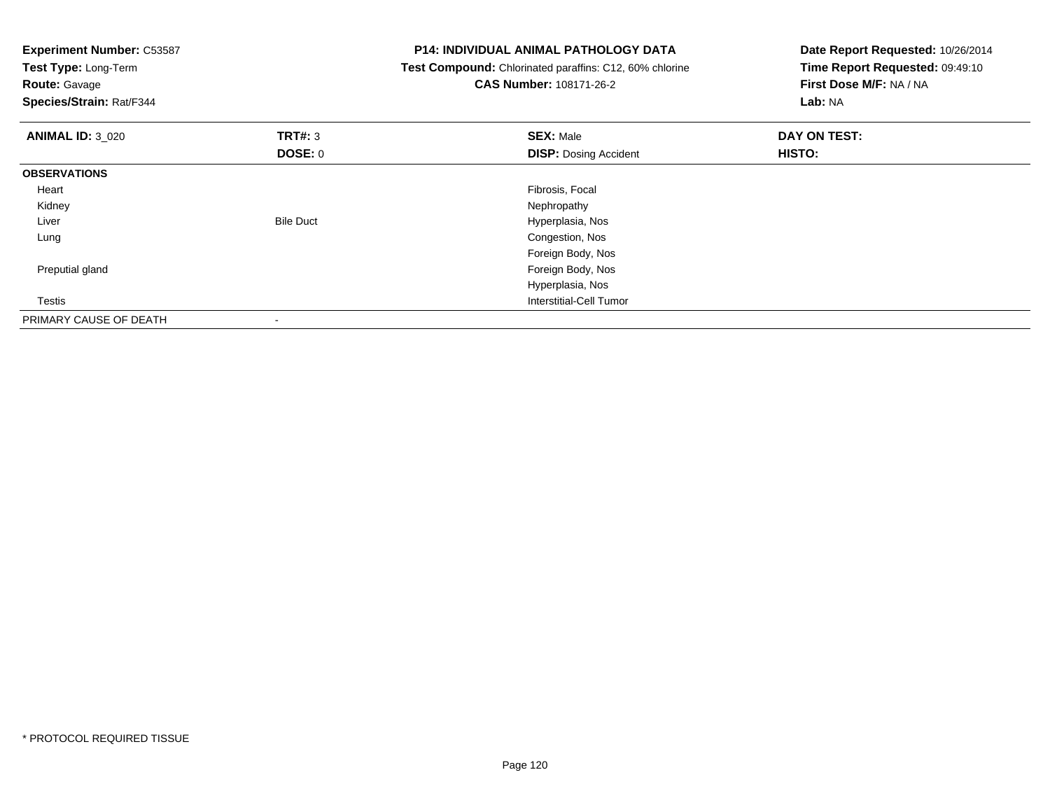**Experiment Number:** C53587
**Test Type:** Long-Term
**Route:** Gavage
**Species/Strain:** Rat/F344

**P14: INDIVIDUAL ANIMAL PATHOLOGY DATA**
**Test Compound:** Chlorinated paraffins: C12, 60% chlorine
**CAS Number:** 108171-26-2

**Date Report Requested:** 10/26/2014
**Time Report Requested:** 09:49:10
**First Dose M/F:** NA / NA
**Lab:** NA

| **ANIMAL ID:** 3_020 | **TRT#:** 3 | **SEX:** Male | **DAY ON TEST:** |
|---|---|---|---|
| | **DOSE:** 0 | **DISP:** Dosing Accident | **HISTO:** |
| **OBSERVATIONS** | | | |
| Heart | | Fibrosis, Focal | |
| Kidney | | Nephropathy | |
| Liver | Bile Duct | Hyperplasia, Nos | |
| Lung | | Congestion, Nos | |
| | | Foreign Body, Nos | |
| Preputial gland | | Foreign Body, Nos | |
| | | Hyperplasia, Nos | |
| Testis | | Interstitial-Cell Tumor | |
| PRIMARY CAUSE OF DEATH | - | | |

* PROTOCOL REQUIRED TISSUE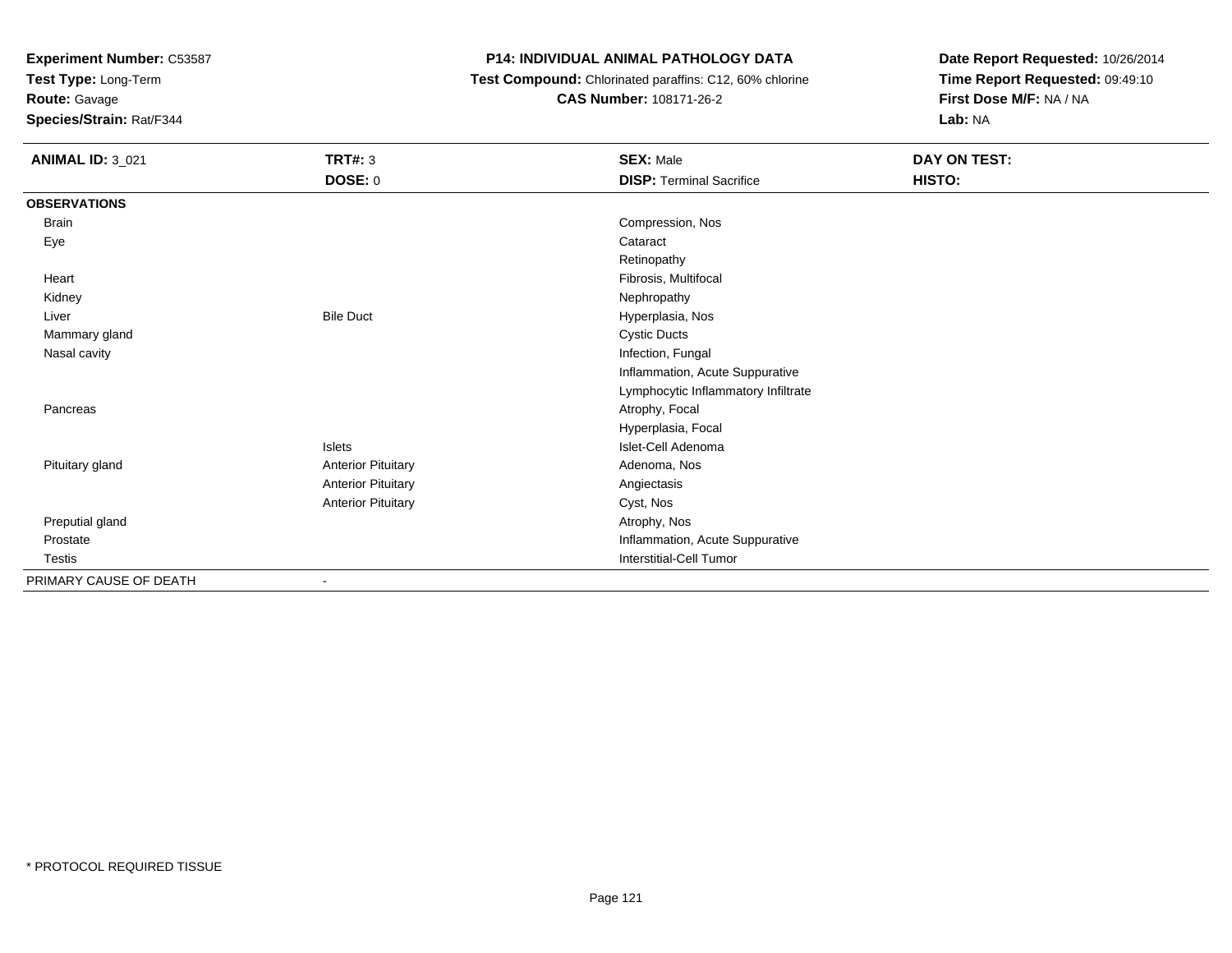**Experiment Number:** C53587
**Test Type:** Long-Term
**Route:** Gavage
**Species/Strain:** Rat/F344

**P14: INDIVIDUAL ANIMAL PATHOLOGY DATA**
**Test Compound:** Chlorinated paraffins: C12, 60% chlorine
**CAS Number:** 108171-26-2

**Date Report Requested:** 10/26/2014
**Time Report Requested:** 09:49:10
**First Dose M/F:** NA / NA
**Lab:** NA

| **ANIMAL ID:** 3_021 | **TRT#:** 3 | **SEX:** Male | **DAY ON TEST:** |
|---|---|---|---|
| | **DOSE:** 0 | **DISP:** Terminal Sacrifice | **HISTO:** |
| **OBSERVATIONS** | | | |
| Brain | | Compression, Nos | |
| Eye | | Cataract | |
| | | Retinopathy | |
| Heart | | Fibrosis, Multifocal | |
| Kidney | | Nephropathy | |
| Liver | Bile Duct | Hyperplasia, Nos | |
| Mammary gland | | Cystic Ducts | |
| Nasal cavity | | Infection, Fungal | |
| | | Inflammation, Acute Suppurative | |
| | | Lymphocytic Inflammatory Infiltrate | |
| Pancreas | | Atrophy, Focal | |
| | | Hyperplasia, Focal | |
| | Islets | Islet-Cell Adenoma | |
| Pituitary gland | Anterior Pituitary | Adenoma, Nos | |
| | Anterior Pituitary | Angiectasis | |
| | Anterior Pituitary | Cyst, Nos | |
| Preputial gland | | Atrophy, Nos | |
| Prostate | | Inflammation, Acute Suppurative | |
| Testis | | Interstitial-Cell Tumor | |
| PRIMARY CAUSE OF DEATH | - | | |

* PROTOCOL REQUIRED TISSUE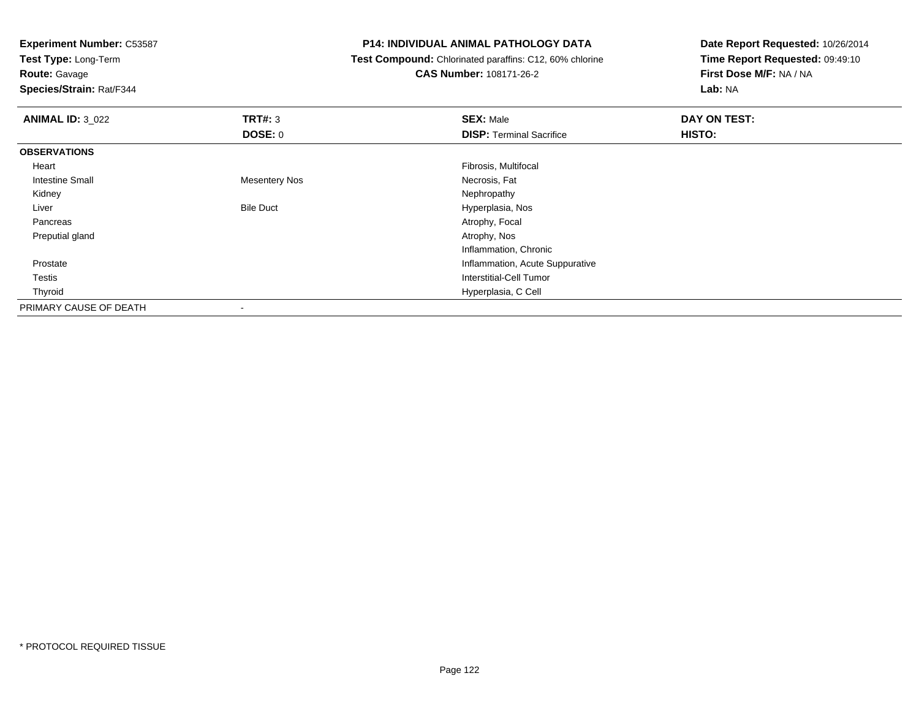**Experiment Number:** C53587
**Test Type:** Long-Term
**Route:** Gavage
**Species/Strain:** Rat/F344

# P14: INDIVIDUAL ANIMAL PATHOLOGY DATA

**Test Compound:** Chlorinated paraffins: C12, 60% chlorine
**CAS Number:** 108171-26-2

**Date Report Requested:** 10/26/2014
**Time Report Requested:** 09:49:10
**First Dose M/F:** NA / NA
**Lab:** NA

| **ANIMAL ID:** 3_022 | **TRT#:** 3 | **SEX:** Male | **DAY ON TEST:** |
|---|---|---|---|
| | **DOSE:** 0 | **DISP:** Terminal Sacrifice | **HISTO:** |
| **OBSERVATIONS** | | | |
| Heart | | Fibrosis, Multifocal | |
| Intestine Small | Mesentery Nos | Necrosis, Fat | |
| Kidney | | Nephropathy | |
| Liver | Bile Duct | Hyperplasia, Nos | |
| Pancreas | | Atrophy, Focal | |
| Preputial gland | | Atrophy, Nos | |
| | | Inflammation, Chronic | |
| Prostate | | Inflammation, Acute Suppurative | |
| Testis | | Interstitial-Cell Tumor | |
| Thyroid | | Hyperplasia, C Cell | |
| PRIMARY CAUSE OF DEATH | - | | |

* PROTOCOL REQUIRED TISSUE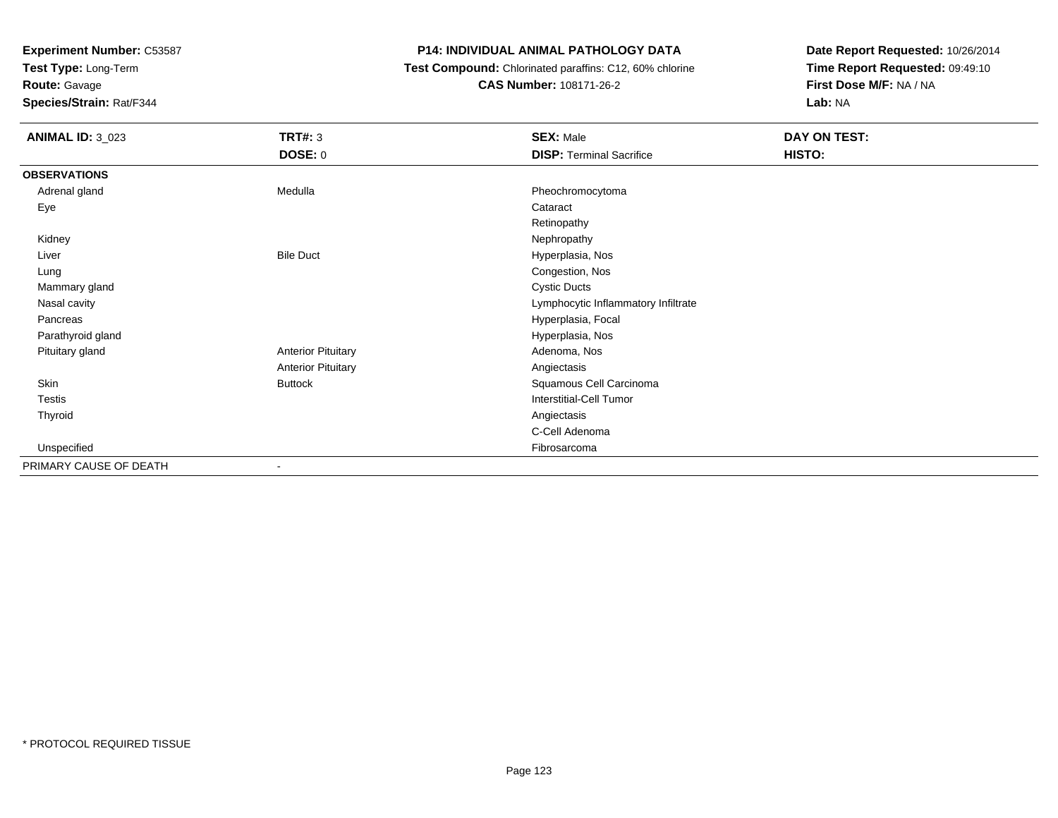**Experiment Number:** C53587
**Test Type:** Long-Term
**Route:** Gavage
**Species/Strain:** Rat/F344

**P14: INDIVIDUAL ANIMAL PATHOLOGY DATA**
**Test Compound:** Chlorinated paraffins: C12, 60% chlorine
**CAS Number:** 108171-26-2

**Date Report Requested:** 10/26/2014
**Time Report Requested:** 09:49:10
**First Dose M/F:** NA / NA
**Lab:** NA

| **ANIMAL ID:** 3_023 | **TRT#:** 3 | **SEX:** Male | **DAY ON TEST:** |
|---|---|---|---|
| | **DOSE:** 0 | **DISP:** Terminal Sacrifice | **HISTO:** |
| **OBSERVATIONS** | | | |
| Adrenal gland | Medulla | Pheochromocytoma | |
| Eye | | Cataract | |
| | | Retinopathy | |
| Kidney | | Nephropathy | |
| Liver | Bile Duct | Hyperplasia, Nos | |
| Lung | | Congestion, Nos | |
| Mammary gland | | Cystic Ducts | |
| Nasal cavity | | Lymphocytic Inflammatory Infiltrate | |
| Pancreas | | Hyperplasia, Focal | |
| Parathyroid gland | | Hyperplasia, Nos | |
| Pituitary gland | Anterior Pituitary | Adenoma, Nos | |
| | Anterior Pituitary | Angiectasis | |
| Skin | Buttock | Squamous Cell Carcinoma | |
| Testis | | Interstitial-Cell Tumor | |
| Thyroid | | Angiectasis | |
| | | C-Cell Adenoma | |
| Unspecified | | Fibrosarcoma | |
| PRIMARY CAUSE OF DEATH | - | | |

* PROTOCOL REQUIRED TISSUE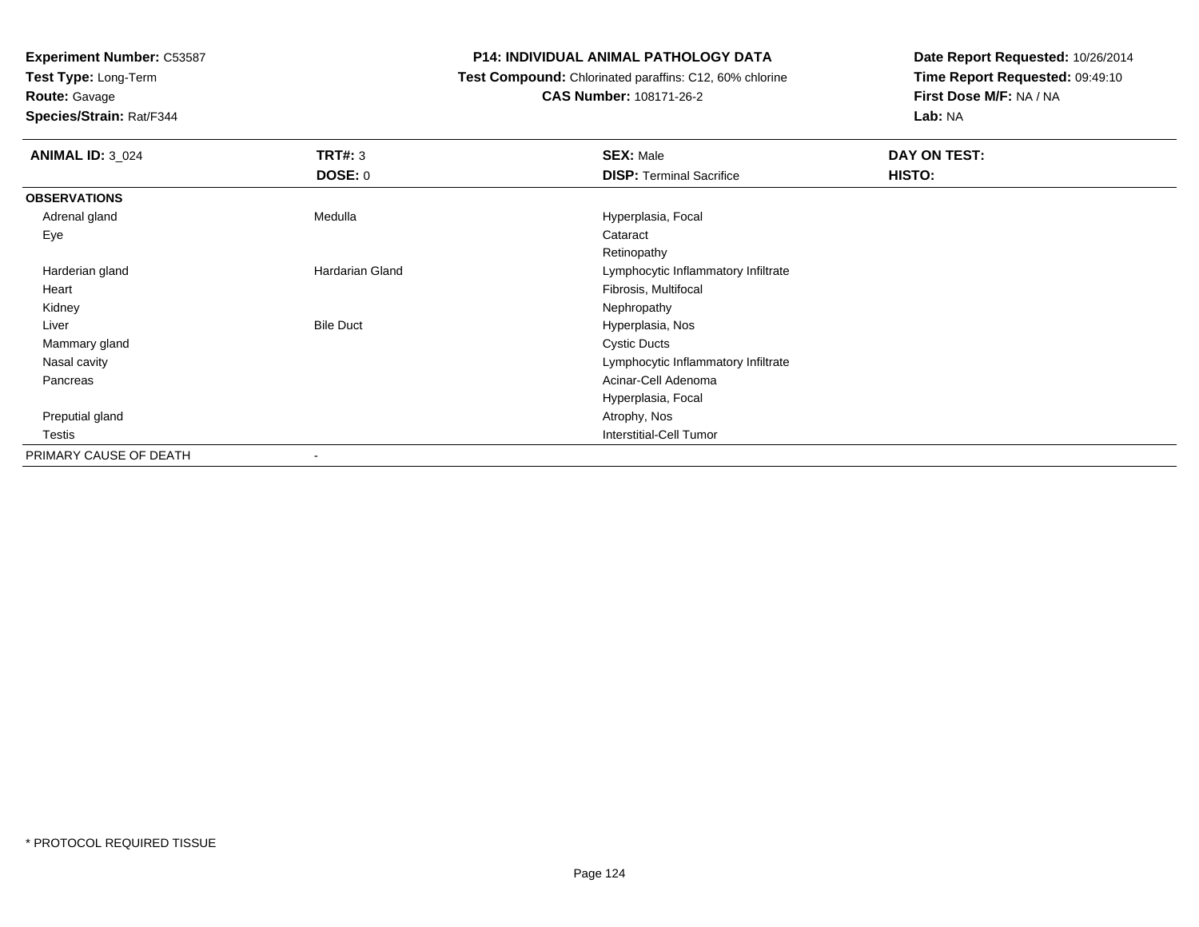**Experiment Number:** C53587
**Test Type:** Long-Term
**Route:** Gavage
**Species/Strain:** Rat/F344

**P14: INDIVIDUAL ANIMAL PATHOLOGY DATA**
**Test Compound:** Chlorinated paraffins: C12, 60% chlorine
**CAS Number:** 108171-26-2

**Date Report Requested:** 10/26/2014
**Time Report Requested:** 09:49:10
**First Dose M/F:** NA / NA
**Lab:** NA

| **ANIMAL ID:** 3_024 | **TRT#:** 3 | **SEX:** Male | **DAY ON TEST:** |
|---|---|---|---|
| | **DOSE:** 0 | **DISP:** Terminal Sacrifice | **HISTO:** |
| **OBSERVATIONS** | | | |
| Adrenal gland | Medulla | Hyperplasia, Focal | |
| Eye | | Cataract | |
| | | Retinopathy | |
| Harderian gland | Hardarian Gland | Lymphocytic Inflammatory Infiltrate | |
| Heart | | Fibrosis, Multifocal | |
| Kidney | | Nephropathy | |
| Liver | Bile Duct | Hyperplasia, Nos | |
| Mammary gland | | Cystic Ducts | |
| Nasal cavity | | Lymphocytic Inflammatory Infiltrate | |
| Pancreas | | Acinar-Cell Adenoma | |
| | | Hyperplasia, Focal | |
| Preputial gland | | Atrophy, Nos | |
| Testis | | Interstitial-Cell Tumor | |
| PRIMARY CAUSE OF DEATH | - | | |

\* PROTOCOL REQUIRED TISSUE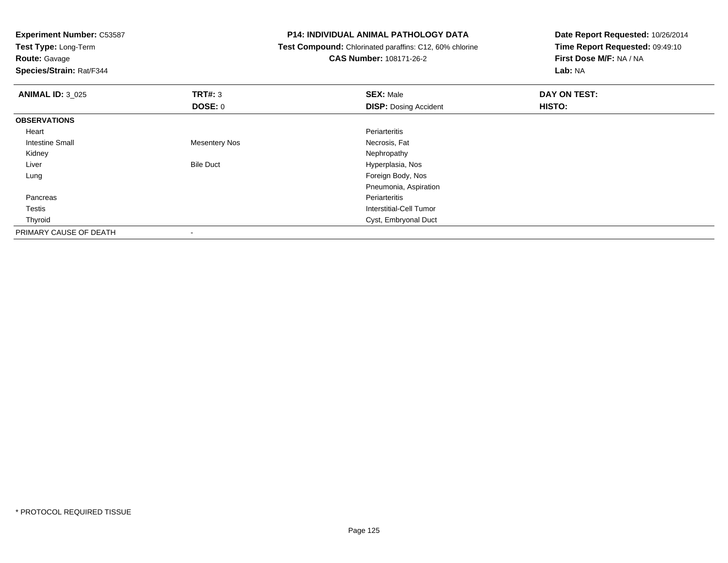**Experiment Number:** C53587
**Test Type:** Long-Term
**Route:** Gavage
**Species/Strain:** Rat/F344

**P14: INDIVIDUAL ANIMAL PATHOLOGY DATA**
**Test Compound:** Chlorinated paraffins: C12, 60% chlorine
**CAS Number:** 108171-26-2

**Date Report Requested:** 10/26/2014
**Time Report Requested:** 09:49:10
**First Dose M/F:** NA / NA
**Lab:** NA

| **ANIMAL ID:** 3_025 | **TRT#:** 3 | **SEX:** Male | **DAY ON TEST:** |
|---|---|---|---|
| | **DOSE:** 0 | **DISP:** Dosing Accident | **HISTO:** |
| **OBSERVATIONS** | | | |
| Heart | | Periarteritis | |
| Intestine Small | Mesentery Nos | Necrosis, Fat | |
| Kidney | | Nephropathy | |
| Liver | Bile Duct | Hyperplasia, Nos | |
| Lung | | Foreign Body, Nos | |
| | | Pneumonia, Aspiration | |
| Pancreas | | Periarteritis | |
| Testis | | Interstitial-Cell Tumor | |
| Thyroid | | Cyst, Embryonal Duct | |
| PRIMARY CAUSE OF DEATH | - | | |

* PROTOCOL REQUIRED TISSUE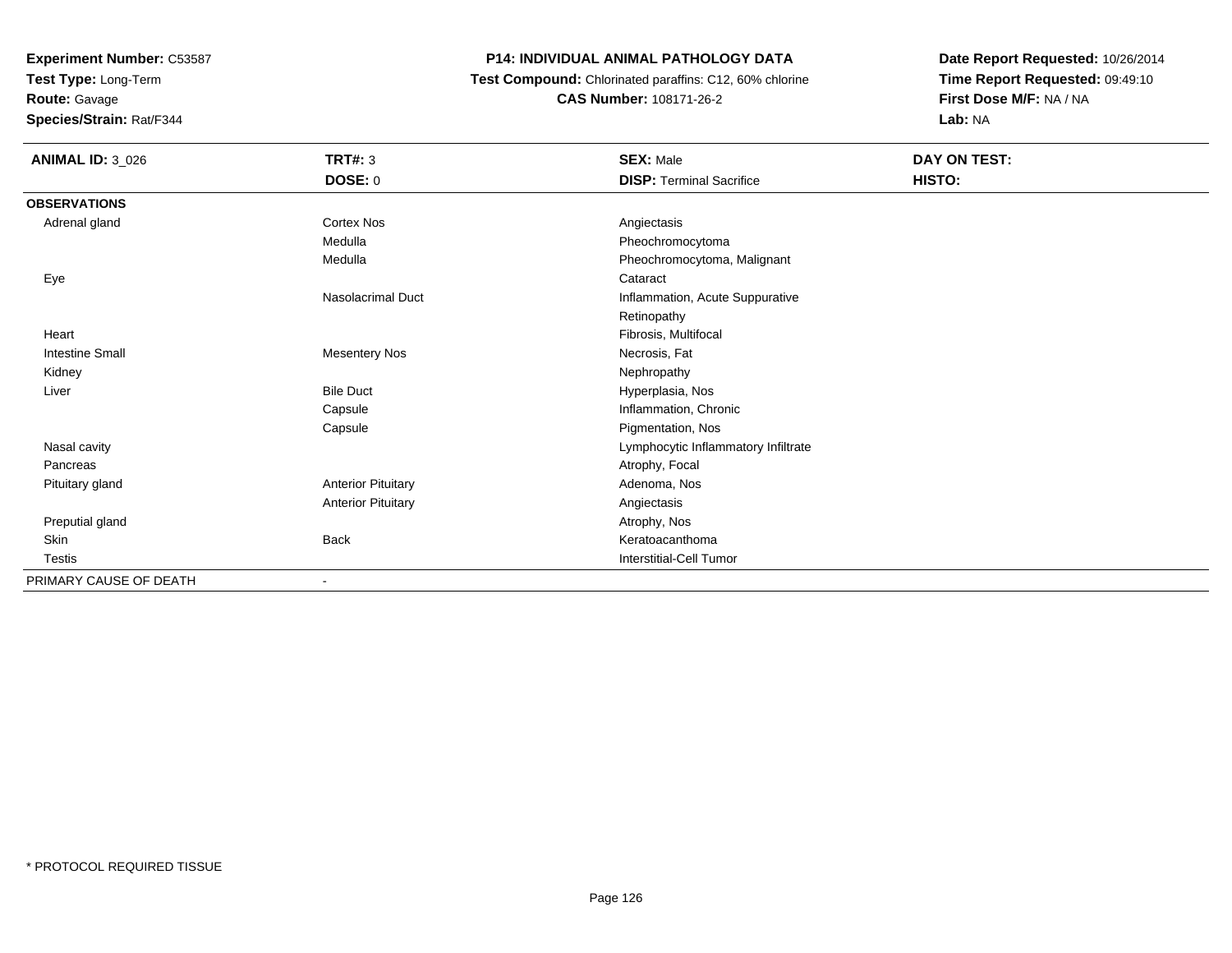**Experiment Number:** C53587
**Test Type:** Long-Term
**Route:** Gavage
**Species/Strain:** Rat/F344

# P14: INDIVIDUAL ANIMAL PATHOLOGY DATA

**Test Compound:** Chlorinated paraffins: C12, 60% chlorine
**CAS Number:** 108171-26-2

**Date Report Requested:** 10/26/2014
**Time Report Requested:** 09:49:10
**First Dose M/F:** NA / NA
**Lab:** NA

| **ANIMAL ID:** 3_026 | **TRT#:** 3 | **SEX:** Male | **DAY ON TEST:** |
|---|---|---|---|
| | **DOSE:** 0 | **DISP:** Terminal Sacrifice | **HISTO:** |
| **OBSERVATIONS** | | | |
| Adrenal gland | Cortex Nos | Angiectasis | |
| | Medulla | Pheochromocytoma | |
| | Medulla | Pheochromocytoma, Malignant | |
| Eye | | Cataract | |
| | Nasolacrimal Duct | Inflammation, Acute Suppurative | |
| | | Retinopathy | |
| Heart | | Fibrosis, Multifocal | |
| Intestine Small | Mesentery Nos | Necrosis, Fat | |
| Kidney | | Nephropathy | |
| Liver | Bile Duct | Hyperplasia, Nos | |
| | Capsule | Inflammation, Chronic | |
| | Capsule | Pigmentation, Nos | |
| Nasal cavity | | Lymphocytic Inflammatory Infiltrate | |
| Pancreas | | Atrophy, Focal | |
| Pituitary gland | Anterior Pituitary | Adenoma, Nos | |
| | Anterior Pituitary | Angiectasis | |
| Preputial gland | | Atrophy, Nos | |
| Skin | Back | Keratoacanthoma | |
| Testis | | Interstitial-Cell Tumor | |
| PRIMARY CAUSE OF DEATH | - | | |

* PROTOCOL REQUIRED TISSUE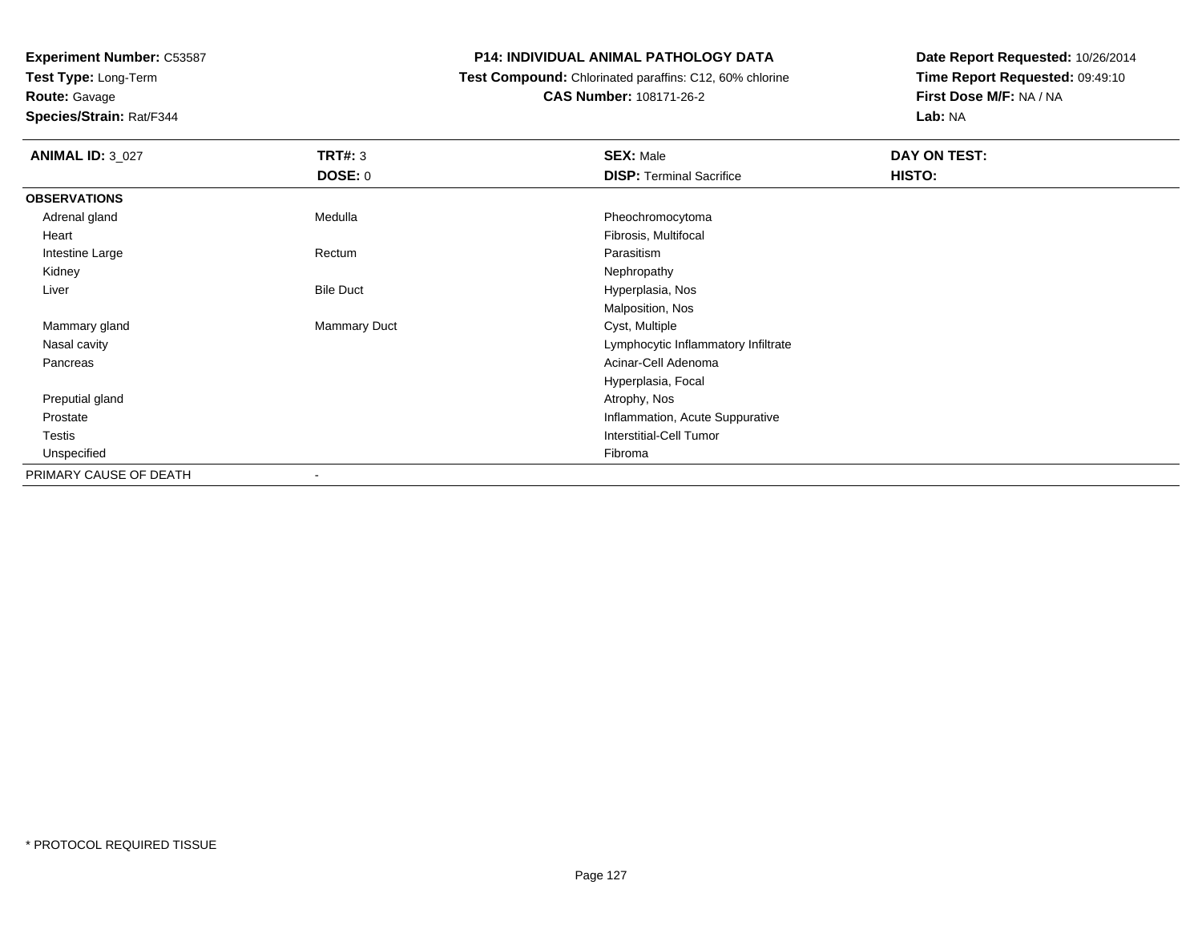**Experiment Number:** C53587
**Test Type:** Long-Term
**Route:** Gavage
**Species/Strain:** Rat/F344

**P14: INDIVIDUAL ANIMAL PATHOLOGY DATA**
**Test Compound:** Chlorinated paraffins: C12, 60% chlorine
**CAS Number:** 108171-26-2

**Date Report Requested:** 10/26/2014
**Time Report Requested:** 09:49:10
**First Dose M/F:** NA / NA
**Lab:** NA

| **ANIMAL ID:** 3_027 | **TRT#:** 3 | **SEX:** Male | **DAY ON TEST:** |
|---|---|---|---|
| | **DOSE:** 0 | **DISP:** Terminal Sacrifice | **HISTO:** |
| **OBSERVATIONS** | | | |
| Adrenal gland | Medulla | Pheochromocytoma | |
| Heart | | Fibrosis, Multifocal | |
| Intestine Large | Rectum | Parasitism | |
| Kidney | | Nephropathy | |
| Liver | Bile Duct | Hyperplasia, Nos | |
| | | Malposition, Nos | |
| Mammary gland | Mammary Duct | Cyst, Multiple | |
| Nasal cavity | | Lymphocytic Inflammatory Infiltrate | |
| Pancreas | | Acinar-Cell Adenoma | |
| | | Hyperplasia, Focal | |
| Preputial gland | | Atrophy, Nos | |
| Prostate | | Inflammation, Acute Suppurative | |
| Testis | | Interstitial-Cell Tumor | |
| Unspecified | | Fibroma | |
| PRIMARY CAUSE OF DEATH | - | | |

* PROTOCOL REQUIRED TISSUE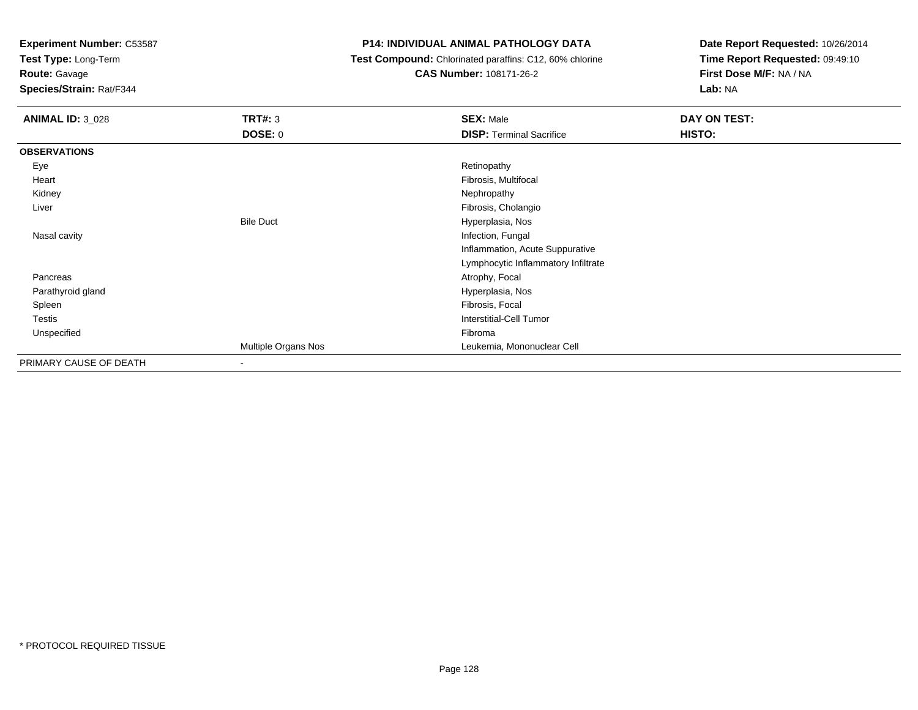**Experiment Number:** C53587
**Test Type:** Long-Term
**Route:** Gavage
**Species/Strain:** Rat/F344

**P14: INDIVIDUAL ANIMAL PATHOLOGY DATA**
**Test Compound:** Chlorinated paraffins: C12, 60% chlorine
**CAS Number:** 108171-26-2

**Date Report Requested:** 10/26/2014
**Time Report Requested:** 09:49:10
**First Dose M/F:** NA / NA
**Lab:** NA

| **ANIMAL ID:** 3_028 | **TRT#:** 3 | **SEX:** Male | **DAY ON TEST:** |
|---|---|---|---|
| | **DOSE:** 0 | **DISP:** Terminal Sacrifice | **HISTO:** |
| **OBSERVATIONS** | | | |
| Eye | | Retinopathy | |
| Heart | | Fibrosis, Multifocal | |
| Kidney | | Nephropathy | |
| Liver | | Fibrosis, Cholangio | |
| | Bile Duct | Hyperplasia, Nos | |
| Nasal cavity | | Infection, Fungal | |
| | | Inflammation, Acute Suppurative | |
| | | Lymphocytic Inflammatory Infiltrate | |
| Pancreas | | Atrophy, Focal | |
| Parathyroid gland | | Hyperplasia, Nos | |
| Spleen | | Fibrosis, Focal | |
| Testis | | Interstitial-Cell Tumor | |
| Unspecified | | Fibroma | |
| | Multiple Organs Nos | Leukemia, Mononuclear Cell | |
| PRIMARY CAUSE OF DEATH | - | | |

* PROTOCOL REQUIRED TISSUE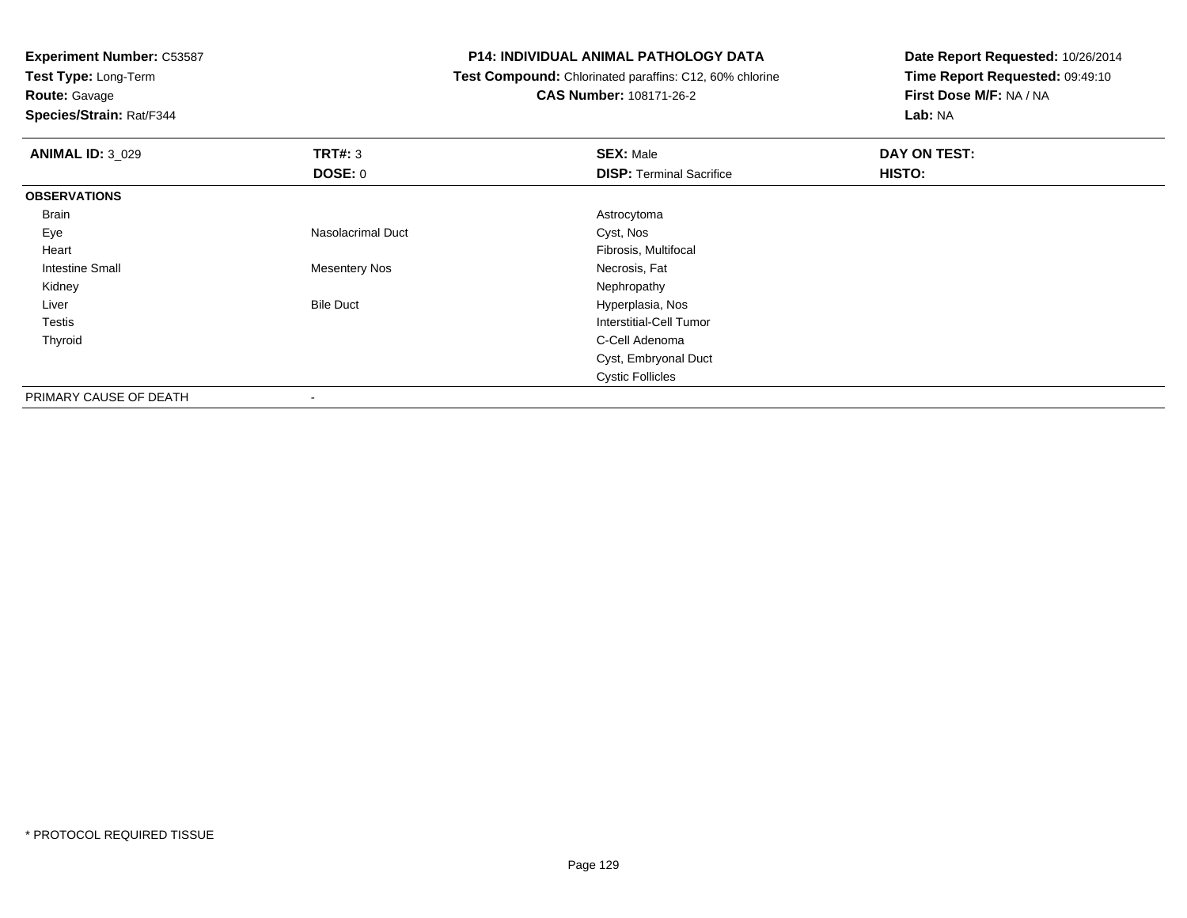**Experiment Number:** C53587
**Test Type:** Long-Term
**Route:** Gavage
**Species/Strain:** Rat/F344

**P14: INDIVIDUAL ANIMAL PATHOLOGY DATA**
**Test Compound:** Chlorinated paraffins: C12, 60% chlorine
**CAS Number:** 108171-26-2

**Date Report Requested:** 10/26/2014
**Time Report Requested:** 09:49:10
**First Dose M/F:** NA / NA
**Lab:** NA

| **ANIMAL ID:** 3_029 | **TRT#:** 3 | **SEX:** Male | **DAY ON TEST:** |
|---|---|---|---|
| | **DOSE:** 0 | **DISP:** Terminal Sacrifice | **HISTO:** |
| **OBSERVATIONS** | | | |
| Brain | | Astrocytoma | |
| Eye | Nasolacrimal Duct | Cyst, Nos | |
| Heart | | Fibrosis, Multifocal | |
| Intestine Small | Mesentery Nos | Necrosis, Fat | |
| Kidney | | Nephropathy | |
| Liver | Bile Duct | Hyperplasia, Nos | |
| Testis | | Interstitial-Cell Tumor | |
| Thyroid | | C-Cell Adenoma | |
| | | Cyst, Embryonal Duct | |
| | | Cystic Follicles | |
| PRIMARY CAUSE OF DEATH | - | | |

* PROTOCOL REQUIRED TISSUE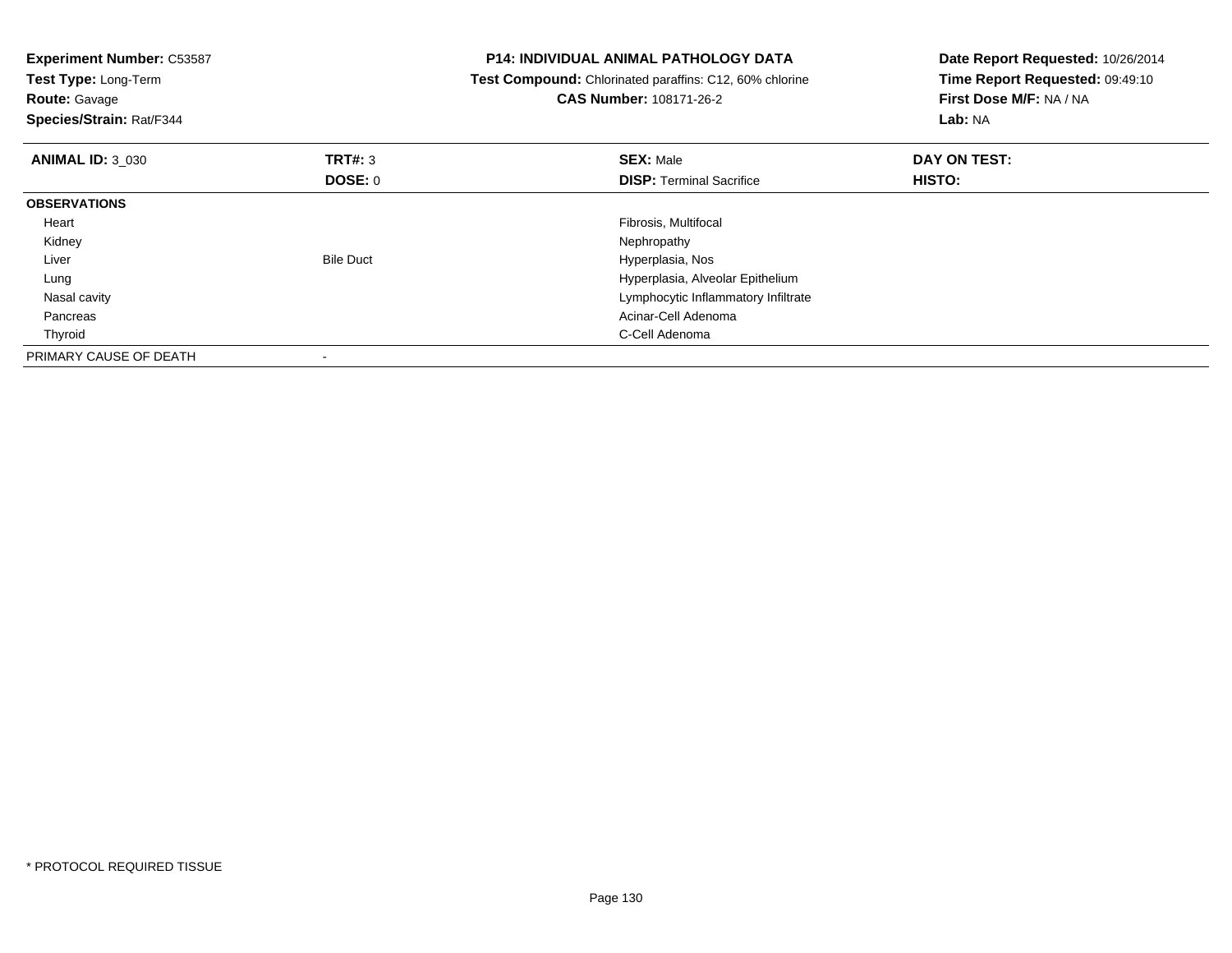**Experiment Number:** C53587
**Test Type:** Long-Term
**Route:** Gavage
**Species/Strain:** Rat/F344

**P14: INDIVIDUAL ANIMAL PATHOLOGY DATA**
**Test Compound:** Chlorinated paraffins: C12, 60% chlorine
**CAS Number:** 108171-26-2

**Date Report Requested:** 10/26/2014
**Time Report Requested:** 09:49:10
**First Dose M/F:** NA / NA
**Lab:** NA

| **ANIMAL ID:** 3_030 | **TRT#:** 3 | **SEX:** Male | **DAY ON TEST:** |
|---|---|---|---|
| | **DOSE:** 0 | **DISP:** Terminal Sacrifice | **HISTO:** |
| **OBSERVATIONS** | | | |
| Heart | | Fibrosis, Multifocal | |
| Kidney | | Nephropathy | |
| Liver | Bile Duct | Hyperplasia, Nos | |
| Lung | | Hyperplasia, Alveolar Epithelium | |
| Nasal cavity | | Lymphocytic Inflammatory Infiltrate | |
| Pancreas | | Acinar-Cell Adenoma | |
| Thyroid | | C-Cell Adenoma | |
| PRIMARY CAUSE OF DEATH | - | | |

* PROTOCOL REQUIRED TISSUE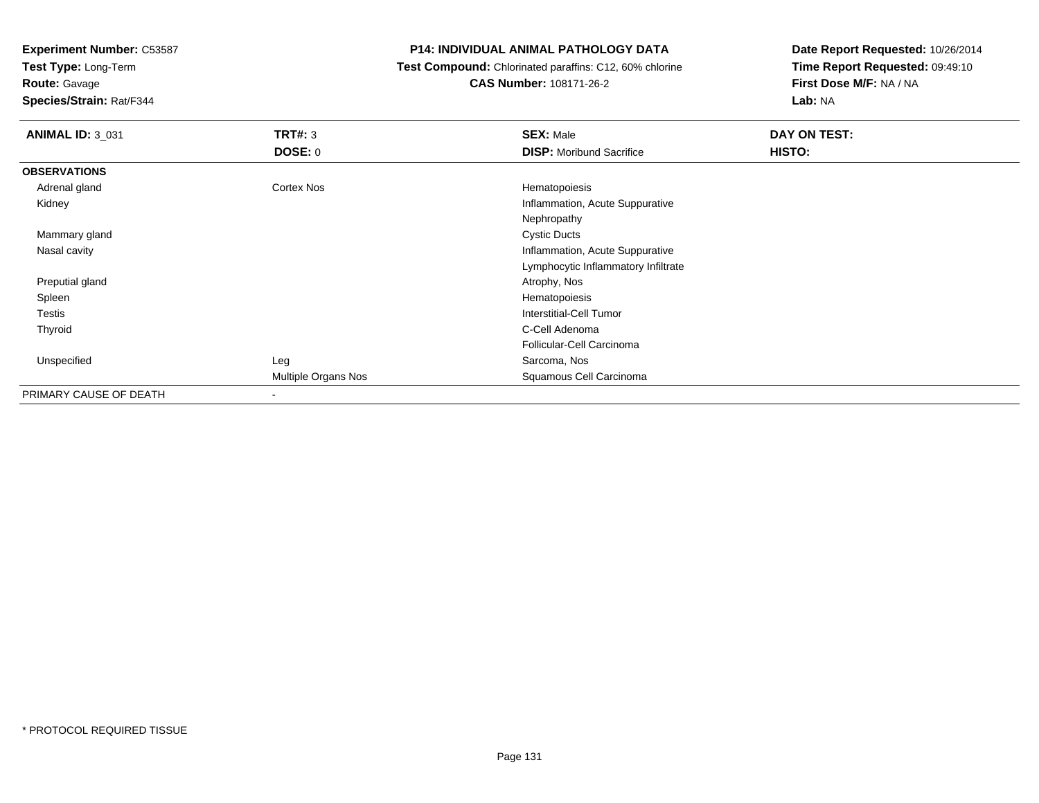**Experiment Number:** C53587
**Test Type:** Long-Term
**Route:** Gavage
**Species/Strain:** Rat/F344

**P14: INDIVIDUAL ANIMAL PATHOLOGY DATA**
**Test Compound:** Chlorinated paraffins: C12, 60% chlorine
**CAS Number:** 108171-26-2

**Date Report Requested:** 10/26/2014
**Time Report Requested:** 09:49:10
**First Dose M/F:** NA / NA
**Lab:** NA

| **ANIMAL ID:** 3_031 | **TRT#:** 3 | **SEX:** Male | **DAY ON TEST:** |
|---|---|---|---|
| | **DOSE:** 0 | **DISP:** Moribund Sacrifice | **HISTO:** |
| **OBSERVATIONS** | | | |
| Adrenal gland | Cortex Nos | Hematopoiesis | |
| Kidney | | Inflammation, Acute Suppurative | |
| | | Nephropathy | |
| Mammary gland | | Cystic Ducts | |
| Nasal cavity | | Inflammation, Acute Suppurative | |
| | | Lymphocytic Inflammatory Infiltrate | |
| Preputial gland | | Atrophy, Nos | |
| Spleen | | Hematopoiesis | |
| Testis | | Interstitial-Cell Tumor | |
| Thyroid | | C-Cell Adenoma | |
| | | Follicular-Cell Carcinoma | |
| Unspecified | Leg | Sarcoma, Nos | |
| | Multiple Organs Nos | Squamous Cell Carcinoma | |
| PRIMARY CAUSE OF DEATH | - | | |

* PROTOCOL REQUIRED TISSUE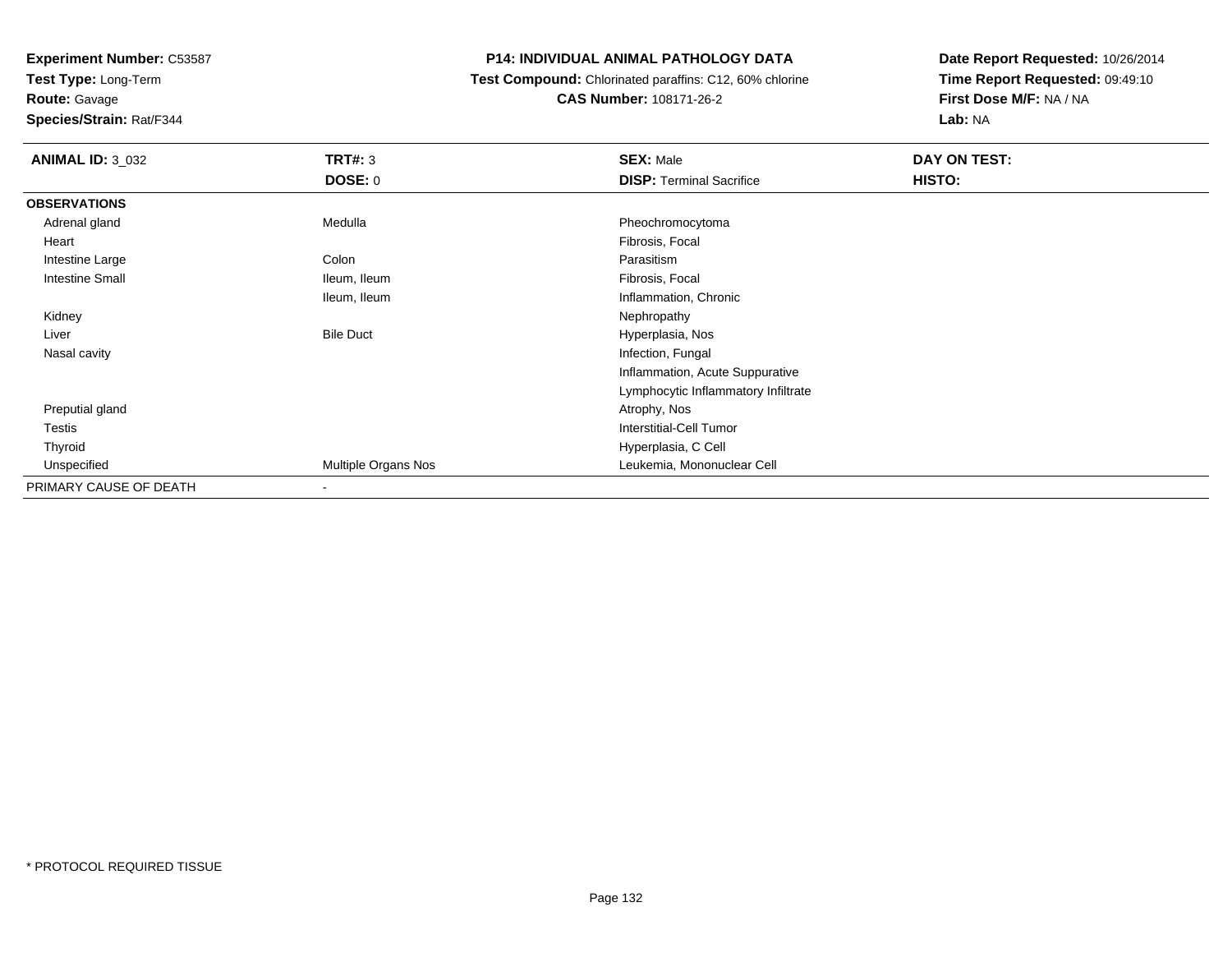**Experiment Number:** C53587
**Test Type:** Long-Term
**Route:** Gavage
**Species/Strain:** Rat/F344

**P14: INDIVIDUAL ANIMAL PATHOLOGY DATA**
**Test Compound:** Chlorinated paraffins: C12, 60% chlorine
**CAS Number:** 108171-26-2

**Date Report Requested:** 10/26/2014
**Time Report Requested:** 09:49:10
**First Dose M/F:** NA / NA
**Lab:** NA

| **ANIMAL ID:** 3_032 | **TRT#:** 3 | **SEX:** Male | **DAY ON TEST:** |
|---|---|---|---|
| | **DOSE:** 0 | **DISP:** Terminal Sacrifice | **HISTO:** |
| **OBSERVATIONS** | | | |
| Adrenal gland | Medulla | Pheochromocytoma | |
| Heart | | Fibrosis, Focal | |
| Intestine Large | Colon | Parasitism | |
| Intestine Small | Ileum, Ileum | Fibrosis, Focal | |
| | Ileum, Ileum | Inflammation, Chronic | |
| Kidney | | Nephropathy | |
| Liver | Bile Duct | Hyperplasia, Nos | |
| Nasal cavity | | Infection, Fungal | |
| | | Inflammation, Acute Suppurative | |
| | | Lymphocytic Inflammatory Infiltrate | |
| Preputial gland | | Atrophy, Nos | |
| Testis | | Interstitial-Cell Tumor | |
| Thyroid | | Hyperplasia, C Cell | |
| Unspecified | Multiple Organs Nos | Leukemia, Mononuclear Cell | |
| PRIMARY CAUSE OF DEATH | - | | |

* PROTOCOL REQUIRED TISSUE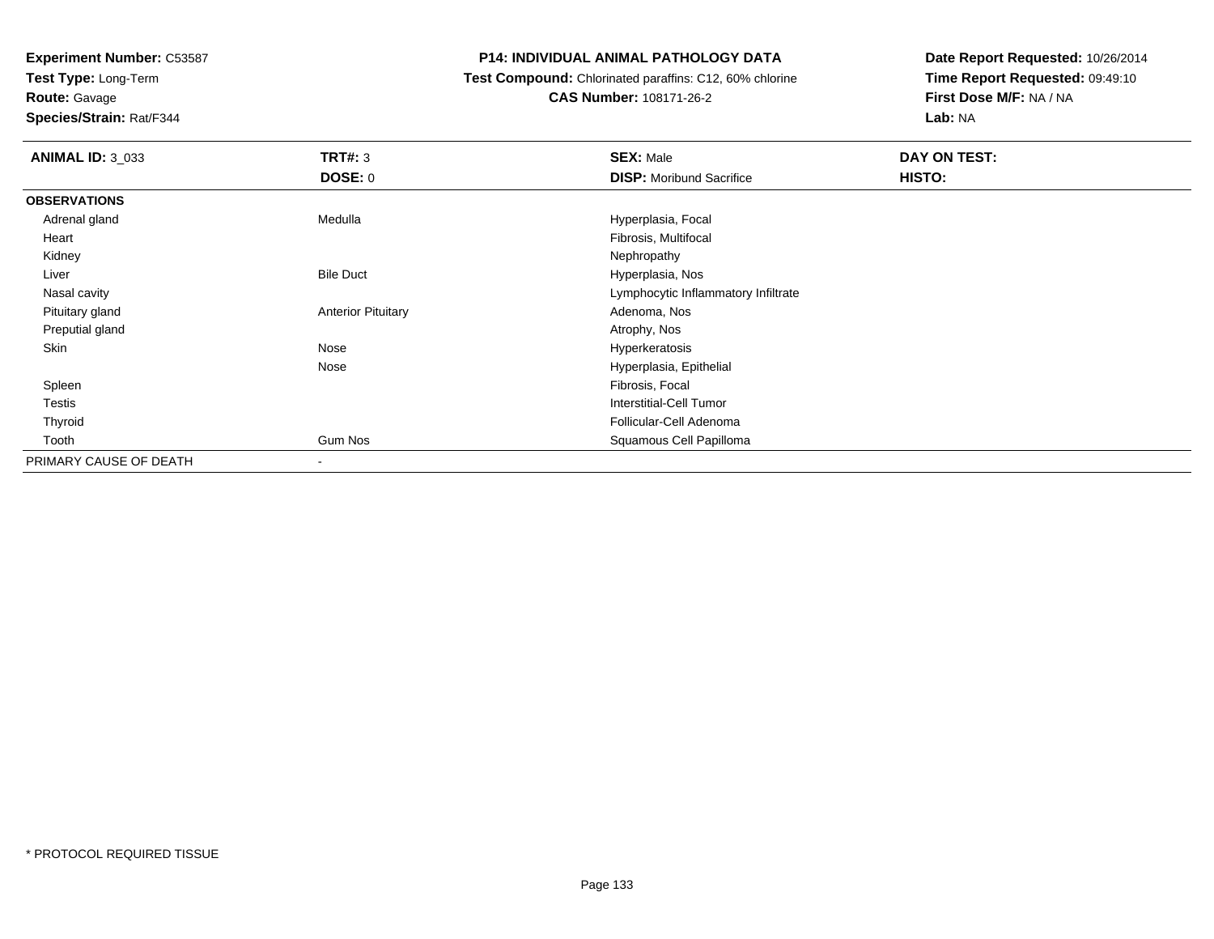**Experiment Number:** C53587
**Test Type:** Long-Term
**Route:** Gavage
**Species/Strain:** Rat/F344

# P14: INDIVIDUAL ANIMAL PATHOLOGY DATA

**Test Compound:** Chlorinated paraffins: C12, 60% chlorine
**CAS Number:** 108171-26-2

**Date Report Requested:** 10/26/2014
**Time Report Requested:** 09:49:10
**First Dose M/F:** NA / NA
**Lab:** NA

| **ANIMAL ID:** 3_033 | **TRT#:** 3 | **SEX:** Male | **DAY ON TEST:** |
|---|---|---|---|
| | **DOSE:** 0 | **DISP:** Moribund Sacrifice | **HISTO:** |
| **OBSERVATIONS** | | | |
| Adrenal gland | Medulla | Hyperplasia, Focal | |
| Heart | | Fibrosis, Multifocal | |
| Kidney | | Nephropathy | |
| Liver | Bile Duct | Hyperplasia, Nos | |
| Nasal cavity | | Lymphocytic Inflammatory Infiltrate | |
| Pituitary gland | Anterior Pituitary | Adenoma, Nos | |
| Preputial gland | | Atrophy, Nos | |
| Skin | Nose | Hyperkeratosis | |
| | Nose | Hyperplasia, Epithelial | |
| Spleen | | Fibrosis, Focal | |
| Testis | | Interstitial-Cell Tumor | |
| Thyroid | | Follicular-Cell Adenoma | |
| Tooth | Gum Nos | Squamous Cell Papilloma | |
| PRIMARY CAUSE OF DEATH | - | | |

\* PROTOCOL REQUIRED TISSUE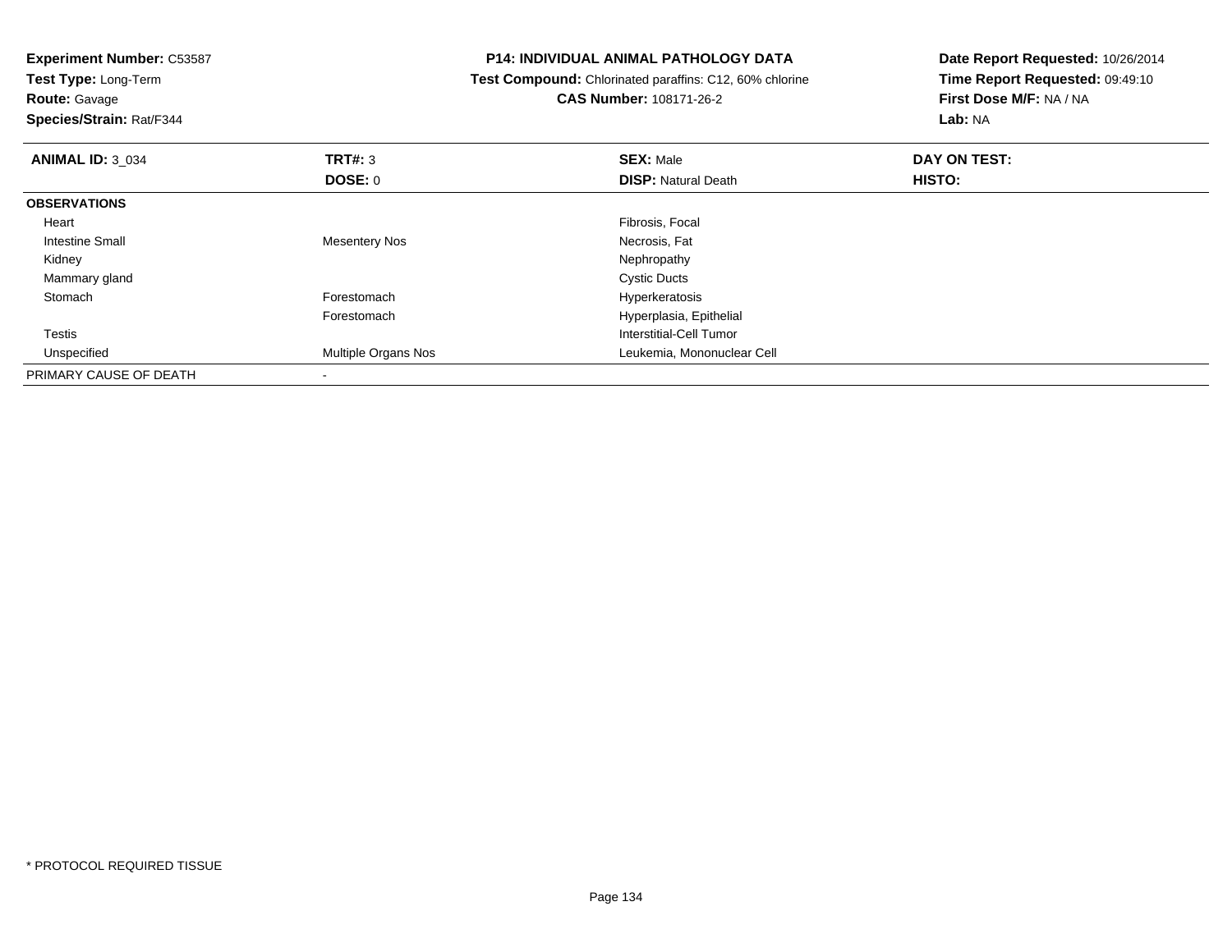**Experiment Number:** C53587
**Test Type:** Long-Term
**Route:** Gavage
**Species/Strain:** Rat/F344

**P14: INDIVIDUAL ANIMAL PATHOLOGY DATA**
**Test Compound:** Chlorinated paraffins: C12, 60% chlorine
**CAS Number:** 108171-26-2

**Date Report Requested:** 10/26/2014
**Time Report Requested:** 09:49:10
**First Dose M/F:** NA / NA
**Lab:** NA

| **ANIMAL ID:** 3_034 | **TRT#:** 3 | **SEX:** Male | **DAY ON TEST:** |
|---|---|---|---|
| | **DOSE:** 0 | **DISP:** Natural Death | **HISTO:** |
| **OBSERVATIONS** | | | |
| Heart | | Fibrosis, Focal | |
| Intestine Small | Mesentery Nos | Necrosis, Fat | |
| Kidney | | Nephropathy | |
| Mammary gland | | Cystic Ducts | |
| Stomach | Forestomach | Hyperkeratosis | |
| | Forestomach | Hyperplasia, Epithelial | |
| Testis | | Interstitial-Cell Tumor | |
| Unspecified | Multiple Organs Nos | Leukemia, Mononuclear Cell | |
| PRIMARY CAUSE OF DEATH | - | | |

* PROTOCOL REQUIRED TISSUE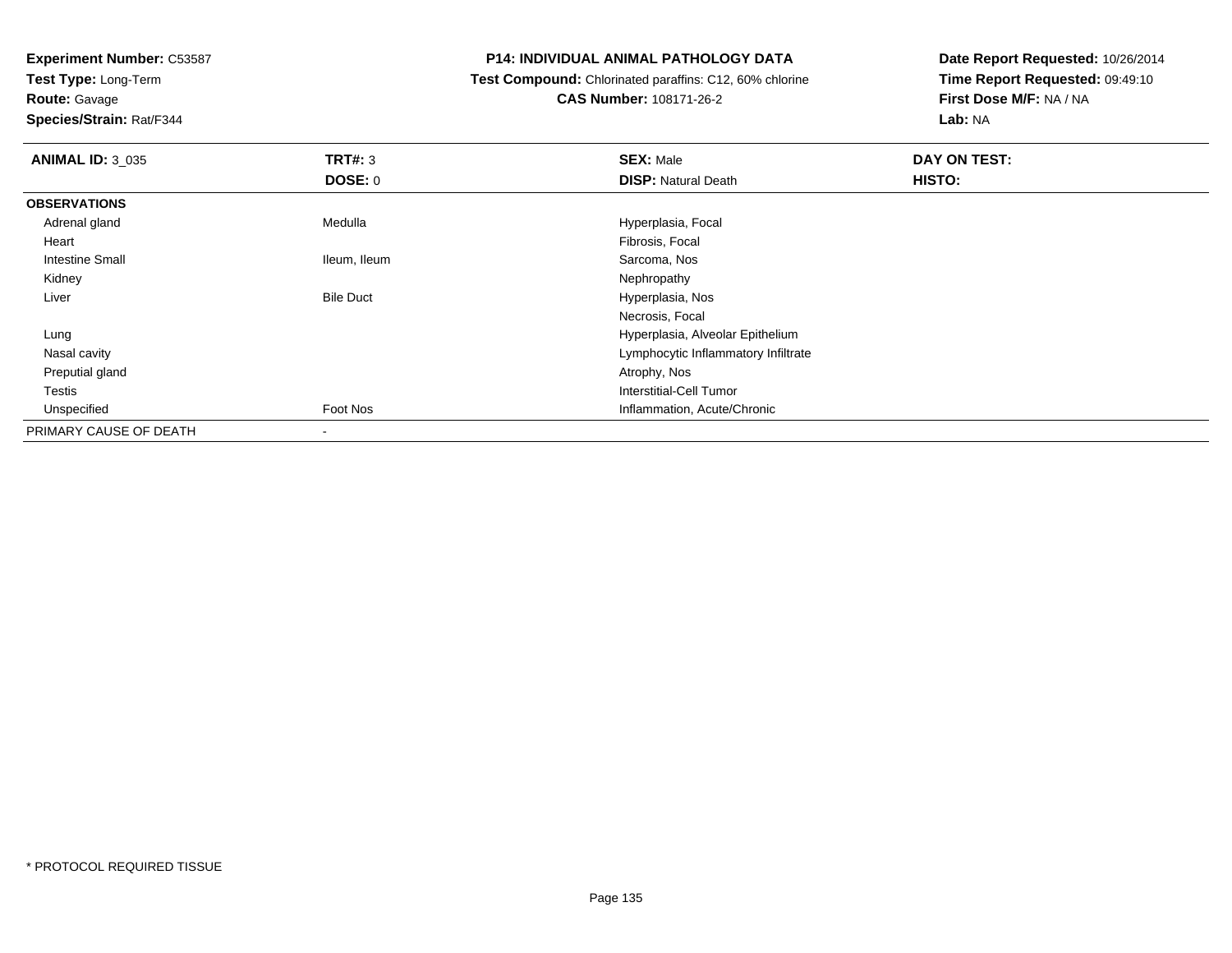**Experiment Number:** C53587
**Test Type:** Long-Term
**Route:** Gavage
**Species/Strain:** Rat/F344

# P14: INDIVIDUAL ANIMAL PATHOLOGY DATA

**Test Compound:** Chlorinated paraffins: C12, 60% chlorine
**CAS Number:** 108171-26-2

**Date Report Requested:** 10/26/2014
**Time Report Requested:** 09:49:10
**First Dose M/F:** NA / NA
**Lab:** NA

| **ANIMAL ID:** 3_035 | **TRT#:** 3 | **SEX:** Male | **DAY ON TEST:** |
|---|---|---|---|
| | **DOSE:** 0 | **DISP:** Natural Death | **HISTO:** |
| **OBSERVATIONS** | | | |
| Adrenal gland | Medulla | Hyperplasia, Focal | |
| Heart | | Fibrosis, Focal | |
| Intestine Small | Ileum, Ileum | Sarcoma, Nos | |
| Kidney | | Nephropathy | |
| Liver | Bile Duct | Hyperplasia, Nos | |
| | | Necrosis, Focal | |
| Lung | | Hyperplasia, Alveolar Epithelium | |
| Nasal cavity | | Lymphocytic Inflammatory Infiltrate | |
| Preputial gland | | Atrophy, Nos | |
| Testis | | Interstitial-Cell Tumor | |
| Unspecified | Foot Nos | Inflammation, Acute/Chronic | |
| PRIMARY CAUSE OF DEATH | - | | |

* PROTOCOL REQUIRED TISSUE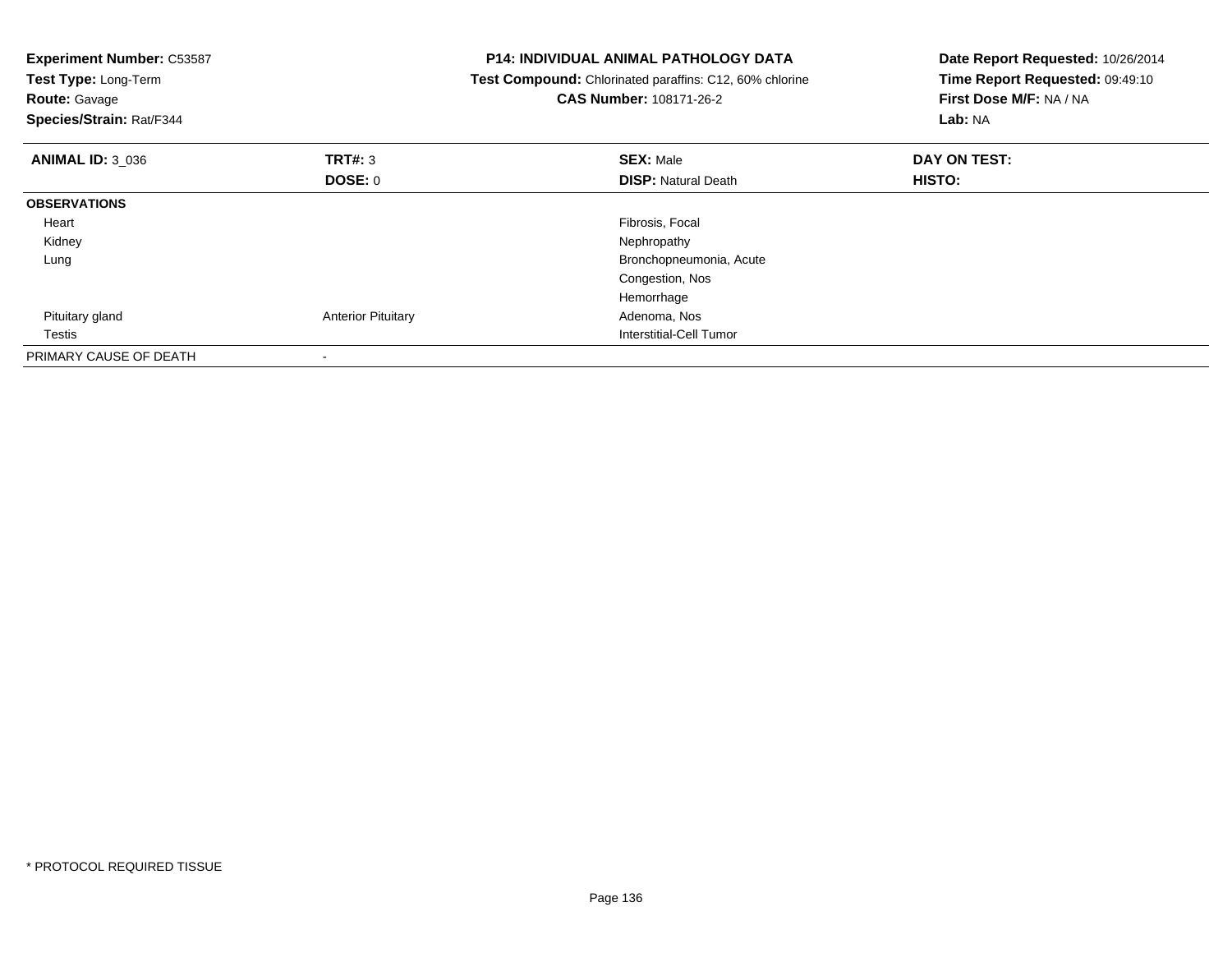**Experiment Number:** C53587
**Test Type:** Long-Term
**Route:** Gavage
**Species/Strain:** Rat/F344

**P14: INDIVIDUAL ANIMAL PATHOLOGY DATA**
**Test Compound:** Chlorinated paraffins: C12, 60% chlorine
**CAS Number:** 108171-26-2

**Date Report Requested:** 10/26/2014
**Time Report Requested:** 09:49:10
**First Dose M/F:** NA / NA
**Lab:** NA

| **ANIMAL ID:** 3_036 | **TRT#:** 3 | **SEX:** Male | **DAY ON TEST:** |
|---|---|---|---|
| | **DOSE:** 0 | **DISP:** Natural Death | **HISTO:** |
| **OBSERVATIONS** | | | |
| Heart | | Fibrosis, Focal | |
| Kidney | | Nephropathy | |
| Lung | | Bronchopneumonia, Acute | |
| | | Congestion, Nos | |
| | | Hemorrhage | |
| Pituitary gland | Anterior Pituitary | Adenoma, Nos | |
| Testis | | Interstitial-Cell Tumor | |
| PRIMARY CAUSE OF DEATH | - | | |

* PROTOCOL REQUIRED TISSUE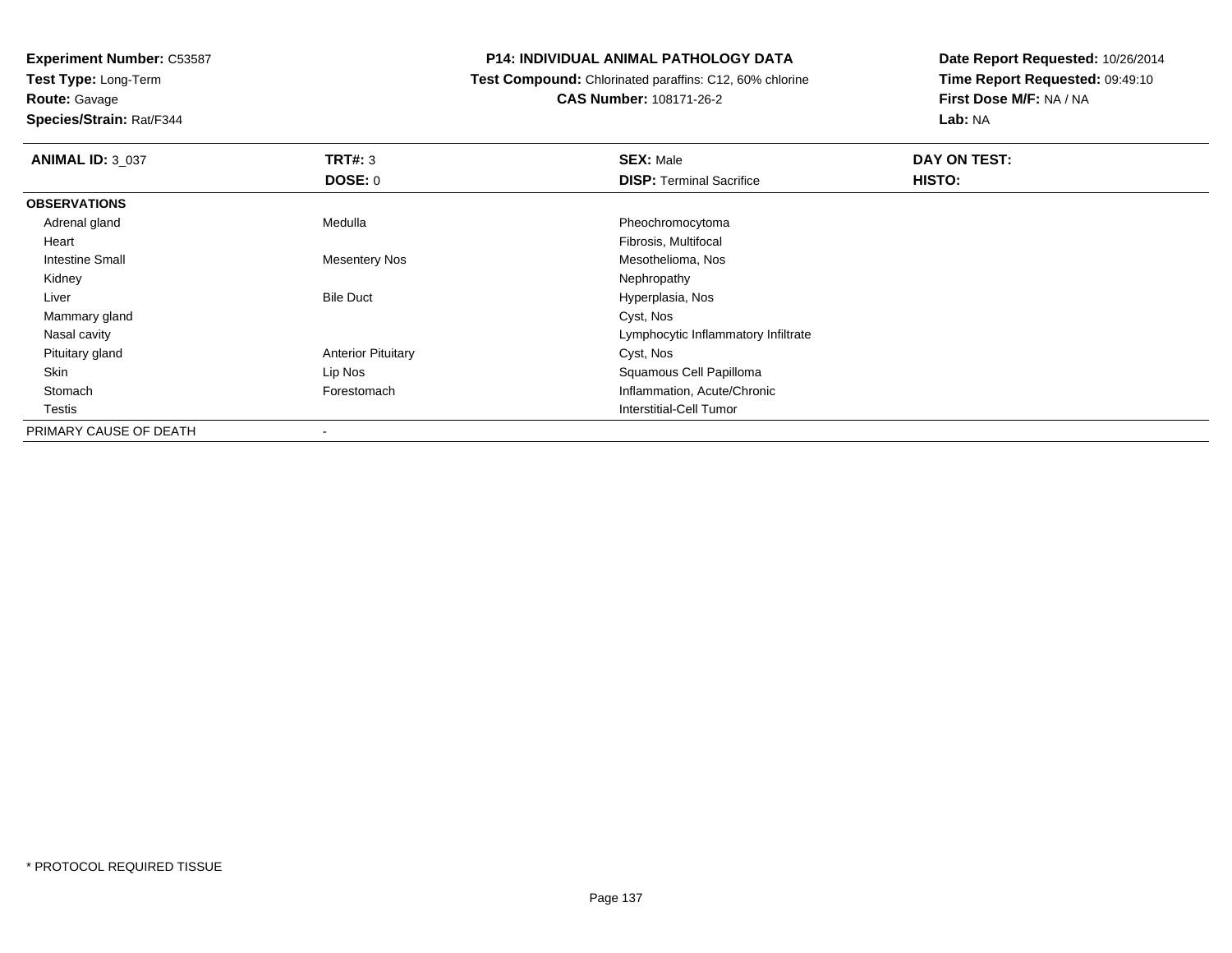**Experiment Number:** C53587
**Test Type:** Long-Term
**Route:** Gavage
**Species/Strain:** Rat/F344

**P14: INDIVIDUAL ANIMAL PATHOLOGY DATA**
**Test Compound:** Chlorinated paraffins: C12, 60% chlorine
**CAS Number:** 108171-26-2

**Date Report Requested:** 10/26/2014
**Time Report Requested:** 09:49:10
**First Dose M/F:** NA / NA
**Lab:** NA

| **ANIMAL ID:** 3_037 | **TRT#:** 3 | **SEX:** Male | **DAY ON TEST:** |
|---|---|---|---|
| | **DOSE:** 0 | **DISP:** Terminal Sacrifice | **HISTO:** |
| **OBSERVATIONS** | | | |
| Adrenal gland | Medulla | Pheochromocytoma | |
| Heart | | Fibrosis, Multifocal | |
| Intestine Small | Mesentery Nos | Mesothelioma, Nos | |
| Kidney | | Nephropathy | |
| Liver | Bile Duct | Hyperplasia, Nos | |
| Mammary gland | | Cyst, Nos | |
| Nasal cavity | | Lymphocytic Inflammatory Infiltrate | |
| Pituitary gland | Anterior Pituitary | Cyst, Nos | |
| Skin | Lip Nos | Squamous Cell Papilloma | |
| Stomach | Forestomach | Inflammation, Acute/Chronic | |
| Testis | | Interstitial-Cell Tumor | |
| PRIMARY CAUSE OF DEATH | - | | |

* PROTOCOL REQUIRED TISSUE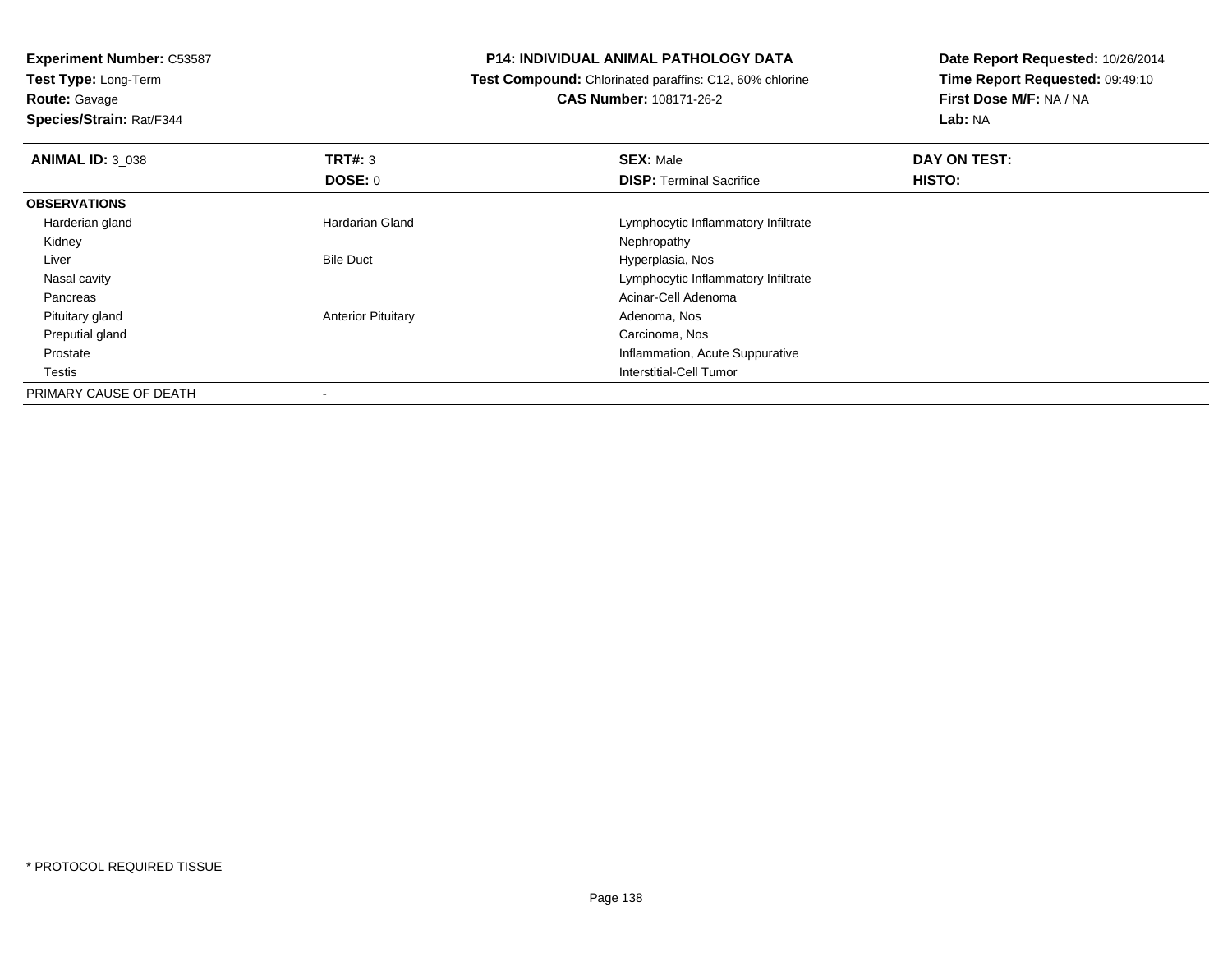**Experiment Number:** C53587
**Test Type:** Long-Term
**Route:** Gavage
**Species/Strain:** Rat/F344

**P14: INDIVIDUAL ANIMAL PATHOLOGY DATA**
**Test Compound:** Chlorinated paraffins: C12, 60% chlorine
**CAS Number:** 108171-26-2

**Date Report Requested:** 10/26/2014
**Time Report Requested:** 09:49:10
**First Dose M/F:** NA / NA
**Lab:** NA

| **ANIMAL ID:** 3_038 | **TRT#:** 3 | **SEX:** Male | **DAY ON TEST:** |
|---|---|---|---|
| | **DOSE:** 0 | **DISP:** Terminal Sacrifice | **HISTO:** |
| **OBSERVATIONS** | | | |
| Harderian gland | Hardarian Gland | Lymphocytic Inflammatory Infiltrate | |
| Kidney | | Nephropathy | |
| Liver | Bile Duct | Hyperplasia, Nos | |
| Nasal cavity | | Lymphocytic Inflammatory Infiltrate | |
| Pancreas | | Acinar-Cell Adenoma | |
| Pituitary gland | Anterior Pituitary | Adenoma, Nos | |
| Preputial gland | | Carcinoma, Nos | |
| Prostate | | Inflammation, Acute Suppurative | |
| Testis | | Interstitial-Cell Tumor | |
| PRIMARY CAUSE OF DEATH | - | | |

* PROTOCOL REQUIRED TISSUE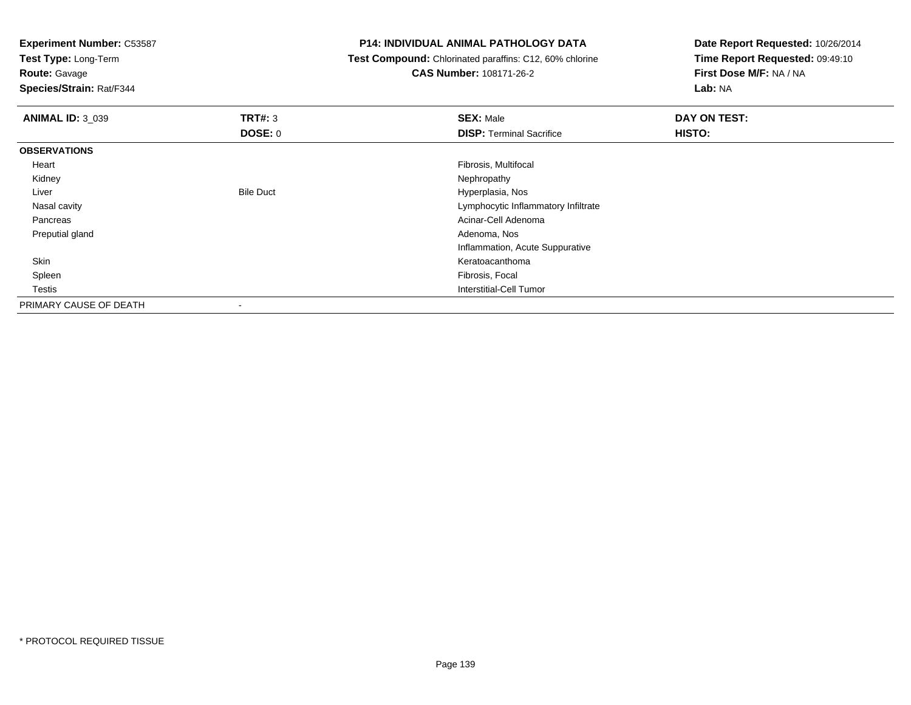**Experiment Number:** C53587
**Test Type:** Long-Term
**Route:** Gavage
**Species/Strain:** Rat/F344

**P14: INDIVIDUAL ANIMAL PATHOLOGY DATA**
**Test Compound:** Chlorinated paraffins: C12, 60% chlorine
**CAS Number:** 108171-26-2

**Date Report Requested:** 10/26/2014
**Time Report Requested:** 09:49:10
**First Dose M/F:** NA / NA
**Lab:** NA

| **ANIMAL ID:** 3_039 | **TRT#:** 3 | **SEX:** Male | **DAY ON TEST:** |
|---|---|---|---|
| | **DOSE:** 0 | **DISP:** Terminal Sacrifice | **HISTO:** |
| **OBSERVATIONS** | | | |
| Heart | | Fibrosis, Multifocal | |
| Kidney | | Nephropathy | |
| Liver | Bile Duct | Hyperplasia, Nos | |
| Nasal cavity | | Lymphocytic Inflammatory Infiltrate | |
| Pancreas | | Acinar-Cell Adenoma | |
| Preputial gland | | Adenoma, Nos | |
| | | Inflammation, Acute Suppurative | |
| Skin | | Keratoacanthoma | |
| Spleen | | Fibrosis, Focal | |
| Testis | | Interstitial-Cell Tumor | |
| PRIMARY CAUSE OF DEATH | - | | |

* PROTOCOL REQUIRED TISSUE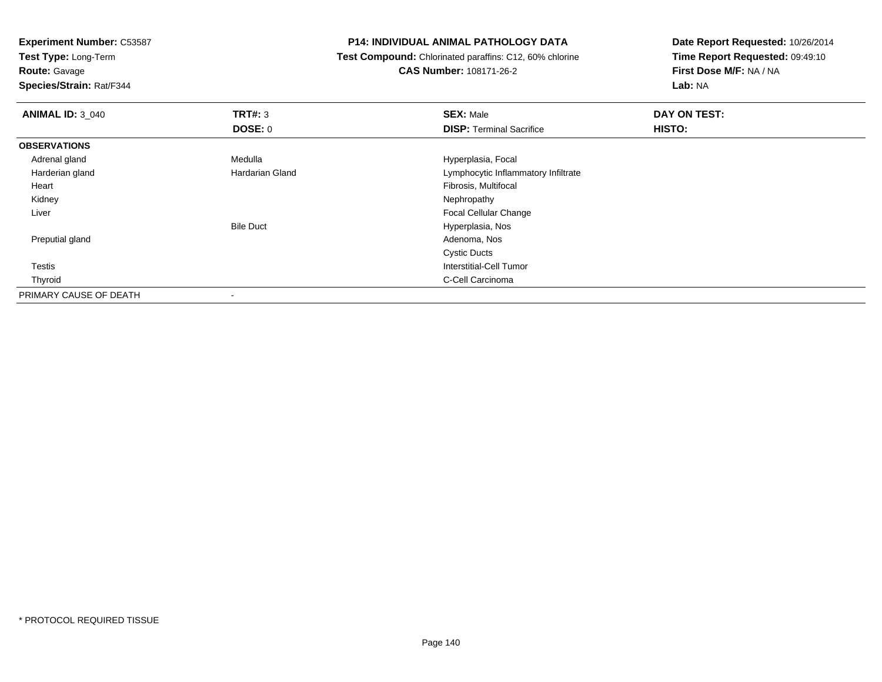**Experiment Number:** C53587
**Test Type:** Long-Term
**Route:** Gavage
**Species/Strain:** Rat/F344

**P14: INDIVIDUAL ANIMAL PATHOLOGY DATA**
**Test Compound:** Chlorinated paraffins: C12, 60% chlorine
**CAS Number:** 108171-26-2

**Date Report Requested:** 10/26/2014
**Time Report Requested:** 09:49:10
**First Dose M/F:** NA / NA
**Lab:** NA

| **ANIMAL ID:** 3_040 | **TRT#:** 3 | **SEX:** Male | **DAY ON TEST:** |
|---|---|---|---|
| | **DOSE:** 0 | **DISP:** Terminal Sacrifice | **HISTO:** |
| **OBSERVATIONS** | | | |
| Adrenal gland | Medulla | Hyperplasia, Focal | |
| Harderian gland | Hardarian Gland | Lymphocytic Inflammatory Infiltrate | |
| Heart | | Fibrosis, Multifocal | |
| Kidney | | Nephropathy | |
| Liver | | Focal Cellular Change | |
| | Bile Duct | Hyperplasia, Nos | |
| Preputial gland | | Adenoma, Nos | |
| | | Cystic Ducts | |
| Testis | | Interstitial-Cell Tumor | |
| Thyroid | | C-Cell Carcinoma | |
| PRIMARY CAUSE OF DEATH | - | | |

* PROTOCOL REQUIRED TISSUE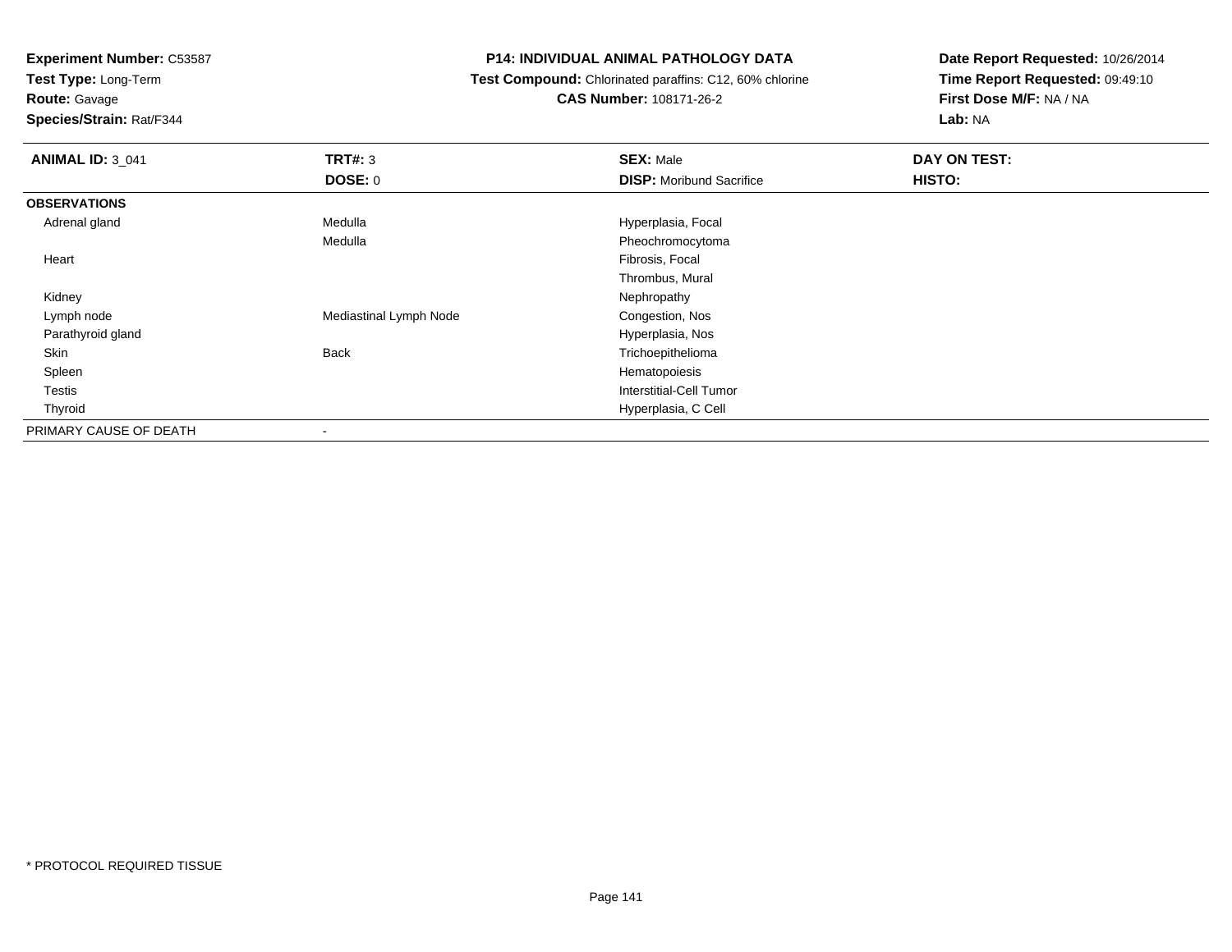**Experiment Number:** C53587
**Test Type:** Long-Term
**Route:** Gavage
**Species/Strain:** Rat/F344

**P14: INDIVIDUAL ANIMAL PATHOLOGY DATA**
**Test Compound:** Chlorinated paraffins: C12, 60% chlorine
**CAS Number:** 108171-26-2

**Date Report Requested:** 10/26/2014
**Time Report Requested:** 09:49:10
**First Dose M/F:** NA / NA
**Lab:** NA

| **ANIMAL ID:** 3_041 | **TRT#:** 3 | **SEX:** Male | **DAY ON TEST:** |
|---|---|---|---|
| | **DOSE:** 0 | **DISP:** Moribund Sacrifice | **HISTO:** |
| **OBSERVATIONS** | | | |
| Adrenal gland | Medulla | Hyperplasia, Focal | |
| | Medulla | Pheochromocytoma | |
| Heart | | Fibrosis, Focal | |
| | | Thrombus, Mural | |
| Kidney | | Nephropathy | |
| Lymph node | Mediastinal Lymph Node | Congestion, Nos | |
| Parathyroid gland | | Hyperplasia, Nos | |
| Skin | Back | Trichoepithelioma | |
| Spleen | | Hematopoiesis | |
| Testis | | Interstitial-Cell Tumor | |
| Thyroid | | Hyperplasia, C Cell | |
| PRIMARY CAUSE OF DEATH | - | | |

* PROTOCOL REQUIRED TISSUE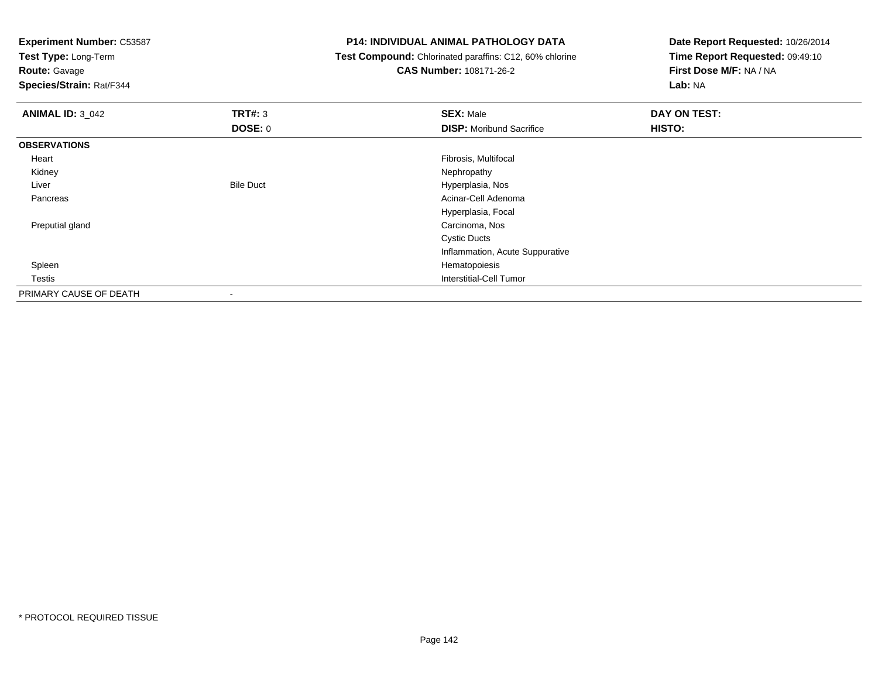**Experiment Number:** C53587
**Test Type:** Long-Term
**Route:** Gavage
**Species/Strain:** Rat/F344

**P14: INDIVIDUAL ANIMAL PATHOLOGY DATA**
**Test Compound:** Chlorinated paraffins: C12, 60% chlorine
**CAS Number:** 108171-26-2

**Date Report Requested:** 10/26/2014
**Time Report Requested:** 09:49:10
**First Dose M/F:** NA / NA
**Lab:** NA

| **ANIMAL ID:** 3_042 | **TRT#:** 3 | **SEX:** Male | **DAY ON TEST:** |
|---|---|---|---|
| | **DOSE:** 0 | **DISP:** Moribund Sacrifice | **HISTO:** |
| **OBSERVATIONS** | | | |
| Heart | | Fibrosis, Multifocal | |
| Kidney | | Nephropathy | |
| Liver | Bile Duct | Hyperplasia, Nos | |
| Pancreas | | Acinar-Cell Adenoma | |
| | | Hyperplasia, Focal | |
| Preputial gland | | Carcinoma, Nos | |
| | | Cystic Ducts | |
| | | Inflammation, Acute Suppurative | |
| Spleen | | Hematopoiesis | |
| Testis | | Interstitial-Cell Tumor | |
| PRIMARY CAUSE OF DEATH | - | | |

* PROTOCOL REQUIRED TISSUE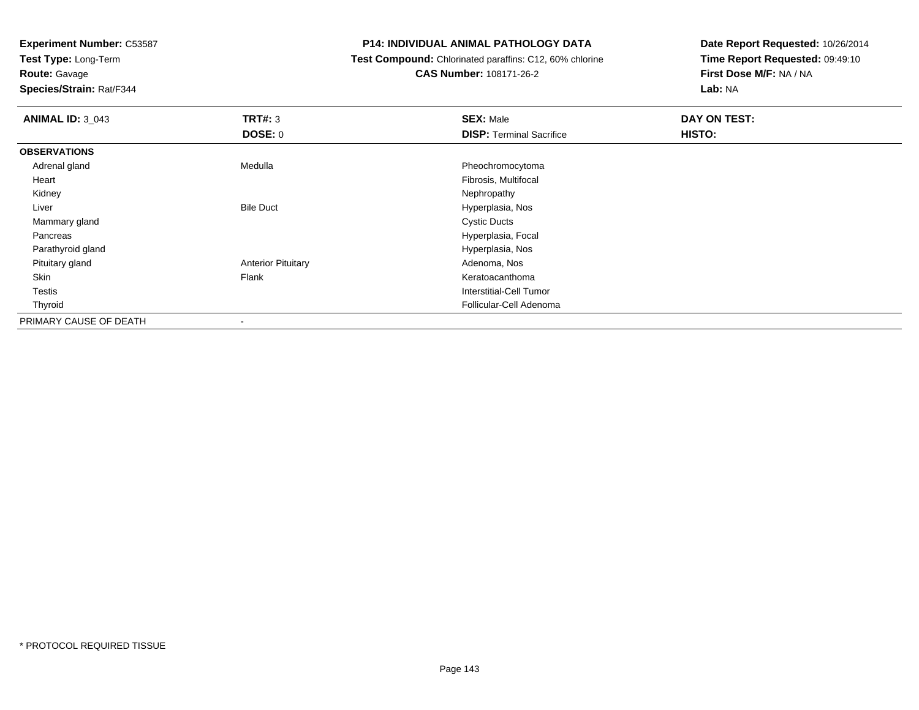**Experiment Number:** C53587
**Test Type:** Long-Term
**Route:** Gavage
**Species/Strain:** Rat/F344

**P14: INDIVIDUAL ANIMAL PATHOLOGY DATA**
**Test Compound:** Chlorinated paraffins: C12, 60% chlorine
**CAS Number:** 108171-26-2

**Date Report Requested:** 10/26/2014
**Time Report Requested:** 09:49:10
**First Dose M/F:** NA / NA
**Lab:** NA

| **ANIMAL ID:** 3_043 | **TRT#:** 3 | **SEX:** Male | **DAY ON TEST:** |
|---|---|---|---|
| | **DOSE:** 0 | **DISP:** Terminal Sacrifice | **HISTO:** |
| **OBSERVATIONS** | | | |
| Adrenal gland | Medulla | Pheochromocytoma | |
| Heart | | Fibrosis, Multifocal | |
| Kidney | | Nephropathy | |
| Liver | Bile Duct | Hyperplasia, Nos | |
| Mammary gland | | Cystic Ducts | |
| Pancreas | | Hyperplasia, Focal | |
| Parathyroid gland | | Hyperplasia, Nos | |
| Pituitary gland | Anterior Pituitary | Adenoma, Nos | |
| Skin | Flank | Keratoacanthoma | |
| Testis | | Interstitial-Cell Tumor | |
| Thyroid | | Follicular-Cell Adenoma | |
| PRIMARY CAUSE OF DEATH | - | | |

* PROTOCOL REQUIRED TISSUE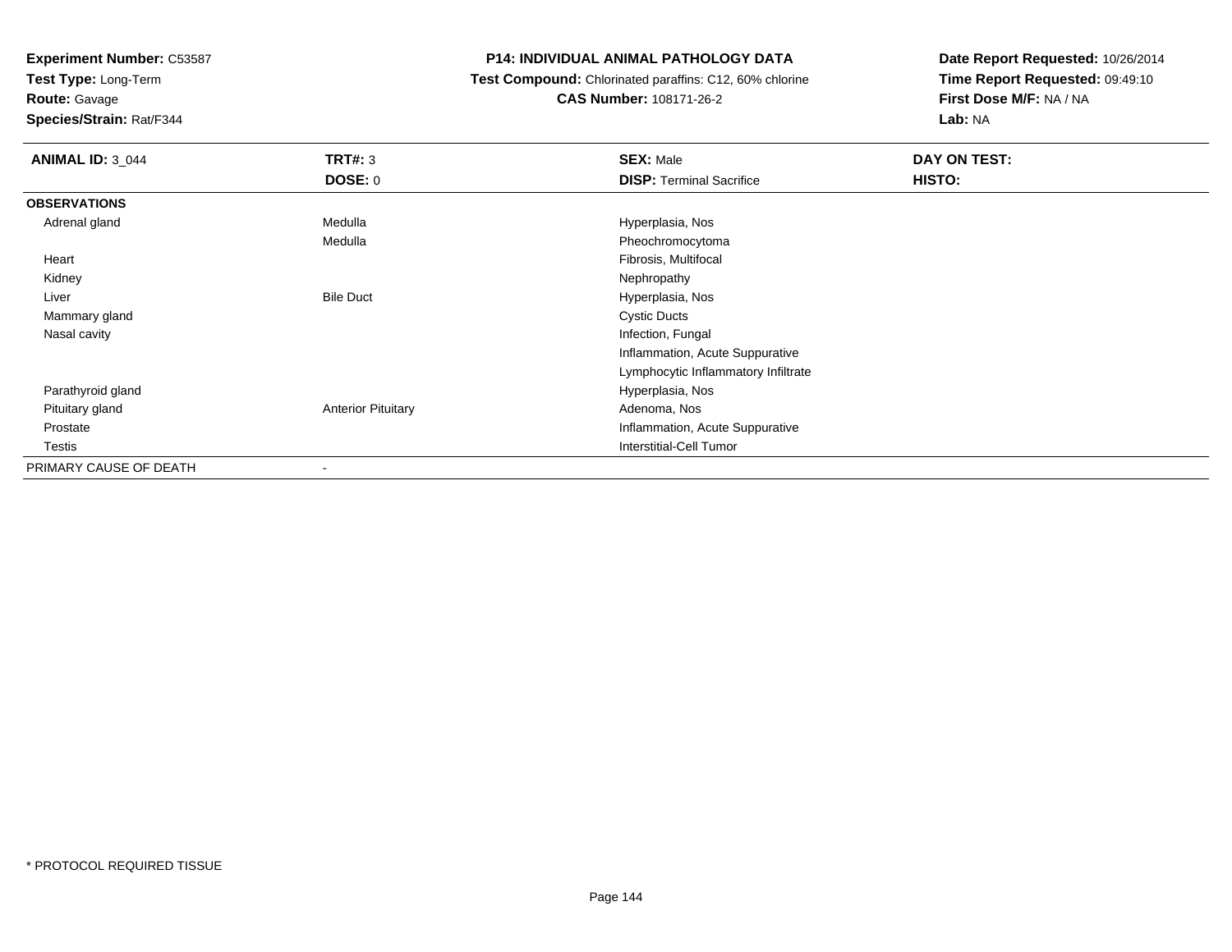**Experiment Number:** C53587
**Test Type:** Long-Term
**Route:** Gavage
**Species/Strain:** Rat/F344

**P14: INDIVIDUAL ANIMAL PATHOLOGY DATA**
**Test Compound:** Chlorinated paraffins: C12, 60% chlorine
**CAS Number:** 108171-26-2

**Date Report Requested:** 10/26/2014
**Time Report Requested:** 09:49:10
**First Dose M/F:** NA / NA
**Lab:** NA

| **ANIMAL ID:** 3_044 | **TRT#:** 3 | **SEX:** Male | **DAY ON TEST:** |
|---|---|---|---|
| | **DOSE:** 0 | **DISP:** Terminal Sacrifice | **HISTO:** |
| **OBSERVATIONS** | | | |
| Adrenal gland | Medulla | Hyperplasia, Nos | |
| | Medulla | Pheochromocytoma | |
| Heart | | Fibrosis, Multifocal | |
| Kidney | | Nephropathy | |
| Liver | Bile Duct | Hyperplasia, Nos | |
| Mammary gland | | Cystic Ducts | |
| Nasal cavity | | Infection, Fungal | |
| | | Inflammation, Acute Suppurative | |
| | | Lymphocytic Inflammatory Infiltrate | |
| Parathyroid gland | | Hyperplasia, Nos | |
| Pituitary gland | Anterior Pituitary | Adenoma, Nos | |
| Prostate | | Inflammation, Acute Suppurative | |
| Testis | | Interstitial-Cell Tumor | |
| PRIMARY CAUSE OF DEATH | - | | |

* PROTOCOL REQUIRED TISSUE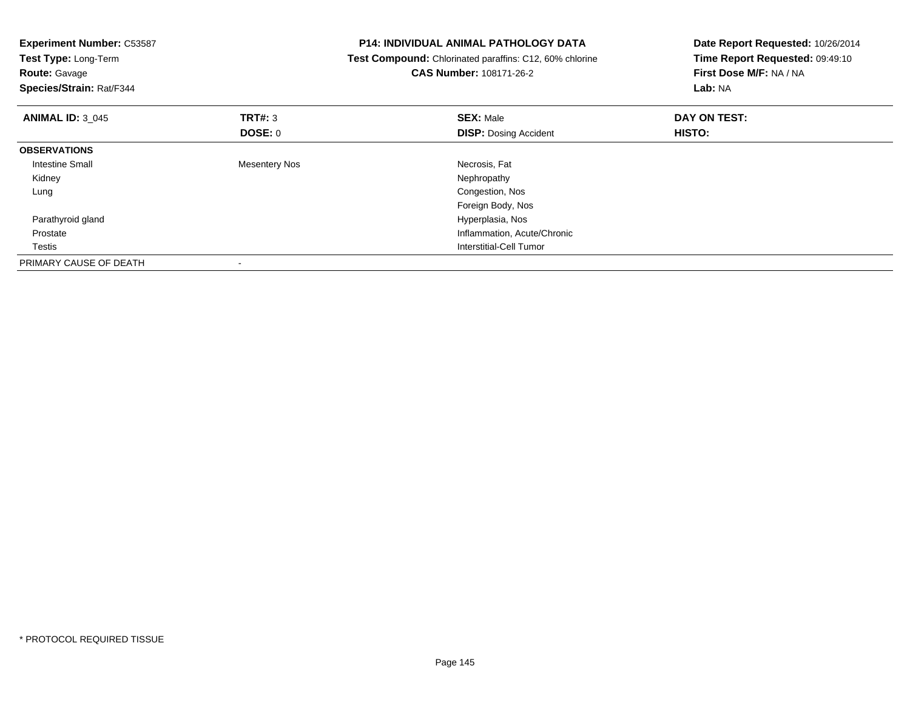**Experiment Number:** C53587
**Test Type:** Long-Term
**Route:** Gavage
**Species/Strain:** Rat/F344

**P14: INDIVIDUAL ANIMAL PATHOLOGY DATA**
**Test Compound:** Chlorinated paraffins: C12, 60% chlorine
**CAS Number:** 108171-26-2

**Date Report Requested:** 10/26/2014
**Time Report Requested:** 09:49:10
**First Dose M/F:** NA / NA
**Lab:** NA

| **ANIMAL ID:** 3_045 | **TRT#:** 3 | **SEX:** Male | **DAY ON TEST:** |
|---|---|---|---|
| | **DOSE:** 0 | **DISP:** Dosing Accident | **HISTO:** |
| **OBSERVATIONS** | | | |
| Intestine Small | Mesentery Nos | Necrosis, Fat | |
| Kidney | | Nephropathy | |
| Lung | | Congestion, Nos | |
| | | Foreign Body, Nos | |
| Parathyroid gland | | Hyperplasia, Nos | |
| Prostate | | Inflammation, Acute/Chronic | |
| Testis | | Interstitial-Cell Tumor | |
| PRIMARY CAUSE OF DEATH | - | | |

* PROTOCOL REQUIRED TISSUE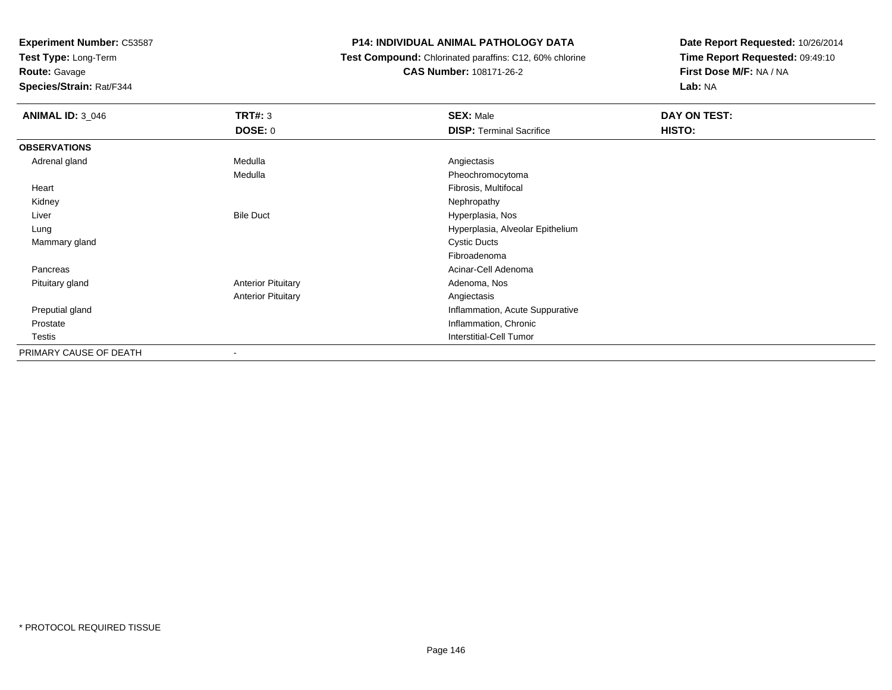**Experiment Number:** C53587
**Test Type:** Long-Term
**Route:** Gavage
**Species/Strain:** Rat/F344

# P14: INDIVIDUAL ANIMAL PATHOLOGY DATA

**Test Compound:** Chlorinated paraffins: C12, 60% chlorine
**CAS Number:** 108171-26-2

**Date Report Requested:** 10/26/2014
**Time Report Requested:** 09:49:10
**First Dose M/F:** NA / NA
**Lab:** NA

| **ANIMAL ID:** 3_046 | **TRT#:** 3<br>**DOSE:** 0 | **SEX:** Male<br>**DISP:** Terminal Sacrifice | **DAY ON TEST:**<br>**HISTO:** |
|---|---|---|---|
| **OBSERVATIONS** | | | |
| Adrenal gland | Medulla | Angiectasis | |
| | Medulla | Pheochromocytoma | |
| Heart | | Fibrosis, Multifocal | |
| Kidney | | Nephropathy | |
| Liver | Bile Duct | Hyperplasia, Nos | |
| Lung | | Hyperplasia, Alveolar Epithelium | |
| Mammary gland | | Cystic Ducts | |
| | | Fibroadenoma | |
| Pancreas | | Acinar-Cell Adenoma | |
| Pituitary gland | Anterior Pituitary | Adenoma, Nos | |
| | Anterior Pituitary | Angiectasis | |
| Preputial gland | | Inflammation, Acute Suppurative | |
| Prostate | | Inflammation, Chronic | |
| Testis | | Interstitial-Cell Tumor | |
| PRIMARY CAUSE OF DEATH | - | | |

\* PROTOCOL REQUIRED TISSUE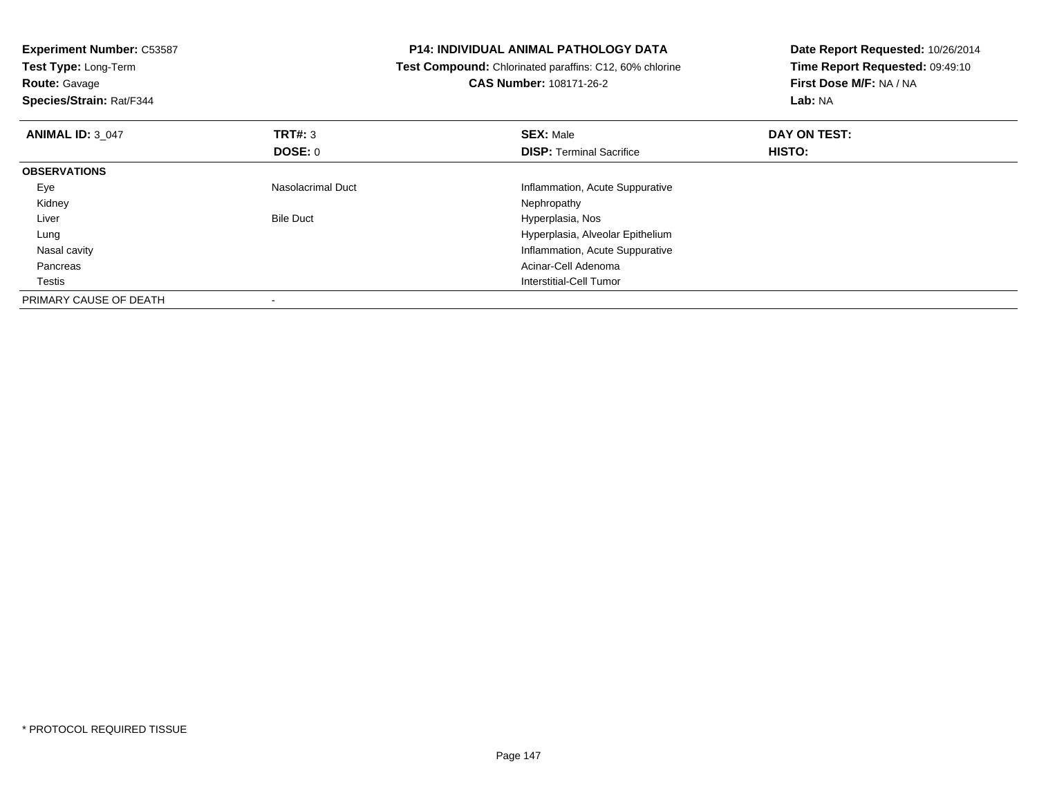**Experiment Number:** C53587
**Test Type:** Long-Term
**Route:** Gavage
**Species/Strain:** Rat/F344

**P14: INDIVIDUAL ANIMAL PATHOLOGY DATA**
**Test Compound:** Chlorinated paraffins: C12, 60% chlorine
**CAS Number:** 108171-26-2

**Date Report Requested:** 10/26/2014
**Time Report Requested:** 09:49:10
**First Dose M/F:** NA / NA
**Lab:** NA

| **ANIMAL ID:** 3_047 | **TRT#:** 3 | **SEX:** Male | **DAY ON TEST:** |
|---|---|---|---|
| | **DOSE:** 0 | **DISP:** Terminal Sacrifice | **HISTO:** |
| **OBSERVATIONS** | | | |
| Eye | Nasolacrimal Duct | Inflammation, Acute Suppurative | |
| Kidney | | Nephropathy | |
| Liver | Bile Duct | Hyperplasia, Nos | |
| Lung | | Hyperplasia, Alveolar Epithelium | |
| Nasal cavity | | Inflammation, Acute Suppurative | |
| Pancreas | | Acinar-Cell Adenoma | |
| Testis | | Interstitial-Cell Tumor | |
| PRIMARY CAUSE OF DEATH | - | | |

* PROTOCOL REQUIRED TISSUE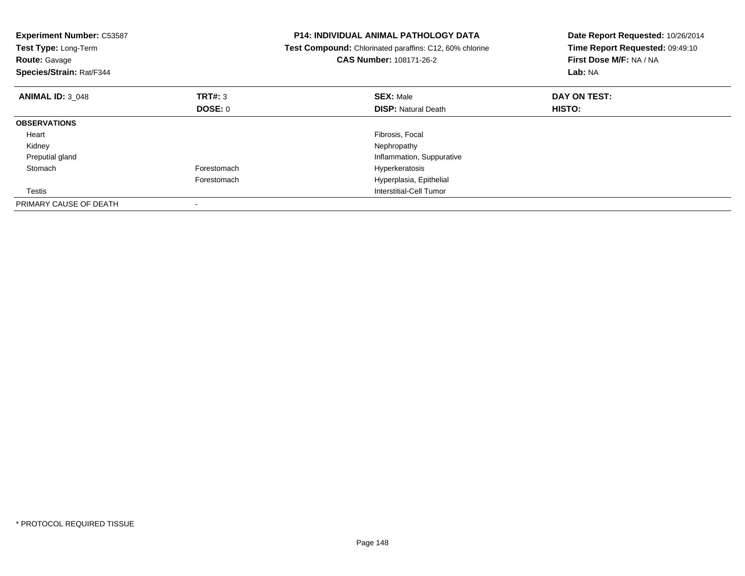**Experiment Number:** C53587
**Test Type:** Long-Term
**Route:** Gavage
**Species/Strain:** Rat/F344

**P14: INDIVIDUAL ANIMAL PATHOLOGY DATA**
**Test Compound:** Chlorinated paraffins: C12, 60% chlorine
**CAS Number:** 108171-26-2

**Date Report Requested:** 10/26/2014
**Time Report Requested:** 09:49:10
**First Dose M/F:** NA / NA
**Lab:** NA

| **ANIMAL ID:** 3_048 | **TRT#:** 3 | **SEX:** Male | **DAY ON TEST:** |
|---|---|---|---|
| | **DOSE:** 0 | **DISP:** Natural Death | **HISTO:** |
| **OBSERVATIONS** | | | |
| Heart | | Fibrosis, Focal | |
| Kidney | | Nephropathy | |
| Preputial gland | | Inflammation, Suppurative | |
| Stomach | Forestomach | Hyperkeratosis | |
| | Forestomach | Hyperplasia, Epithelial | |
| Testis | | Interstitial-Cell Tumor | |
| PRIMARY CAUSE OF DEATH | - | | |

* PROTOCOL REQUIRED TISSUE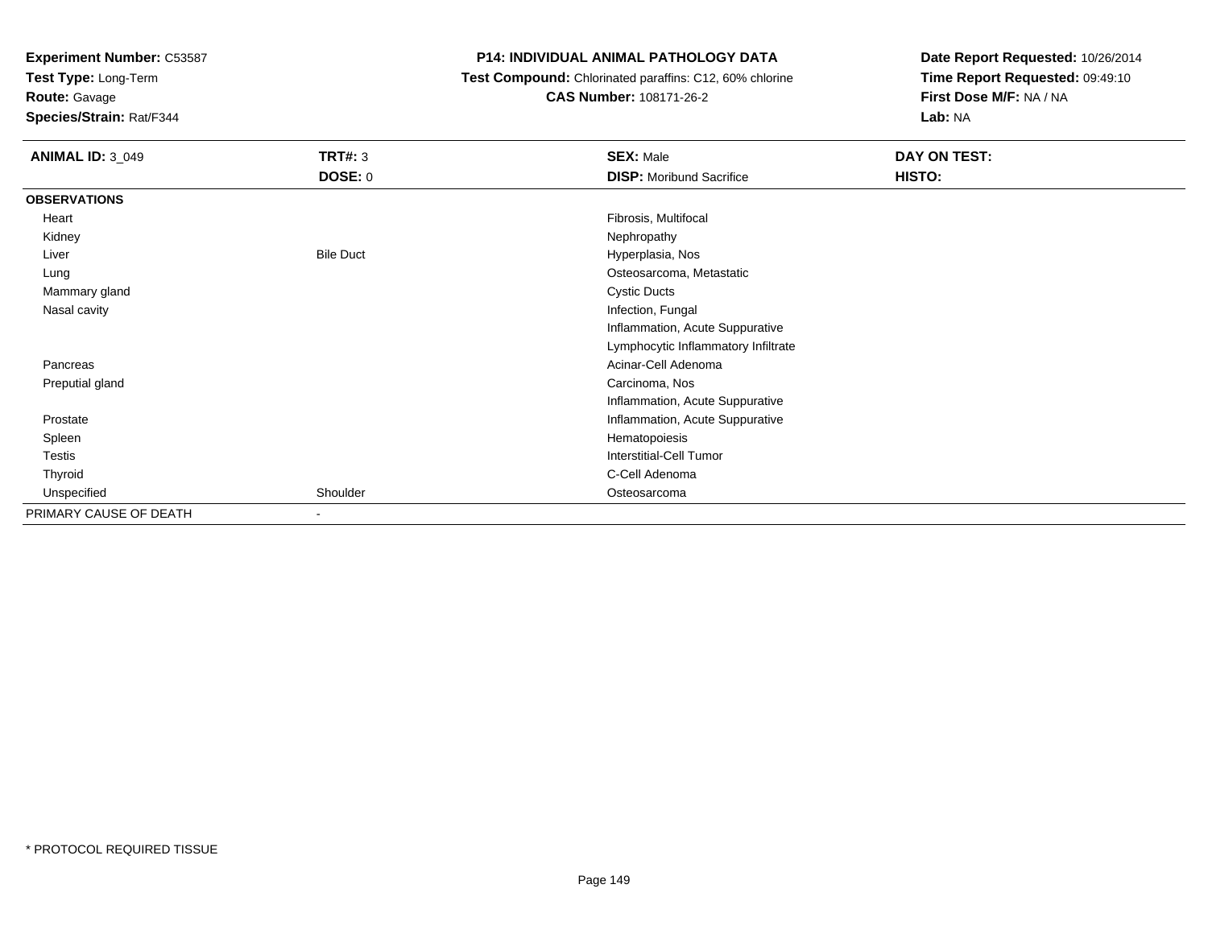**Experiment Number:** C53587
**Test Type:** Long-Term
**Route:** Gavage
**Species/Strain:** Rat/F344

**P14: INDIVIDUAL ANIMAL PATHOLOGY DATA**
**Test Compound:** Chlorinated paraffins: C12, 60% chlorine
**CAS Number:** 108171-26-2

**Date Report Requested:** 10/26/2014
**Time Report Requested:** 09:49:10
**First Dose M/F:** NA / NA
**Lab:** NA

| **ANIMAL ID:** 3_049 | **TRT#:** 3 | **SEX:** Male | **DAY ON TEST:** |
|---|---|---|---|
| | **DOSE:** 0 | **DISP:** Moribund Sacrifice | **HISTO:** |
| **OBSERVATIONS** | | | |
| Heart | | Fibrosis, Multifocal | |
| Kidney | | Nephropathy | |
| Liver | Bile Duct | Hyperplasia, Nos | |
| Lung | | Osteosarcoma, Metastatic | |
| Mammary gland | | Cystic Ducts | |
| Nasal cavity | | Infection, Fungal | |
| | | Inflammation, Acute Suppurative | |
| | | Lymphocytic Inflammatory Infiltrate | |
| Pancreas | | Acinar-Cell Adenoma | |
| Preputial gland | | Carcinoma, Nos | |
| | | Inflammation, Acute Suppurative | |
| Prostate | | Inflammation, Acute Suppurative | |
| Spleen | | Hematopoiesis | |
| Testis | | Interstitial-Cell Tumor | |
| Thyroid | | C-Cell Adenoma | |
| Unspecified | Shoulder | Osteosarcoma | |
| PRIMARY CAUSE OF DEATH | - | | |

* PROTOCOL REQUIRED TISSUE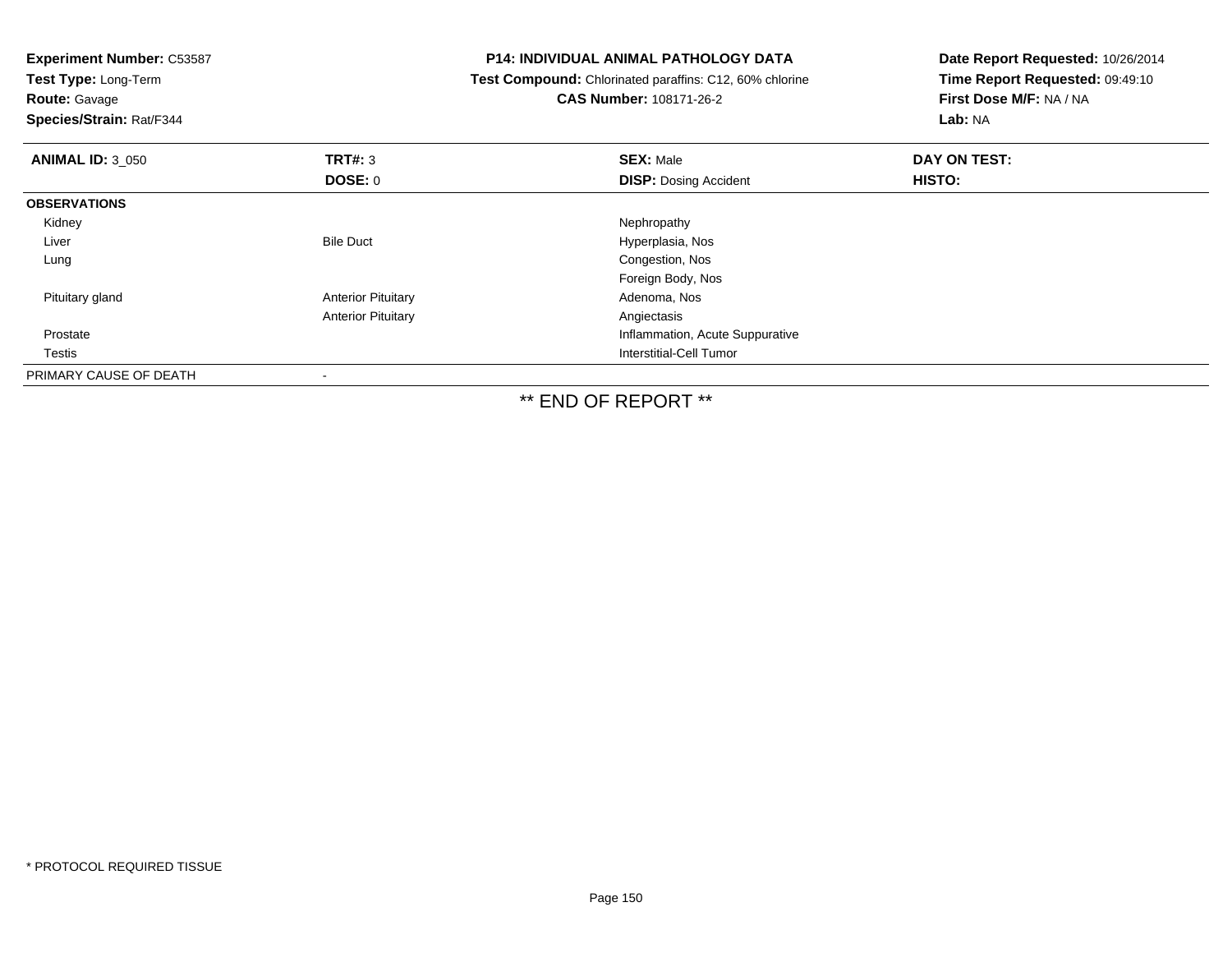**Experiment Number:** C53587
**Test Type:** Long-Term
**Route:** Gavage
**Species/Strain:** Rat/F344

**P14: INDIVIDUAL ANIMAL PATHOLOGY DATA**
**Test Compound:** Chlorinated paraffins: C12, 60% chlorine
**CAS Number:** 108171-26-2

**Date Report Requested:** 10/26/2014
**Time Report Requested:** 09:49:10
**First Dose M/F:** NA / NA
**Lab:** NA

| **ANIMAL ID:** 3_050 | **TRT#:** 3 | **SEX:** Male | **DAY ON TEST:** |
|---|---|---|---|
| | **DOSE:** 0 | **DISP:** Dosing Accident | **HISTO:** |
| **OBSERVATIONS** | | | |
| Kidney | | Nephropathy | |
| Liver | Bile Duct | Hyperplasia, Nos | |
| Lung | | Congestion, Nos | |
| | | Foreign Body, Nos | |
| Pituitary gland | Anterior Pituitary | Adenoma, Nos | |
| | Anterior Pituitary | Angiectasis | |
| Prostate | | Inflammation, Acute Suppurative | |
| Testis | | Interstitial-Cell Tumor | |
| PRIMARY CAUSE OF DEATH | - | | |

** END OF REPORT **

* PROTOCOL REQUIRED TISSUE